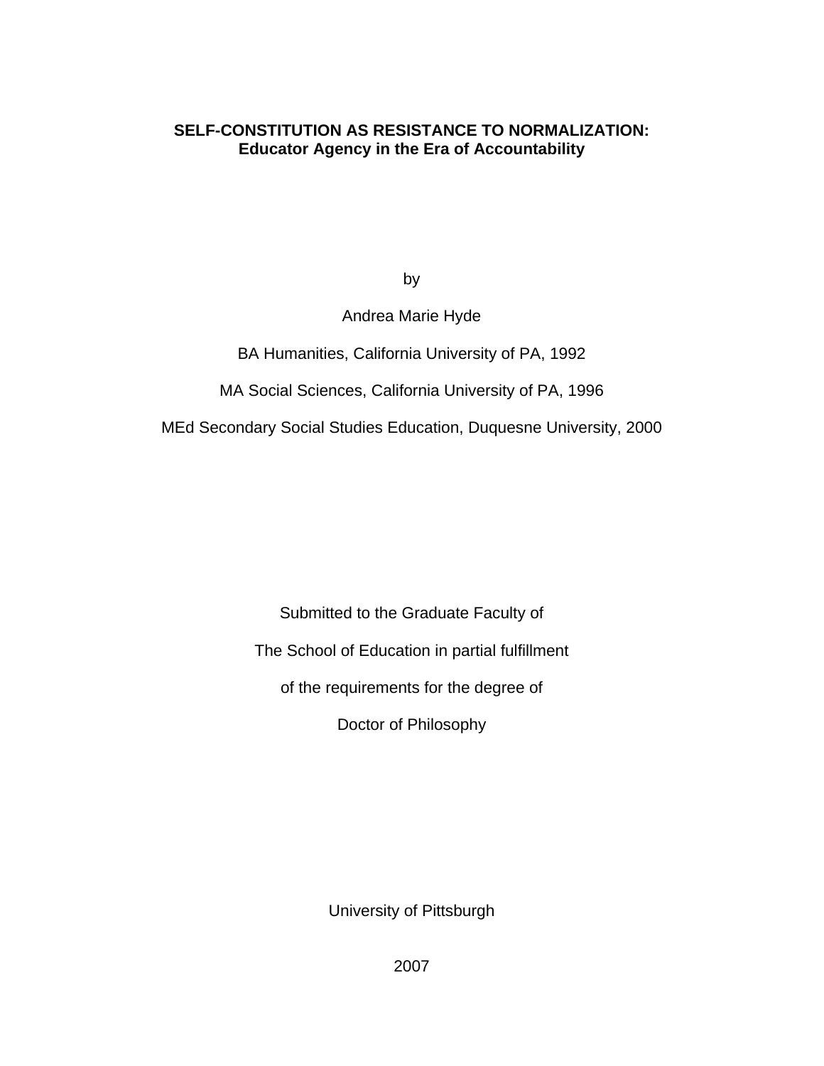# SELF-CONSTITUTION AS RESISTANCE TO NORMALIZATION:
## Educator Agency in the Era of Accountability

by

Andrea Marie Hyde

BA Humanities, California University of PA, 1992

MA Social Sciences, California University of PA, 1996

MEd Secondary Social Studies Education, Duquesne University, 2000

Submitted to the Graduate Faculty of

The School of Education in partial fulfillment

of the requirements for the degree of

Doctor of Philosophy

University of Pittsburgh

2007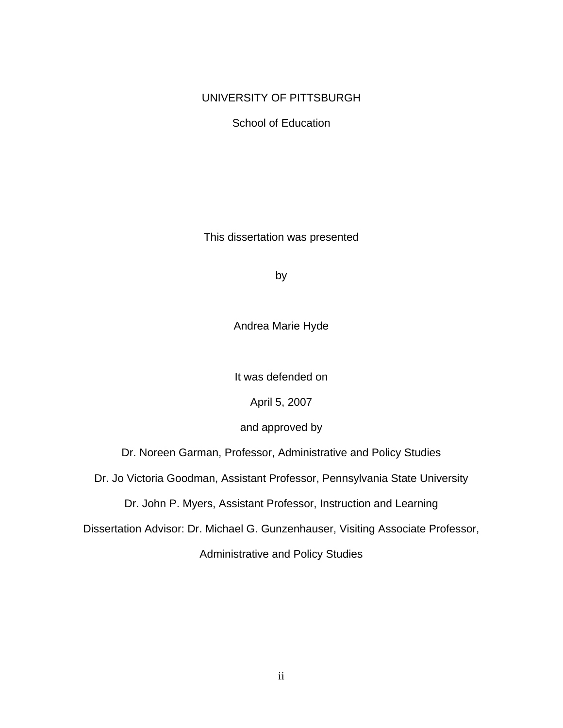UNIVERSITY OF PITTSBURGH

School of Education

This dissertation was presented

by

Andrea Marie Hyde

It was defended on

April 5, 2007

and approved by

Dr. Noreen Garman, Professor, Administrative and Policy Studies

Dr. Jo Victoria Goodman, Assistant Professor, Pennsylvania State University

Dr. John P. Myers, Assistant Professor, Instruction and Learning

Dissertation Advisor: Dr. Michael G. Gunzenhauser, Visiting Associate Professor, Administrative and Policy Studies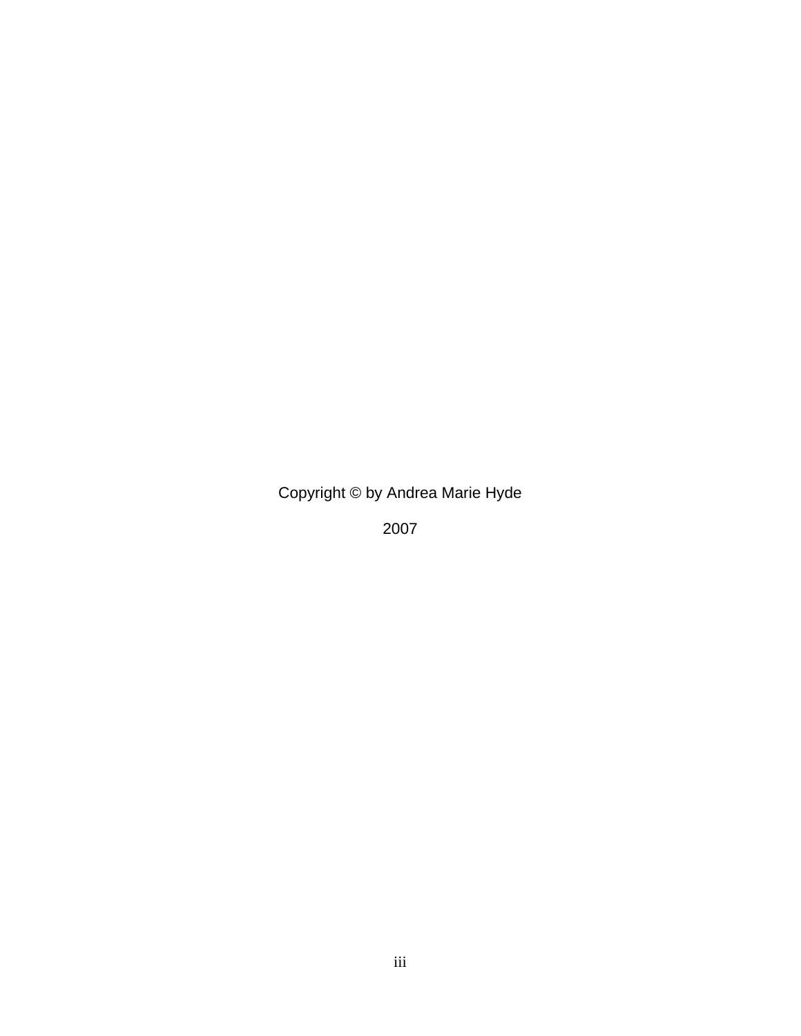Copyright © by Andrea Marie Hyde

2007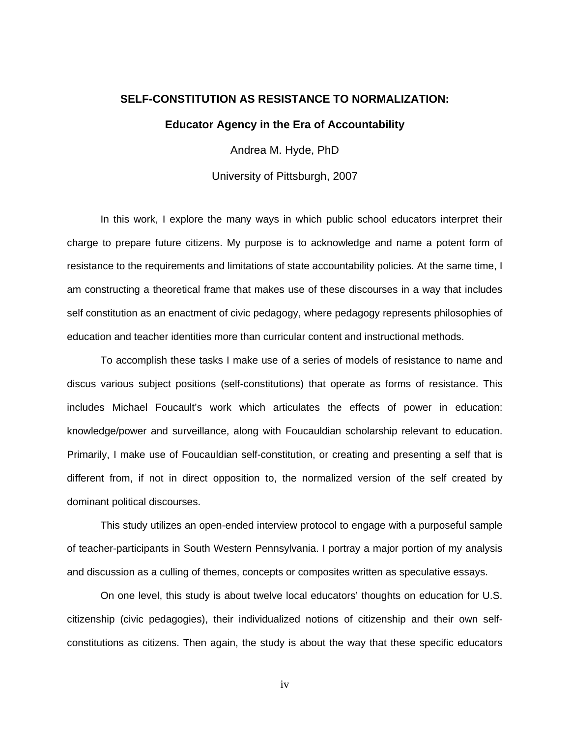## SELF-CONSTITUTION AS RESISTANCE TO NORMALIZATION:

### Educator Agency in the Era of Accountability

Andrea M. Hyde, PhD

University of Pittsburgh, 2007

In this work, I explore the many ways in which public school educators interpret their charge to prepare future citizens. My purpose is to acknowledge and name a potent form of resistance to the requirements and limitations of state accountability policies. At the same time, I am constructing a theoretical frame that makes use of these discourses in a way that includes self constitution as an enactment of civic pedagogy, where pedagogy represents philosophies of education and teacher identities more than curricular content and instructional methods.

To accomplish these tasks I make use of a series of models of resistance to name and discus various subject positions (self-constitutions) that operate as forms of resistance. This includes Michael Foucault's work which articulates the effects of power in education: knowledge/power and surveillance, along with Foucauldian scholarship relevant to education. Primarily, I make use of Foucauldian self-constitution, or creating and presenting a self that is different from, if not in direct opposition to, the normalized version of the self created by dominant political discourses.

This study utilizes an open-ended interview protocol to engage with a purposeful sample of teacher-participants in South Western Pennsylvania. I portray a major portion of my analysis and discussion as a culling of themes, concepts or composites written as speculative essays.

On one level, this study is about twelve local educators' thoughts on education for U.S. citizenship (civic pedagogies), their individualized notions of citizenship and their own self-constitutions as citizens. Then again, the study is about the way that these specific educators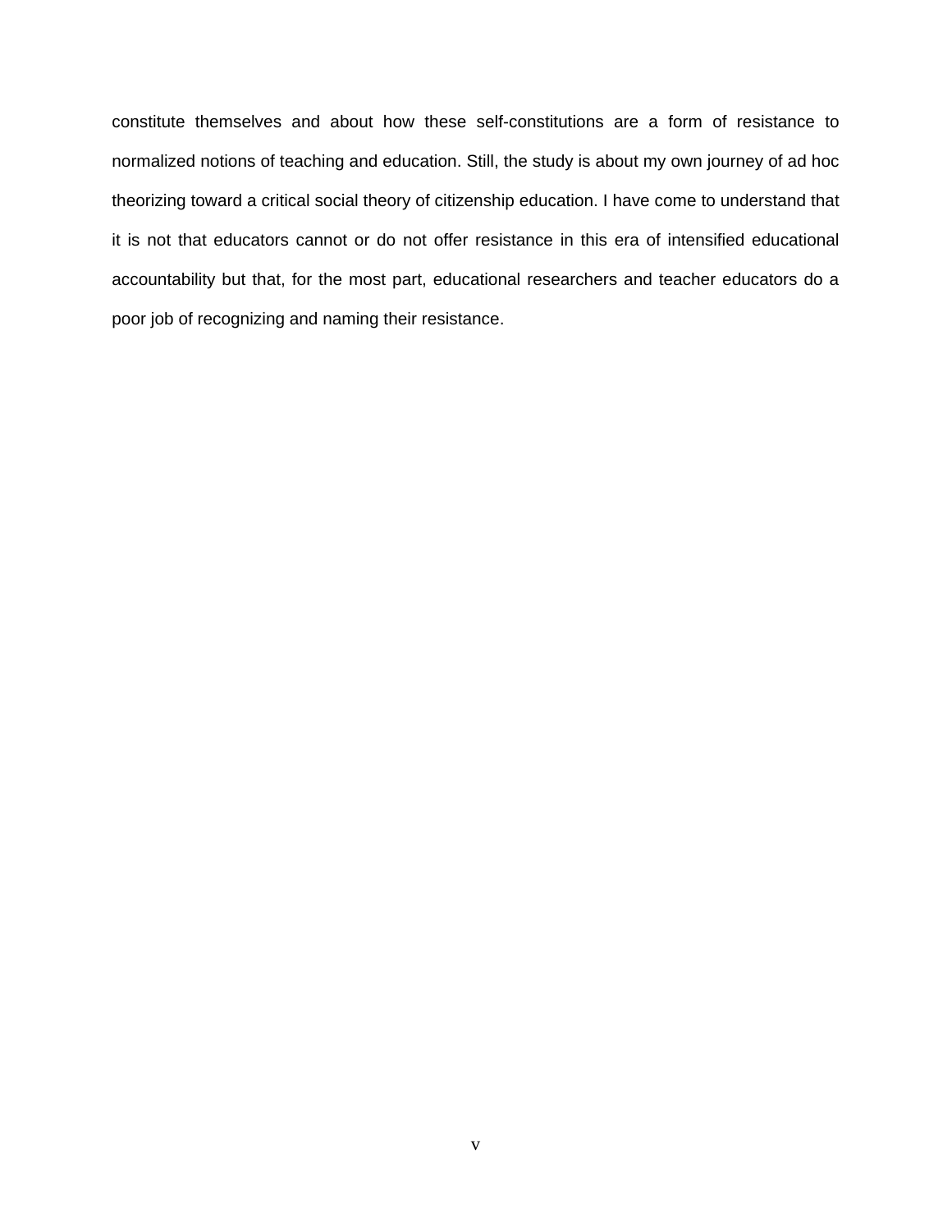constitute themselves and about how these self-constitutions are a form of resistance to normalized notions of teaching and education. Still, the study is about my own journey of ad hoc theorizing toward a critical social theory of citizenship education. I have come to understand that it is not that educators cannot or do not offer resistance in this era of intensified educational accountability but that, for the most part, educational researchers and teacher educators do a poor job of recognizing and naming their resistance.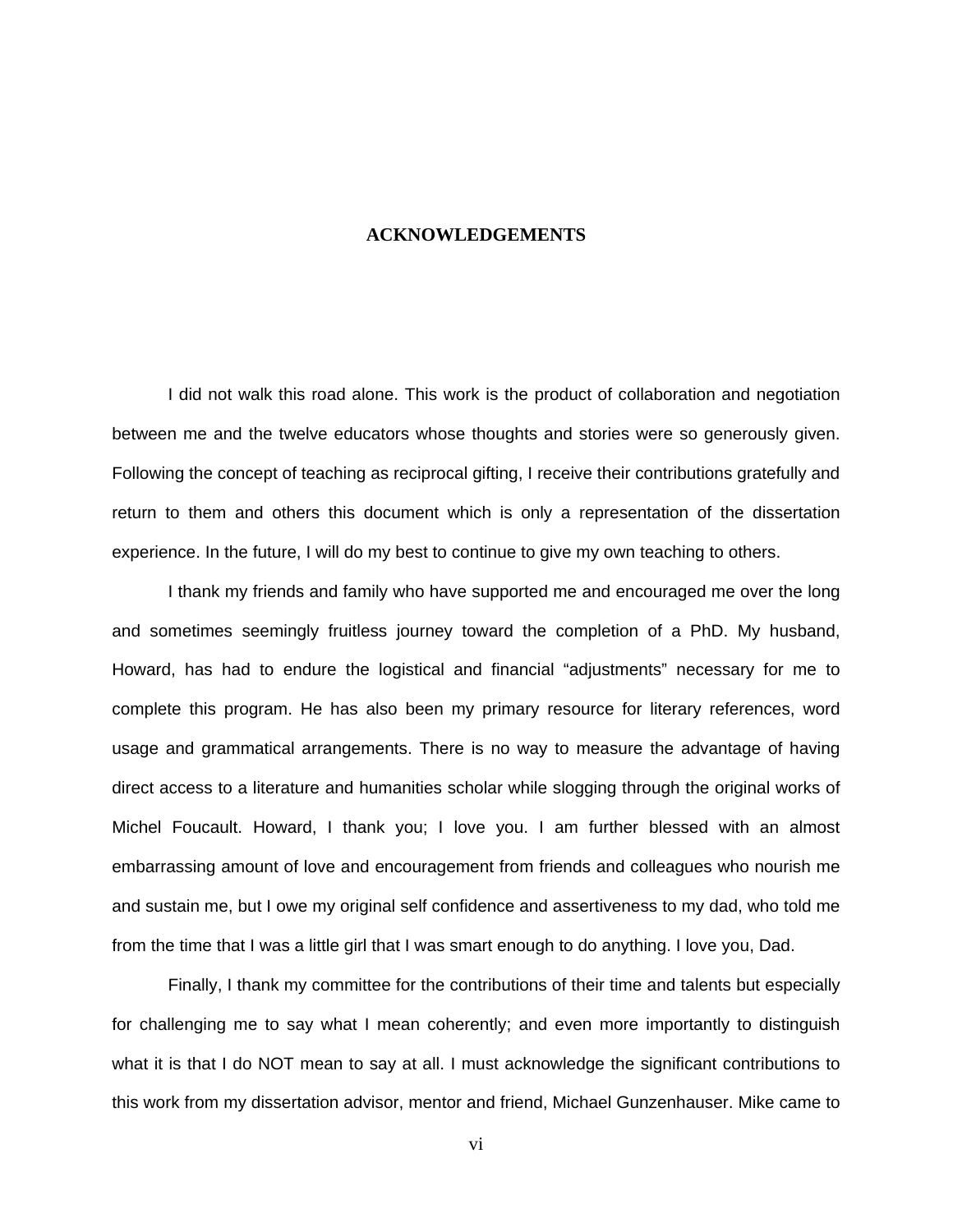# ACKNOWLEDGEMENTS

I did not walk this road alone. This work is the product of collaboration and negotiation between me and the twelve educators whose thoughts and stories were so generously given. Following the concept of teaching as reciprocal gifting, I receive their contributions gratefully and return to them and others this document which is only a representation of the dissertation experience. In the future, I will do my best to continue to give my own teaching to others.

I thank my friends and family who have supported me and encouraged me over the long and sometimes seemingly fruitless journey toward the completion of a PhD. My husband, Howard, has had to endure the logistical and financial "adjustments" necessary for me to complete this program. He has also been my primary resource for literary references, word usage and grammatical arrangements. There is no way to measure the advantage of having direct access to a literature and humanities scholar while slogging through the original works of Michel Foucault. Howard, I thank you; I love you. I am further blessed with an almost embarrassing amount of love and encouragement from friends and colleagues who nourish me and sustain me, but I owe my original self confidence and assertiveness to my dad, who told me from the time that I was a little girl that I was smart enough to do anything. I love you, Dad.

Finally, I thank my committee for the contributions of their time and talents but especially for challenging me to say what I mean coherently; and even more importantly to distinguish what it is that I do NOT mean to say at all. I must acknowledge the significant contributions to this work from my dissertation advisor, mentor and friend, Michael Gunzenhauser. Mike came to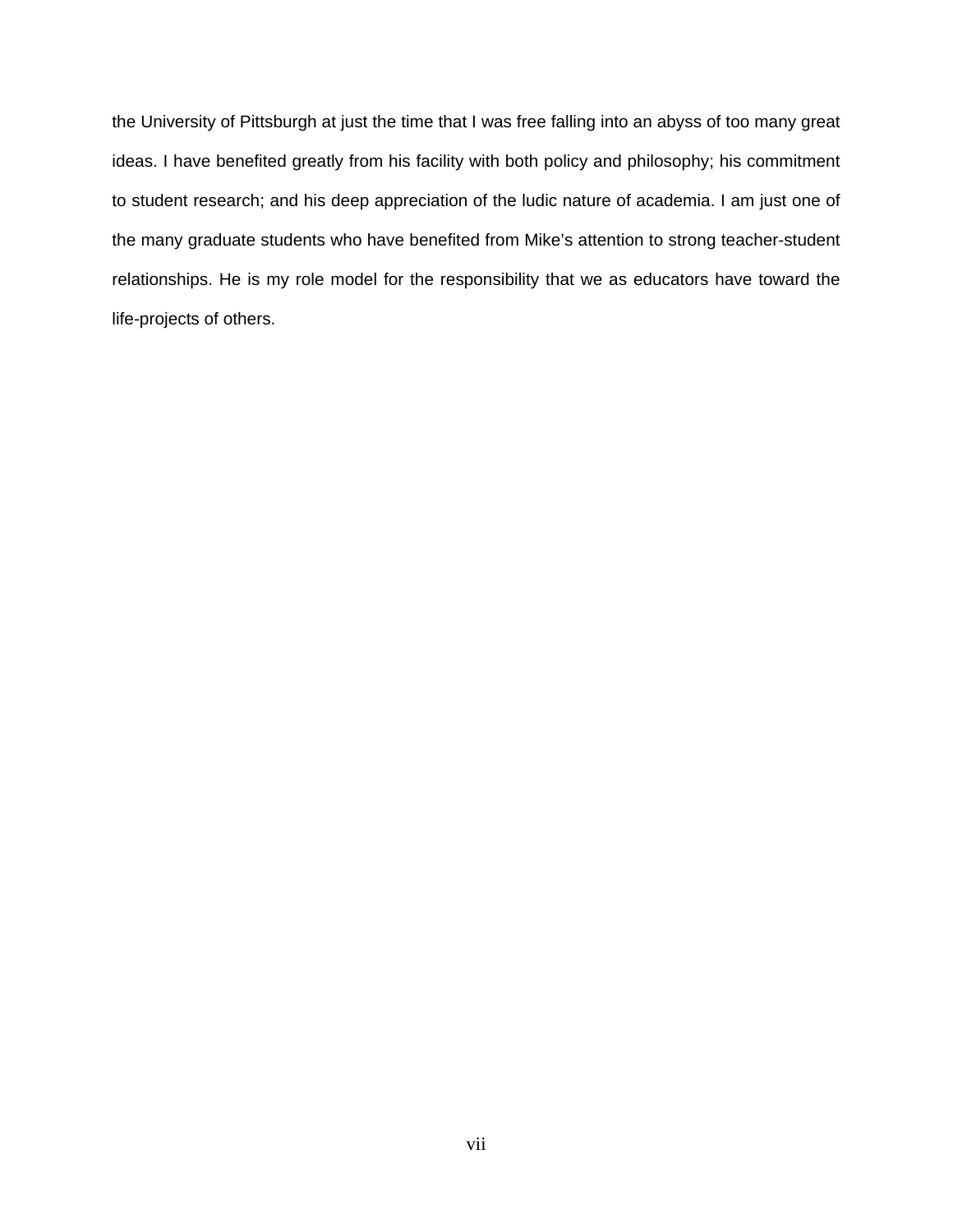the University of Pittsburgh at just the time that I was free falling into an abyss of too many great ideas. I have benefited greatly from his facility with both policy and philosophy; his commitment to student research; and his deep appreciation of the ludic nature of academia. I am just one of the many graduate students who have benefited from Mike's attention to strong teacher-student relationships. He is my role model for the responsibility that we as educators have toward the life-projects of others.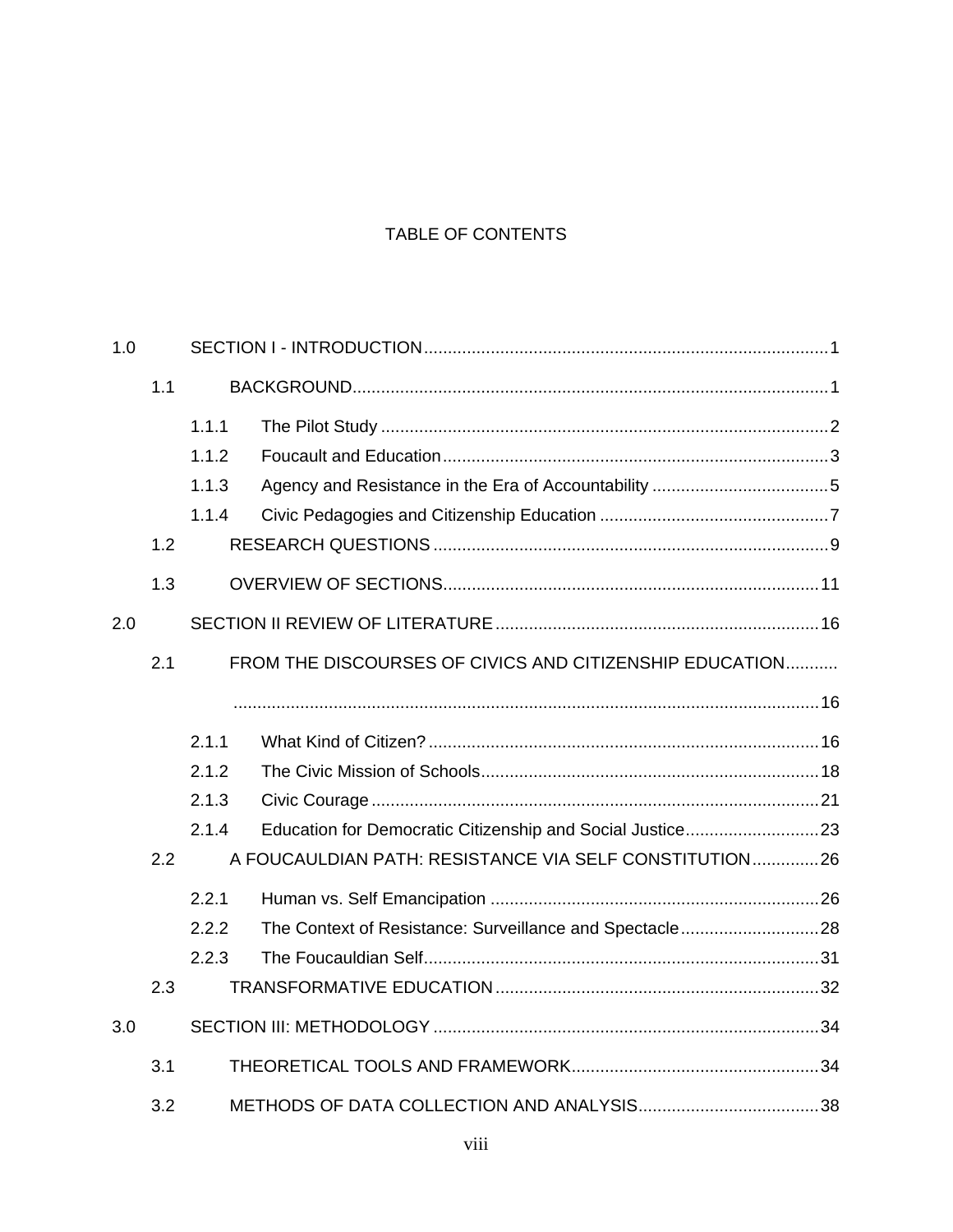# TABLE OF CONTENTS

1.0 SECTION I - INTRODUCTION .......... 1

- 1.1 BACKGROUND .......... 1
  - 1.1.1 The Pilot Study .......... 2
  - 1.1.2 Foucault and Education .......... 3
  - 1.1.3 Agency and Resistance in the Era of Accountability .......... 5
  - 1.1.4 Civic Pedagogies and Citizenship Education .......... 7
- 1.2 RESEARCH QUESTIONS .......... 9
- 1.3 OVERVIEW OF SECTIONS .......... 11

2.0 SECTION II REVIEW OF LITERATURE .......... 16

- 2.1 FROM THE DISCOURSES OF CIVICS AND CITIZENSHIP EDUCATION .......... 16
  - 2.1.1 What Kind of Citizen? .......... 16
  - 2.1.2 The Civic Mission of Schools .......... 18
  - 2.1.3 Civic Courage .......... 21
  - 2.1.4 Education for Democratic Citizenship and Social Justice .......... 23
- 2.2 A FOUCAULDIAN PATH: RESISTANCE VIA SELF CONSTITUTION .......... 26
  - 2.2.1 Human vs. Self Emancipation .......... 26
  - 2.2.2 The Context of Resistance: Surveillance and Spectacle .......... 28
  - 2.2.3 The Foucauldian Self .......... 31
- 2.3 TRANSFORMATIVE EDUCATION .......... 32

3.0 SECTION III: METHODOLOGY .......... 34

- 3.1 THEORETICAL TOOLS AND FRAMEWORK .......... 34
- 3.2 METHODS OF DATA COLLECTION AND ANALYSIS .......... 38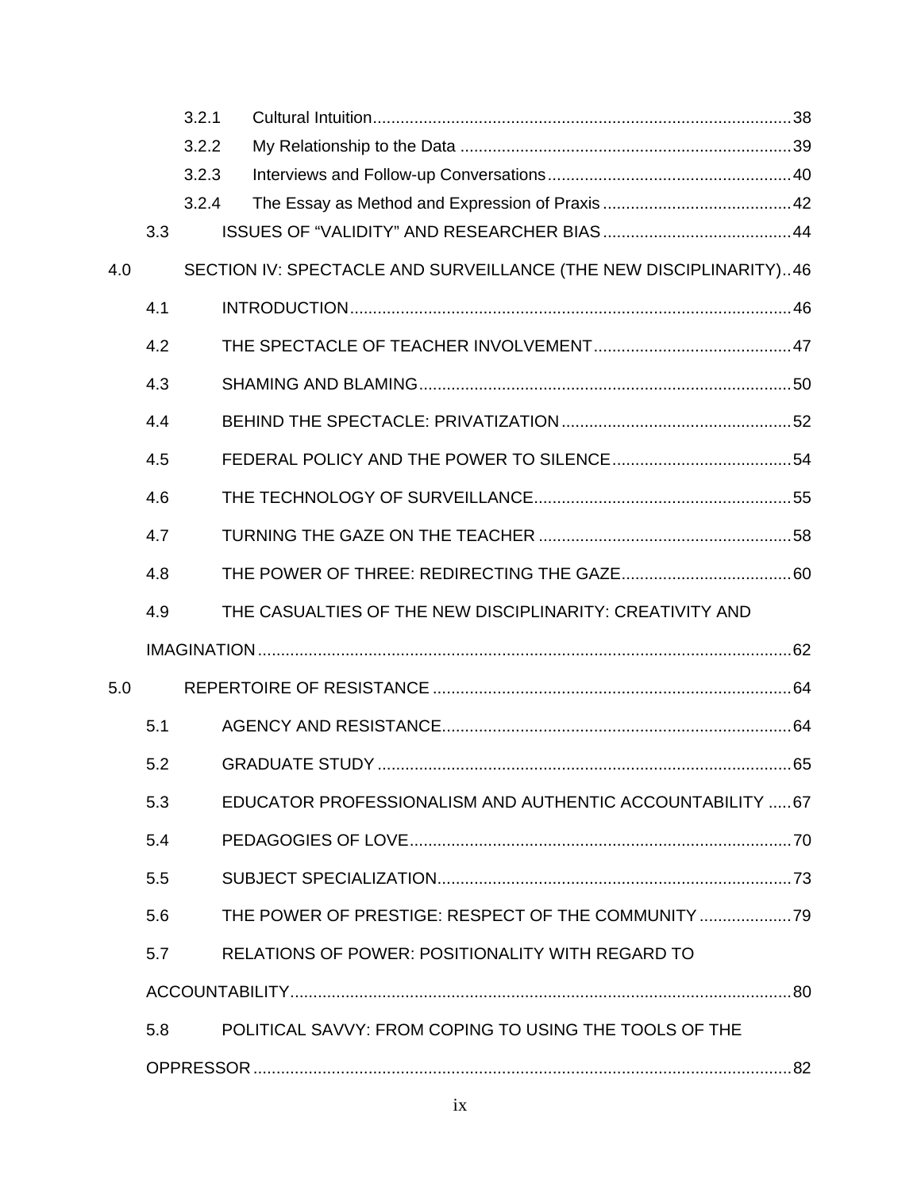3.2.1 Cultural Intuition ........................................................................................ 38

3.2.2 My Relationship to the Data ...................................................................... 39

3.2.3 Interviews and Follow-up Conversations .................................................... 40

3.2.4 The Essay as Method and Expression of Praxis ......................................... 42

3.3 ISSUES OF "VALIDITY" AND RESEARCHER BIAS ......................................... 44

4.0 SECTION IV: SPECTACLE AND SURVEILLANCE (THE NEW DISCIPLINARITY) .. 46

4.1 INTRODUCTION ................................................................................................ 46

4.2 THE SPECTACLE OF TEACHER INVOLVEMENT ........................................... 47

4.3 SHAMING AND BLAMING ................................................................................. 50

4.4 BEHIND THE SPECTACLE: PRIVATIZATION .................................................. 52

4.5 FEDERAL POLICY AND THE POWER TO SILENCE ....................................... 54

4.6 THE TECHNOLOGY OF SURVEILLANCE ........................................................ 55

4.7 TURNING THE GAZE ON THE TEACHER ....................................................... 58

4.8 THE POWER OF THREE: REDIRECTING THE GAZE ..................................... 60

4.9 THE CASUALTIES OF THE NEW DISCIPLINARITY: CREATIVITY AND IMAGINATION ..................................................................................................... 62

5.0 REPERTOIRE OF RESISTANCE ............................................................................. 64

5.1 AGENCY AND RESISTANCE ............................................................................ 64

5.2 GRADUATE STUDY .......................................................................................... 65

5.3 EDUCATOR PROFESSIONALISM AND AUTHENTIC ACCOUNTABILITY ..... 67

5.4 PEDAGOGIES OF LOVE ................................................................................... 70

5.5 SUBJECT SPECIALIZATION ............................................................................. 73

5.6 THE POWER OF PRESTIGE: RESPECT OF THE COMMUNITY .................... 79

5.7 RELATIONS OF POWER: POSITIONALITY WITH REGARD TO ACCOUNTABILITY ............................................................................................. 80

5.8 POLITICAL SAVVY: FROM COPING TO USING THE TOOLS OF THE OPPRESSOR ..................................................................................................... 82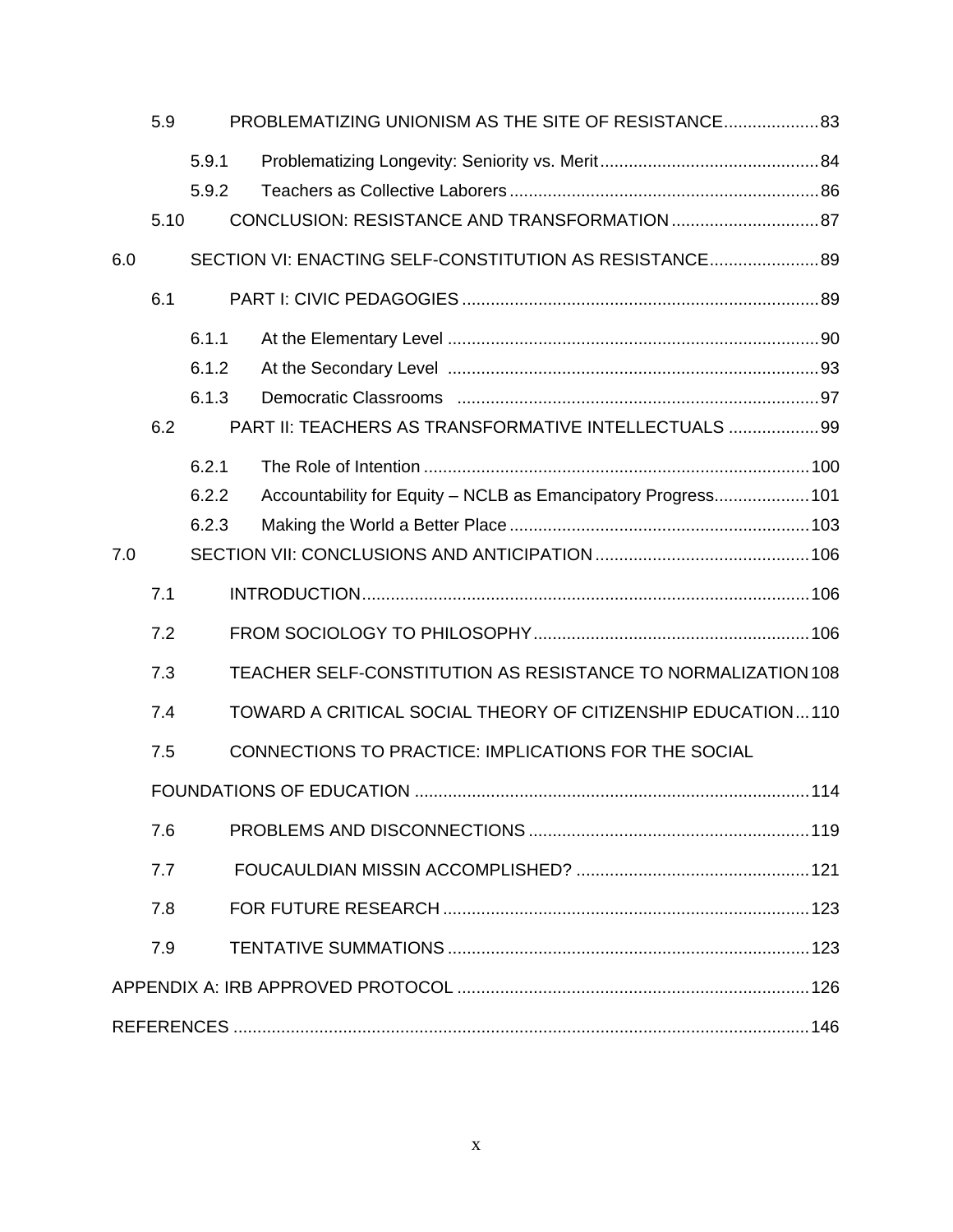5.9 PROBLEMATIZING UNIONISM AS THE SITE OF RESISTANCE....................83

5.9.1 Problematizing Longevity: Seniority vs. Merit..............................................84

5.9.2 Teachers as Collective Laborers.................................................................86

5.10 CONCLUSION: RESISTANCE AND TRANSFORMATION...............................87

6.0 SECTION VI: ENACTING SELF-CONSTITUTION AS RESISTANCE.......................89

6.1 PART I: CIVIC PEDAGOGIES..........................................................................89

6.1.1 At the Elementary Level ..............................................................................90

6.1.2 At the Secondary Level ..............................................................................93

6.1.3 Democratic Classrooms ............................................................................97

6.2 PART II: TEACHERS AS TRANSFORMATIVE INTELLECTUALS ...................99

6.2.1 The Role of Intention ..................................................................................100

6.2.2 Accountability for Equity – NCLB as Emancipatory Progress....................101

6.2.3 Making the World a Better Place...............................................................103

7.0 SECTION VII: CONCLUSIONS AND ANTICIPATION.............................................106

7.1 INTRODUCTION.............................................................................................106

7.2 FROM SOCIOLOGY TO PHILOSOPHY..........................................................106

7.3 TEACHER SELF-CONSTITUTION AS RESISTANCE TO NORMALIZATION 108

7.4 TOWARD A CRITICAL SOCIAL THEORY OF CITIZENSHIP EDUCATION...110

7.5 CONNECTIONS TO PRACTICE: IMPLICATIONS FOR THE SOCIAL FOUNDATIONS OF EDUCATION ..................................................................................114

7.6 PROBLEMS AND DISCONNECTIONS...........................................................119

7.7 FOUCAULDIAN MISSIN ACCOMPLISHED? .................................................121

7.8 FOR FUTURE RESEARCH ............................................................................123

7.9 TENTATIVE SUMMATIONS ............................................................................123

APPENDIX A: IRB APPROVED PROTOCOL ..........................................................................126

REFERENCES ........................................................................................................................146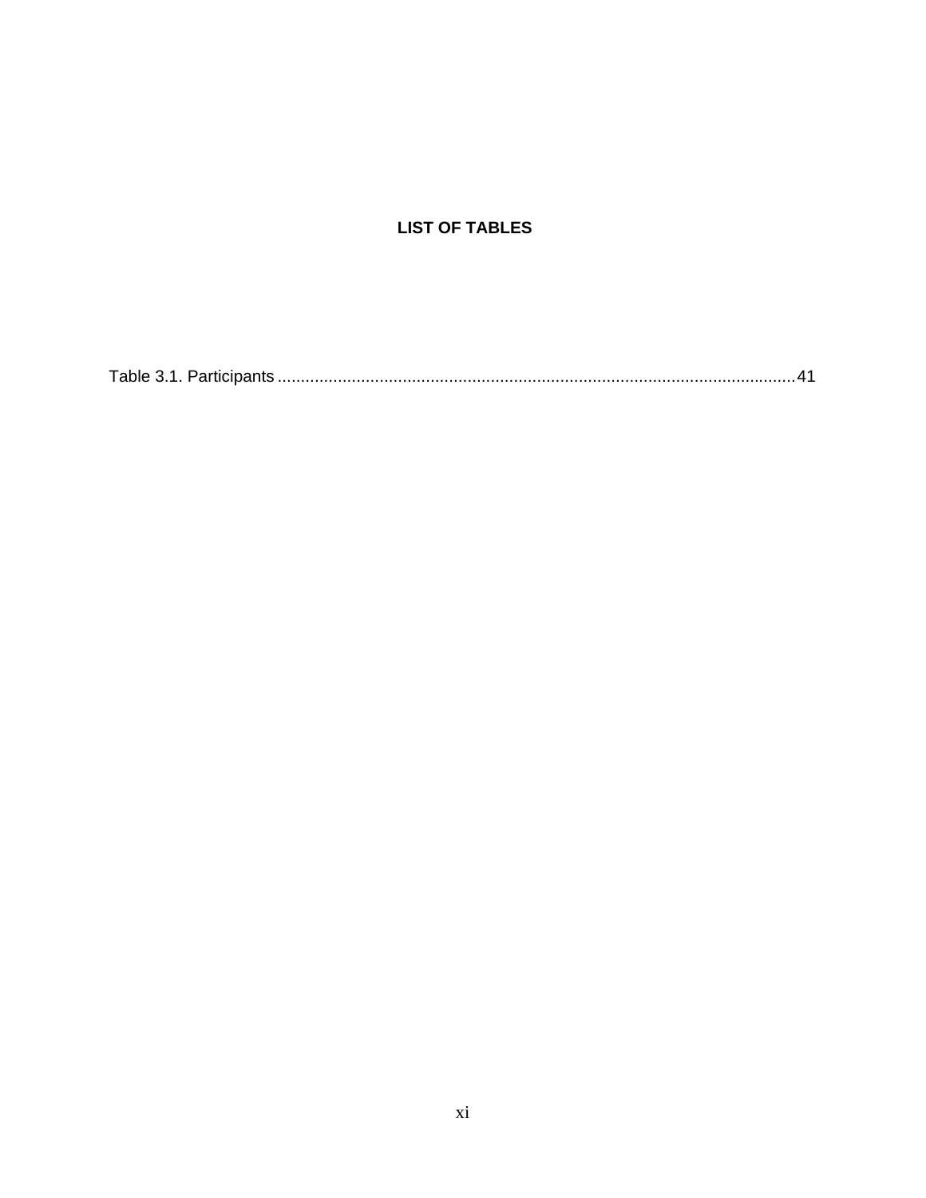# LIST OF TABLES

Table 3.1. Participants ........................................................................................................ 41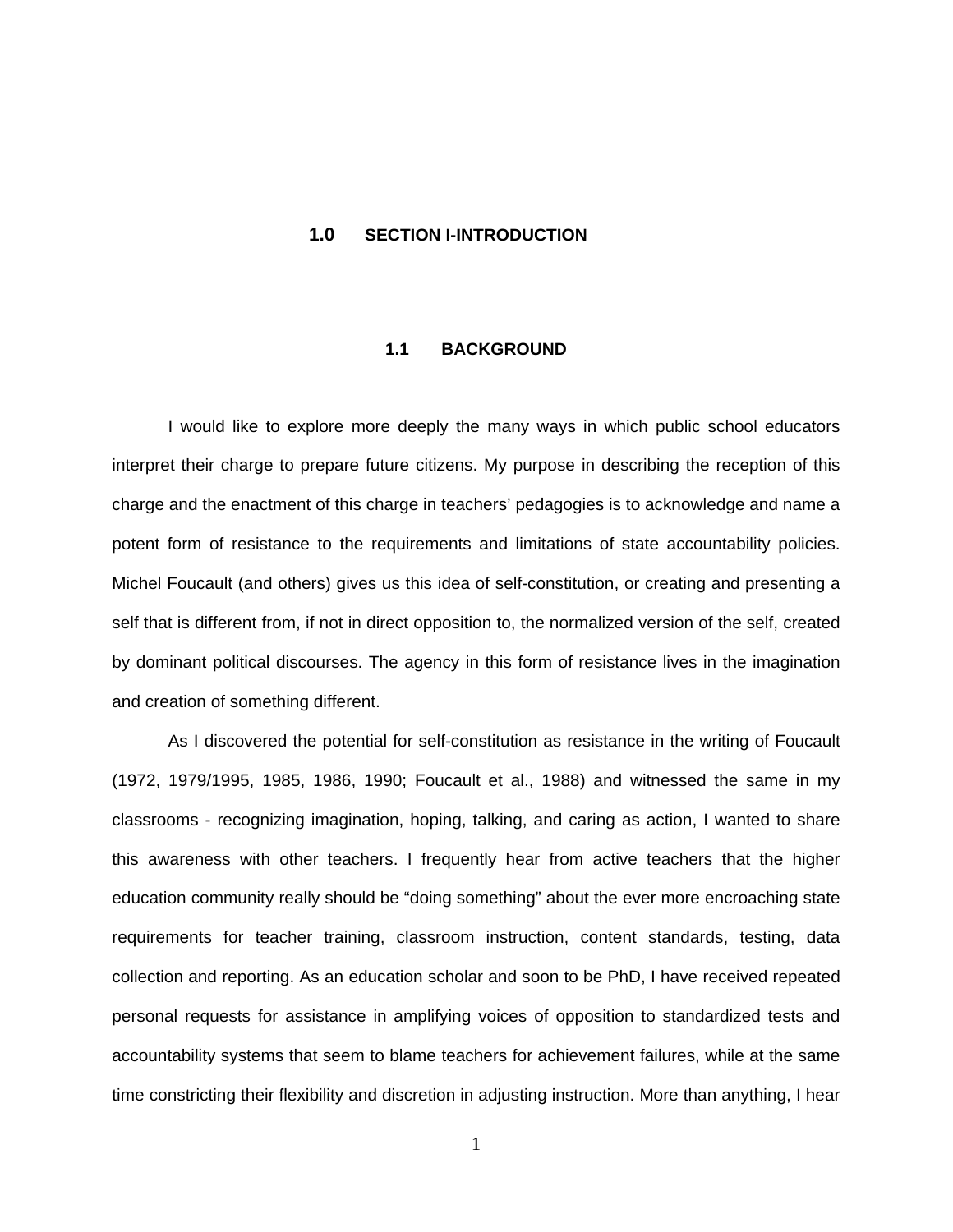# 1.0 SECTION I-INTRODUCTION

## 1.1 BACKGROUND

I would like to explore more deeply the many ways in which public school educators interpret their charge to prepare future citizens. My purpose in describing the reception of this charge and the enactment of this charge in teachers' pedagogies is to acknowledge and name a potent form of resistance to the requirements and limitations of state accountability policies. Michel Foucault (and others) gives us this idea of self-constitution, or creating and presenting a self that is different from, if not in direct opposition to, the normalized version of the self, created by dominant political discourses. The agency in this form of resistance lives in the imagination and creation of something different.

As I discovered the potential for self-constitution as resistance in the writing of Foucault (1972, 1979/1995, 1985, 1986, 1990; Foucault et al., 1988) and witnessed the same in my classrooms - recognizing imagination, hoping, talking, and caring as action, I wanted to share this awareness with other teachers. I frequently hear from active teachers that the higher education community really should be "doing something" about the ever more encroaching state requirements for teacher training, classroom instruction, content standards, testing, data collection and reporting. As an education scholar and soon to be PhD, I have received repeated personal requests for assistance in amplifying voices of opposition to standardized tests and accountability systems that seem to blame teachers for achievement failures, while at the same time constricting their flexibility and discretion in adjusting instruction. More than anything, I hear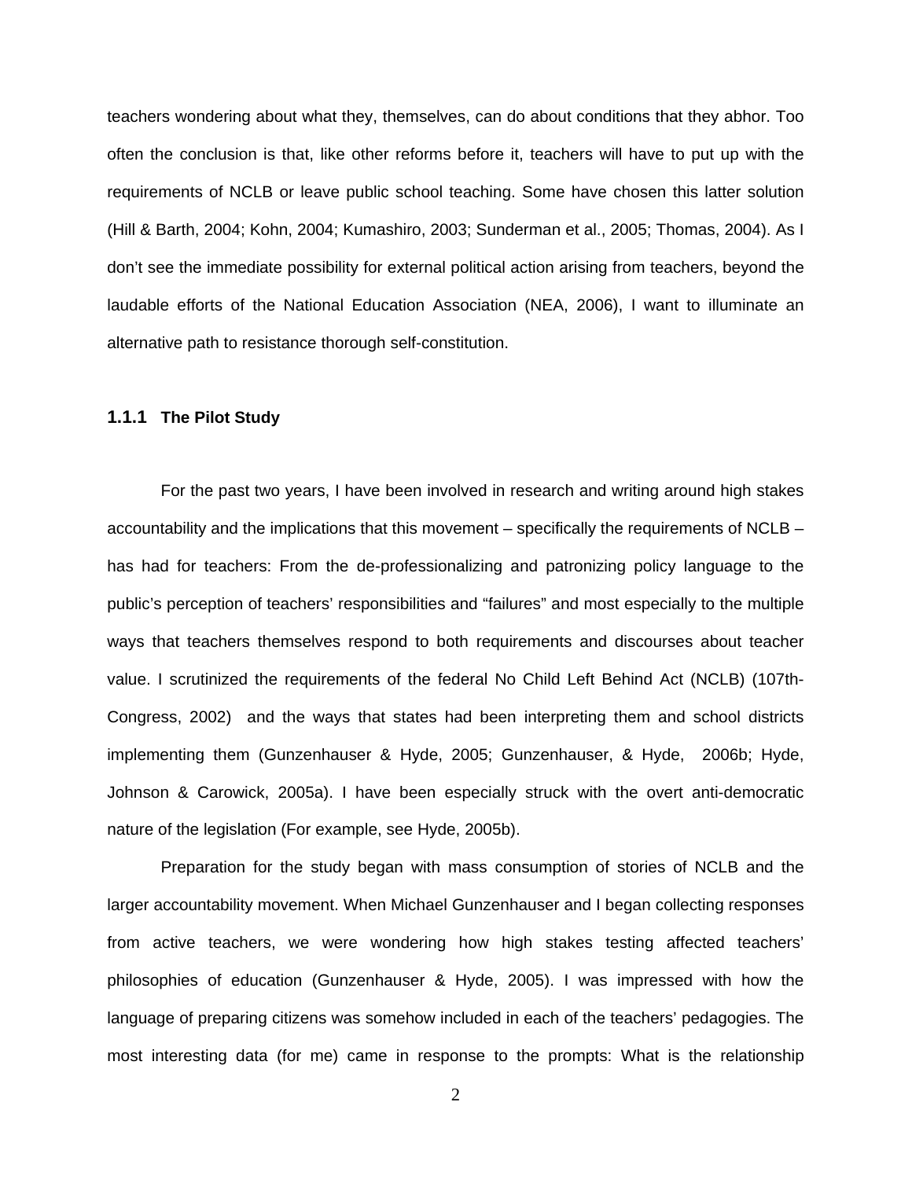teachers wondering about what they, themselves, can do about conditions that they abhor. Too often the conclusion is that, like other reforms before it, teachers will have to put up with the requirements of NCLB or leave public school teaching. Some have chosen this latter solution (Hill & Barth, 2004; Kohn, 2004; Kumashiro, 2003; Sunderman et al., 2005; Thomas, 2004). As I don't see the immediate possibility for external political action arising from teachers, beyond the laudable efforts of the National Education Association (NEA, 2006), I want to illuminate an alternative path to resistance thorough self-constitution.

### 1.1.1 The Pilot Study

For the past two years, I have been involved in research and writing around high stakes accountability and the implications that this movement – specifically the requirements of NCLB – has had for teachers: From the de-professionalizing and patronizing policy language to the public's perception of teachers' responsibilities and "failures" and most especially to the multiple ways that teachers themselves respond to both requirements and discourses about teacher value. I scrutinized the requirements of the federal No Child Left Behind Act (NCLB) (107th-Congress, 2002) and the ways that states had been interpreting them and school districts implementing them (Gunzenhauser & Hyde, 2005; Gunzenhauser, & Hyde, 2006b; Hyde, Johnson & Carowick, 2005a). I have been especially struck with the overt anti-democratic nature of the legislation (For example, see Hyde, 2005b).

Preparation for the study began with mass consumption of stories of NCLB and the larger accountability movement. When Michael Gunzenhauser and I began collecting responses from active teachers, we were wondering how high stakes testing affected teachers' philosophies of education (Gunzenhauser & Hyde, 2005). I was impressed with how the language of preparing citizens was somehow included in each of the teachers' pedagogies. The most interesting data (for me) came in response to the prompts: What is the relationship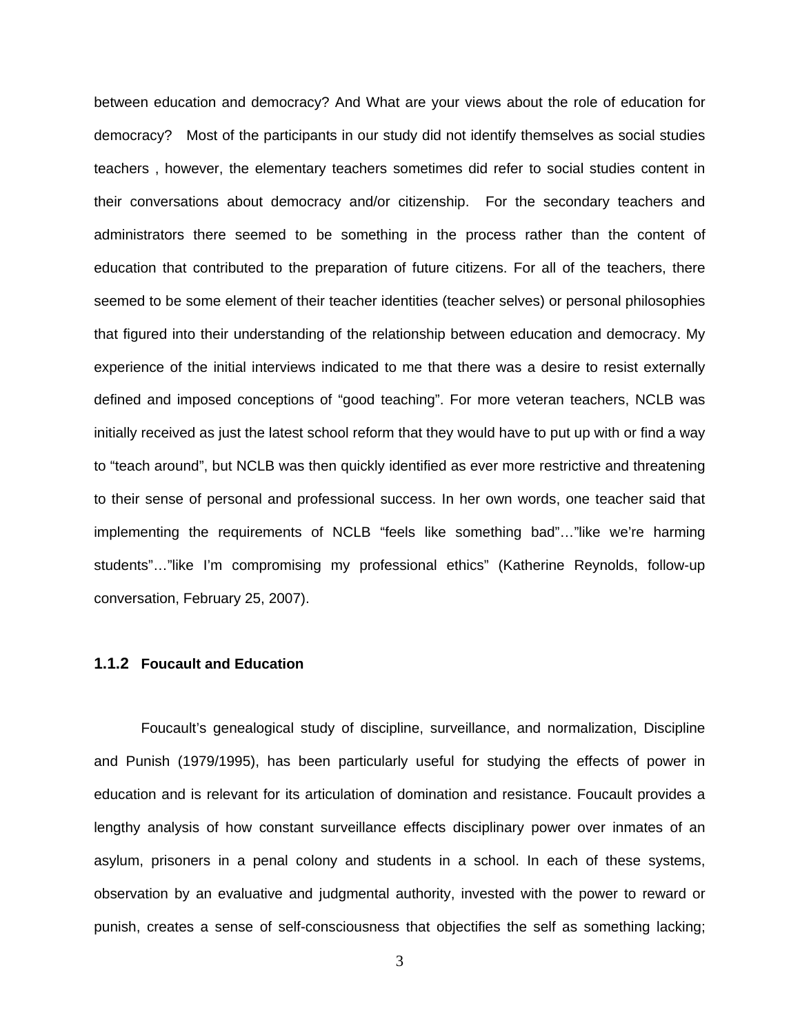between education and democracy? And What are your views about the role of education for democracy? Most of the participants in our study did not identify themselves as social studies teachers , however, the elementary teachers sometimes did refer to social studies content in their conversations about democracy and/or citizenship. For the secondary teachers and administrators there seemed to be something in the process rather than the content of education that contributed to the preparation of future citizens. For all of the teachers, there seemed to be some element of their teacher identities (teacher selves) or personal philosophies that figured into their understanding of the relationship between education and democracy. My experience of the initial interviews indicated to me that there was a desire to resist externally defined and imposed conceptions of "good teaching". For more veteran teachers, NCLB was initially received as just the latest school reform that they would have to put up with or find a way to "teach around", but NCLB was then quickly identified as ever more restrictive and threatening to their sense of personal and professional success. In her own words, one teacher said that implementing the requirements of NCLB "feels like something bad"…"like we're harming students"…"like I'm compromising my professional ethics" (Katherine Reynolds, follow-up conversation, February 25, 2007).

### 1.1.2 Foucault and Education

Foucault's genealogical study of discipline, surveillance, and normalization, Discipline and Punish (1979/1995), has been particularly useful for studying the effects of power in education and is relevant for its articulation of domination and resistance. Foucault provides a lengthy analysis of how constant surveillance effects disciplinary power over inmates of an asylum, prisoners in a penal colony and students in a school. In each of these systems, observation by an evaluative and judgmental authority, invested with the power to reward or punish, creates a sense of self-consciousness that objectifies the self as something lacking;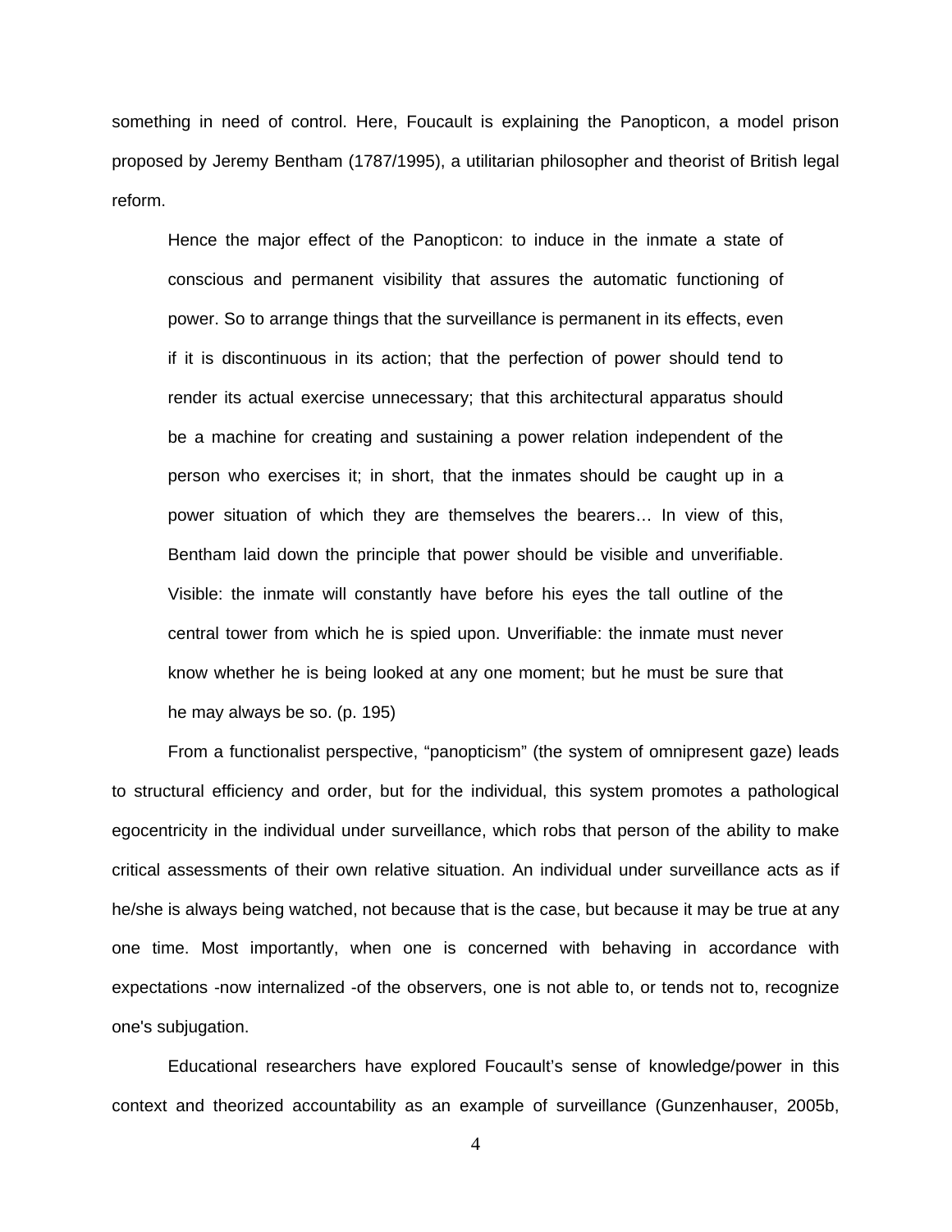something in need of control. Here, Foucault is explaining the Panopticon, a model prison proposed by Jeremy Bentham (1787/1995), a utilitarian philosopher and theorist of British legal reform.

> Hence the major effect of the Panopticon: to induce in the inmate a state of conscious and permanent visibility that assures the automatic functioning of power. So to arrange things that the surveillance is permanent in its effects, even if it is discontinuous in its action; that the perfection of power should tend to render its actual exercise unnecessary; that this architectural apparatus should be a machine for creating and sustaining a power relation independent of the person who exercises it; in short, that the inmates should be caught up in a power situation of which they are themselves the bearers… In view of this, Bentham laid down the principle that power should be visible and unverifiable. Visible: the inmate will constantly have before his eyes the tall outline of the central tower from which he is spied upon. Unverifiable: the inmate must never know whether he is being looked at any one moment; but he must be sure that he may always be so. (p. 195)

From a functionalist perspective, "panopticism" (the system of omnipresent gaze) leads to structural efficiency and order, but for the individual, this system promotes a pathological egocentricity in the individual under surveillance, which robs that person of the ability to make critical assessments of their own relative situation. An individual under surveillance acts as if he/she is always being watched, not because that is the case, but because it may be true at any one time. Most importantly, when one is concerned with behaving in accordance with expectations -now internalized -of the observers, one is not able to, or tends not to, recognize one's subjugation.

Educational researchers have explored Foucault's sense of knowledge/power in this context and theorized accountability as an example of surveillance (Gunzenhauser, 2005b,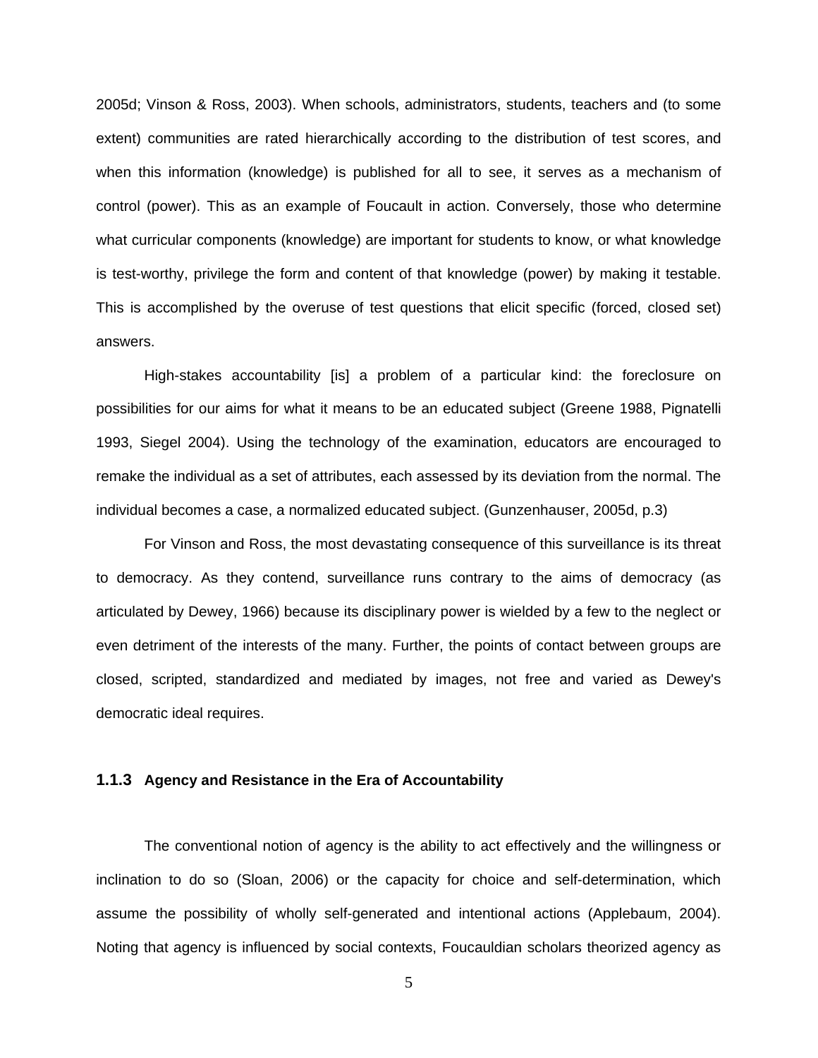2005d; Vinson & Ross, 2003). When schools, administrators, students, teachers and (to some extent) communities are rated hierarchically according to the distribution of test scores, and when this information (knowledge) is published for all to see, it serves as a mechanism of control (power). This as an example of Foucault in action. Conversely, those who determine what curricular components (knowledge) are important for students to know, or what knowledge is test-worthy, privilege the form and content of that knowledge (power) by making it testable. This is accomplished by the overuse of test questions that elicit specific (forced, closed set) answers.

> High-stakes accountability [is] a problem of a particular kind: the foreclosure on possibilities for our aims for what it means to be an educated subject (Greene 1988, Pignatelli 1993, Siegel 2004). Using the technology of the examination, educators are encouraged to remake the individual as a set of attributes, each assessed by its deviation from the normal. The individual becomes a case, a normalized educated subject. (Gunzenhauser, 2005d, p.3)

For Vinson and Ross, the most devastating consequence of this surveillance is its threat to democracy. As they contend, surveillance runs contrary to the aims of democracy (as articulated by Dewey, 1966) because its disciplinary power is wielded by a few to the neglect or even detriment of the interests of the many. Further, the points of contact between groups are closed, scripted, standardized and mediated by images, not free and varied as Dewey's democratic ideal requires.

### 1.1.3 Agency and Resistance in the Era of Accountability

The conventional notion of agency is the ability to act effectively and the willingness or inclination to do so (Sloan, 2006) or the capacity for choice and self-determination, which assume the possibility of wholly self-generated and intentional actions (Applebaum, 2004). Noting that agency is influenced by social contexts, Foucauldian scholars theorized agency as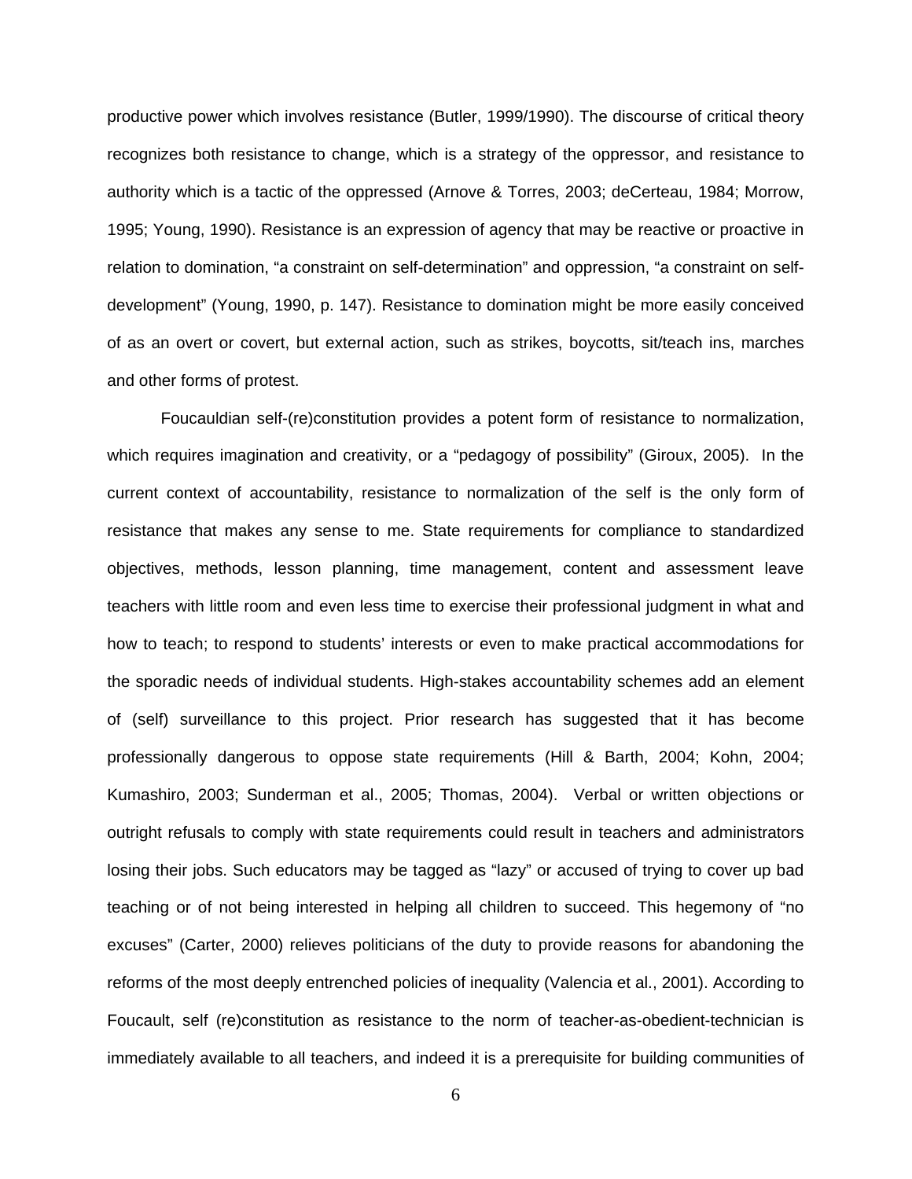productive power which involves resistance (Butler, 1999/1990). The discourse of critical theory recognizes both resistance to change, which is a strategy of the oppressor, and resistance to authority which is a tactic of the oppressed (Arnove & Torres, 2003; deCerteau, 1984; Morrow, 1995; Young, 1990). Resistance is an expression of agency that may be reactive or proactive in relation to domination, "a constraint on self-determination" and oppression, "a constraint on self-development" (Young, 1990, p. 147). Resistance to domination might be more easily conceived of as an overt or covert, but external action, such as strikes, boycotts, sit/teach ins, marches and other forms of protest.

Foucauldian self-(re)constitution provides a potent form of resistance to normalization, which requires imagination and creativity, or a "pedagogy of possibility" (Giroux, 2005). In the current context of accountability, resistance to normalization of the self is the only form of resistance that makes any sense to me. State requirements for compliance to standardized objectives, methods, lesson planning, time management, content and assessment leave teachers with little room and even less time to exercise their professional judgment in what and how to teach; to respond to students' interests or even to make practical accommodations for the sporadic needs of individual students. High-stakes accountability schemes add an element of (self) surveillance to this project. Prior research has suggested that it has become professionally dangerous to oppose state requirements (Hill & Barth, 2004; Kohn, 2004; Kumashiro, 2003; Sunderman et al., 2005; Thomas, 2004). Verbal or written objections or outright refusals to comply with state requirements could result in teachers and administrators losing their jobs. Such educators may be tagged as "lazy" or accused of trying to cover up bad teaching or of not being interested in helping all children to succeed. This hegemony of "no excuses" (Carter, 2000) relieves politicians of the duty to provide reasons for abandoning the reforms of the most deeply entrenched policies of inequality (Valencia et al., 2001). According to Foucault, self (re)constitution as resistance to the norm of teacher-as-obedient-technician is immediately available to all teachers, and indeed it is a prerequisite for building communities of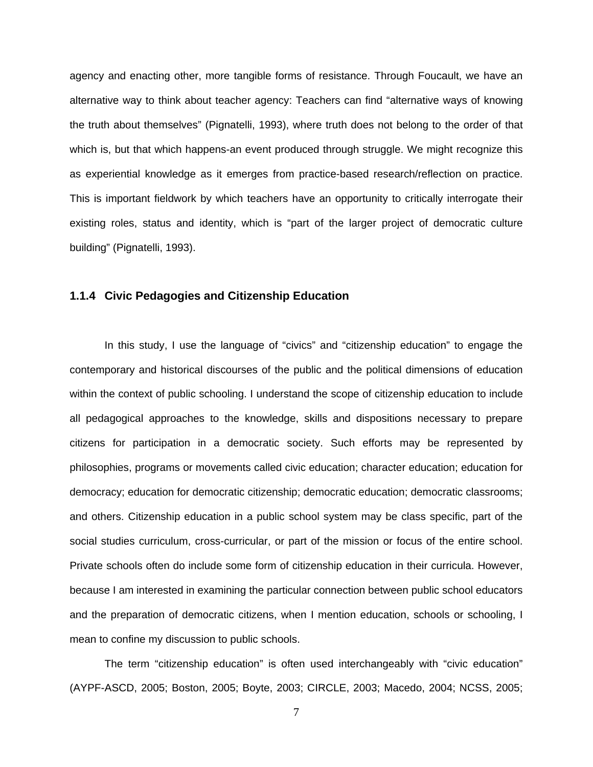agency and enacting other, more tangible forms of resistance. Through Foucault, we have an alternative way to think about teacher agency: Teachers can find "alternative ways of knowing the truth about themselves" (Pignatelli, 1993), where truth does not belong to the order of that which is, but that which happens-an event produced through struggle. We might recognize this as experiential knowledge as it emerges from practice-based research/reflection on practice. This is important fieldwork by which teachers have an opportunity to critically interrogate their existing roles, status and identity, which is "part of the larger project of democratic culture building" (Pignatelli, 1993).

### 1.1.4 Civic Pedagogies and Citizenship Education

In this study, I use the language of "civics" and "citizenship education" to engage the contemporary and historical discourses of the public and the political dimensions of education within the context of public schooling. I understand the scope of citizenship education to include all pedagogical approaches to the knowledge, skills and dispositions necessary to prepare citizens for participation in a democratic society. Such efforts may be represented by philosophies, programs or movements called civic education; character education; education for democracy; education for democratic citizenship; democratic education; democratic classrooms; and others. Citizenship education in a public school system may be class specific, part of the social studies curriculum, cross-curricular, or part of the mission or focus of the entire school. Private schools often do include some form of citizenship education in their curricula. However, because I am interested in examining the particular connection between public school educators and the preparation of democratic citizens, when I mention education, schools or schooling, I mean to confine my discussion to public schools.

The term "citizenship education" is often used interchangeably with "civic education" (AYPF-ASCD, 2005; Boston, 2005; Boyte, 2003; CIRCLE, 2003; Macedo, 2004; NCSS, 2005;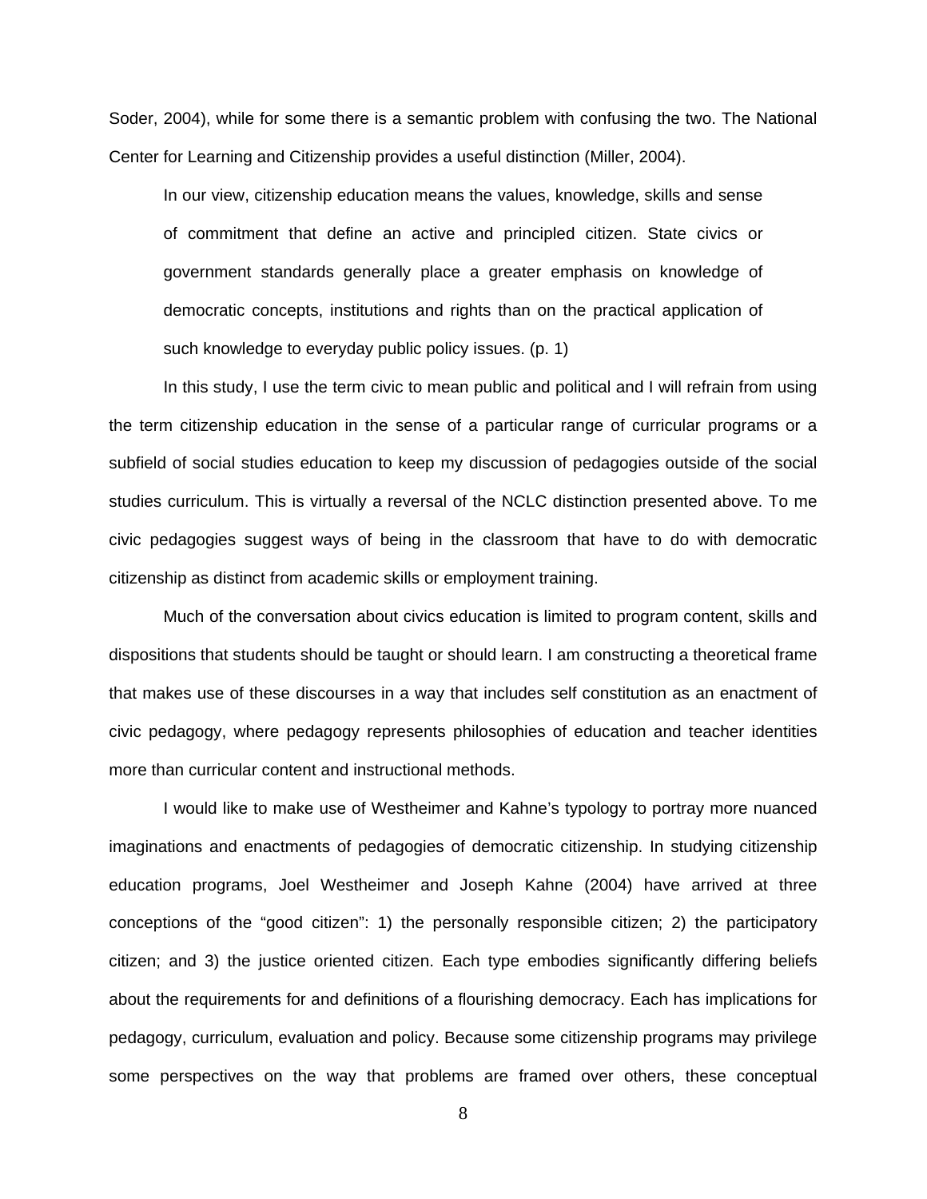Soder, 2004), while for some there is a semantic problem with confusing the two. The National Center for Learning and Citizenship provides a useful distinction (Miller, 2004).

> In our view, citizenship education means the values, knowledge, skills and sense of commitment that define an active and principled citizen. State civics or government standards generally place a greater emphasis on knowledge of democratic concepts, institutions and rights than on the practical application of such knowledge to everyday public policy issues. (p. 1)

In this study, I use the term civic to mean public and political and I will refrain from using the term citizenship education in the sense of a particular range of curricular programs or a subfield of social studies education to keep my discussion of pedagogies outside of the social studies curriculum. This is virtually a reversal of the NCLC distinction presented above. To me civic pedagogies suggest ways of being in the classroom that have to do with democratic citizenship as distinct from academic skills or employment training.

Much of the conversation about civics education is limited to program content, skills and dispositions that students should be taught or should learn. I am constructing a theoretical frame that makes use of these discourses in a way that includes self constitution as an enactment of civic pedagogy, where pedagogy represents philosophies of education and teacher identities more than curricular content and instructional methods.

I would like to make use of Westheimer and Kahne's typology to portray more nuanced imaginations and enactments of pedagogies of democratic citizenship. In studying citizenship education programs, Joel Westheimer and Joseph Kahne (2004) have arrived at three conceptions of the "good citizen": 1) the personally responsible citizen; 2) the participatory citizen; and 3) the justice oriented citizen. Each type embodies significantly differing beliefs about the requirements for and definitions of a flourishing democracy. Each has implications for pedagogy, curriculum, evaluation and policy. Because some citizenship programs may privilege some perspectives on the way that problems are framed over others, these conceptual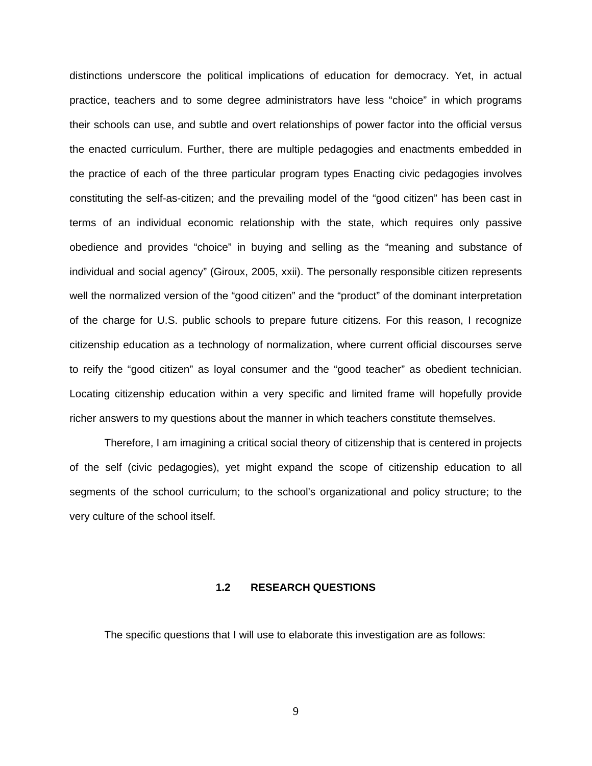distinctions underscore the political implications of education for democracy. Yet, in actual practice, teachers and to some degree administrators have less “choice” in which programs their schools can use, and subtle and overt relationships of power factor into the official versus the enacted curriculum. Further, there are multiple pedagogies and enactments embedded in the practice of each of the three particular program types Enacting civic pedagogies involves constituting the self-as-citizen; and the prevailing model of the “good citizen” has been cast in terms of an individual economic relationship with the state, which requires only passive obedience and provides “choice” in buying and selling as the “meaning and substance of individual and social agency” (Giroux, 2005, xxii). The personally responsible citizen represents well the normalized version of the “good citizen” and the “product” of the dominant interpretation of the charge for U.S. public schools to prepare future citizens. For this reason, I recognize citizenship education as a technology of normalization, where current official discourses serve to reify the “good citizen” as loyal consumer and the “good teacher” as obedient technician. Locating citizenship education within a very specific and limited frame will hopefully provide richer answers to my questions about the manner in which teachers constitute themselves.

Therefore, I am imagining a critical social theory of citizenship that is centered in projects of the self (civic pedagogies), yet might expand the scope of citizenship education to all segments of the school curriculum; to the school's organizational and policy structure; to the very culture of the school itself.

## 1.2 RESEARCH QUESTIONS

The specific questions that I will use to elaborate this investigation are as follows: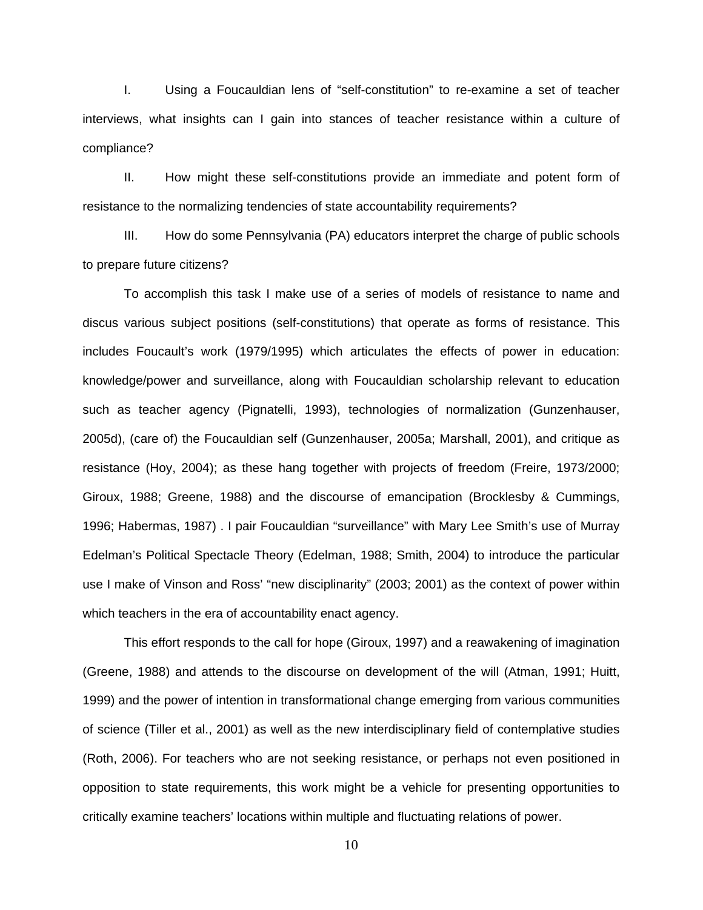I. Using a Foucauldian lens of "self-constitution" to re-examine a set of teacher interviews, what insights can I gain into stances of teacher resistance within a culture of compliance?

II. How might these self-constitutions provide an immediate and potent form of resistance to the normalizing tendencies of state accountability requirements?

III. How do some Pennsylvania (PA) educators interpret the charge of public schools to prepare future citizens?

To accomplish this task I make use of a series of models of resistance to name and discus various subject positions (self-constitutions) that operate as forms of resistance. This includes Foucault's work (1979/1995) which articulates the effects of power in education: knowledge/power and surveillance, along with Foucauldian scholarship relevant to education such as teacher agency (Pignatelli, 1993), technologies of normalization (Gunzenhauser, 2005d), (care of) the Foucauldian self (Gunzenhauser, 2005a; Marshall, 2001), and critique as resistance (Hoy, 2004); as these hang together with projects of freedom (Freire, 1973/2000; Giroux, 1988; Greene, 1988) and the discourse of emancipation (Brocklesby & Cummings, 1996; Habermas, 1987) . I pair Foucauldian "surveillance" with Mary Lee Smith's use of Murray Edelman's Political Spectacle Theory (Edelman, 1988; Smith, 2004) to introduce the particular use I make of Vinson and Ross' "new disciplinarity" (2003; 2001) as the context of power within which teachers in the era of accountability enact agency.

This effort responds to the call for hope (Giroux, 1997) and a reawakening of imagination (Greene, 1988) and attends to the discourse on development of the will (Atman, 1991; Huitt, 1999) and the power of intention in transformational change emerging from various communities of science (Tiller et al., 2001) as well as the new interdisciplinary field of contemplative studies (Roth, 2006). For teachers who are not seeking resistance, or perhaps not even positioned in opposition to state requirements, this work might be a vehicle for presenting opportunities to critically examine teachers' locations within multiple and fluctuating relations of power.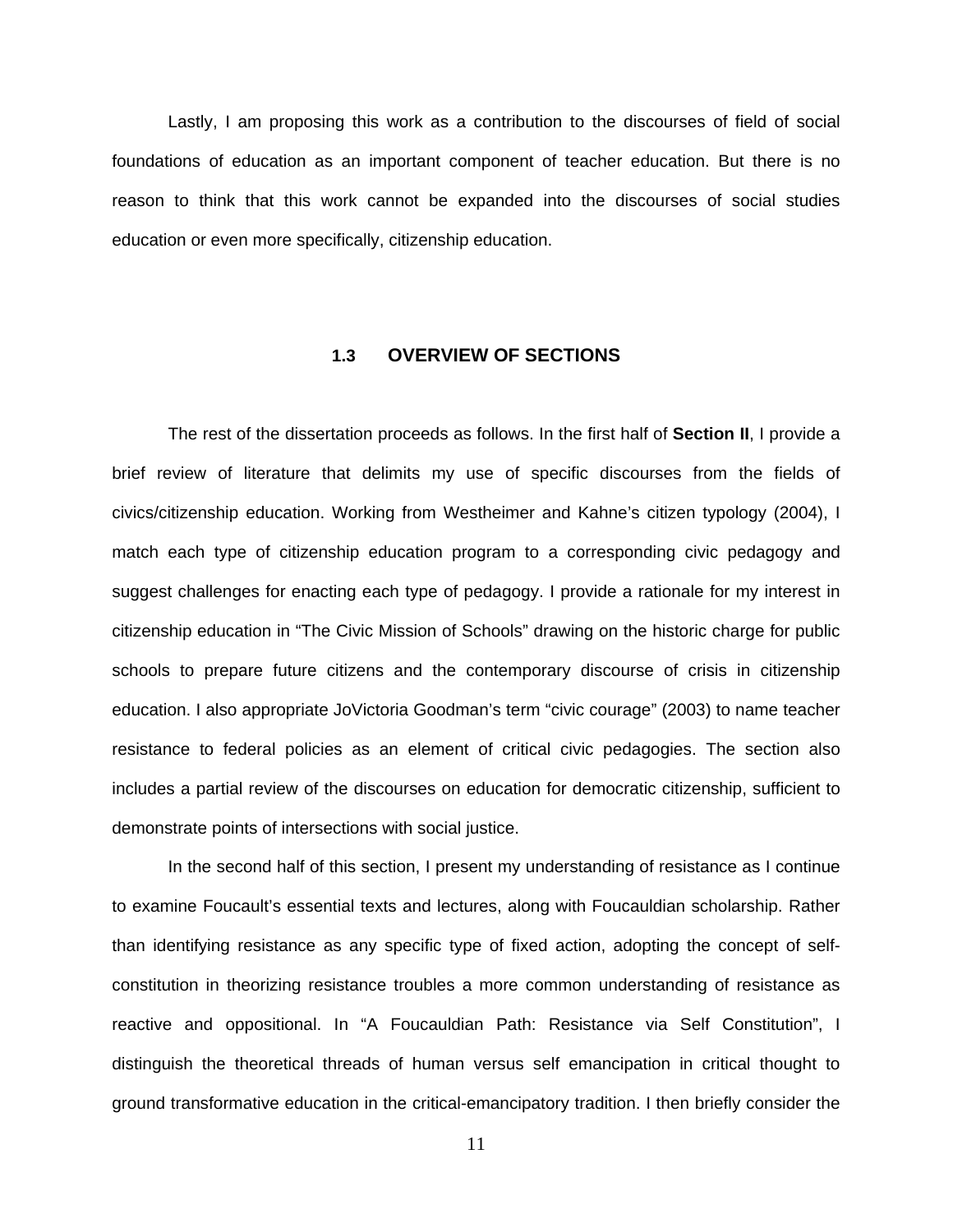Lastly, I am proposing this work as a contribution to the discourses of field of social foundations of education as an important component of teacher education. But there is no reason to think that this work cannot be expanded into the discourses of social studies education or even more specifically, citizenship education.

## 1.3 OVERVIEW OF SECTIONS

The rest of the dissertation proceeds as follows. In the first half of **Section II**, I provide a brief review of literature that delimits my use of specific discourses from the fields of civics/citizenship education. Working from Westheimer and Kahne's citizen typology (2004), I match each type of citizenship education program to a corresponding civic pedagogy and suggest challenges for enacting each type of pedagogy. I provide a rationale for my interest in citizenship education in "The Civic Mission of Schools" drawing on the historic charge for public schools to prepare future citizens and the contemporary discourse of crisis in citizenship education. I also appropriate JoVictoria Goodman's term "civic courage" (2003) to name teacher resistance to federal policies as an element of critical civic pedagogies. The section also includes a partial review of the discourses on education for democratic citizenship, sufficient to demonstrate points of intersections with social justice.

In the second half of this section, I present my understanding of resistance as I continue to examine Foucault's essential texts and lectures, along with Foucauldian scholarship. Rather than identifying resistance as any specific type of fixed action, adopting the concept of self-constitution in theorizing resistance troubles a more common understanding of resistance as reactive and oppositional. In "A Foucauldian Path: Resistance via Self Constitution", I distinguish the theoretical threads of human versus self emancipation in critical thought to ground transformative education in the critical-emancipatory tradition. I then briefly consider the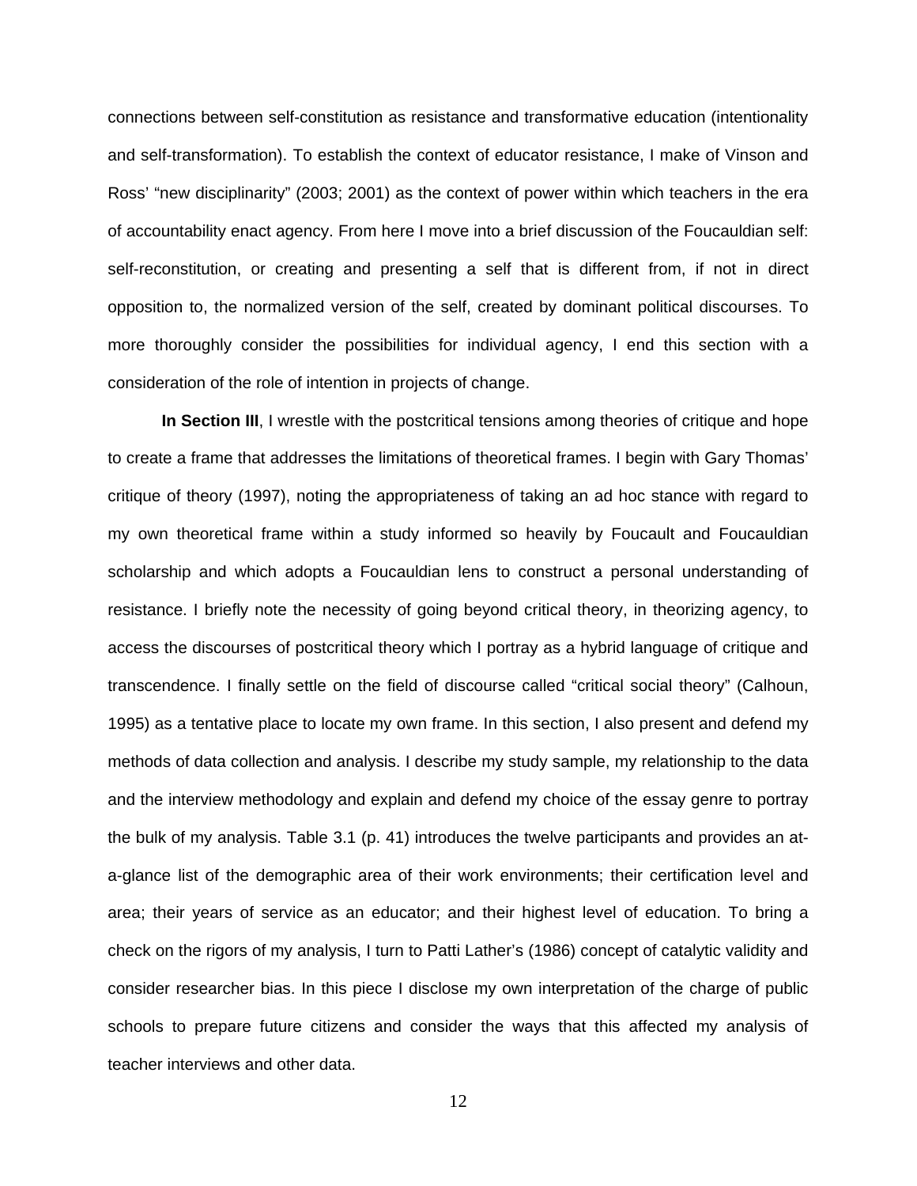connections between self-constitution as resistance and transformative education (intentionality and self-transformation). To establish the context of educator resistance, I make of Vinson and Ross' "new disciplinarity" (2003; 2001) as the context of power within which teachers in the era of accountability enact agency. From here I move into a brief discussion of the Foucauldian self: self-reconstitution, or creating and presenting a self that is different from, if not in direct opposition to, the normalized version of the self, created by dominant political discourses. To more thoroughly consider the possibilities for individual agency, I end this section with a consideration of the role of intention in projects of change.

**In Section III**, I wrestle with the postcritical tensions among theories of critique and hope to create a frame that addresses the limitations of theoretical frames. I begin with Gary Thomas' critique of theory (1997), noting the appropriateness of taking an ad hoc stance with regard to my own theoretical frame within a study informed so heavily by Foucault and Foucauldian scholarship and which adopts a Foucauldian lens to construct a personal understanding of resistance. I briefly note the necessity of going beyond critical theory, in theorizing agency, to access the discourses of postcritical theory which I portray as a hybrid language of critique and transcendence. I finally settle on the field of discourse called "critical social theory" (Calhoun, 1995) as a tentative place to locate my own frame. In this section, I also present and defend my methods of data collection and analysis. I describe my study sample, my relationship to the data and the interview methodology and explain and defend my choice of the essay genre to portray the bulk of my analysis. Table 3.1 (p. 41) introduces the twelve participants and provides an at-a-glance list of the demographic area of their work environments; their certification level and area; their years of service as an educator; and their highest level of education. To bring a check on the rigors of my analysis, I turn to Patti Lather's (1986) concept of catalytic validity and consider researcher bias. In this piece I disclose my own interpretation of the charge of public schools to prepare future citizens and consider the ways that this affected my analysis of teacher interviews and other data.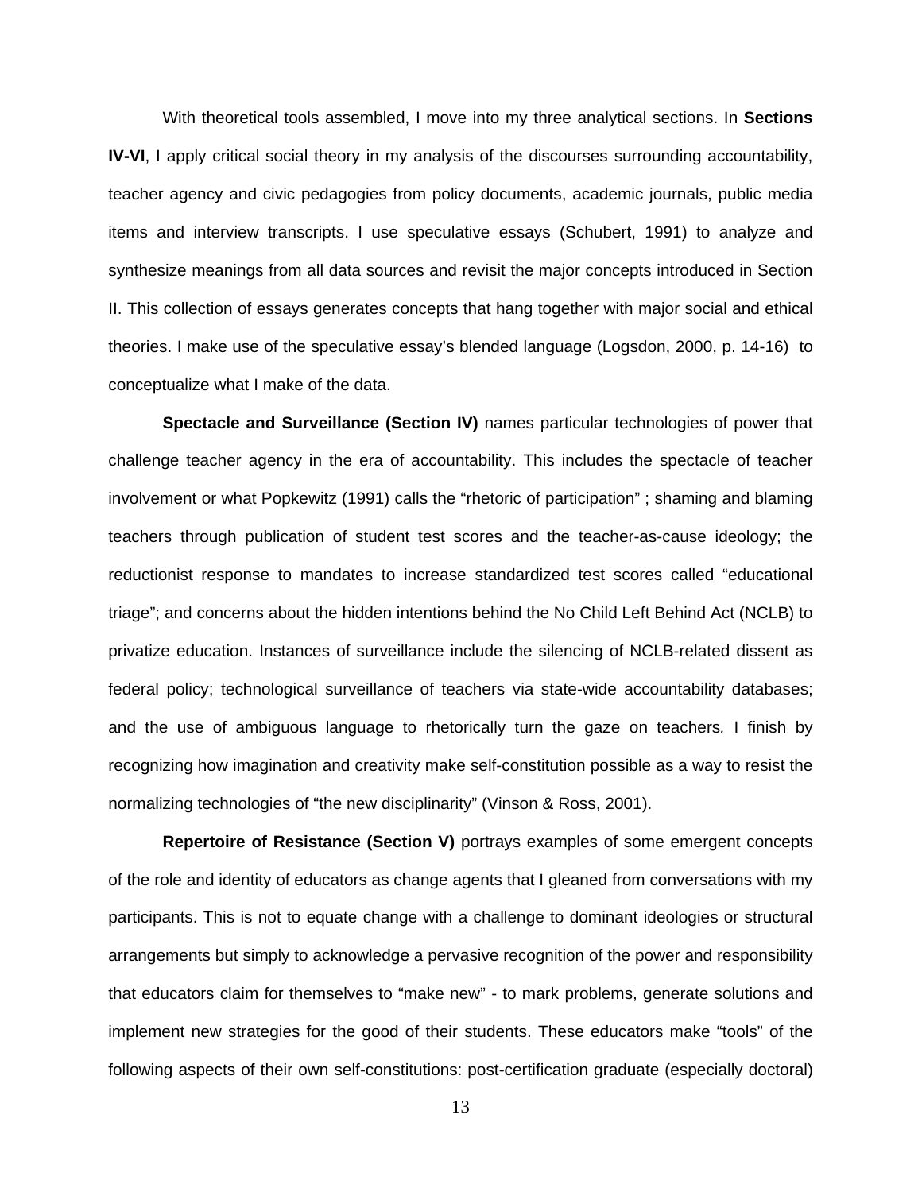With theoretical tools assembled, I move into my three analytical sections. In **Sections IV-VI**, I apply critical social theory in my analysis of the discourses surrounding accountability, teacher agency and civic pedagogies from policy documents, academic journals, public media items and interview transcripts. I use speculative essays (Schubert, 1991) to analyze and synthesize meanings from all data sources and revisit the major concepts introduced in Section II. This collection of essays generates concepts that hang together with major social and ethical theories. I make use of the speculative essay's blended language (Logsdon, 2000, p. 14-16) to conceptualize what I make of the data.

**Spectacle and Surveillance (Section IV)** names particular technologies of power that challenge teacher agency in the era of accountability. This includes the spectacle of teacher involvement or what Popkewitz (1991) calls the "rhetoric of participation" ; shaming and blaming teachers through publication of student test scores and the teacher-as-cause ideology; the reductionist response to mandates to increase standardized test scores called "educational triage"; and concerns about the hidden intentions behind the No Child Left Behind Act (NCLB) to privatize education. Instances of surveillance include the silencing of NCLB-related dissent as federal policy; technological surveillance of teachers via state-wide accountability databases; and the use of ambiguous language to rhetorically turn the gaze on teachers. I finish by recognizing how imagination and creativity make self-constitution possible as a way to resist the normalizing technologies of "the new disciplinarity" (Vinson & Ross, 2001).

**Repertoire of Resistance (Section V)** portrays examples of some emergent concepts of the role and identity of educators as change agents that I gleaned from conversations with my participants. This is not to equate change with a challenge to dominant ideologies or structural arrangements but simply to acknowledge a pervasive recognition of the power and responsibility that educators claim for themselves to "make new" - to mark problems, generate solutions and implement new strategies for the good of their students. These educators make "tools" of the following aspects of their own self-constitutions: post-certification graduate (especially doctoral)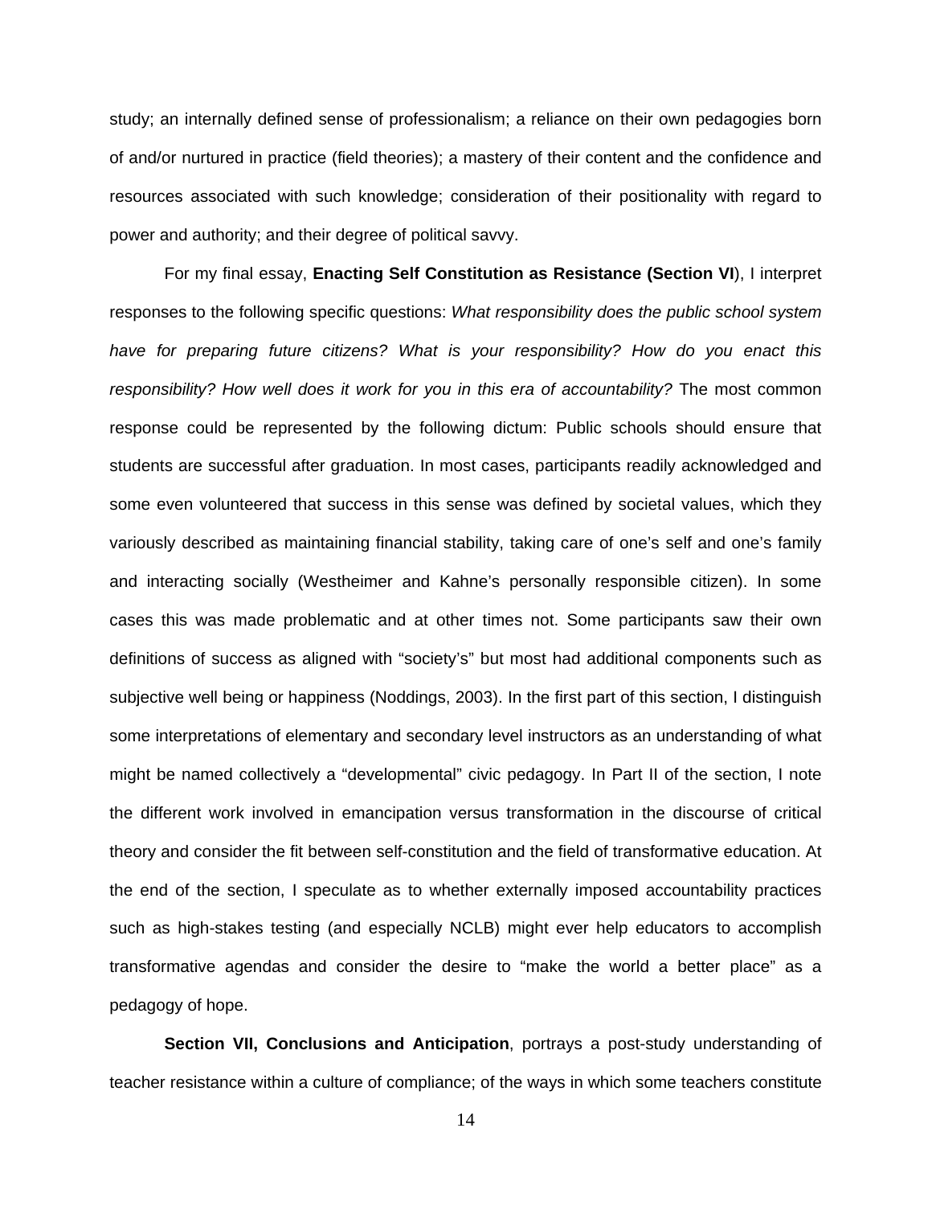study; an internally defined sense of professionalism; a reliance on their own pedagogies born of and/or nurtured in practice (field theories); a mastery of their content and the confidence and resources associated with such knowledge; consideration of their positionality with regard to power and authority; and their degree of political savvy.

For my final essay, **Enacting Self Constitution as Resistance (Section VI**), I interpret responses to the following specific questions: *What responsibility does the public school system have for preparing future citizens? What is your responsibility? How do you enact this responsibility? How well does it work for you in this era of accountability?* The most common response could be represented by the following dictum: Public schools should ensure that students are successful after graduation. In most cases, participants readily acknowledged and some even volunteered that success in this sense was defined by societal values, which they variously described as maintaining financial stability, taking care of one's self and one's family and interacting socially (Westheimer and Kahne's personally responsible citizen). In some cases this was made problematic and at other times not. Some participants saw their own definitions of success as aligned with "society's" but most had additional components such as subjective well being or happiness (Noddings, 2003). In the first part of this section, I distinguish some interpretations of elementary and secondary level instructors as an understanding of what might be named collectively a "developmental" civic pedagogy. In Part II of the section, I note the different work involved in emancipation versus transformation in the discourse of critical theory and consider the fit between self-constitution and the field of transformative education. At the end of the section, I speculate as to whether externally imposed accountability practices such as high-stakes testing (and especially NCLB) might ever help educators to accomplish transformative agendas and consider the desire to "make the world a better place" as a pedagogy of hope.

**Section VII, Conclusions and Anticipation**, portrays a post-study understanding of teacher resistance within a culture of compliance; of the ways in which some teachers constitute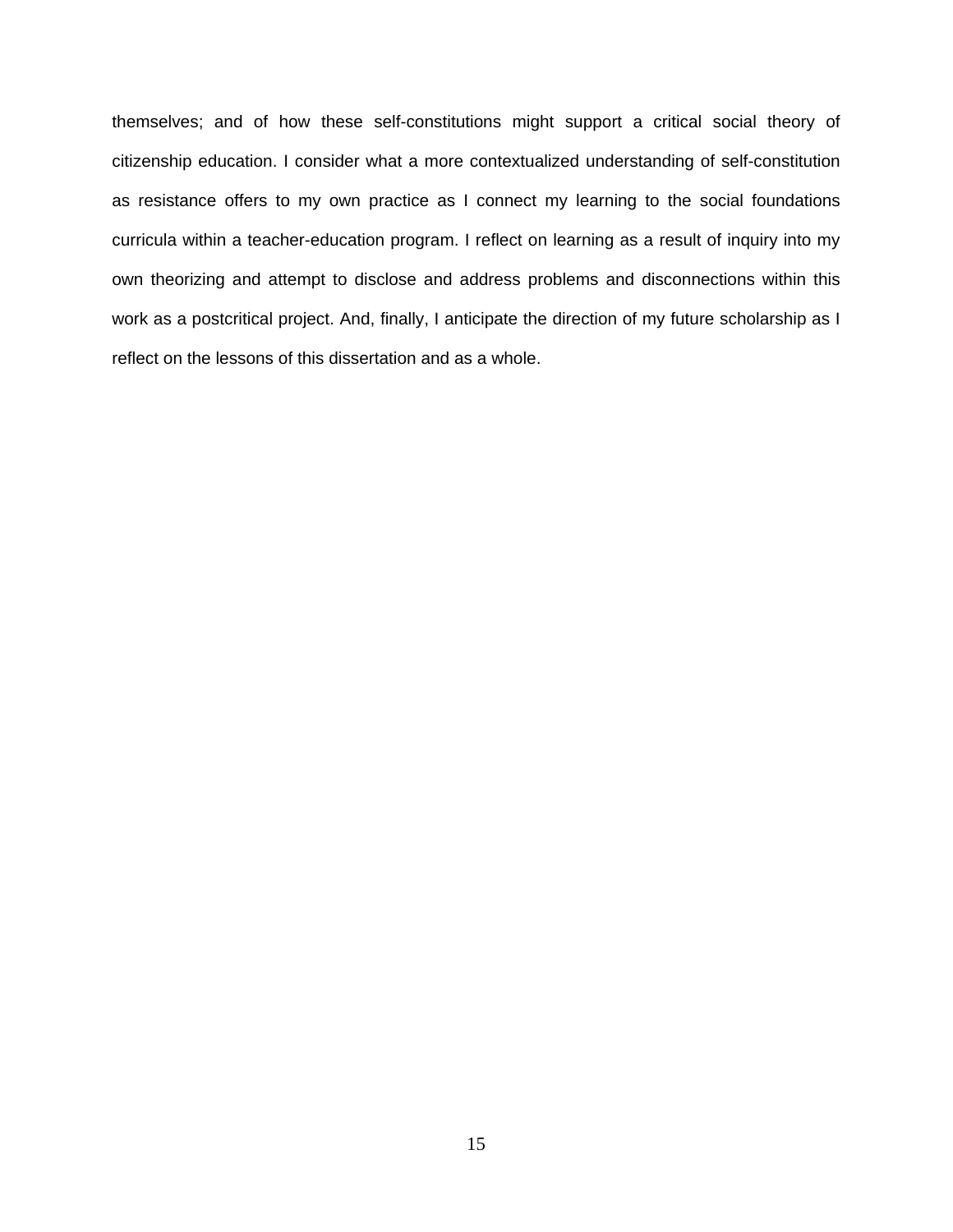themselves; and of how these self-constitutions might support a critical social theory of citizenship education. I consider what a more contextualized understanding of self-constitution as resistance offers to my own practice as I connect my learning to the social foundations curricula within a teacher-education program. I reflect on learning as a result of inquiry into my own theorizing and attempt to disclose and address problems and disconnections within this work as a postcritical project. And, finally, I anticipate the direction of my future scholarship as I reflect on the lessons of this dissertation and as a whole.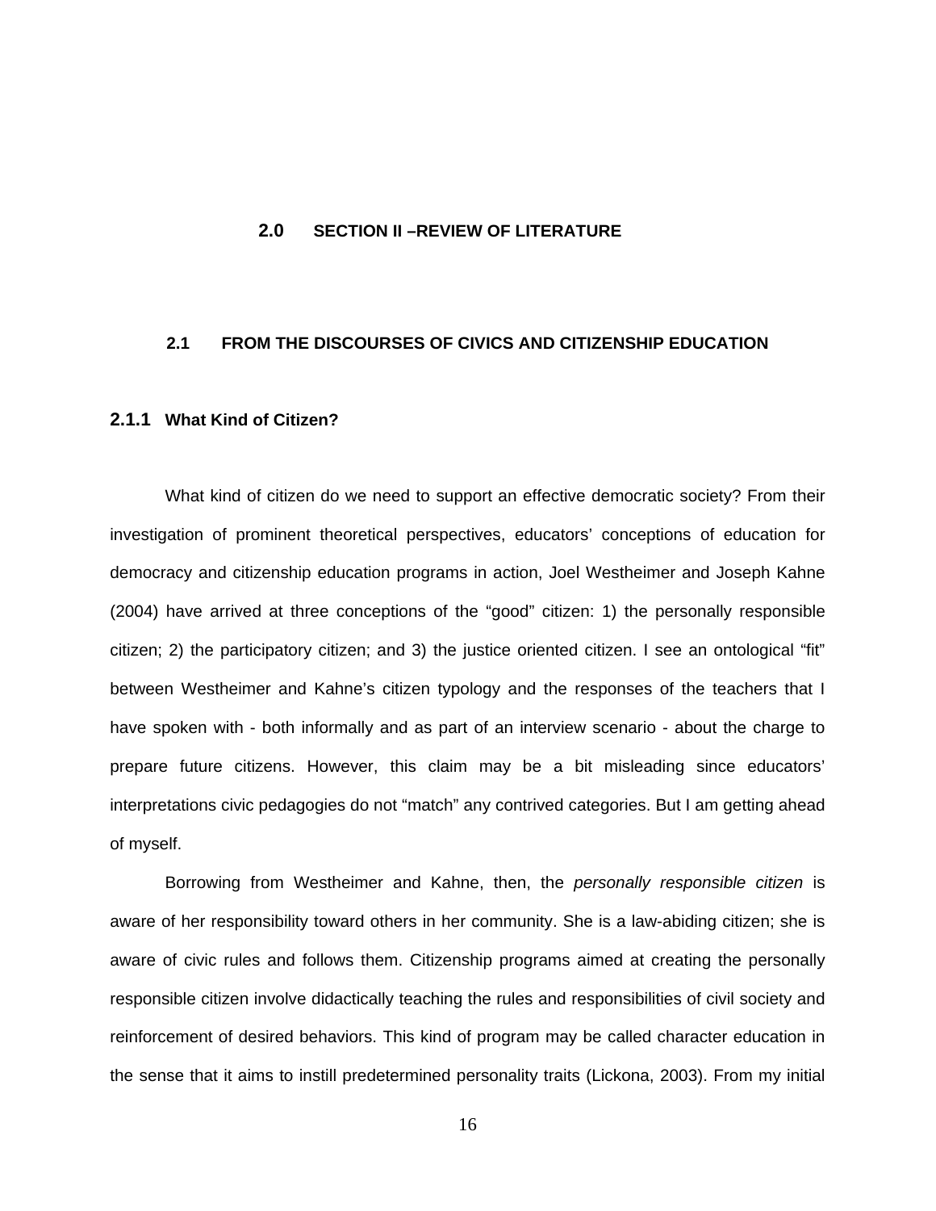# 2.0 SECTION II –REVIEW OF LITERATURE

## 2.1 FROM THE DISCOURSES OF CIVICS AND CITIZENSHIP EDUCATION

### 2.1.1 What Kind of Citizen?

What kind of citizen do we need to support an effective democratic society? From their investigation of prominent theoretical perspectives, educators' conceptions of education for democracy and citizenship education programs in action, Joel Westheimer and Joseph Kahne (2004) have arrived at three conceptions of the "good" citizen: 1) the personally responsible citizen; 2) the participatory citizen; and 3) the justice oriented citizen. I see an ontological "fit" between Westheimer and Kahne's citizen typology and the responses of the teachers that I have spoken with - both informally and as part of an interview scenario - about the charge to prepare future citizens. However, this claim may be a bit misleading since educators' interpretations civic pedagogies do not "match" any contrived categories. But I am getting ahead of myself.

Borrowing from Westheimer and Kahne, then, the *personally responsible citizen* is aware of her responsibility toward others in her community. She is a law-abiding citizen; she is aware of civic rules and follows them. Citizenship programs aimed at creating the personally responsible citizen involve didactically teaching the rules and responsibilities of civil society and reinforcement of desired behaviors. This kind of program may be called character education in the sense that it aims to instill predetermined personality traits (Lickona, 2003). From my initial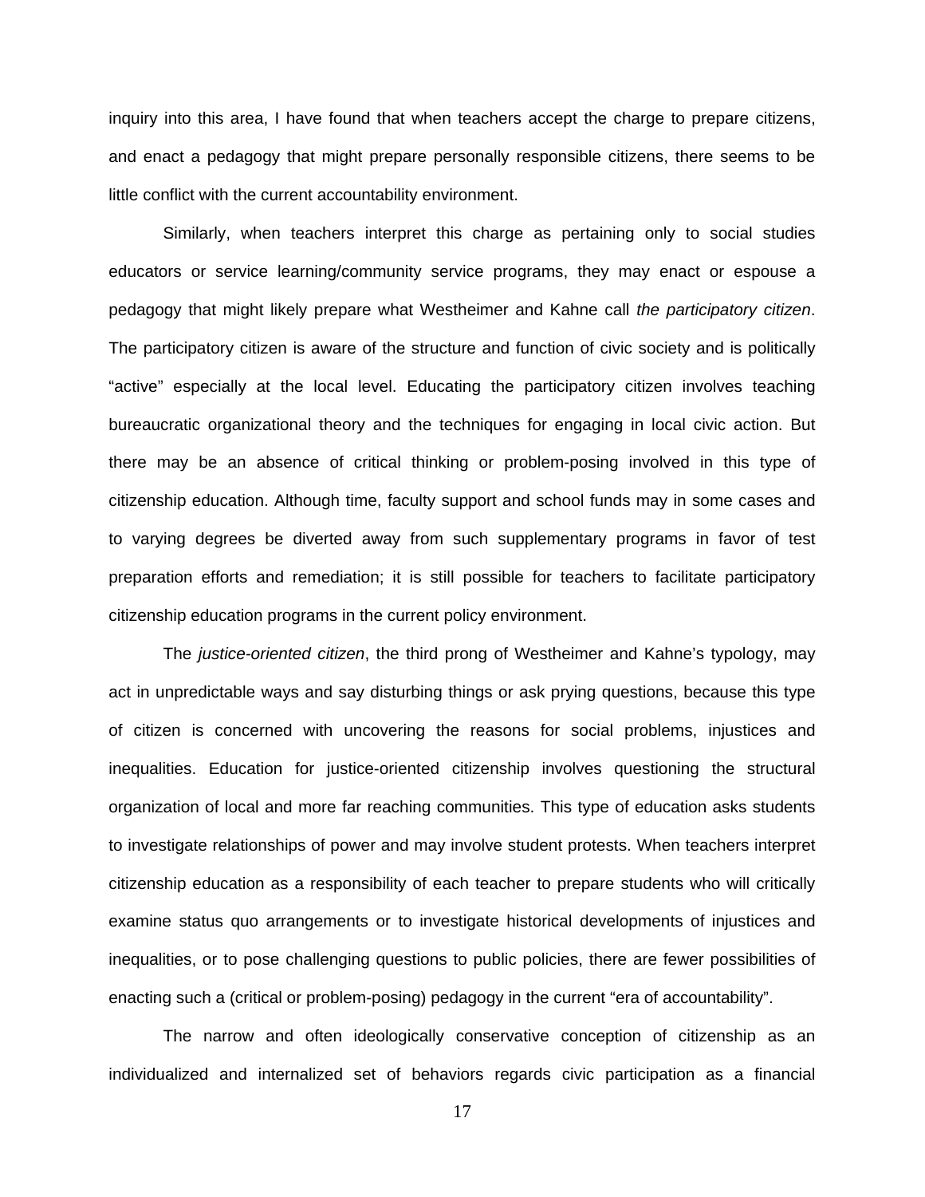inquiry into this area, I have found that when teachers accept the charge to prepare citizens, and enact a pedagogy that might prepare personally responsible citizens, there seems to be little conflict with the current accountability environment.

Similarly, when teachers interpret this charge as pertaining only to social studies educators or service learning/community service programs, they may enact or espouse a pedagogy that might likely prepare what Westheimer and Kahne call *the participatory citizen*. The participatory citizen is aware of the structure and function of civic society and is politically “active” especially at the local level. Educating the participatory citizen involves teaching bureaucratic organizational theory and the techniques for engaging in local civic action. But there may be an absence of critical thinking or problem-posing involved in this type of citizenship education. Although time, faculty support and school funds may in some cases and to varying degrees be diverted away from such supplementary programs in favor of test preparation efforts and remediation; it is still possible for teachers to facilitate participatory citizenship education programs in the current policy environment.

The *justice-oriented citizen*, the third prong of Westheimer and Kahne’s typology, may act in unpredictable ways and say disturbing things or ask prying questions, because this type of citizen is concerned with uncovering the reasons for social problems, injustices and inequalities. Education for justice-oriented citizenship involves questioning the structural organization of local and more far reaching communities. This type of education asks students to investigate relationships of power and may involve student protests. When teachers interpret citizenship education as a responsibility of each teacher to prepare students who will critically examine status quo arrangements or to investigate historical developments of injustices and inequalities, or to pose challenging questions to public policies, there are fewer possibilities of enacting such a (critical or problem-posing) pedagogy in the current “era of accountability”.

The narrow and often ideologically conservative conception of citizenship as an individualized and internalized set of behaviors regards civic participation as a financial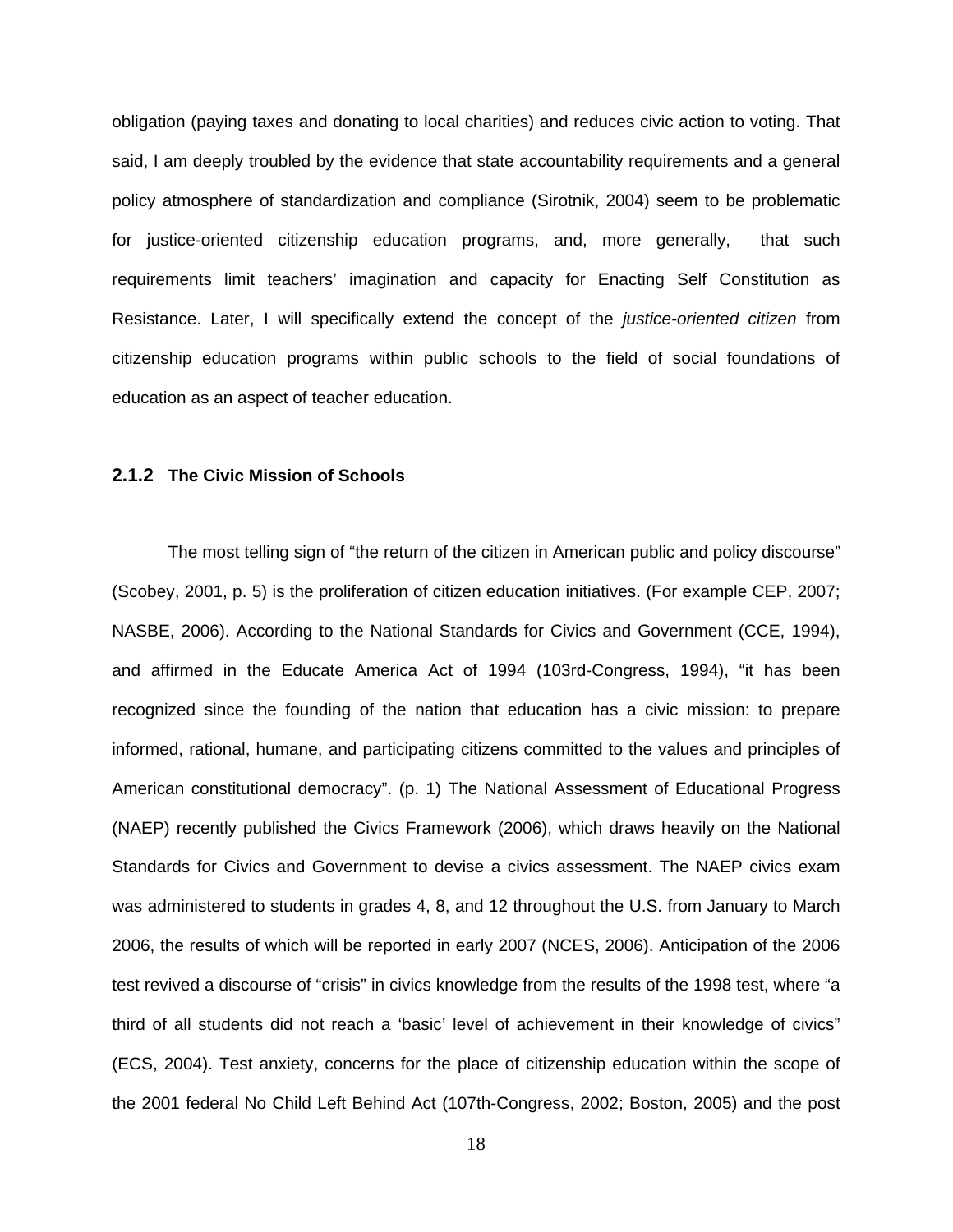obligation (paying taxes and donating to local charities) and reduces civic action to voting. That said, I am deeply troubled by the evidence that state accountability requirements and a general policy atmosphere of standardization and compliance (Sirotnik, 2004) seem to be problematic for justice-oriented citizenship education programs, and, more generally, that such requirements limit teachers' imagination and capacity for Enacting Self Constitution as Resistance. Later, I will specifically extend the concept of the *justice-oriented citizen* from citizenship education programs within public schools to the field of social foundations of education as an aspect of teacher education.

### 2.1.2 The Civic Mission of Schools

The most telling sign of "the return of the citizen in American public and policy discourse" (Scobey, 2001, p. 5) is the proliferation of citizen education initiatives. (For example CEP, 2007; NASBE, 2006). According to the National Standards for Civics and Government (CCE, 1994), and affirmed in the Educate America Act of 1994 (103rd-Congress, 1994), "it has been recognized since the founding of the nation that education has a civic mission: to prepare informed, rational, humane, and participating citizens committed to the values and principles of American constitutional democracy". (p. 1) The National Assessment of Educational Progress (NAEP) recently published the Civics Framework (2006), which draws heavily on the National Standards for Civics and Government to devise a civics assessment. The NAEP civics exam was administered to students in grades 4, 8, and 12 throughout the U.S. from January to March 2006, the results of which will be reported in early 2007 (NCES, 2006). Anticipation of the 2006 test revived a discourse of "crisis" in civics knowledge from the results of the 1998 test, where "a third of all students did not reach a 'basic' level of achievement in their knowledge of civics" (ECS, 2004). Test anxiety, concerns for the place of citizenship education within the scope of the 2001 federal No Child Left Behind Act (107th-Congress, 2002; Boston, 2005) and the post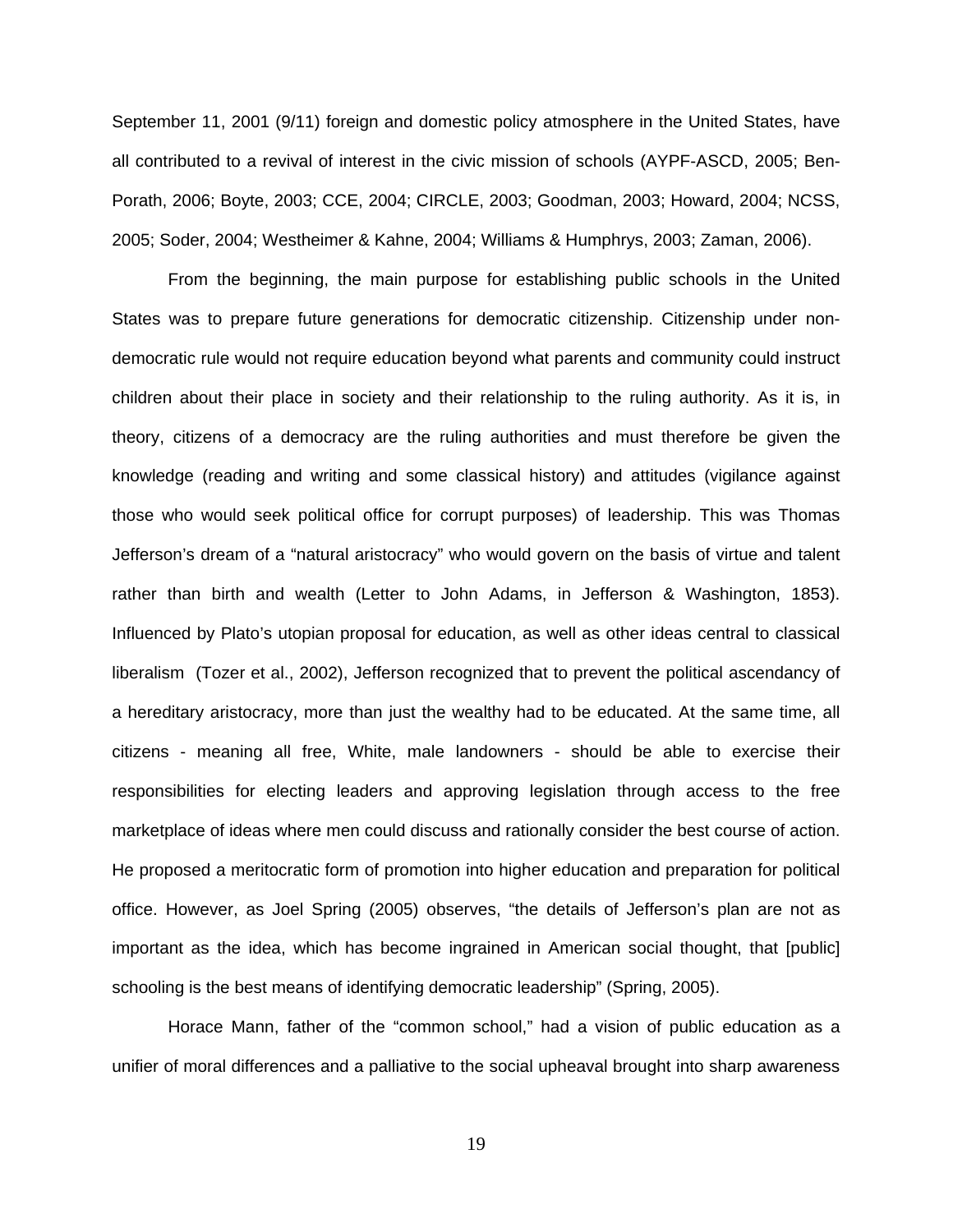September 11, 2001 (9/11) foreign and domestic policy atmosphere in the United States, have all contributed to a revival of interest in the civic mission of schools (AYPF-ASCD, 2005; Ben-Porath, 2006; Boyte, 2003; CCE, 2004; CIRCLE, 2003; Goodman, 2003; Howard, 2004; NCSS, 2005; Soder, 2004; Westheimer & Kahne, 2004; Williams & Humphrys, 2003; Zaman, 2006).

From the beginning, the main purpose for establishing public schools in the United States was to prepare future generations for democratic citizenship. Citizenship under non-democratic rule would not require education beyond what parents and community could instruct children about their place in society and their relationship to the ruling authority. As it is, in theory, citizens of a democracy are the ruling authorities and must therefore be given the knowledge (reading and writing and some classical history) and attitudes (vigilance against those who would seek political office for corrupt purposes) of leadership. This was Thomas Jefferson's dream of a "natural aristocracy" who would govern on the basis of virtue and talent rather than birth and wealth (Letter to John Adams, in Jefferson & Washington, 1853). Influenced by Plato's utopian proposal for education, as well as other ideas central to classical liberalism (Tozer et al., 2002), Jefferson recognized that to prevent the political ascendancy of a hereditary aristocracy, more than just the wealthy had to be educated. At the same time, all citizens - meaning all free, White, male landowners - should be able to exercise their responsibilities for electing leaders and approving legislation through access to the free marketplace of ideas where men could discuss and rationally consider the best course of action. He proposed a meritocratic form of promotion into higher education and preparation for political office. However, as Joel Spring (2005) observes, "the details of Jefferson's plan are not as important as the idea, which has become ingrained in American social thought, that [public] schooling is the best means of identifying democratic leadership" (Spring, 2005).

Horace Mann, father of the "common school," had a vision of public education as a unifier of moral differences and a palliative to the social upheaval brought into sharp awareness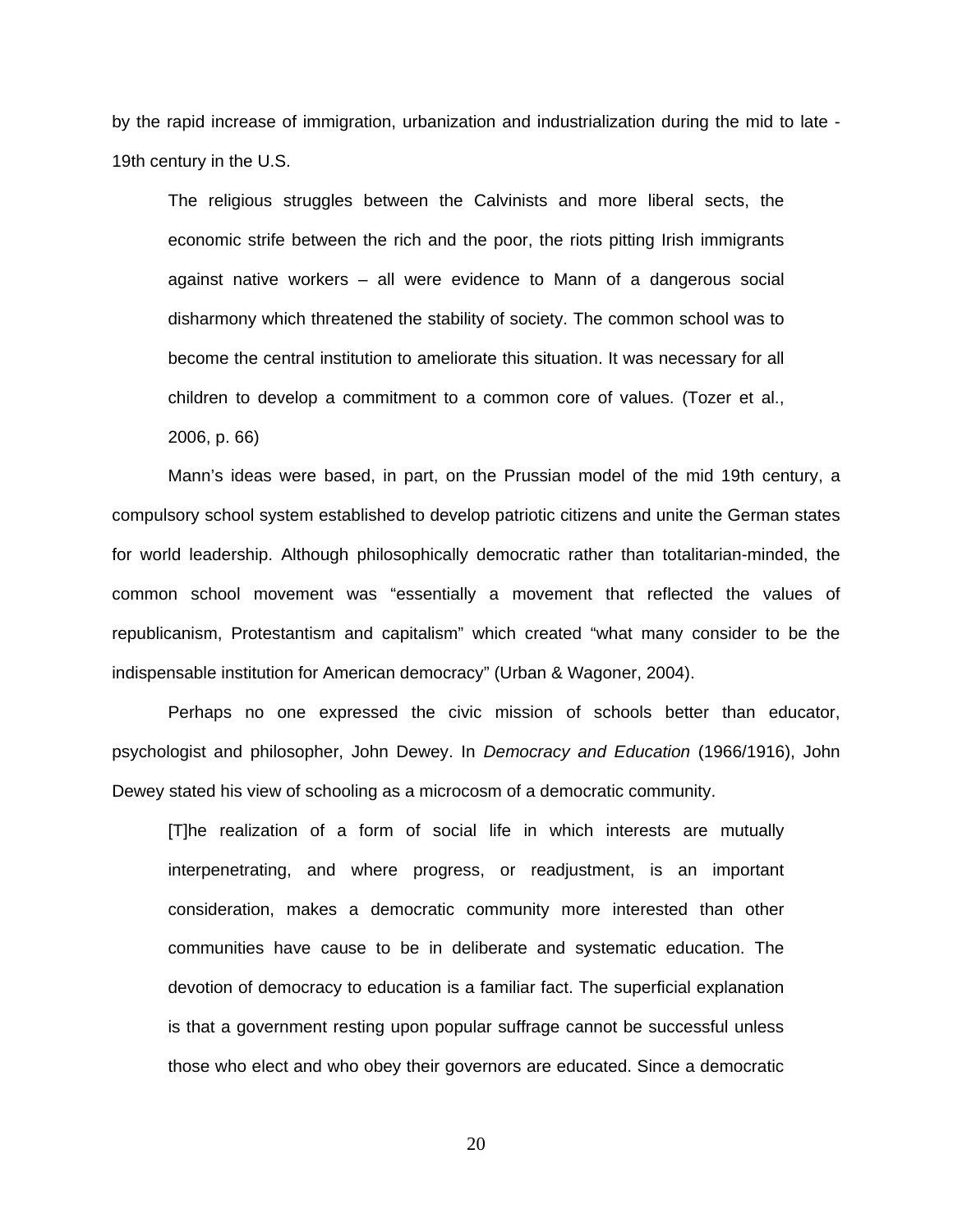by the rapid increase of immigration, urbanization and industrialization during the mid to late - 19th century in the U.S.

> The religious struggles between the Calvinists and more liberal sects, the economic strife between the rich and the poor, the riots pitting Irish immigrants against native workers – all were evidence to Mann of a dangerous social disharmony which threatened the stability of society. The common school was to become the central institution to ameliorate this situation. It was necessary for all children to develop a commitment to a common core of values. (Tozer et al., 2006, p. 66)

Mann's ideas were based, in part, on the Prussian model of the mid 19th century, a compulsory school system established to develop patriotic citizens and unite the German states for world leadership. Although philosophically democratic rather than totalitarian-minded, the common school movement was "essentially a movement that reflected the values of republicanism, Protestantism and capitalism" which created "what many consider to be the indispensable institution for American democracy" (Urban & Wagoner, 2004).

Perhaps no one expressed the civic mission of schools better than educator, psychologist and philosopher, John Dewey. In *Democracy and Education* (1966/1916), John Dewey stated his view of schooling as a microcosm of a democratic community.

> [T]he realization of a form of social life in which interests are mutually interpenetrating, and where progress, or readjustment, is an important consideration, makes a democratic community more interested than other communities have cause to be in deliberate and systematic education. The devotion of democracy to education is a familiar fact. The superficial explanation is that a government resting upon popular suffrage cannot be successful unless those who elect and who obey their governors are educated. Since a democratic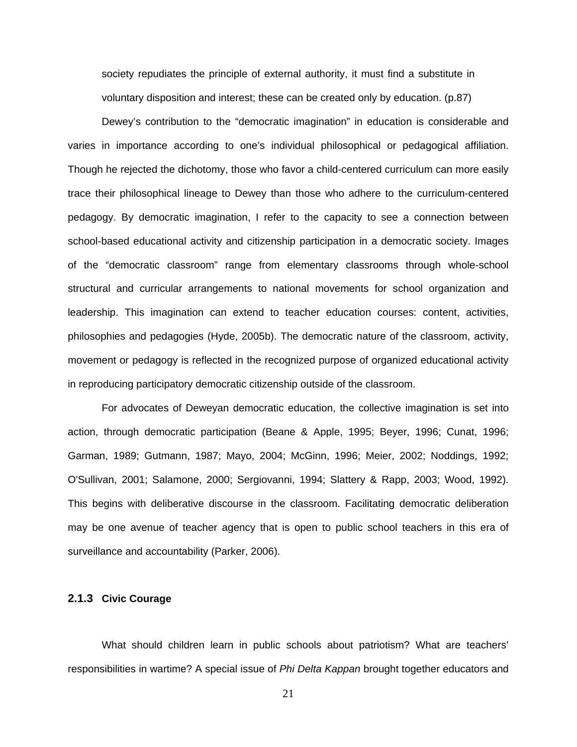society repudiates the principle of external authority, it must find a substitute in voluntary disposition and interest; these can be created only by education. (p.87)

Dewey's contribution to the "democratic imagination" in education is considerable and varies in importance according to one's individual philosophical or pedagogical affiliation. Though he rejected the dichotomy, those who favor a child-centered curriculum can more easily trace their philosophical lineage to Dewey than those who adhere to the curriculum-centered pedagogy. By democratic imagination, I refer to the capacity to see a connection between school-based educational activity and citizenship participation in a democratic society. Images of the "democratic classroom" range from elementary classrooms through whole-school structural and curricular arrangements to national movements for school organization and leadership. This imagination can extend to teacher education courses: content, activities, philosophies and pedagogies (Hyde, 2005b). The democratic nature of the classroom, activity, movement or pedagogy is reflected in the recognized purpose of organized educational activity in reproducing participatory democratic citizenship outside of the classroom.

For advocates of Deweyan democratic education, the collective imagination is set into action, through democratic participation (Beane & Apple, 1995; Beyer, 1996; Cunat, 1996; Garman, 1989; Gutmann, 1987; Mayo, 2004; McGinn, 1996; Meier, 2002; Noddings, 1992; O'Sullivan, 2001; Salamone, 2000; Sergiovanni, 1994; Slattery & Rapp, 2003; Wood, 1992). This begins with deliberative discourse in the classroom. Facilitating democratic deliberation may be one avenue of teacher agency that is open to public school teachers in this era of surveillance and accountability (Parker, 2006).

### 2.1.3 Civic Courage

What should children learn in public schools about patriotism? What are teachers' responsibilities in wartime? A special issue of *Phi Delta Kappan* brought together educators and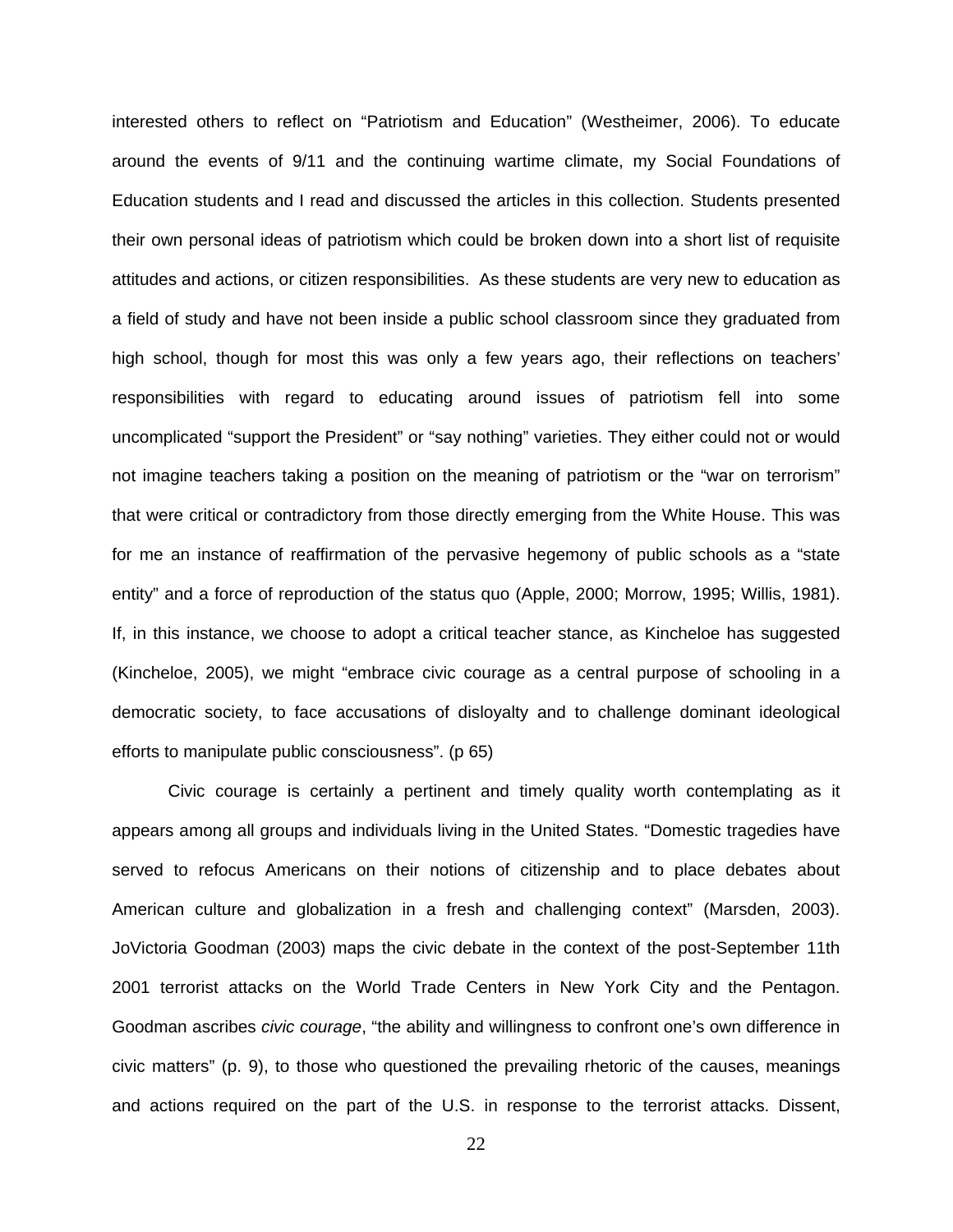interested others to reflect on “Patriotism and Education” (Westheimer, 2006). To educate around the events of 9/11 and the continuing wartime climate, my Social Foundations of Education students and I read and discussed the articles in this collection. Students presented their own personal ideas of patriotism which could be broken down into a short list of requisite attitudes and actions, or citizen responsibilities. As these students are very new to education as a field of study and have not been inside a public school classroom since they graduated from high school, though for most this was only a few years ago, their reflections on teachers' responsibilities with regard to educating around issues of patriotism fell into some uncomplicated “support the President” or “say nothing” varieties. They either could not or would not imagine teachers taking a position on the meaning of patriotism or the “war on terrorism” that were critical or contradictory from those directly emerging from the White House. This was for me an instance of reaffirmation of the pervasive hegemony of public schools as a “state entity” and a force of reproduction of the status quo (Apple, 2000; Morrow, 1995; Willis, 1981). If, in this instance, we choose to adopt a critical teacher stance, as Kincheloe has suggested (Kincheloe, 2005), we might “embrace civic courage as a central purpose of schooling in a democratic society, to face accusations of disloyalty and to challenge dominant ideological efforts to manipulate public consciousness”. (p 65)

Civic courage is certainly a pertinent and timely quality worth contemplating as it appears among all groups and individuals living in the United States. “Domestic tragedies have served to refocus Americans on their notions of citizenship and to place debates about American culture and globalization in a fresh and challenging context” (Marsden, 2003). JoVictoria Goodman (2003) maps the civic debate in the context of the post-September 11th 2001 terrorist attacks on the World Trade Centers in New York City and the Pentagon. Goodman ascribes *civic courage*, “the ability and willingness to confront one's own difference in civic matters” (p. 9), to those who questioned the prevailing rhetoric of the causes, meanings and actions required on the part of the U.S. in response to the terrorist attacks. Dissent,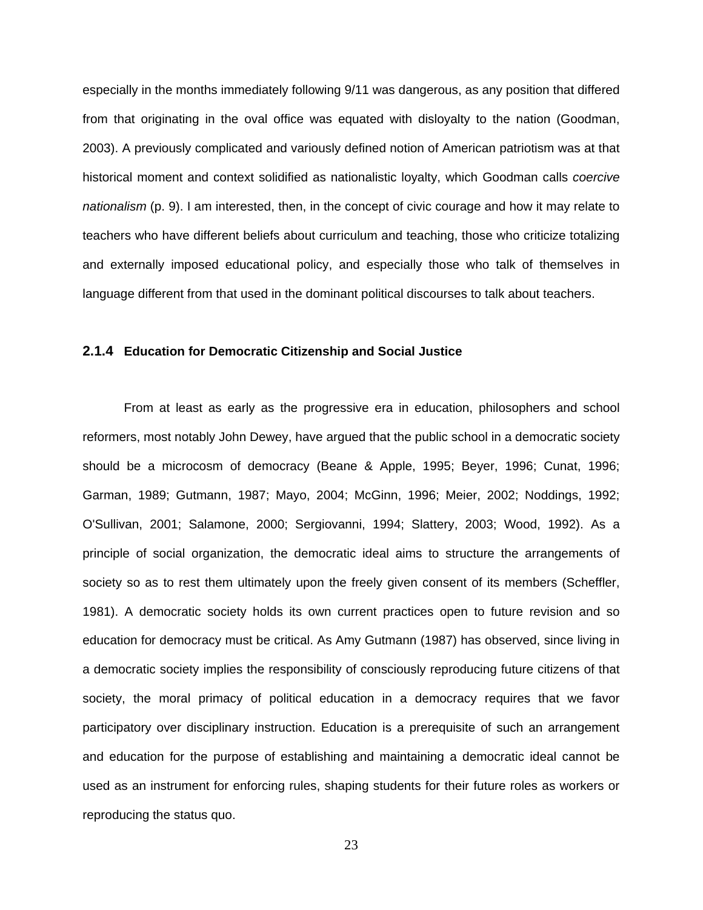especially in the months immediately following 9/11 was dangerous, as any position that differed from that originating in the oval office was equated with disloyalty to the nation (Goodman, 2003). A previously complicated and variously defined notion of American patriotism was at that historical moment and context solidified as nationalistic loyalty, which Goodman calls *coercive nationalism* (p. 9). I am interested, then, in the concept of civic courage and how it may relate to teachers who have different beliefs about curriculum and teaching, those who criticize totalizing and externally imposed educational policy, and especially those who talk of themselves in language different from that used in the dominant political discourses to talk about teachers.

### 2.1.4 Education for Democratic Citizenship and Social Justice

From at least as early as the progressive era in education, philosophers and school reformers, most notably John Dewey, have argued that the public school in a democratic society should be a microcosm of democracy (Beane & Apple, 1995; Beyer, 1996; Cunat, 1996; Garman, 1989; Gutmann, 1987; Mayo, 2004; McGinn, 1996; Meier, 2002; Noddings, 1992; O'Sullivan, 2001; Salamone, 2000; Sergiovanni, 1994; Slattery, 2003; Wood, 1992). As a principle of social organization, the democratic ideal aims to structure the arrangements of society so as to rest them ultimately upon the freely given consent of its members (Scheffler, 1981). A democratic society holds its own current practices open to future revision and so education for democracy must be critical. As Amy Gutmann (1987) has observed, since living in a democratic society implies the responsibility of consciously reproducing future citizens of that society, the moral primacy of political education in a democracy requires that we favor participatory over disciplinary instruction. Education is a prerequisite of such an arrangement and education for the purpose of establishing and maintaining a democratic ideal cannot be used as an instrument for enforcing rules, shaping students for their future roles as workers or reproducing the status quo.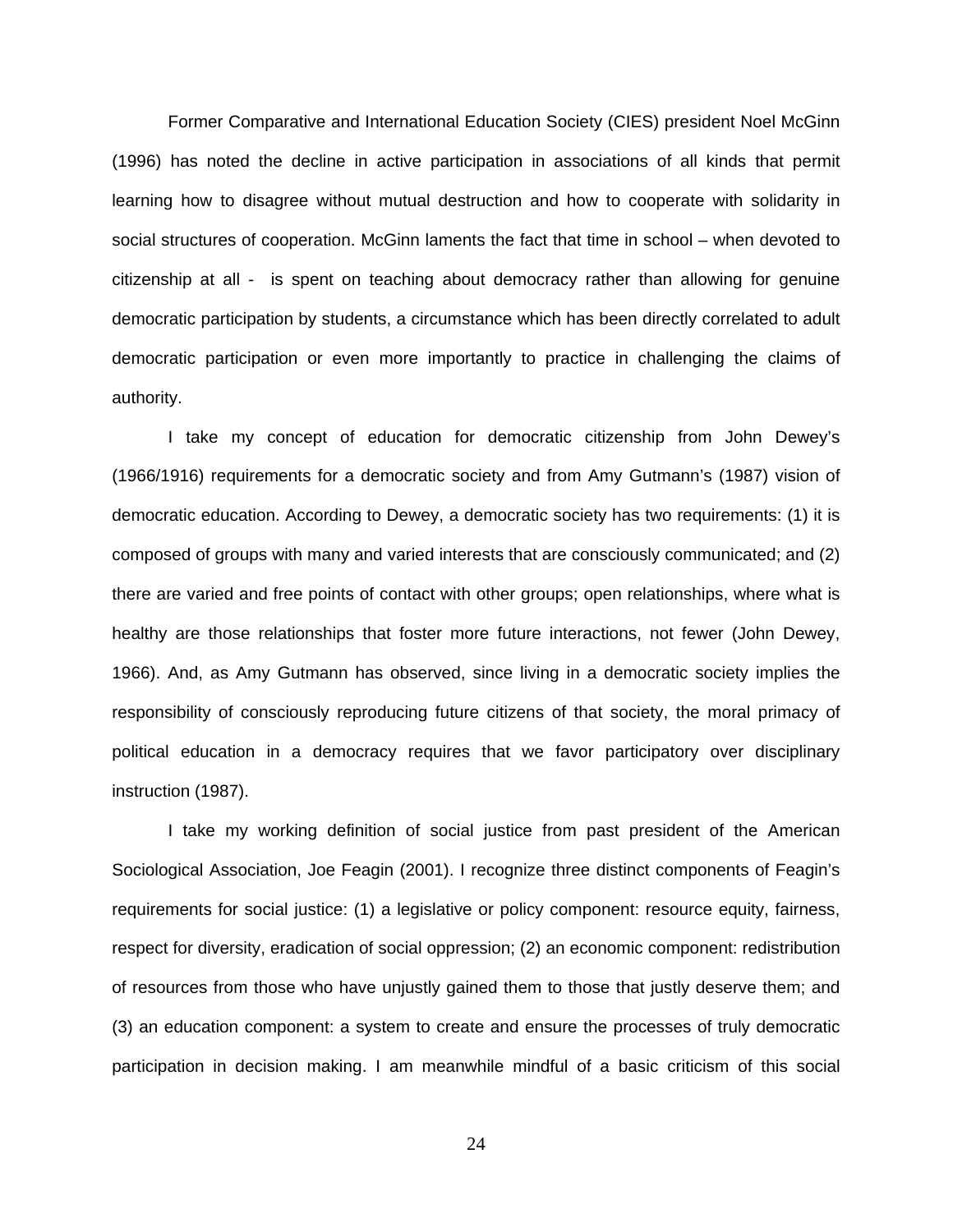Former Comparative and International Education Society (CIES) president Noel McGinn (1996) has noted the decline in active participation in associations of all kinds that permit learning how to disagree without mutual destruction and how to cooperate with solidarity in social structures of cooperation. McGinn laments the fact that time in school – when devoted to citizenship at all - is spent on teaching about democracy rather than allowing for genuine democratic participation by students, a circumstance which has been directly correlated to adult democratic participation or even more importantly to practice in challenging the claims of authority.

I take my concept of education for democratic citizenship from John Dewey's (1966/1916) requirements for a democratic society and from Amy Gutmann's (1987) vision of democratic education. According to Dewey, a democratic society has two requirements: (1) it is composed of groups with many and varied interests that are consciously communicated; and (2) there are varied and free points of contact with other groups; open relationships, where what is healthy are those relationships that foster more future interactions, not fewer (John Dewey, 1966). And, as Amy Gutmann has observed, since living in a democratic society implies the responsibility of consciously reproducing future citizens of that society, the moral primacy of political education in a democracy requires that we favor participatory over disciplinary instruction (1987).

I take my working definition of social justice from past president of the American Sociological Association, Joe Feagin (2001). I recognize three distinct components of Feagin's requirements for social justice: (1) a legislative or policy component: resource equity, fairness, respect for diversity, eradication of social oppression; (2) an economic component: redistribution of resources from those who have unjustly gained them to those that justly deserve them; and (3) an education component: a system to create and ensure the processes of truly democratic participation in decision making. I am meanwhile mindful of a basic criticism of this social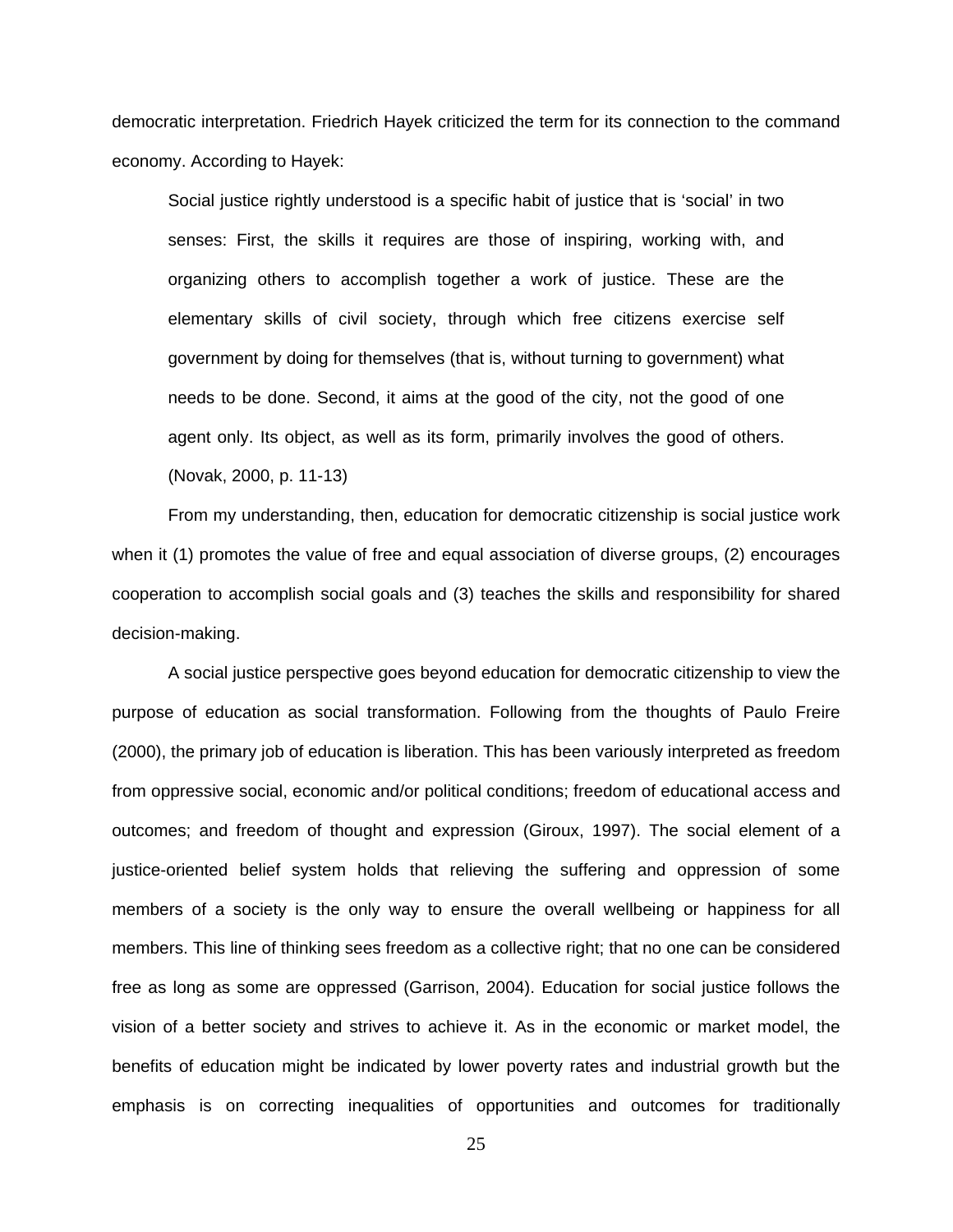democratic interpretation. Friedrich Hayek criticized the term for its connection to the command economy. According to Hayek:

> Social justice rightly understood is a specific habit of justice that is 'social' in two senses: First, the skills it requires are those of inspiring, working with, and organizing others to accomplish together a work of justice. These are the elementary skills of civil society, through which free citizens exercise self government by doing for themselves (that is, without turning to government) what needs to be done. Second, it aims at the good of the city, not the good of one agent only. Its object, as well as its form, primarily involves the good of others. (Novak, 2000, p. 11-13)

From my understanding, then, education for democratic citizenship is social justice work when it (1) promotes the value of free and equal association of diverse groups, (2) encourages cooperation to accomplish social goals and (3) teaches the skills and responsibility for shared decision-making.

A social justice perspective goes beyond education for democratic citizenship to view the purpose of education as social transformation. Following from the thoughts of Paulo Freire (2000), the primary job of education is liberation. This has been variously interpreted as freedom from oppressive social, economic and/or political conditions; freedom of educational access and outcomes; and freedom of thought and expression (Giroux, 1997). The social element of a justice-oriented belief system holds that relieving the suffering and oppression of some members of a society is the only way to ensure the overall wellbeing or happiness for all members. This line of thinking sees freedom as a collective right; that no one can be considered free as long as some are oppressed (Garrison, 2004). Education for social justice follows the vision of a better society and strives to achieve it. As in the economic or market model, the benefits of education might be indicated by lower poverty rates and industrial growth but the emphasis is on correcting inequalities of opportunities and outcomes for traditionally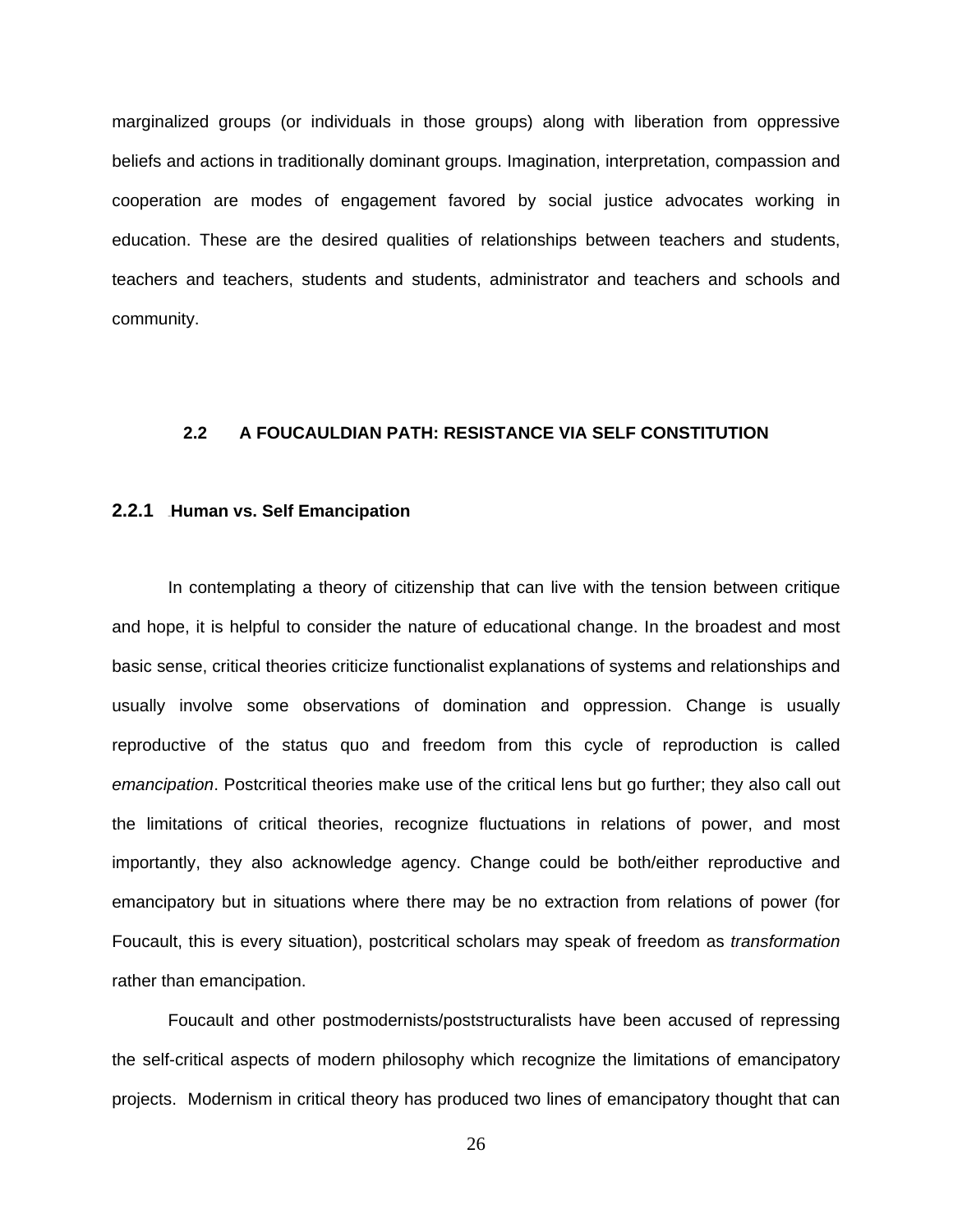marginalized groups (or individuals in those groups) along with liberation from oppressive beliefs and actions in traditionally dominant groups. Imagination, interpretation, compassion and cooperation are modes of engagement favored by social justice advocates working in education. These are the desired qualities of relationships between teachers and students, teachers and teachers, students and students, administrator and teachers and schools and community.

## 2.2 A FOUCAULDIAN PATH: RESISTANCE VIA SELF CONSTITUTION

### 2.2.1 Human vs. Self Emancipation

In contemplating a theory of citizenship that can live with the tension between critique and hope, it is helpful to consider the nature of educational change. In the broadest and most basic sense, critical theories criticize functionalist explanations of systems and relationships and usually involve some observations of domination and oppression. Change is usually reproductive of the status quo and freedom from this cycle of reproduction is called *emancipation*. Postcritical theories make use of the critical lens but go further; they also call out the limitations of critical theories, recognize fluctuations in relations of power, and most importantly, they also acknowledge agency. Change could be both/either reproductive and emancipatory but in situations where there may be no extraction from relations of power (for Foucault, this is every situation), postcritical scholars may speak of freedom as *transformation* rather than emancipation.

Foucault and other postmodernists/poststructuralists have been accused of repressing the self-critical aspects of modern philosophy which recognize the limitations of emancipatory projects. Modernism in critical theory has produced two lines of emancipatory thought that can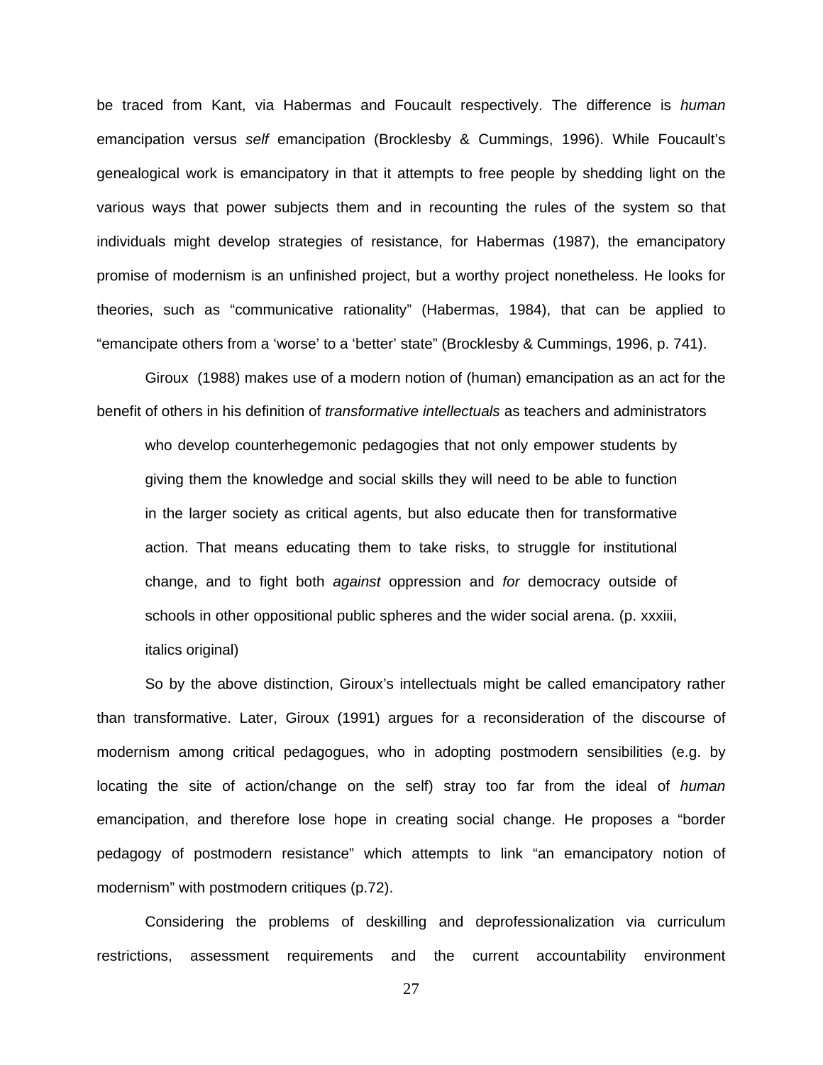be traced from Kant, via Habermas and Foucault respectively. The difference is *human* emancipation versus *self* emancipation (Brocklesby & Cummings, 1996). While Foucault's genealogical work is emancipatory in that it attempts to free people by shedding light on the various ways that power subjects them and in recounting the rules of the system so that individuals might develop strategies of resistance, for Habermas (1987), the emancipatory promise of modernism is an unfinished project, but a worthy project nonetheless. He looks for theories, such as "communicative rationality" (Habermas, 1984), that can be applied to "emancipate others from a 'worse' to a 'better' state" (Brocklesby & Cummings, 1996, p. 741).

Giroux (1988) makes use of a modern notion of (human) emancipation as an act for the benefit of others in his definition of *transformative intellectuals* as teachers and administrators

> who develop counterhegemonic pedagogies that not only empower students by giving them the knowledge and social skills they will need to be able to function in the larger society as critical agents, but also educate then for transformative action. That means educating them to take risks, to struggle for institutional change, and to fight both *against* oppression and *for* democracy outside of schools in other oppositional public spheres and the wider social arena. (p. xxxiii, italics original)

So by the above distinction, Giroux's intellectuals might be called emancipatory rather than transformative. Later, Giroux (1991) argues for a reconsideration of the discourse of modernism among critical pedagogues, who in adopting postmodern sensibilities (e.g. by locating the site of action/change on the self) stray too far from the ideal of *human* emancipation, and therefore lose hope in creating social change. He proposes a "border pedagogy of postmodern resistance" which attempts to link "an emancipatory notion of modernism" with postmodern critiques (p.72).

Considering the problems of deskilling and deprofessionalization via curriculum restrictions, assessment requirements and the current accountability environment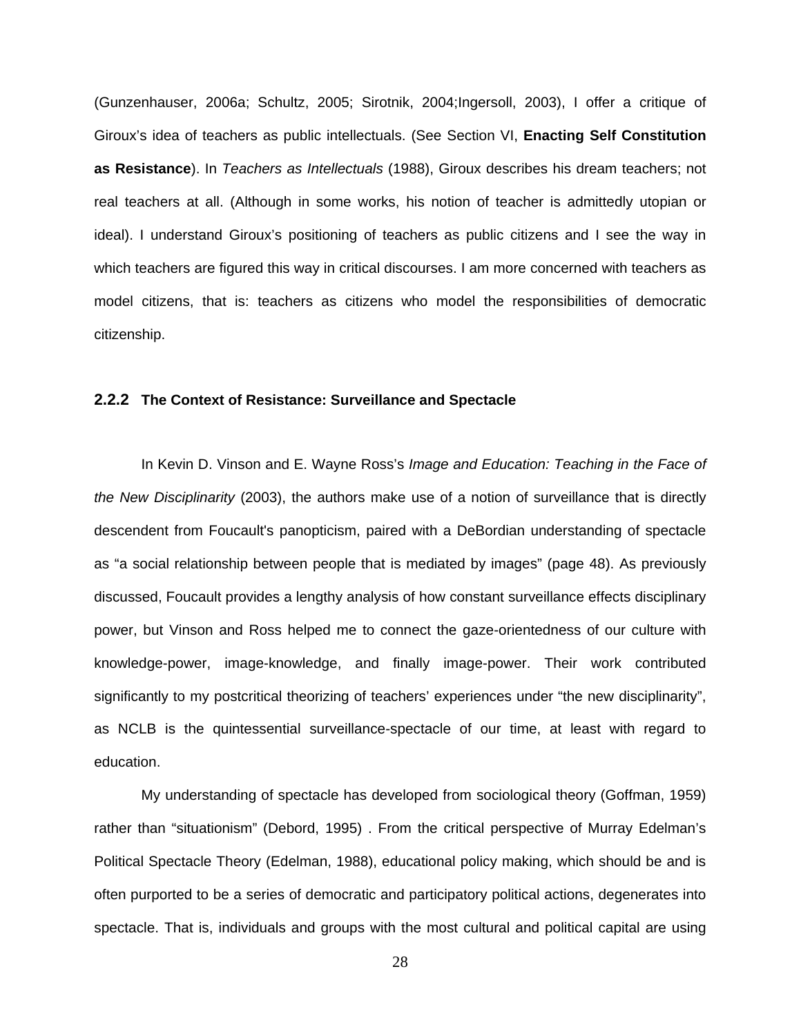(Gunzenhauser, 2006a; Schultz, 2005; Sirotnik, 2004;Ingersoll, 2003), I offer a critique of Giroux's idea of teachers as public intellectuals. (See Section VI, **Enacting Self Constitution as Resistance**). In *Teachers as Intellectuals* (1988), Giroux describes his dream teachers; not real teachers at all. (Although in some works, his notion of teacher is admittedly utopian or ideal). I understand Giroux's positioning of teachers as public citizens and I see the way in which teachers are figured this way in critical discourses. I am more concerned with teachers as model citizens, that is: teachers as citizens who model the responsibilities of democratic citizenship.

### 2.2.2 The Context of Resistance: Surveillance and Spectacle

In Kevin D. Vinson and E. Wayne Ross's *Image and Education: Teaching in the Face of the New Disciplinarity* (2003), the authors make use of a notion of surveillance that is directly descendent from Foucault's panopticism, paired with a DeBordian understanding of spectacle as "a social relationship between people that is mediated by images" (page 48). As previously discussed, Foucault provides a lengthy analysis of how constant surveillance effects disciplinary power, but Vinson and Ross helped me to connect the gaze-orientedness of our culture with knowledge-power, image-knowledge, and finally image-power. Their work contributed significantly to my postcritical theorizing of teachers' experiences under "the new disciplinarity", as NCLB is the quintessential surveillance-spectacle of our time, at least with regard to education.

My understanding of spectacle has developed from sociological theory (Goffman, 1959) rather than "situationism" (Debord, 1995) . From the critical perspective of Murray Edelman's Political Spectacle Theory (Edelman, 1988), educational policy making, which should be and is often purported to be a series of democratic and participatory political actions, degenerates into spectacle. That is, individuals and groups with the most cultural and political capital are using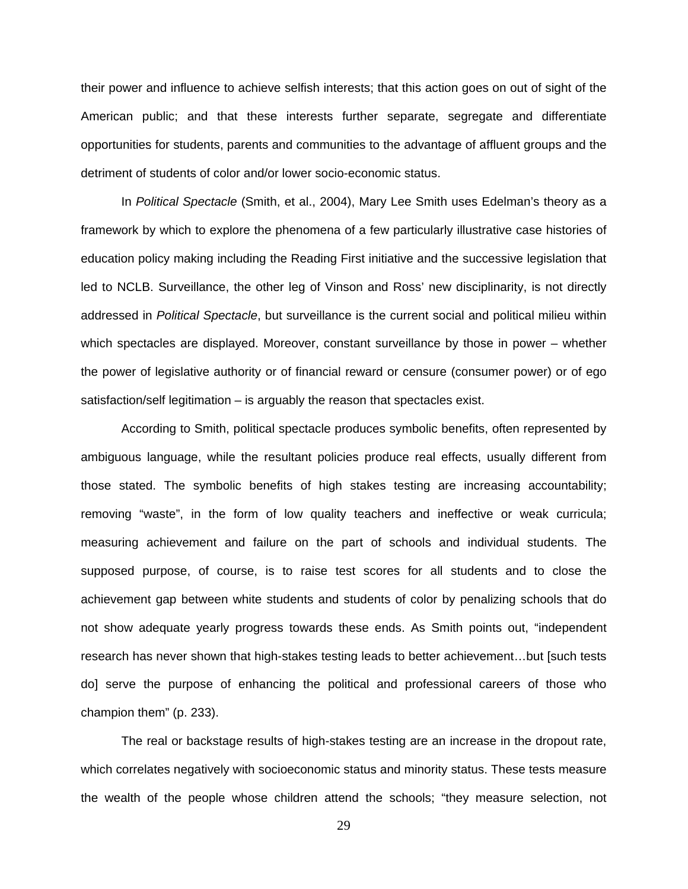their power and influence to achieve selfish interests; that this action goes on out of sight of the American public; and that these interests further separate, segregate and differentiate opportunities for students, parents and communities to the advantage of affluent groups and the detriment of students of color and/or lower socio-economic status.

In *Political Spectacle* (Smith, et al., 2004), Mary Lee Smith uses Edelman's theory as a framework by which to explore the phenomena of a few particularly illustrative case histories of education policy making including the Reading First initiative and the successive legislation that led to NCLB. Surveillance, the other leg of Vinson and Ross' new disciplinarity, is not directly addressed in *Political Spectacle*, but surveillance is the current social and political milieu within which spectacles are displayed. Moreover, constant surveillance by those in power – whether the power of legislative authority or of financial reward or censure (consumer power) or of ego satisfaction/self legitimation – is arguably the reason that spectacles exist.

According to Smith, political spectacle produces symbolic benefits, often represented by ambiguous language, while the resultant policies produce real effects, usually different from those stated. The symbolic benefits of high stakes testing are increasing accountability; removing "waste", in the form of low quality teachers and ineffective or weak curricula; measuring achievement and failure on the part of schools and individual students. The supposed purpose, of course, is to raise test scores for all students and to close the achievement gap between white students and students of color by penalizing schools that do not show adequate yearly progress towards these ends. As Smith points out, "independent research has never shown that high-stakes testing leads to better achievement…but [such tests do] serve the purpose of enhancing the political and professional careers of those who champion them" (p. 233).

The real or backstage results of high-stakes testing are an increase in the dropout rate, which correlates negatively with socioeconomic status and minority status. These tests measure the wealth of the people whose children attend the schools; "they measure selection, not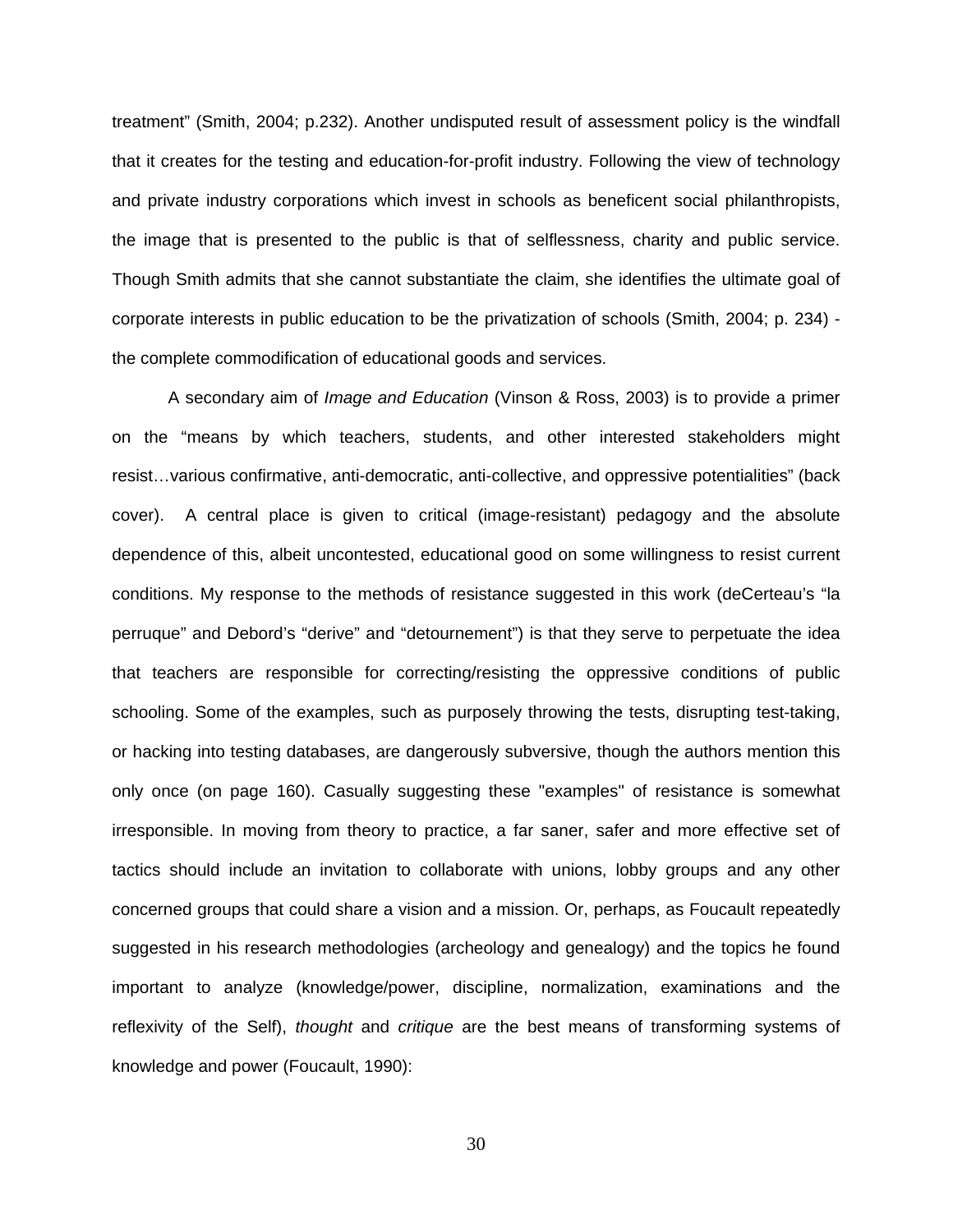treatment" (Smith, 2004; p.232). Another undisputed result of assessment policy is the windfall that it creates for the testing and education-for-profit industry. Following the view of technology and private industry corporations which invest in schools as beneficent social philanthropists, the image that is presented to the public is that of selflessness, charity and public service. Though Smith admits that she cannot substantiate the claim, she identifies the ultimate goal of corporate interests in public education to be the privatization of schools (Smith, 2004; p. 234) - the complete commodification of educational goods and services.

A secondary aim of *Image and Education* (Vinson & Ross, 2003) is to provide a primer on the "means by which teachers, students, and other interested stakeholders might resist…various confirmative, anti-democratic, anti-collective, and oppressive potentialities" (back cover). A central place is given to critical (image-resistant) pedagogy and the absolute dependence of this, albeit uncontested, educational good on some willingness to resist current conditions. My response to the methods of resistance suggested in this work (deCerteau's "la perruque" and Debord's "derive" and "detournement") is that they serve to perpetuate the idea that teachers are responsible for correcting/resisting the oppressive conditions of public schooling. Some of the examples, such as purposely throwing the tests, disrupting test-taking, or hacking into testing databases, are dangerously subversive, though the authors mention this only once (on page 160). Casually suggesting these "examples" of resistance is somewhat irresponsible. In moving from theory to practice, a far saner, safer and more effective set of tactics should include an invitation to collaborate with unions, lobby groups and any other concerned groups that could share a vision and a mission. Or, perhaps, as Foucault repeatedly suggested in his research methodologies (archeology and genealogy) and the topics he found important to analyze (knowledge/power, discipline, normalization, examinations and the reflexivity of the Self), *thought* and *critique* are the best means of transforming systems of knowledge and power (Foucault, 1990):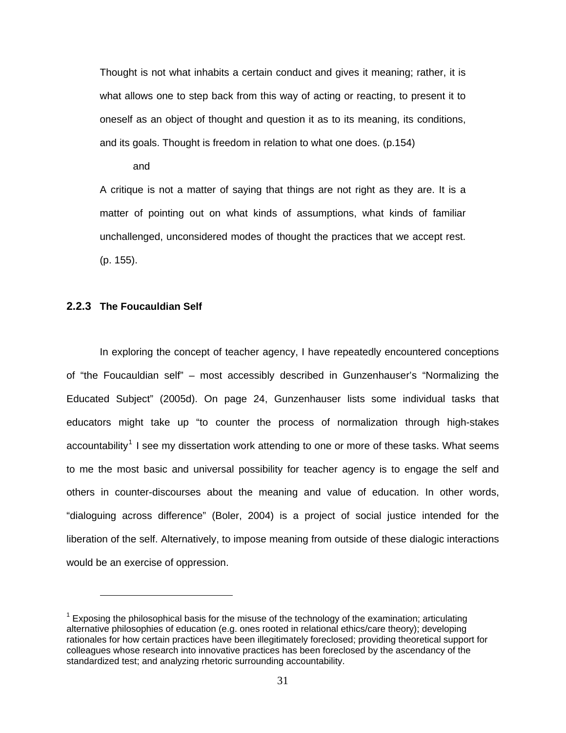> Thought is not what inhabits a certain conduct and gives it meaning; rather, it is what allows one to step back from this way of acting or reacting, to present it to oneself as an object of thought and question it as to its meaning, its conditions, and its goals. Thought is freedom in relation to what one does. (p.154)
>
> and
>
> A critique is not a matter of saying that things are not right as they are. It is a matter of pointing out on what kinds of assumptions, what kinds of familiar unchallenged, unconsidered modes of thought the practices that we accept rest. (p. 155).

### 2.2.3 The Foucauldian Self

In exploring the concept of teacher agency, I have repeatedly encountered conceptions of "the Foucauldian self" – most accessibly described in Gunzenhauser's "Normalizing the Educated Subject" (2005d). On page 24, Gunzenhauser lists some individual tasks that educators might take up "to counter the process of normalization through high-stakes accountability[1] I see my dissertation work attending to one or more of these tasks. What seems to me the most basic and universal possibility for teacher agency is to engage the self and others in counter-discourses about the meaning and value of education. In other words, "dialoguing across difference" (Boler, 2004) is a project of social justice intended for the liberation of the self. Alternatively, to impose meaning from outside of these dialogic interactions would be an exercise of oppression.

[1] Exposing the philosophical basis for the misuse of the technology of the examination; articulating alternative philosophies of education (e.g. ones rooted in relational ethics/care theory); developing rationales for how certain practices have been illegitimately foreclosed; providing theoretical support for colleagues whose research into innovative practices has been foreclosed by the ascendancy of the standardized test; and analyzing rhetoric surrounding accountability.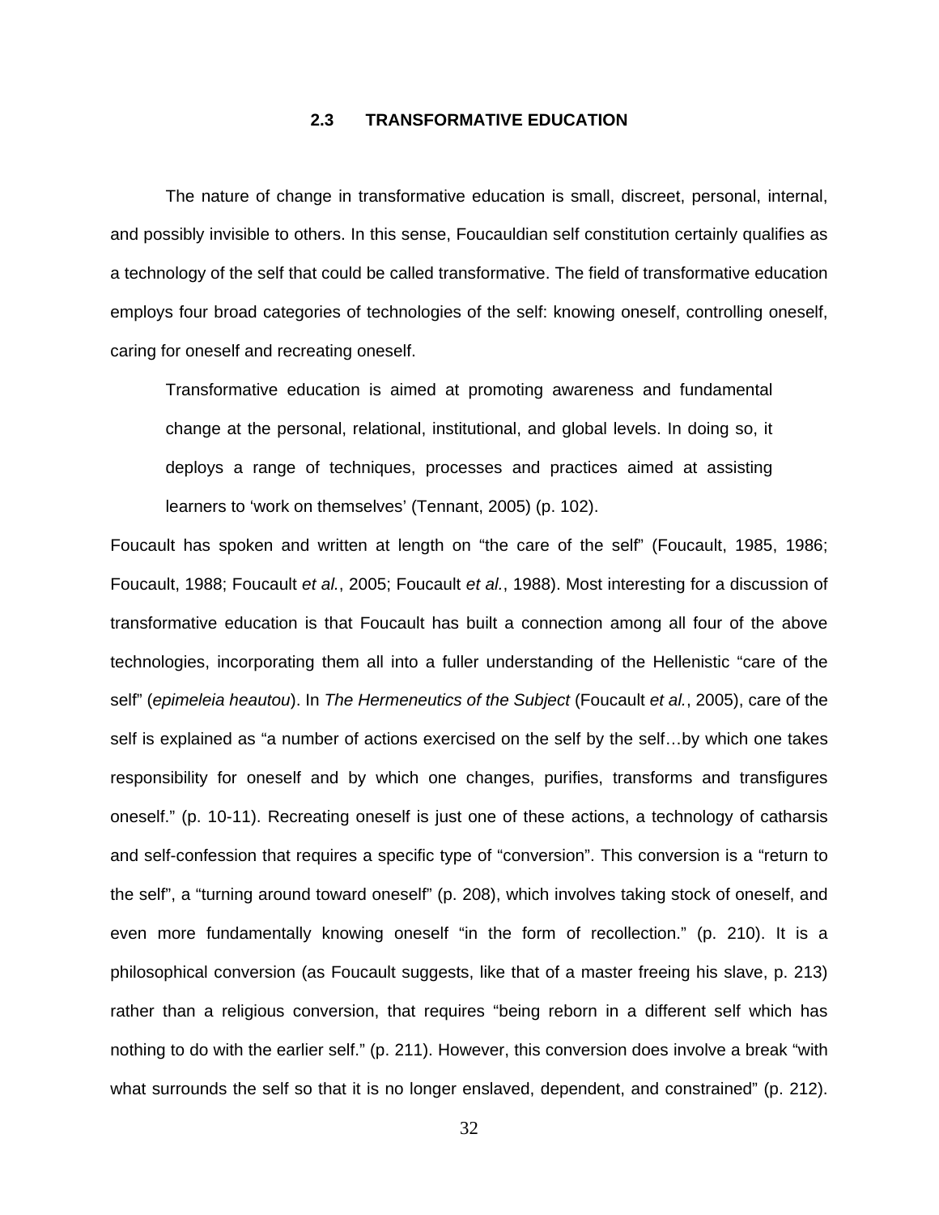## 2.3 TRANSFORMATIVE EDUCATION

The nature of change in transformative education is small, discreet, personal, internal, and possibly invisible to others. In this sense, Foucauldian self constitution certainly qualifies as a technology of the self that could be called transformative. The field of transformative education employs four broad categories of technologies of the self: knowing oneself, controlling oneself, caring for oneself and recreating oneself.

> Transformative education is aimed at promoting awareness and fundamental change at the personal, relational, institutional, and global levels. In doing so, it deploys a range of techniques, processes and practices aimed at assisting learners to 'work on themselves' (Tennant, 2005) (p. 102).

Foucault has spoken and written at length on "the care of the self" (Foucault, 1985, 1986; Foucault, 1988; Foucault *et al.*, 2005; Foucault *et al.*, 1988). Most interesting for a discussion of transformative education is that Foucault has built a connection among all four of the above technologies, incorporating them all into a fuller understanding of the Hellenistic "care of the self" (*epimeleia heautou*). In *The Hermeneutics of the Subject* (Foucault *et al.*, 2005), care of the self is explained as "a number of actions exercised on the self by the self…by which one takes responsibility for oneself and by which one changes, purifies, transforms and transfigures oneself." (p. 10-11). Recreating oneself is just one of these actions, a technology of catharsis and self-confession that requires a specific type of "conversion". This conversion is a "return to the self", a "turning around toward oneself" (p. 208), which involves taking stock of oneself, and even more fundamentally knowing oneself "in the form of recollection." (p. 210). It is a philosophical conversion (as Foucault suggests, like that of a master freeing his slave, p. 213) rather than a religious conversion, that requires "being reborn in a different self which has nothing to do with the earlier self." (p. 211). However, this conversion does involve a break "with what surrounds the self so that it is no longer enslaved, dependent, and constrained" (p. 212).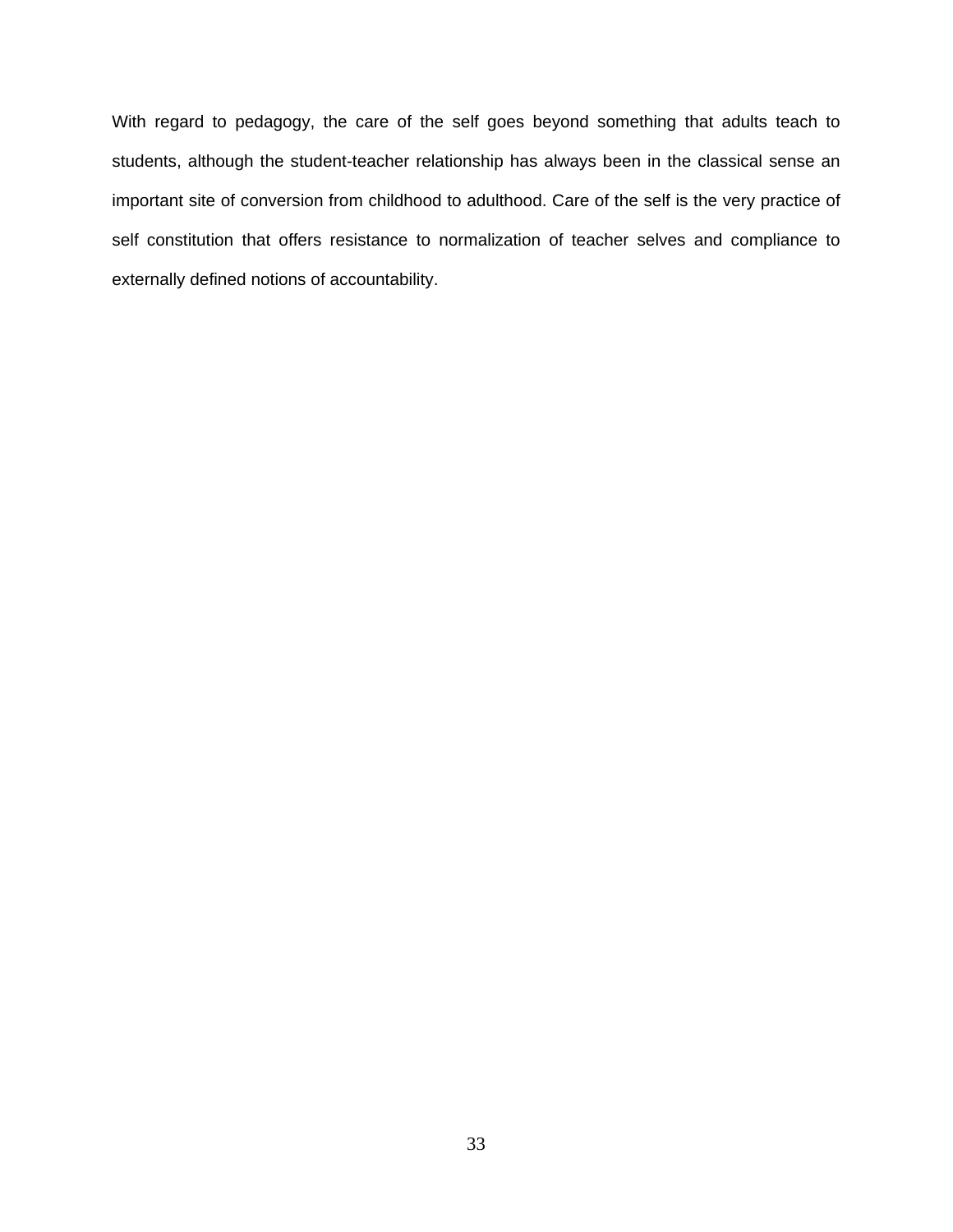With regard to pedagogy, the care of the self goes beyond something that adults teach to students, although the student-teacher relationship has always been in the classical sense an important site of conversion from childhood to adulthood. Care of the self is the very practice of self constitution that offers resistance to normalization of teacher selves and compliance to externally defined notions of accountability.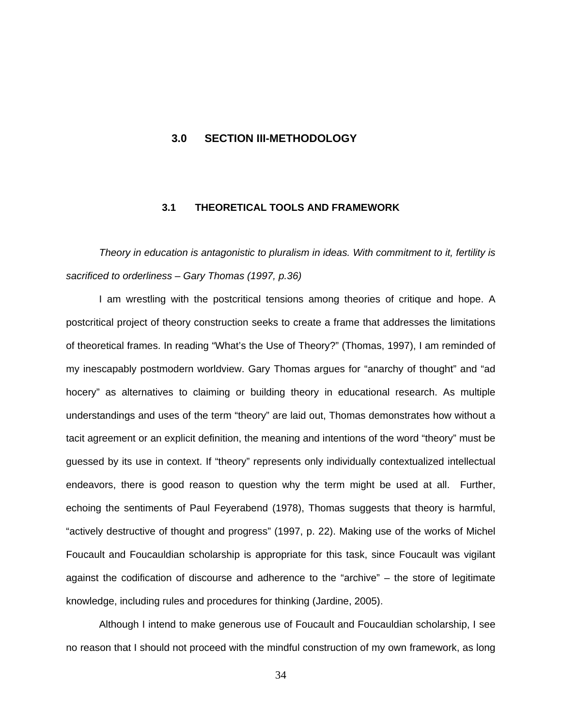# 3.0 SECTION III-METHODOLOGY

## 3.1 THEORETICAL TOOLS AND FRAMEWORK

*Theory in education is antagonistic to pluralism in ideas. With commitment to it, fertility is sacrificed to orderliness – Gary Thomas (1997, p.36)*

I am wrestling with the postcritical tensions among theories of critique and hope. A postcritical project of theory construction seeks to create a frame that addresses the limitations of theoretical frames. In reading "What's the Use of Theory?" (Thomas, 1997), I am reminded of my inescapably postmodern worldview. Gary Thomas argues for "anarchy of thought" and "ad hocery" as alternatives to claiming or building theory in educational research. As multiple understandings and uses of the term "theory" are laid out, Thomas demonstrates how without a tacit agreement or an explicit definition, the meaning and intentions of the word "theory" must be guessed by its use in context. If "theory" represents only individually contextualized intellectual endeavors, there is good reason to question why the term might be used at all. Further, echoing the sentiments of Paul Feyerabend (1978), Thomas suggests that theory is harmful, "actively destructive of thought and progress" (1997, p. 22). Making use of the works of Michel Foucault and Foucauldian scholarship is appropriate for this task, since Foucault was vigilant against the codification of discourse and adherence to the "archive" – the store of legitimate knowledge, including rules and procedures for thinking (Jardine, 2005).

Although I intend to make generous use of Foucault and Foucauldian scholarship, I see no reason that I should not proceed with the mindful construction of my own framework, as long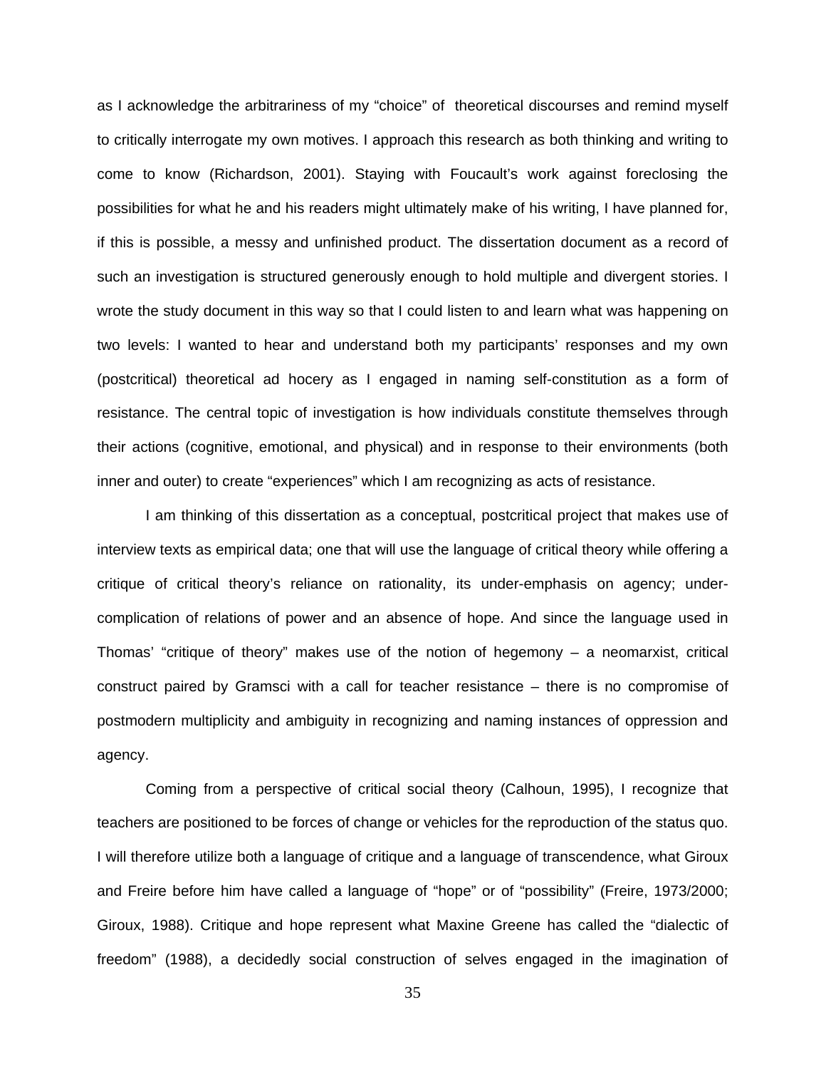as I acknowledge the arbitrariness of my "choice" of theoretical discourses and remind myself to critically interrogate my own motives. I approach this research as both thinking and writing to come to know (Richardson, 2001). Staying with Foucault's work against foreclosing the possibilities for what he and his readers might ultimately make of his writing, I have planned for, if this is possible, a messy and unfinished product. The dissertation document as a record of such an investigation is structured generously enough to hold multiple and divergent stories. I wrote the study document in this way so that I could listen to and learn what was happening on two levels: I wanted to hear and understand both my participants' responses and my own (postcritical) theoretical ad hocery as I engaged in naming self-constitution as a form of resistance. The central topic of investigation is how individuals constitute themselves through their actions (cognitive, emotional, and physical) and in response to their environments (both inner and outer) to create "experiences" which I am recognizing as acts of resistance.

I am thinking of this dissertation as a conceptual, postcritical project that makes use of interview texts as empirical data; one that will use the language of critical theory while offering a critique of critical theory's reliance on rationality, its under-emphasis on agency; under-complication of relations of power and an absence of hope. And since the language used in Thomas' "critique of theory" makes use of the notion of hegemony – a neomarxist, critical construct paired by Gramsci with a call for teacher resistance – there is no compromise of postmodern multiplicity and ambiguity in recognizing and naming instances of oppression and agency.

Coming from a perspective of critical social theory (Calhoun, 1995), I recognize that teachers are positioned to be forces of change or vehicles for the reproduction of the status quo. I will therefore utilize both a language of critique and a language of transcendence, what Giroux and Freire before him have called a language of "hope" or of "possibility" (Freire, 1973/2000; Giroux, 1988). Critique and hope represent what Maxine Greene has called the "dialectic of freedom" (1988), a decidedly social construction of selves engaged in the imagination of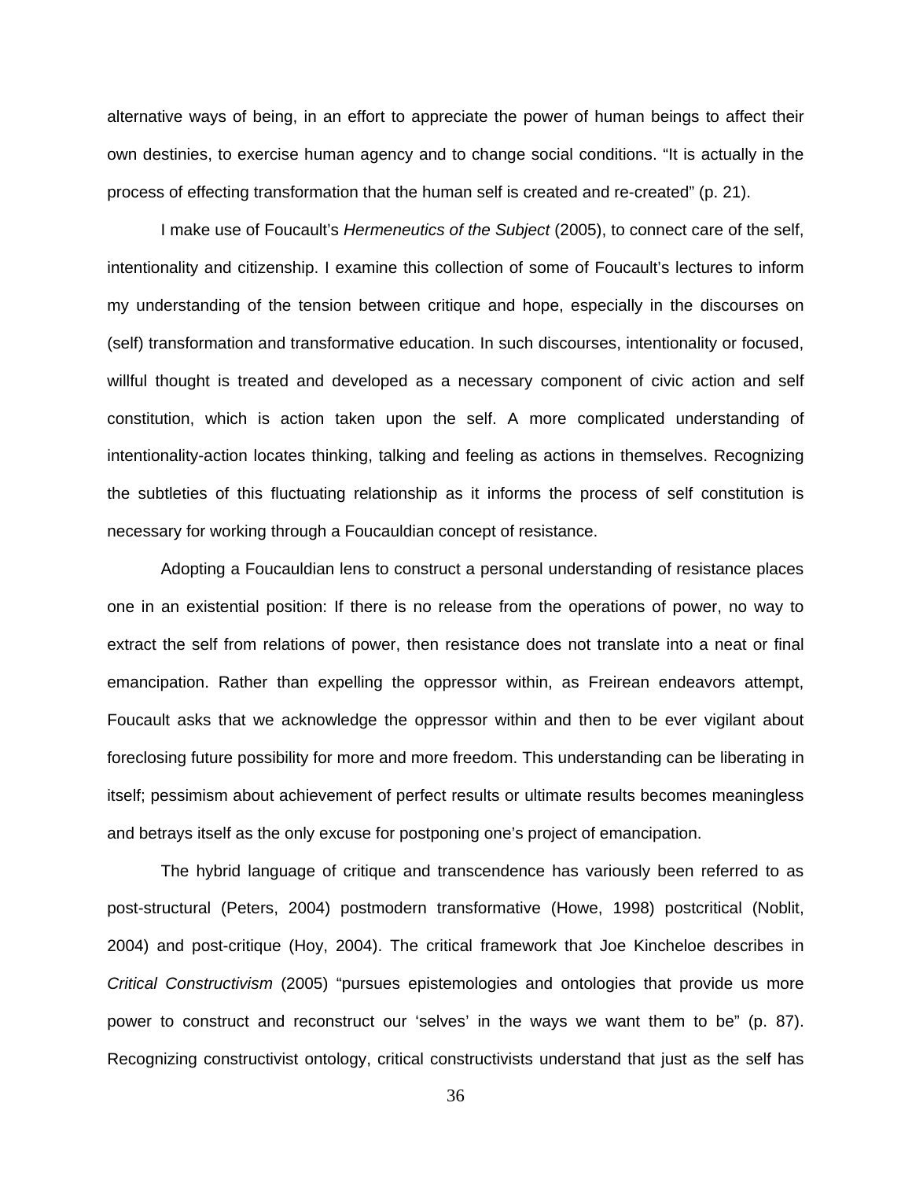alternative ways of being, in an effort to appreciate the power of human beings to affect their own destinies, to exercise human agency and to change social conditions. "It is actually in the process of effecting transformation that the human self is created and re-created" (p. 21).

I make use of Foucault's *Hermeneutics of the Subject* (2005), to connect care of the self, intentionality and citizenship. I examine this collection of some of Foucault's lectures to inform my understanding of the tension between critique and hope, especially in the discourses on (self) transformation and transformative education. In such discourses, intentionality or focused, willful thought is treated and developed as a necessary component of civic action and self constitution, which is action taken upon the self. A more complicated understanding of intentionality-action locates thinking, talking and feeling as actions in themselves. Recognizing the subtleties of this fluctuating relationship as it informs the process of self constitution is necessary for working through a Foucauldian concept of resistance.

Adopting a Foucauldian lens to construct a personal understanding of resistance places one in an existential position: If there is no release from the operations of power, no way to extract the self from relations of power, then resistance does not translate into a neat or final emancipation. Rather than expelling the oppressor within, as Freirean endeavors attempt, Foucault asks that we acknowledge the oppressor within and then to be ever vigilant about foreclosing future possibility for more and more freedom. This understanding can be liberating in itself; pessimism about achievement of perfect results or ultimate results becomes meaningless and betrays itself as the only excuse for postponing one's project of emancipation.

The hybrid language of critique and transcendence has variously been referred to as post-structural (Peters, 2004) postmodern transformative (Howe, 1998) postcritical (Noblit, 2004) and post-critique (Hoy, 2004). The critical framework that Joe Kincheloe describes in *Critical Constructivism* (2005) "pursues epistemologies and ontologies that provide us more power to construct and reconstruct our 'selves' in the ways we want them to be" (p. 87). Recognizing constructivist ontology, critical constructivists understand that just as the self has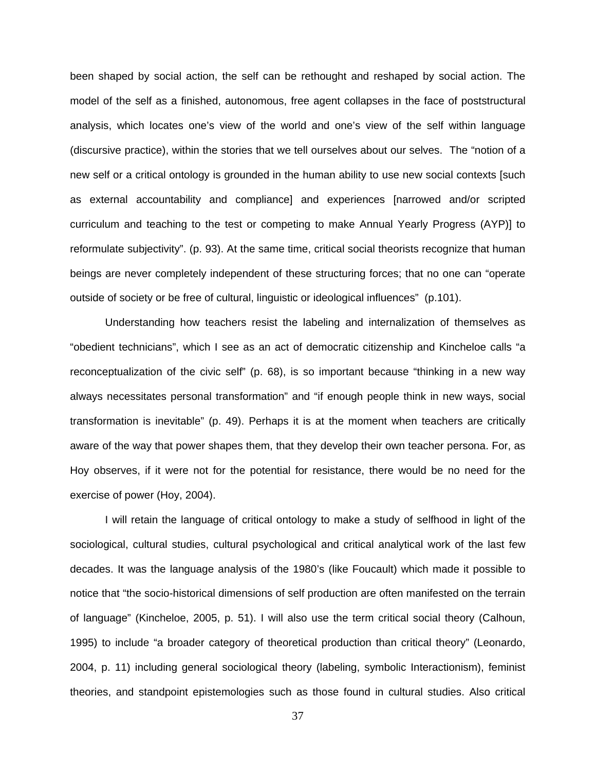been shaped by social action, the self can be rethought and reshaped by social action. The model of the self as a finished, autonomous, free agent collapses in the face of poststructural analysis, which locates one's view of the world and one's view of the self within language (discursive practice), within the stories that we tell ourselves about our selves. The "notion of a new self or a critical ontology is grounded in the human ability to use new social contexts [such as external accountability and compliance] and experiences [narrowed and/or scripted curriculum and teaching to the test or competing to make Annual Yearly Progress (AYP)] to reformulate subjectivity". (p. 93). At the same time, critical social theorists recognize that human beings are never completely independent of these structuring forces; that no one can "operate outside of society or be free of cultural, linguistic or ideological influences" (p.101).

Understanding how teachers resist the labeling and internalization of themselves as "obedient technicians", which I see as an act of democratic citizenship and Kincheloe calls "a reconceptualization of the civic self" (p. 68), is so important because "thinking in a new way always necessitates personal transformation" and "if enough people think in new ways, social transformation is inevitable" (p. 49). Perhaps it is at the moment when teachers are critically aware of the way that power shapes them, that they develop their own teacher persona. For, as Hoy observes, if it were not for the potential for resistance, there would be no need for the exercise of power (Hoy, 2004).

I will retain the language of critical ontology to make a study of selfhood in light of the sociological, cultural studies, cultural psychological and critical analytical work of the last few decades. It was the language analysis of the 1980's (like Foucault) which made it possible to notice that "the socio-historical dimensions of self production are often manifested on the terrain of language" (Kincheloe, 2005, p. 51). I will also use the term critical social theory (Calhoun, 1995) to include "a broader category of theoretical production than critical theory" (Leonardo, 2004, p. 11) including general sociological theory (labeling, symbolic Interactionism), feminist theories, and standpoint epistemologies such as those found in cultural studies. Also critical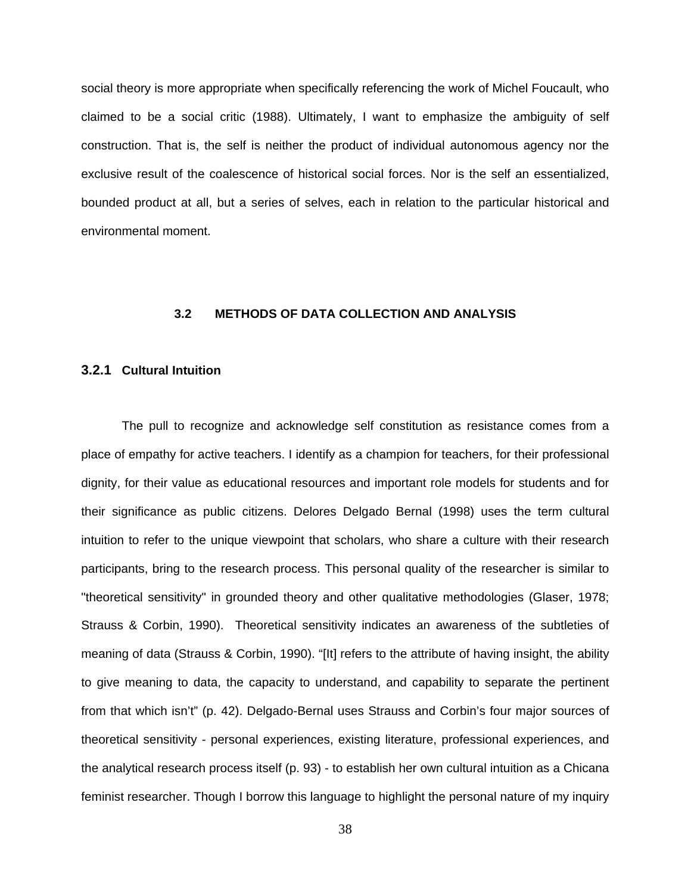social theory is more appropriate when specifically referencing the work of Michel Foucault, who claimed to be a social critic (1988). Ultimately, I want to emphasize the ambiguity of self construction. That is, the self is neither the product of individual autonomous agency nor the exclusive result of the coalescence of historical social forces. Nor is the self an essentialized, bounded product at all, but a series of selves, each in relation to the particular historical and environmental moment.

## 3.2 METHODS OF DATA COLLECTION AND ANALYSIS

### 3.2.1 Cultural Intuition

The pull to recognize and acknowledge self constitution as resistance comes from a place of empathy for active teachers. I identify as a champion for teachers, for their professional dignity, for their value as educational resources and important role models for students and for their significance as public citizens. Delores Delgado Bernal (1998) uses the term cultural intuition to refer to the unique viewpoint that scholars, who share a culture with their research participants, bring to the research process. This personal quality of the researcher is similar to "theoretical sensitivity" in grounded theory and other qualitative methodologies (Glaser, 1978; Strauss & Corbin, 1990). Theoretical sensitivity indicates an awareness of the subtleties of meaning of data (Strauss & Corbin, 1990). "[It] refers to the attribute of having insight, the ability to give meaning to data, the capacity to understand, and capability to separate the pertinent from that which isn't" (p. 42). Delgado-Bernal uses Strauss and Corbin's four major sources of theoretical sensitivity - personal experiences, existing literature, professional experiences, and the analytical research process itself (p. 93) - to establish her own cultural intuition as a Chicana feminist researcher. Though I borrow this language to highlight the personal nature of my inquiry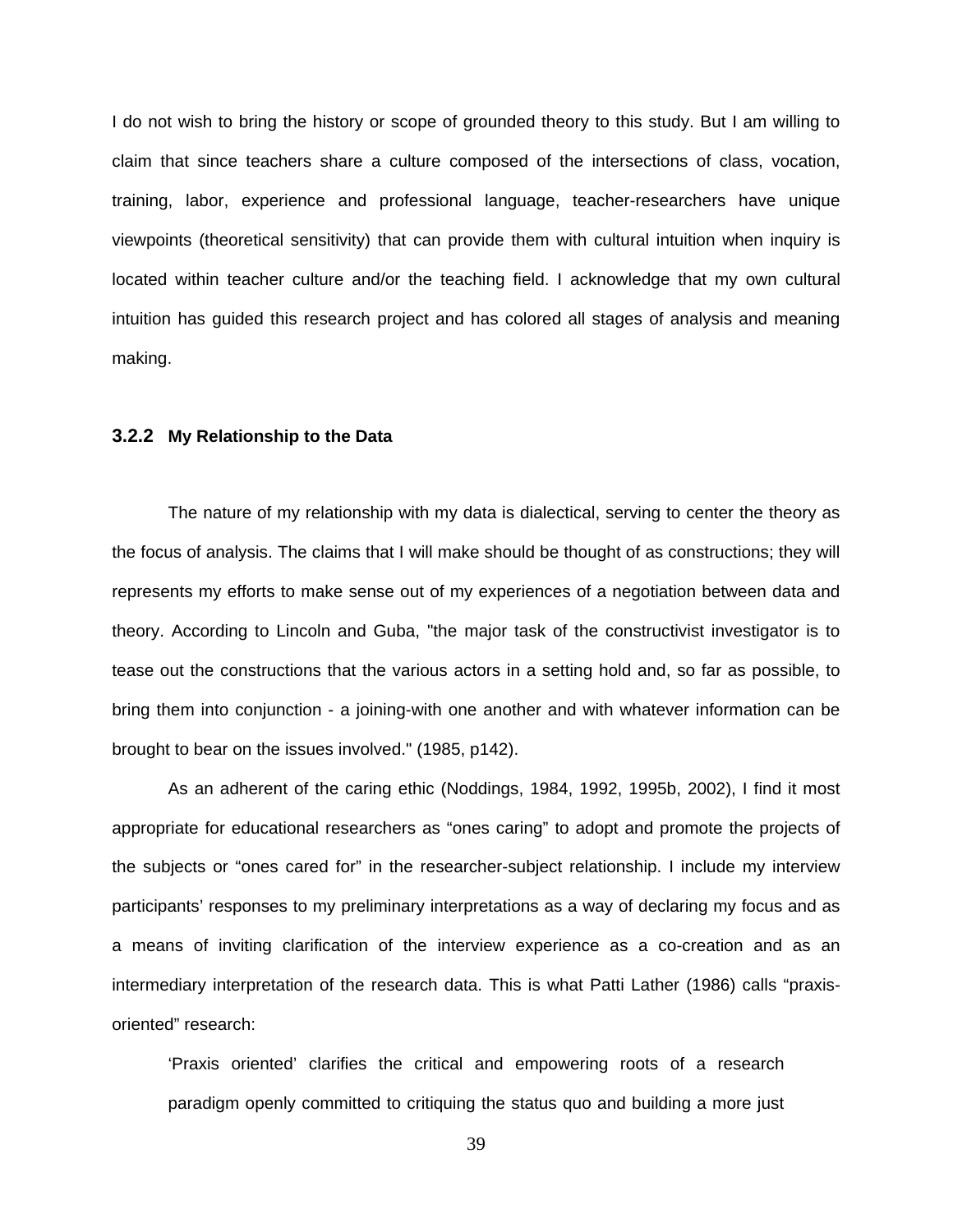I do not wish to bring the history or scope of grounded theory to this study. But I am willing to claim that since teachers share a culture composed of the intersections of class, vocation, training, labor, experience and professional language, teacher-researchers have unique viewpoints (theoretical sensitivity) that can provide them with cultural intuition when inquiry is located within teacher culture and/or the teaching field. I acknowledge that my own cultural intuition has guided this research project and has colored all stages of analysis and meaning making.

### 3.2.2 My Relationship to the Data

The nature of my relationship with my data is dialectical, serving to center the theory as the focus of analysis. The claims that I will make should be thought of as constructions; they will represents my efforts to make sense out of my experiences of a negotiation between data and theory. According to Lincoln and Guba, "the major task of the constructivist investigator is to tease out the constructions that the various actors in a setting hold and, so far as possible, to bring them into conjunction - a joining-with one another and with whatever information can be brought to bear on the issues involved." (1985, p142).

As an adherent of the caring ethic (Noddings, 1984, 1992, 1995b, 2002), I find it most appropriate for educational researchers as “ones caring” to adopt and promote the projects of the subjects or “ones cared for” in the researcher-subject relationship. I include my interview participants’ responses to my preliminary interpretations as a way of declaring my focus and as a means of inviting clarification of the interview experience as a co-creation and as an intermediary interpretation of the research data. This is what Patti Lather (1986) calls “praxis-oriented” research:

> ‘Praxis oriented’ clarifies the critical and empowering roots of a research paradigm openly committed to critiquing the status quo and building a more just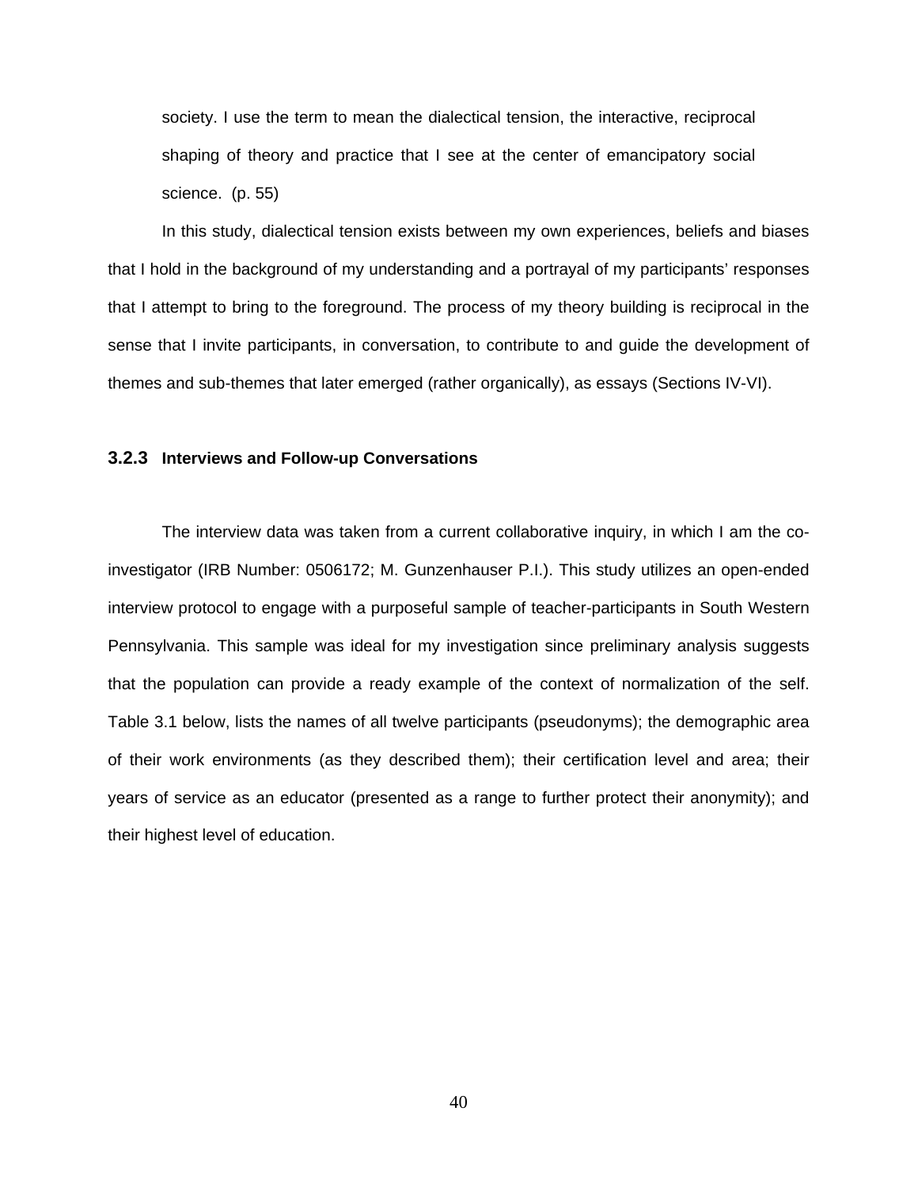> society. I use the term to mean the dialectical tension, the interactive, reciprocal shaping of theory and practice that I see at the center of emancipatory social science. (p. 55)

In this study, dialectical tension exists between my own experiences, beliefs and biases that I hold in the background of my understanding and a portrayal of my participants' responses that I attempt to bring to the foreground. The process of my theory building is reciprocal in the sense that I invite participants, in conversation, to contribute to and guide the development of themes and sub-themes that later emerged (rather organically), as essays (Sections IV-VI).

### 3.2.3 Interviews and Follow-up Conversations

The interview data was taken from a current collaborative inquiry, in which I am the co-investigator (IRB Number: 0506172; M. Gunzenhauser P.I.). This study utilizes an open-ended interview protocol to engage with a purposeful sample of teacher-participants in South Western Pennsylvania. This sample was ideal for my investigation since preliminary analysis suggests that the population can provide a ready example of the context of normalization of the self. Table 3.1 below, lists the names of all twelve participants (pseudonyms); the demographic area of their work environments (as they described them); their certification level and area; their years of service as an educator (presented as a range to further protect their anonymity); and their highest level of education.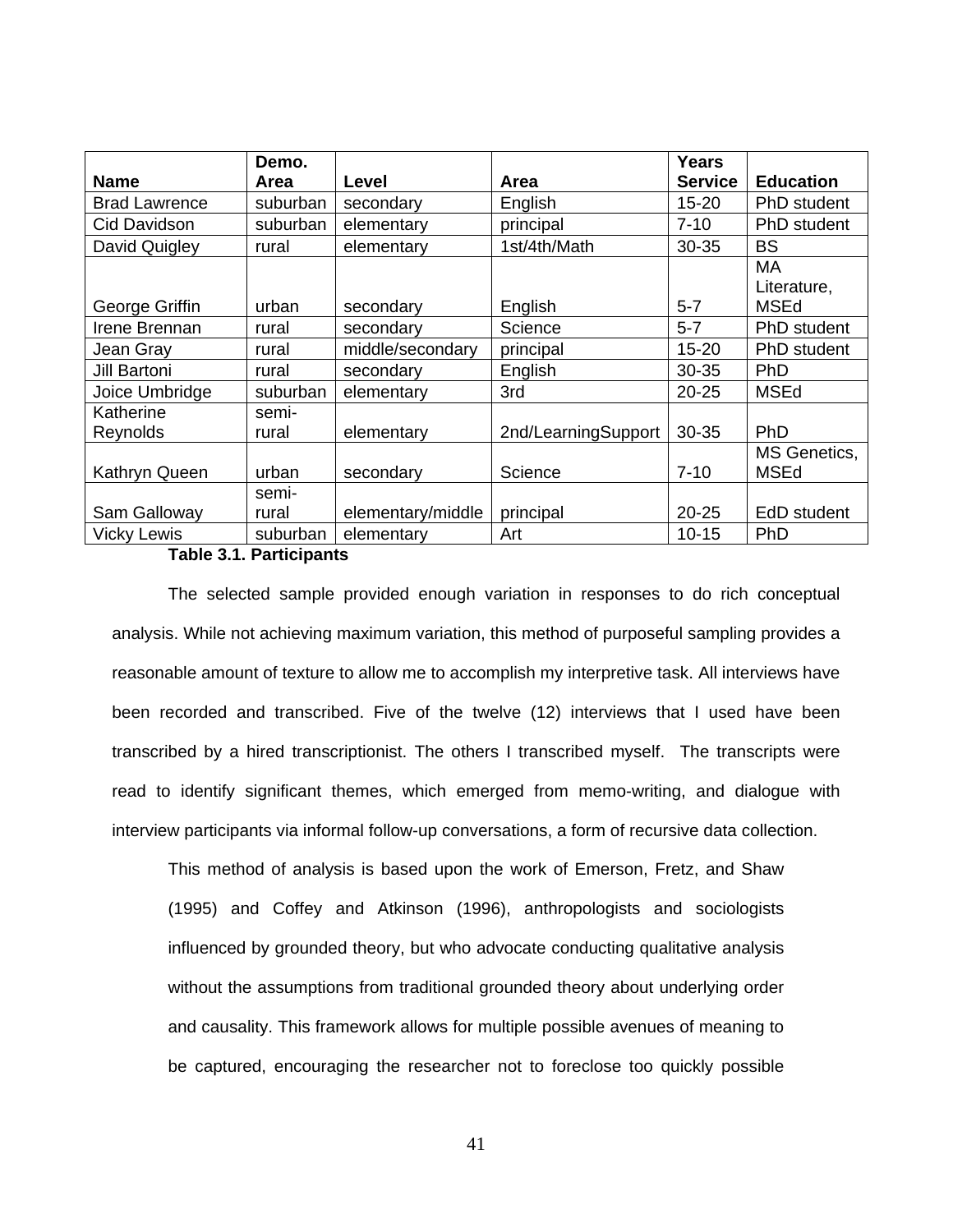| Name | Demo. Area | Level | Area | Years Service | Education |
|---|---|---|---|---|---|
| Brad Lawrence | suburban | secondary | English | 15-20 | PhD student |
| Cid Davidson | suburban | elementary | principal | 7-10 | PhD student |
| David Quigley | rural | elementary | 1st/4th/Math | 30-35 | BS |
| George Griffin | urban | secondary | English | 5-7 | MA Literature, MSEd |
| Irene Brennan | rural | secondary | Science | 5-7 | PhD student |
| Jean Gray | rural | middle/secondary | principal | 15-20 | PhD student |
| Jill Bartoni | rural | secondary | English | 30-35 | PhD |
| Joice Umbridge | suburban | elementary | 3rd | 20-25 | MSEd |
| Katherine Reynolds | semi-rural | elementary | 2nd/LearningSupport | 30-35 | PhD |
| Kathryn Queen | urban | secondary | Science | 7-10 | MS Genetics, MSEd |
| Sam Galloway | semi-rural | elementary/middle | principal | 20-25 | EdD student |
| Vicky Lewis | suburban | elementary | Art | 10-15 | PhD |

**Table 3.1. Participants**

The selected sample provided enough variation in responses to do rich conceptual analysis. While not achieving maximum variation, this method of purposeful sampling provides a reasonable amount of texture to allow me to accomplish my interpretive task. All interviews have been recorded and transcribed. Five of the twelve (12) interviews that I used have been transcribed by a hired transcriptionist. The others I transcribed myself. The transcripts were read to identify significant themes, which emerged from memo-writing, and dialogue with interview participants via informal follow-up conversations, a form of recursive data collection.

> This method of analysis is based upon the work of Emerson, Fretz, and Shaw (1995) and Coffey and Atkinson (1996), anthropologists and sociologists influenced by grounded theory, but who advocate conducting qualitative analysis without the assumptions from traditional grounded theory about underlying order and causality. This framework allows for multiple possible avenues of meaning to be captured, encouraging the researcher not to foreclose too quickly possible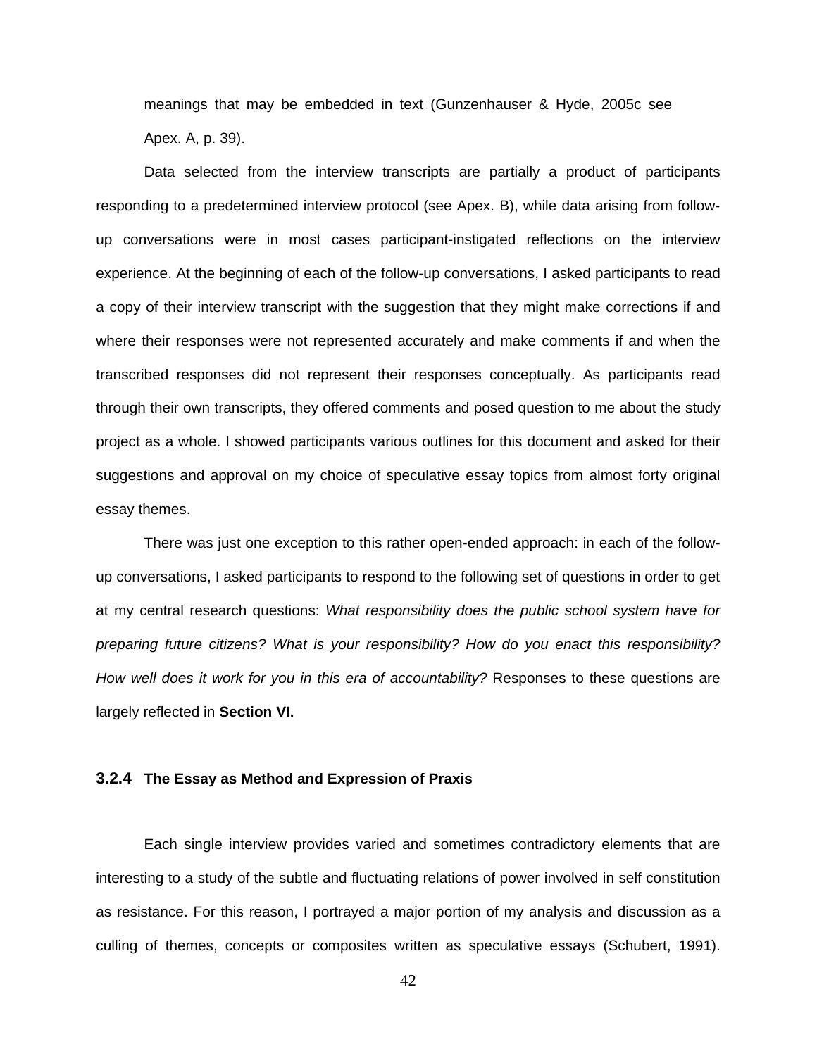meanings that may be embedded in text (Gunzenhauser & Hyde, 2005c see Apex. A, p. 39).

Data selected from the interview transcripts are partially a product of participants responding to a predetermined interview protocol (see Apex. B), while data arising from follow-up conversations were in most cases participant-instigated reflections on the interview experience. At the beginning of each of the follow-up conversations, I asked participants to read a copy of their interview transcript with the suggestion that they might make corrections if and where their responses were not represented accurately and make comments if and when the transcribed responses did not represent their responses conceptually. As participants read through their own transcripts, they offered comments and posed question to me about the study project as a whole. I showed participants various outlines for this document and asked for their suggestions and approval on my choice of speculative essay topics from almost forty original essay themes.

There was just one exception to this rather open-ended approach: in each of the follow-up conversations, I asked participants to respond to the following set of questions in order to get at my central research questions: *What responsibility does the public school system have for preparing future citizens? What is your responsibility? How do you enact this responsibility? How well does it work for you in this era of accountability?* Responses to these questions are largely reflected in **Section VI.**

### 3.2.4 The Essay as Method and Expression of Praxis

Each single interview provides varied and sometimes contradictory elements that are interesting to a study of the subtle and fluctuating relations of power involved in self constitution as resistance. For this reason, I portrayed a major portion of my analysis and discussion as a culling of themes, concepts or composites written as speculative essays (Schubert, 1991).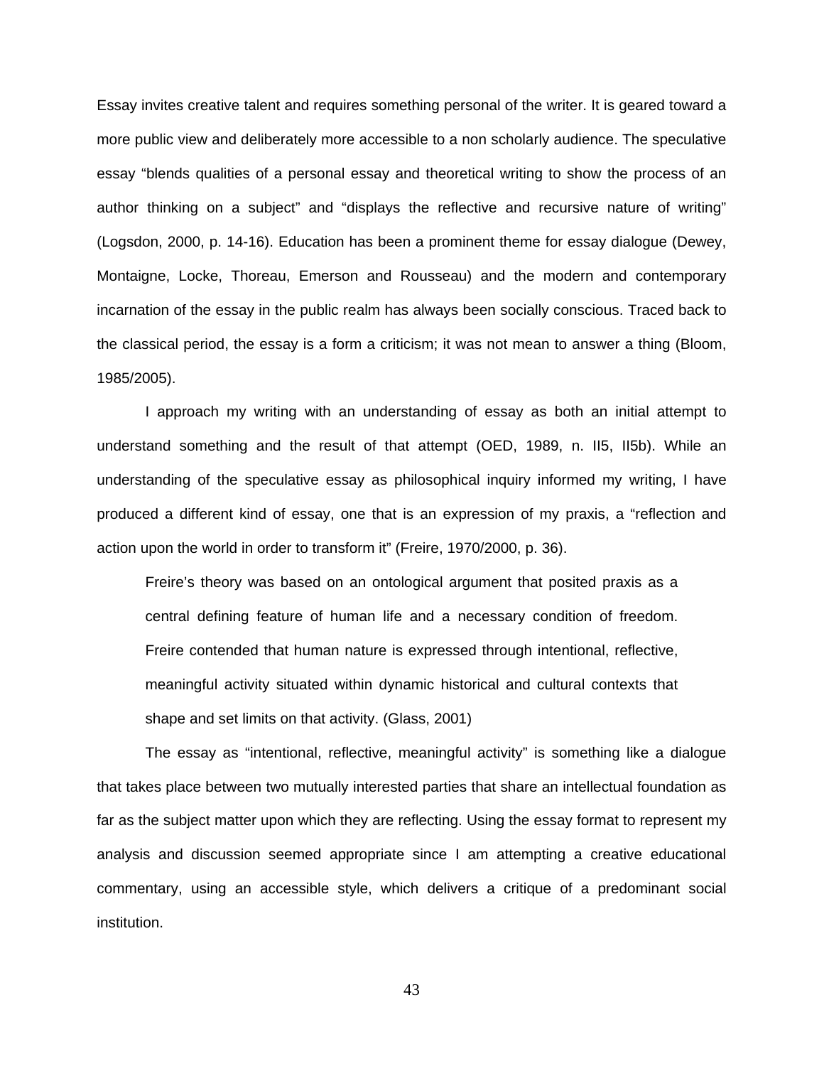Essay invites creative talent and requires something personal of the writer. It is geared toward a more public view and deliberately more accessible to a non scholarly audience. The speculative essay "blends qualities of a personal essay and theoretical writing to show the process of an author thinking on a subject" and "displays the reflective and recursive nature of writing" (Logsdon, 2000, p. 14-16). Education has been a prominent theme for essay dialogue (Dewey, Montaigne, Locke, Thoreau, Emerson and Rousseau) and the modern and contemporary incarnation of the essay in the public realm has always been socially conscious. Traced back to the classical period, the essay is a form a criticism; it was not mean to answer a thing (Bloom, 1985/2005).

I approach my writing with an understanding of essay as both an initial attempt to understand something and the result of that attempt (OED, 1989, n. II5, II5b). While an understanding of the speculative essay as philosophical inquiry informed my writing, I have produced a different kind of essay, one that is an expression of my praxis, a "reflection and action upon the world in order to transform it" (Freire, 1970/2000, p. 36).

> Freire's theory was based on an ontological argument that posited praxis as a central defining feature of human life and a necessary condition of freedom. Freire contended that human nature is expressed through intentional, reflective, meaningful activity situated within dynamic historical and cultural contexts that shape and set limits on that activity. (Glass, 2001)

The essay as "intentional, reflective, meaningful activity" is something like a dialogue that takes place between two mutually interested parties that share an intellectual foundation as far as the subject matter upon which they are reflecting. Using the essay format to represent my analysis and discussion seemed appropriate since I am attempting a creative educational commentary, using an accessible style, which delivers a critique of a predominant social institution.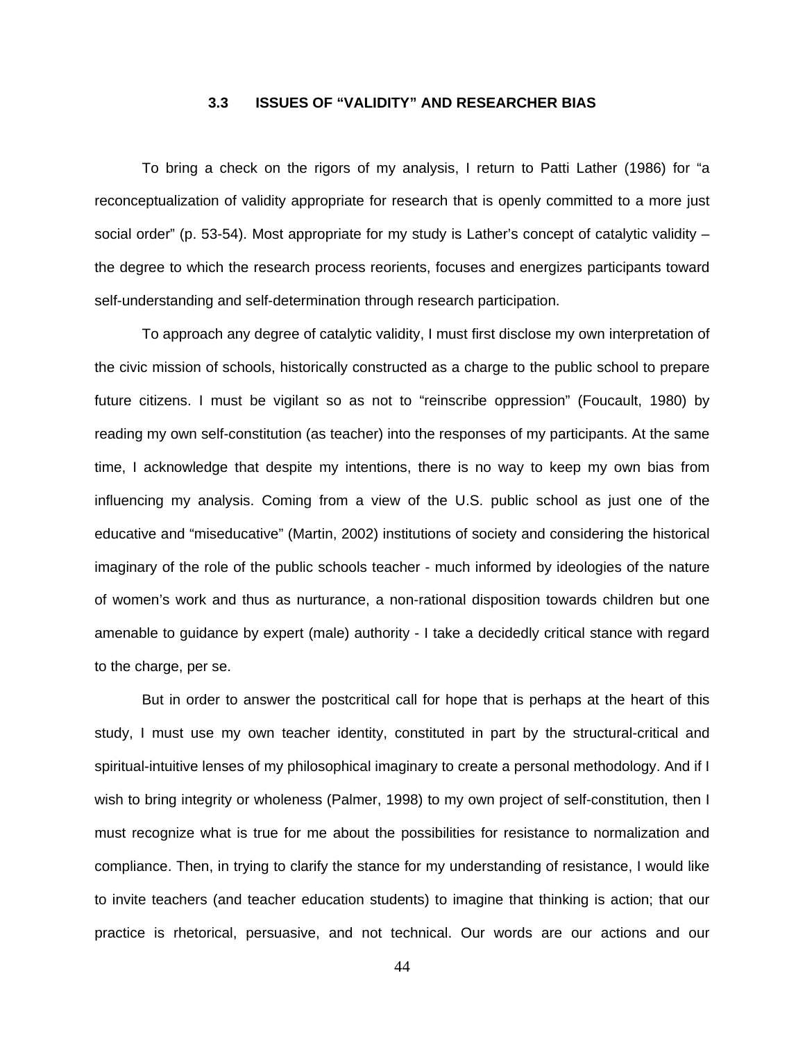### 3.3 ISSUES OF “VALIDITY” AND RESEARCHER BIAS

To bring a check on the rigors of my analysis, I return to Patti Lather (1986) for “a reconceptualization of validity appropriate for research that is openly committed to a more just social order” (p. 53-54). Most appropriate for my study is Lather’s concept of catalytic validity – the degree to which the research process reorients, focuses and energizes participants toward self-understanding and self-determination through research participation.

To approach any degree of catalytic validity, I must first disclose my own interpretation of the civic mission of schools, historically constructed as a charge to the public school to prepare future citizens. I must be vigilant so as not to “reinscribe oppression” (Foucault, 1980) by reading my own self-constitution (as teacher) into the responses of my participants. At the same time, I acknowledge that despite my intentions, there is no way to keep my own bias from influencing my analysis. Coming from a view of the U.S. public school as just one of the educative and “miseducative” (Martin, 2002) institutions of society and considering the historical imaginary of the role of the public schools teacher - much informed by ideologies of the nature of women’s work and thus as nurturance, a non-rational disposition towards children but one amenable to guidance by expert (male) authority - I take a decidedly critical stance with regard to the charge, per se.

But in order to answer the postcritical call for hope that is perhaps at the heart of this study, I must use my own teacher identity, constituted in part by the structural-critical and spiritual-intuitive lenses of my philosophical imaginary to create a personal methodology. And if I wish to bring integrity or wholeness (Palmer, 1998) to my own project of self-constitution, then I must recognize what is true for me about the possibilities for resistance to normalization and compliance. Then, in trying to clarify the stance for my understanding of resistance, I would like to invite teachers (and teacher education students) to imagine that thinking is action; that our practice is rhetorical, persuasive, and not technical. Our words are our actions and our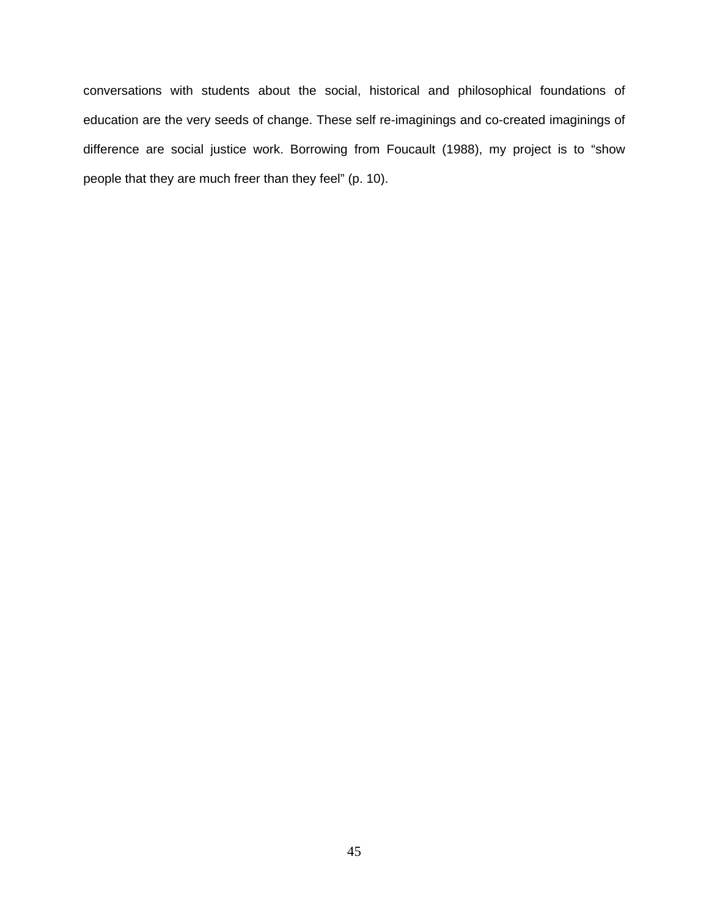conversations with students about the social, historical and philosophical foundations of education are the very seeds of change. These self re-imaginings and co-created imaginings of difference are social justice work. Borrowing from Foucault (1988), my project is to "show people that they are much freer than they feel" (p. 10).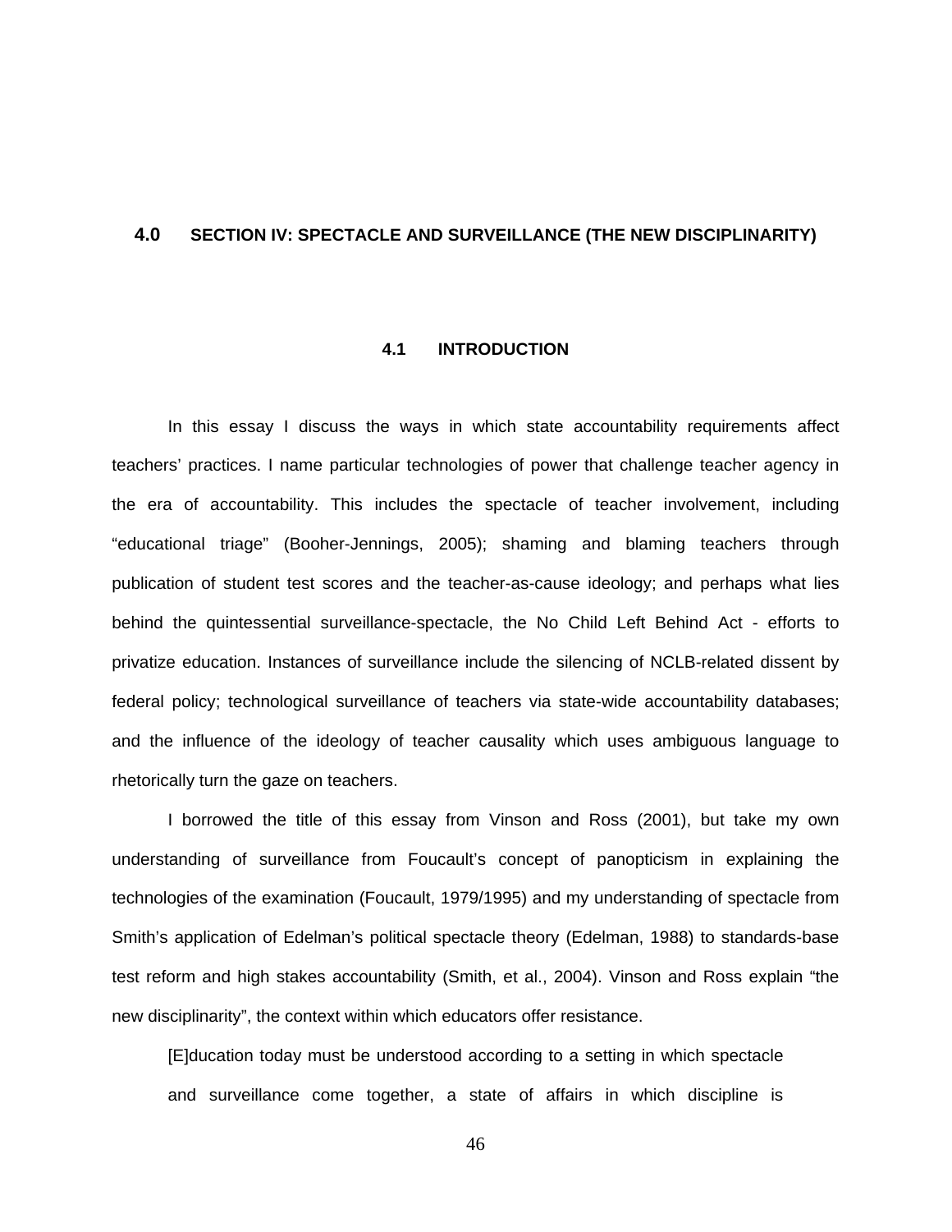# 4.0 SECTION IV: SPECTACLE AND SURVEILLANCE (THE NEW DISCIPLINARITY)

## 4.1 INTRODUCTION

In this essay I discuss the ways in which state accountability requirements affect teachers' practices. I name particular technologies of power that challenge teacher agency in the era of accountability. This includes the spectacle of teacher involvement, including "educational triage" (Booher-Jennings, 2005); shaming and blaming teachers through publication of student test scores and the teacher-as-cause ideology; and perhaps what lies behind the quintessential surveillance-spectacle, the No Child Left Behind Act - efforts to privatize education. Instances of surveillance include the silencing of NCLB-related dissent by federal policy; technological surveillance of teachers via state-wide accountability databases; and the influence of the ideology of teacher causality which uses ambiguous language to rhetorically turn the gaze on teachers.

I borrowed the title of this essay from Vinson and Ross (2001), but take my own understanding of surveillance from Foucault's concept of panopticism in explaining the technologies of the examination (Foucault, 1979/1995) and my understanding of spectacle from Smith's application of Edelman's political spectacle theory (Edelman, 1988) to standards-base test reform and high stakes accountability (Smith, et al., 2004). Vinson and Ross explain "the new disciplinarity", the context within which educators offer resistance.

> [E]ducation today must be understood according to a setting in which spectacle and surveillance come together, a state of affairs in which discipline is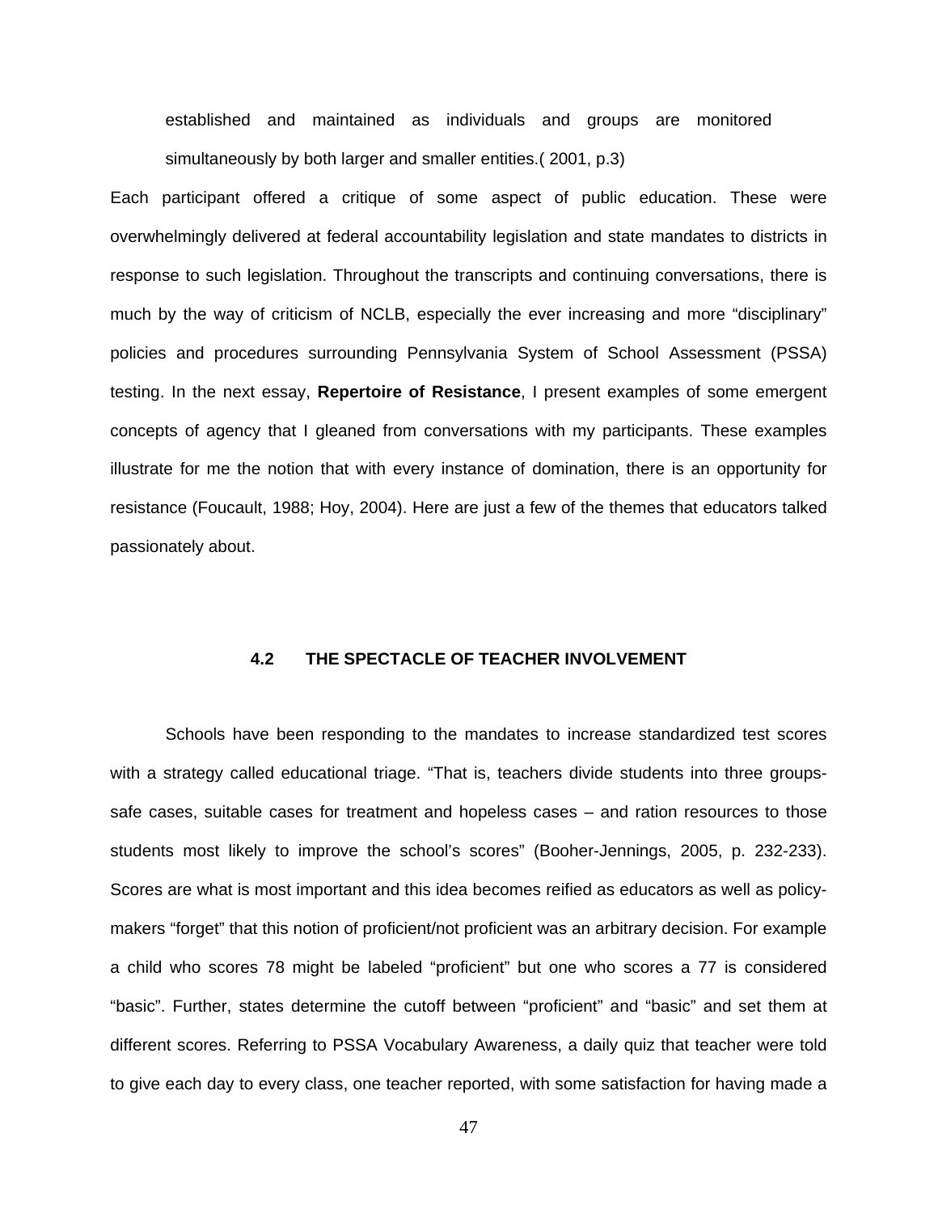> established and maintained as individuals and groups are monitored simultaneously by both larger and smaller entities.( 2001, p.3)

Each participant offered a critique of some aspect of public education. These were overwhelmingly delivered at federal accountability legislation and state mandates to districts in response to such legislation. Throughout the transcripts and continuing conversations, there is much by the way of criticism of NCLB, especially the ever increasing and more “disciplinary” policies and procedures surrounding Pennsylvania System of School Assessment (PSSA) testing. In the next essay, **Repertoire of Resistance**, I present examples of some emergent concepts of agency that I gleaned from conversations with my participants. These examples illustrate for me the notion that with every instance of domination, there is an opportunity for resistance (Foucault, 1988; Hoy, 2004). Here are just a few of the themes that educators talked passionately about.

## 4.2 THE SPECTACLE OF TEACHER INVOLVEMENT

Schools have been responding to the mandates to increase standardized test scores with a strategy called educational triage. “That is, teachers divide students into three groups-safe cases, suitable cases for treatment and hopeless cases – and ration resources to those students most likely to improve the school’s scores” (Booher-Jennings, 2005, p. 232-233). Scores are what is most important and this idea becomes reified as educators as well as policy-makers “forget” that this notion of proficient/not proficient was an arbitrary decision. For example a child who scores 78 might be labeled “proficient” but one who scores a 77 is considered “basic”. Further, states determine the cutoff between “proficient” and “basic” and set them at different scores. Referring to PSSA Vocabulary Awareness, a daily quiz that teacher were told to give each day to every class, one teacher reported, with some satisfaction for having made a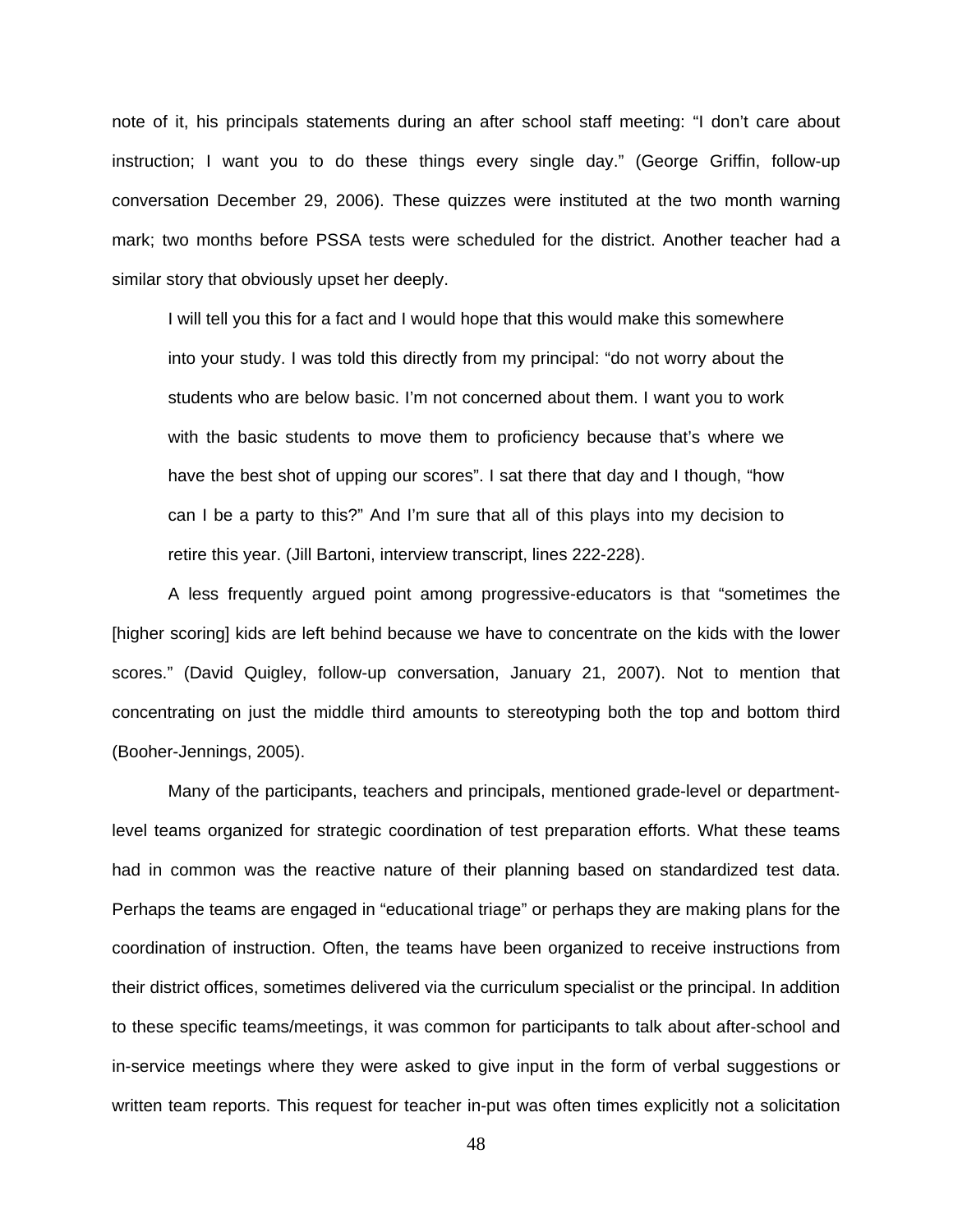note of it, his principals statements during an after school staff meeting: “I don’t care about instruction; I want you to do these things every single day.” (George Griffin, follow-up conversation December 29, 2006). These quizzes were instituted at the two month warning mark; two months before PSSA tests were scheduled for the district. Another teacher had a similar story that obviously upset her deeply.

> I will tell you this for a fact and I would hope that this would make this somewhere into your study. I was told this directly from my principal: “do not worry about the students who are below basic. I’m not concerned about them. I want you to work with the basic students to move them to proficiency because that’s where we have the best shot of upping our scores”. I sat there that day and I though, “how can I be a party to this?” And I’m sure that all of this plays into my decision to retire this year. (Jill Bartoni, interview transcript, lines 222-228).

A less frequently argued point among progressive-educators is that “sometimes the [higher scoring] kids are left behind because we have to concentrate on the kids with the lower scores.” (David Quigley, follow-up conversation, January 21, 2007). Not to mention that concentrating on just the middle third amounts to stereotyping both the top and bottom third (Booher-Jennings, 2005).

Many of the participants, teachers and principals, mentioned grade-level or department-level teams organized for strategic coordination of test preparation efforts. What these teams had in common was the reactive nature of their planning based on standardized test data. Perhaps the teams are engaged in “educational triage” or perhaps they are making plans for the coordination of instruction. Often, the teams have been organized to receive instructions from their district offices, sometimes delivered via the curriculum specialist or the principal. In addition to these specific teams/meetings, it was common for participants to talk about after-school and in-service meetings where they were asked to give input in the form of verbal suggestions or written team reports. This request for teacher in-put was often times explicitly not a solicitation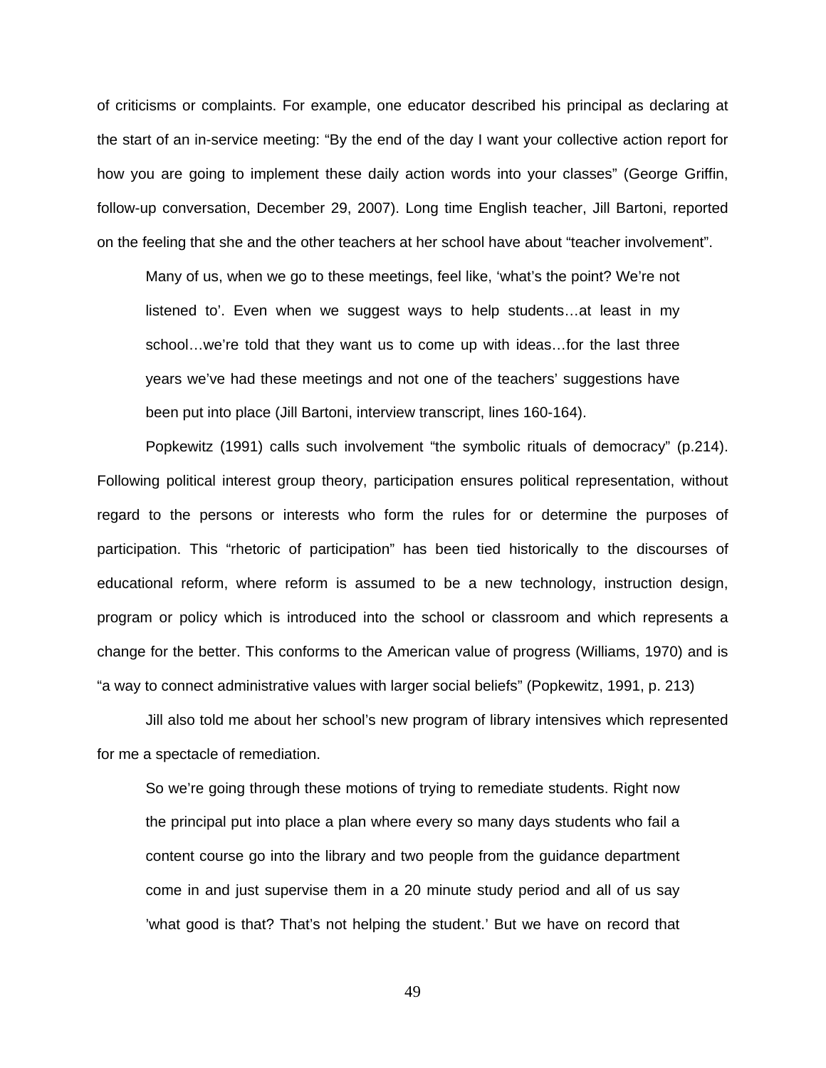of criticisms or complaints. For example, one educator described his principal as declaring at the start of an in-service meeting: “By the end of the day I want your collective action report for how you are going to implement these daily action words into your classes” (George Griffin, follow-up conversation, December 29, 2007). Long time English teacher, Jill Bartoni, reported on the feeling that she and the other teachers at her school have about “teacher involvement”.

> Many of us, when we go to these meetings, feel like, ‘what’s the point? We’re not listened to’. Even when we suggest ways to help students…at least in my school…we’re told that they want us to come up with ideas…for the last three years we’ve had these meetings and not one of the teachers’ suggestions have been put into place (Jill Bartoni, interview transcript, lines 160-164).

Popkewitz (1991) calls such involvement “the symbolic rituals of democracy” (p.214). Following political interest group theory, participation ensures political representation, without regard to the persons or interests who form the rules for or determine the purposes of participation. This “rhetoric of participation” has been tied historically to the discourses of educational reform, where reform is assumed to be a new technology, instruction design, program or policy which is introduced into the school or classroom and which represents a change for the better. This conforms to the American value of progress (Williams, 1970) and is “a way to connect administrative values with larger social beliefs” (Popkewitz, 1991, p. 213)

Jill also told me about her school’s new program of library intensives which represented for me a spectacle of remediation.

> So we’re going through these motions of trying to remediate students. Right now the principal put into place a plan where every so many days students who fail a content course go into the library and two people from the guidance department come in and just supervise them in a 20 minute study period and all of us say ’what good is that? That’s not helping the student.’ But we have on record that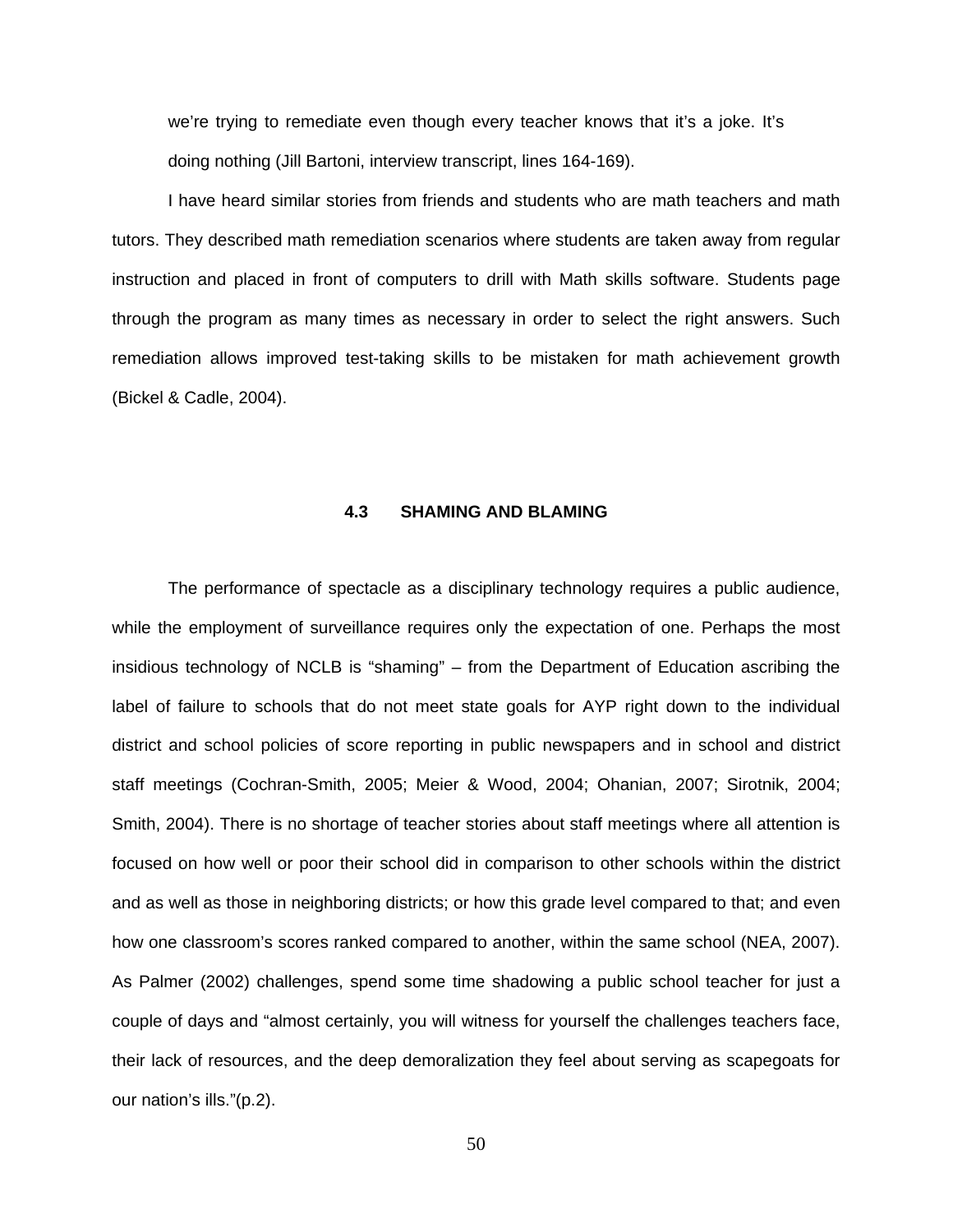we're trying to remediate even though every teacher knows that it's a joke. It's doing nothing (Jill Bartoni, interview transcript, lines 164-169).

I have heard similar stories from friends and students who are math teachers and math tutors. They described math remediation scenarios where students are taken away from regular instruction and placed in front of computers to drill with Math skills software. Students page through the program as many times as necessary in order to select the right answers. Such remediation allows improved test-taking skills to be mistaken for math achievement growth (Bickel & Cadle, 2004).

## 4.3 SHAMING AND BLAMING

The performance of spectacle as a disciplinary technology requires a public audience, while the employment of surveillance requires only the expectation of one. Perhaps the most insidious technology of NCLB is "shaming" – from the Department of Education ascribing the label of failure to schools that do not meet state goals for AYP right down to the individual district and school policies of score reporting in public newspapers and in school and district staff meetings (Cochran-Smith, 2005; Meier & Wood, 2004; Ohanian, 2007; Sirotnik, 2004; Smith, 2004). There is no shortage of teacher stories about staff meetings where all attention is focused on how well or poor their school did in comparison to other schools within the district and as well as those in neighboring districts; or how this grade level compared to that; and even how one classroom's scores ranked compared to another, within the same school (NEA, 2007). As Palmer (2002) challenges, spend some time shadowing a public school teacher for just a couple of days and "almost certainly, you will witness for yourself the challenges teachers face, their lack of resources, and the deep demoralization they feel about serving as scapegoats for our nation's ills."(p.2).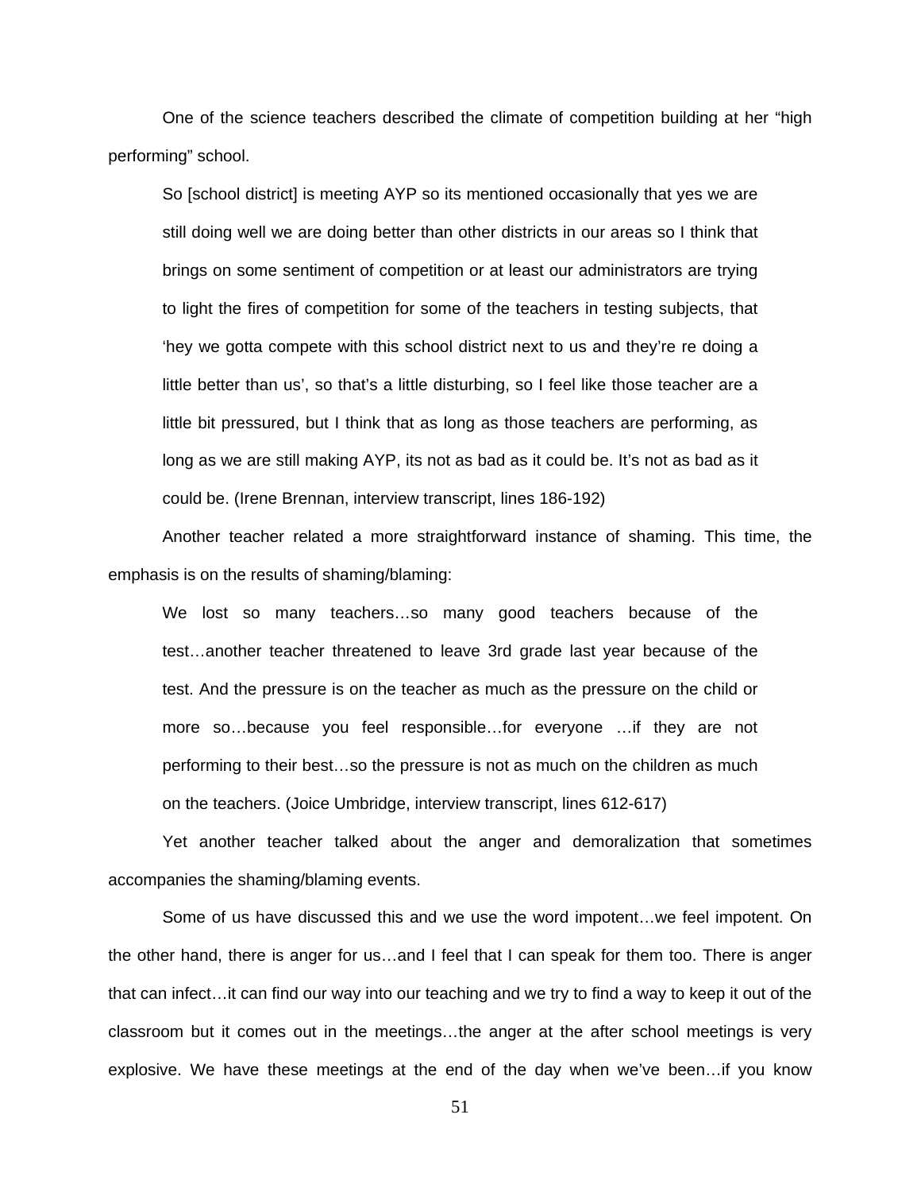One of the science teachers described the climate of competition building at her “high performing” school.

> So [school district] is meeting AYP so its mentioned occasionally that yes we are still doing well we are doing better than other districts in our areas so I think that brings on some sentiment of competition or at least our administrators are trying to light the fires of competition for some of the teachers in testing subjects, that ‘hey we gotta compete with this school district next to us and they’re re doing a little better than us’, so that’s a little disturbing, so I feel like those teacher are a little bit pressured, but I think that as long as those teachers are performing, as long as we are still making AYP, its not as bad as it could be. It’s not as bad as it could be. (Irene Brennan, interview transcript, lines 186-192)

Another teacher related a more straightforward instance of shaming. This time, the emphasis is on the results of shaming/blaming:

> We lost so many teachers…so many good teachers because of the test…another teacher threatened to leave 3rd grade last year because of the test. And the pressure is on the teacher as much as the pressure on the child or more so…because you feel responsible…for everyone …if they are not performing to their best…so the pressure is not as much on the children as much on the teachers. (Joice Umbridge, interview transcript, lines 612-617)

Yet another teacher talked about the anger and demoralization that sometimes accompanies the shaming/blaming events.

Some of us have discussed this and we use the word impotent…we feel impotent. On the other hand, there is anger for us…and I feel that I can speak for them too. There is anger that can infect…it can find our way into our teaching and we try to find a way to keep it out of the classroom but it comes out in the meetings…the anger at the after school meetings is very explosive. We have these meetings at the end of the day when we’ve been…if you know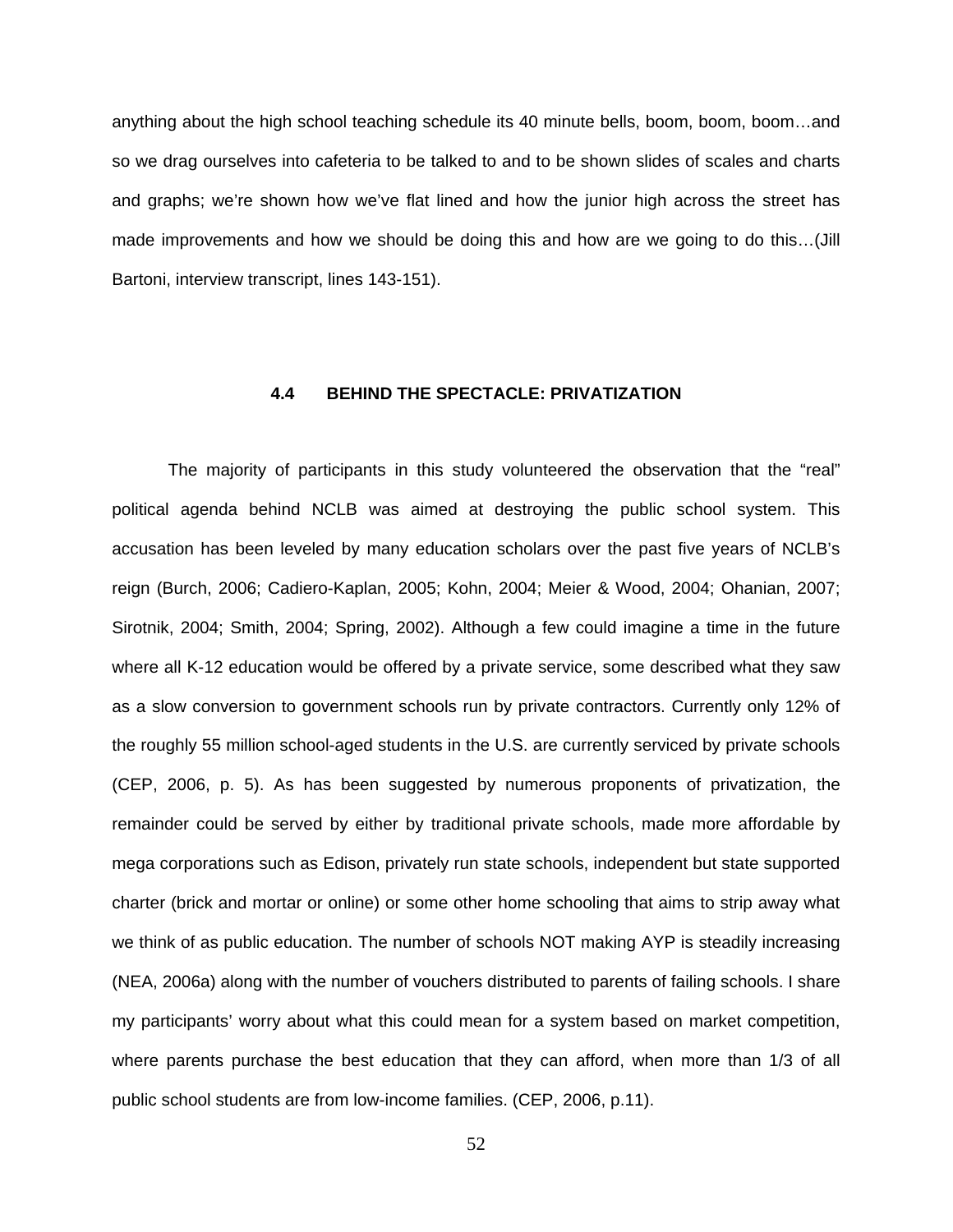anything about the high school teaching schedule its 40 minute bells, boom, boom, boom…and so we drag ourselves into cafeteria to be talked to and to be shown slides of scales and charts and graphs; we're shown how we've flat lined and how the junior high across the street has made improvements and how we should be doing this and how are we going to do this…(Jill Bartoni, interview transcript, lines 143-151).

### 4.4 BEHIND THE SPECTACLE: PRIVATIZATION

The majority of participants in this study volunteered the observation that the "real" political agenda behind NCLB was aimed at destroying the public school system. This accusation has been leveled by many education scholars over the past five years of NCLB's reign (Burch, 2006; Cadiero-Kaplan, 2005; Kohn, 2004; Meier & Wood, 2004; Ohanian, 2007; Sirotnik, 2004; Smith, 2004; Spring, 2002). Although a few could imagine a time in the future where all K-12 education would be offered by a private service, some described what they saw as a slow conversion to government schools run by private contractors. Currently only 12% of the roughly 55 million school-aged students in the U.S. are currently serviced by private schools (CEP, 2006, p. 5). As has been suggested by numerous proponents of privatization, the remainder could be served by either by traditional private schools, made more affordable by mega corporations such as Edison, privately run state schools, independent but state supported charter (brick and mortar or online) or some other home schooling that aims to strip away what we think of as public education. The number of schools NOT making AYP is steadily increasing (NEA, 2006a) along with the number of vouchers distributed to parents of failing schools. I share my participants' worry about what this could mean for a system based on market competition, where parents purchase the best education that they can afford, when more than 1/3 of all public school students are from low-income families. (CEP, 2006, p.11).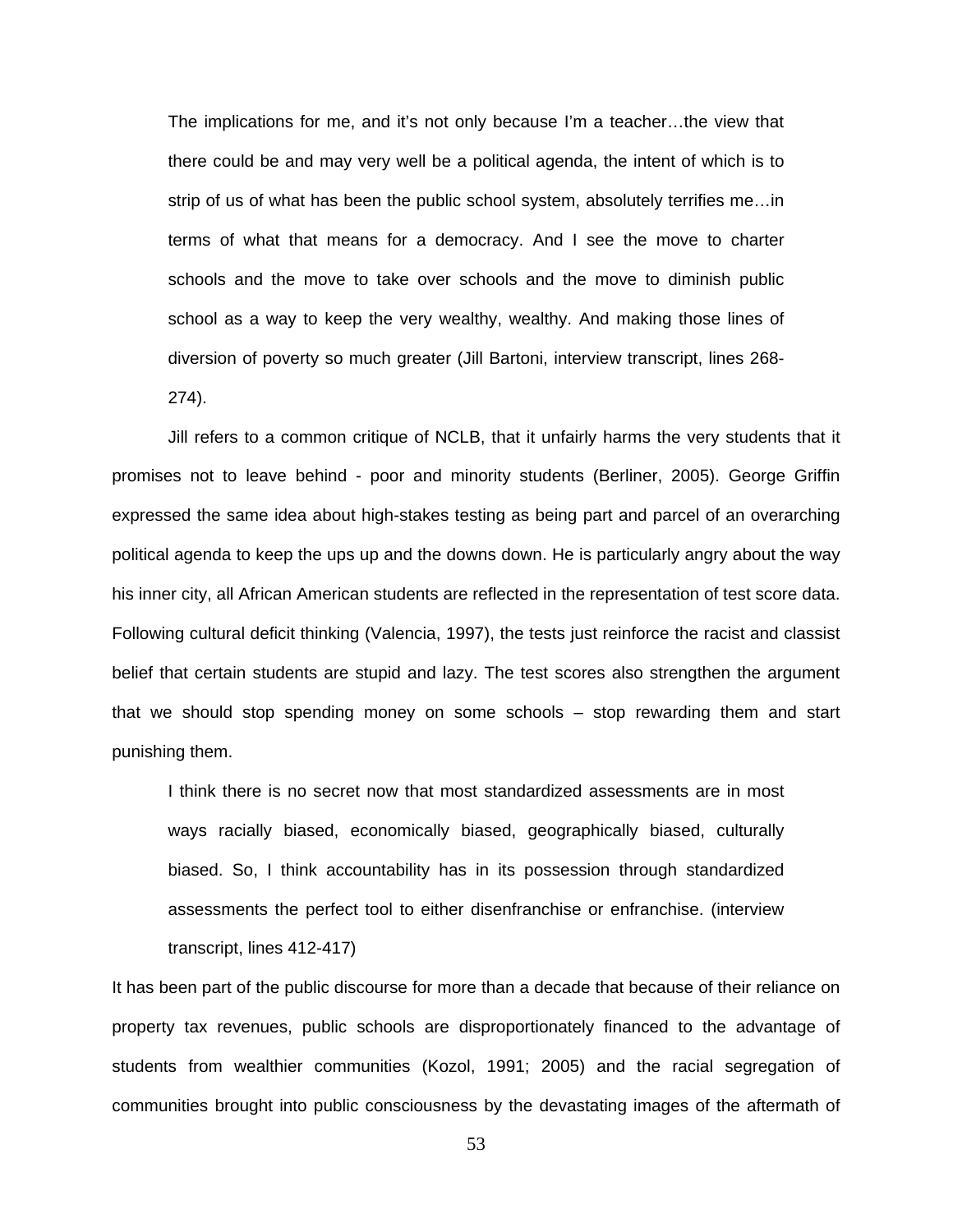> The implications for me, and it's not only because I'm a teacher…the view that there could be and may very well be a political agenda, the intent of which is to strip of us of what has been the public school system, absolutely terrifies me…in terms of what that means for a democracy. And I see the move to charter schools and the move to take over schools and the move to diminish public school as a way to keep the very wealthy, wealthy. And making those lines of diversion of poverty so much greater (Jill Bartoni, interview transcript, lines 268-274).

Jill refers to a common critique of NCLB, that it unfairly harms the very students that it promises not to leave behind - poor and minority students (Berliner, 2005). George Griffin expressed the same idea about high-stakes testing as being part and parcel of an overarching political agenda to keep the ups up and the downs down. He is particularly angry about the way his inner city, all African American students are reflected in the representation of test score data. Following cultural deficit thinking (Valencia, 1997), the tests just reinforce the racist and classist belief that certain students are stupid and lazy. The test scores also strengthen the argument that we should stop spending money on some schools – stop rewarding them and start punishing them.

> I think there is no secret now that most standardized assessments are in most ways racially biased, economically biased, geographically biased, culturally biased. So, I think accountability has in its possession through standardized assessments the perfect tool to either disenfranchise or enfranchise. (interview transcript, lines 412-417)

It has been part of the public discourse for more than a decade that because of their reliance on property tax revenues, public schools are disproportionately financed to the advantage of students from wealthier communities (Kozol, 1991; 2005) and the racial segregation of communities brought into public consciousness by the devastating images of the aftermath of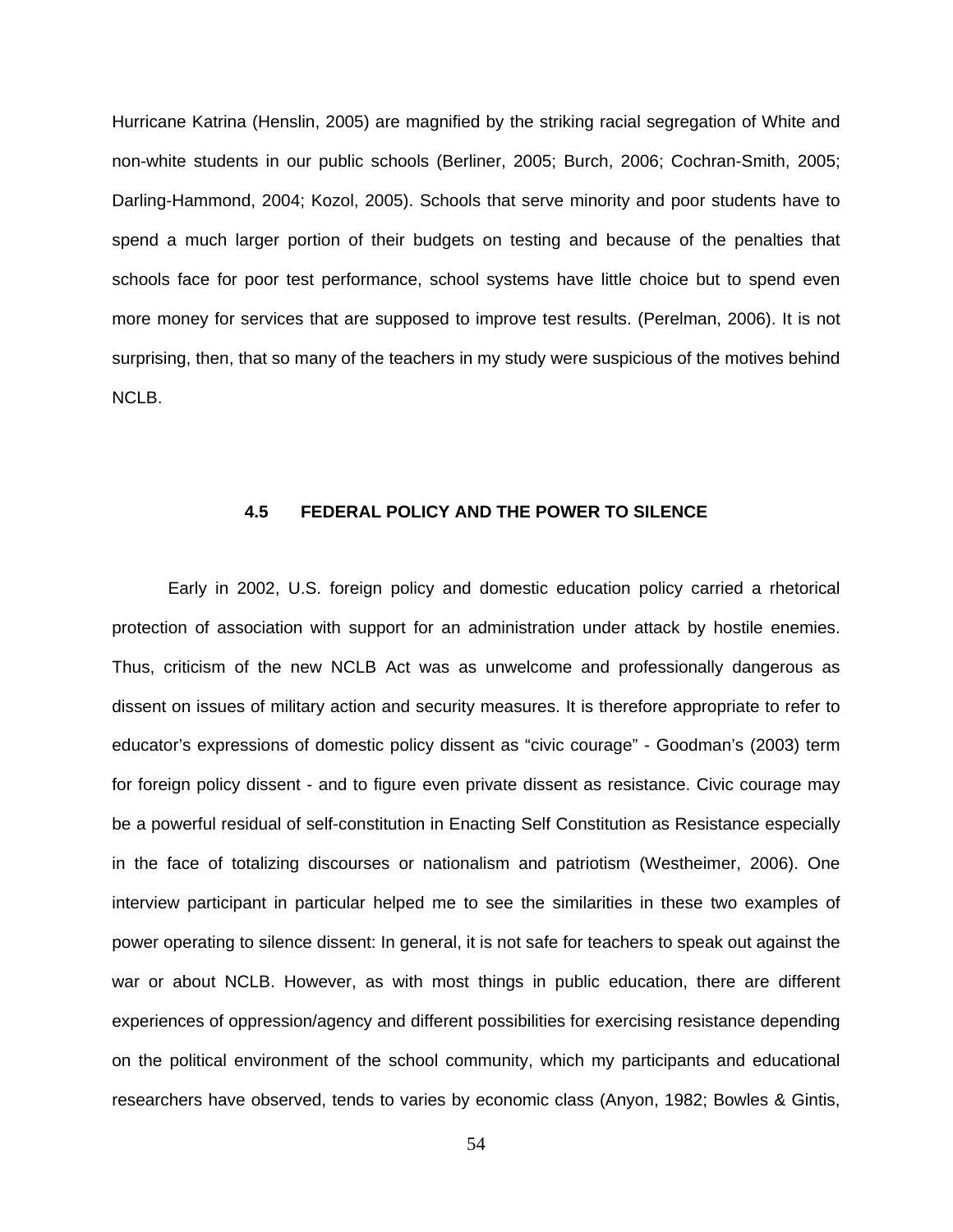Hurricane Katrina (Henslin, 2005) are magnified by the striking racial segregation of White and non-white students in our public schools (Berliner, 2005; Burch, 2006; Cochran-Smith, 2005; Darling-Hammond, 2004; Kozol, 2005). Schools that serve minority and poor students have to spend a much larger portion of their budgets on testing and because of the penalties that schools face for poor test performance, school systems have little choice but to spend even more money for services that are supposed to improve test results. (Perelman, 2006). It is not surprising, then, that so many of the teachers in my study were suspicious of the motives behind NCLB.

### 4.5 FEDERAL POLICY AND THE POWER TO SILENCE

Early in 2002, U.S. foreign policy and domestic education policy carried a rhetorical protection of association with support for an administration under attack by hostile enemies. Thus, criticism of the new NCLB Act was as unwelcome and professionally dangerous as dissent on issues of military action and security measures. It is therefore appropriate to refer to educator's expressions of domestic policy dissent as "civic courage" - Goodman's (2003) term for foreign policy dissent - and to figure even private dissent as resistance. Civic courage may be a powerful residual of self-constitution in Enacting Self Constitution as Resistance especially in the face of totalizing discourses or nationalism and patriotism (Westheimer, 2006). One interview participant in particular helped me to see the similarities in these two examples of power operating to silence dissent: In general, it is not safe for teachers to speak out against the war or about NCLB. However, as with most things in public education, there are different experiences of oppression/agency and different possibilities for exercising resistance depending on the political environment of the school community, which my participants and educational researchers have observed, tends to varies by economic class (Anyon, 1982; Bowles & Gintis,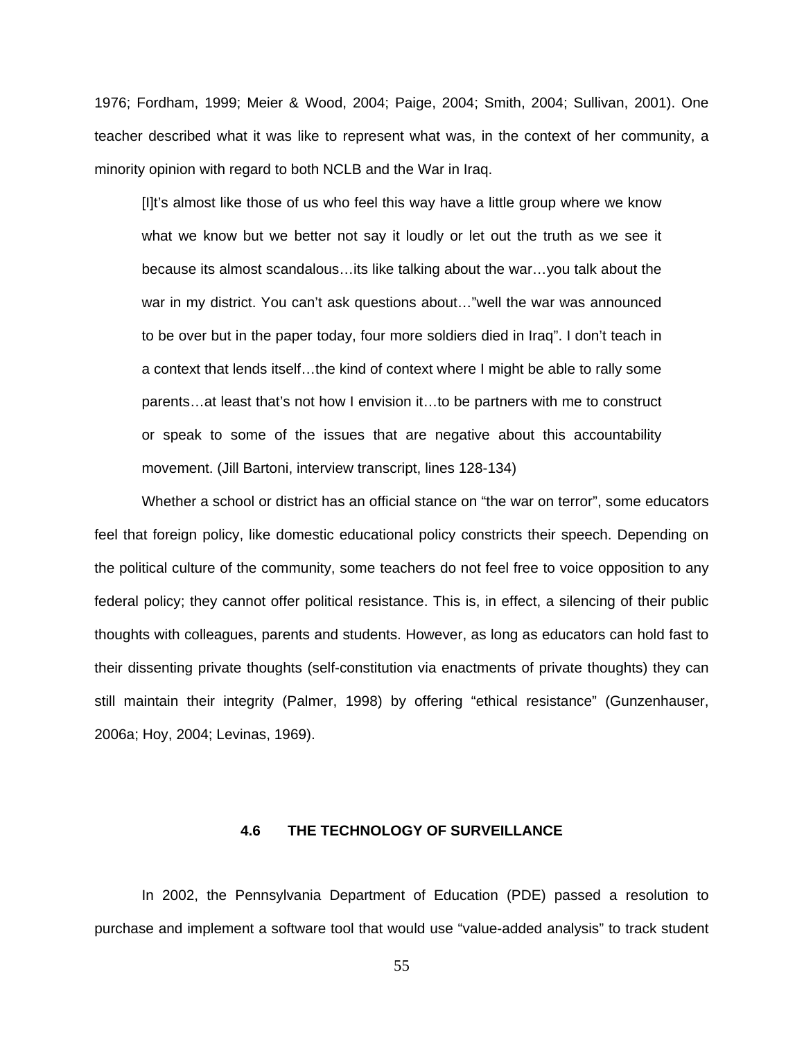1976; Fordham, 1999; Meier & Wood, 2004; Paige, 2004; Smith, 2004; Sullivan, 2001). One teacher described what it was like to represent what was, in the context of her community, a minority opinion with regard to both NCLB and the War in Iraq.

> [I]t's almost like those of us who feel this way have a little group where we know what we know but we better not say it loudly or let out the truth as we see it because its almost scandalous…its like talking about the war…you talk about the war in my district. You can't ask questions about…"well the war was announced to be over but in the paper today, four more soldiers died in Iraq". I don't teach in a context that lends itself…the kind of context where I might be able to rally some parents…at least that's not how I envision it…to be partners with me to construct or speak to some of the issues that are negative about this accountability movement. (Jill Bartoni, interview transcript, lines 128-134)

Whether a school or district has an official stance on "the war on terror", some educators feel that foreign policy, like domestic educational policy constricts their speech. Depending on the political culture of the community, some teachers do not feel free to voice opposition to any federal policy; they cannot offer political resistance. This is, in effect, a silencing of their public thoughts with colleagues, parents and students. However, as long as educators can hold fast to their dissenting private thoughts (self-constitution via enactments of private thoughts) they can still maintain their integrity (Palmer, 1998) by offering "ethical resistance" (Gunzenhauser, 2006a; Hoy, 2004; Levinas, 1969).

### 4.6 THE TECHNOLOGY OF SURVEILLANCE

In 2002, the Pennsylvania Department of Education (PDE) passed a resolution to purchase and implement a software tool that would use "value-added analysis" to track student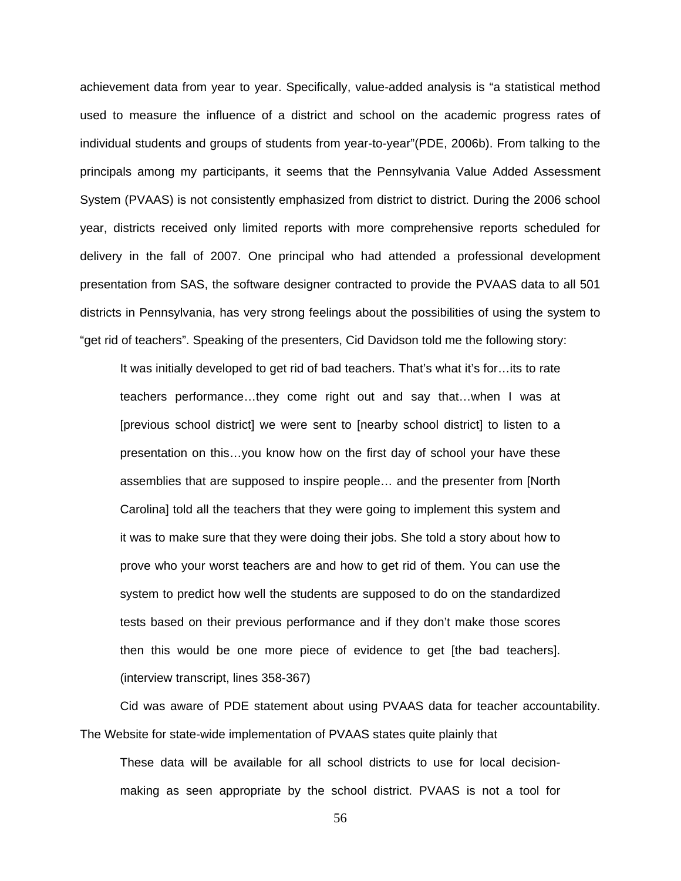achievement data from year to year. Specifically, value-added analysis is “a statistical method used to measure the influence of a district and school on the academic progress rates of individual students and groups of students from year-to-year”(PDE, 2006b). From talking to the principals among my participants, it seems that the Pennsylvania Value Added Assessment System (PVAAS) is not consistently emphasized from district to district. During the 2006 school year, districts received only limited reports with more comprehensive reports scheduled for delivery in the fall of 2007. One principal who had attended a professional development presentation from SAS, the software designer contracted to provide the PVAAS data to all 501 districts in Pennsylvania, has very strong feelings about the possibilities of using the system to “get rid of teachers”. Speaking of the presenters, Cid Davidson told me the following story:

> It was initially developed to get rid of bad teachers. That’s what it’s for…its to rate teachers performance…they come right out and say that…when I was at [previous school district] we were sent to [nearby school district] to listen to a presentation on this…you know how on the first day of school your have these assemblies that are supposed to inspire people… and the presenter from [North Carolina] told all the teachers that they were going to implement this system and it was to make sure that they were doing their jobs. She told a story about how to prove who your worst teachers are and how to get rid of them. You can use the system to predict how well the students are supposed to do on the standardized tests based on their previous performance and if they don’t make those scores then this would be one more piece of evidence to get [the bad teachers]. (interview transcript, lines 358-367)

Cid was aware of PDE statement about using PVAAS data for teacher accountability. The Website for state-wide implementation of PVAAS states quite plainly that

> These data will be available for all school districts to use for local decision-making as seen appropriate by the school district. PVAAS is not a tool for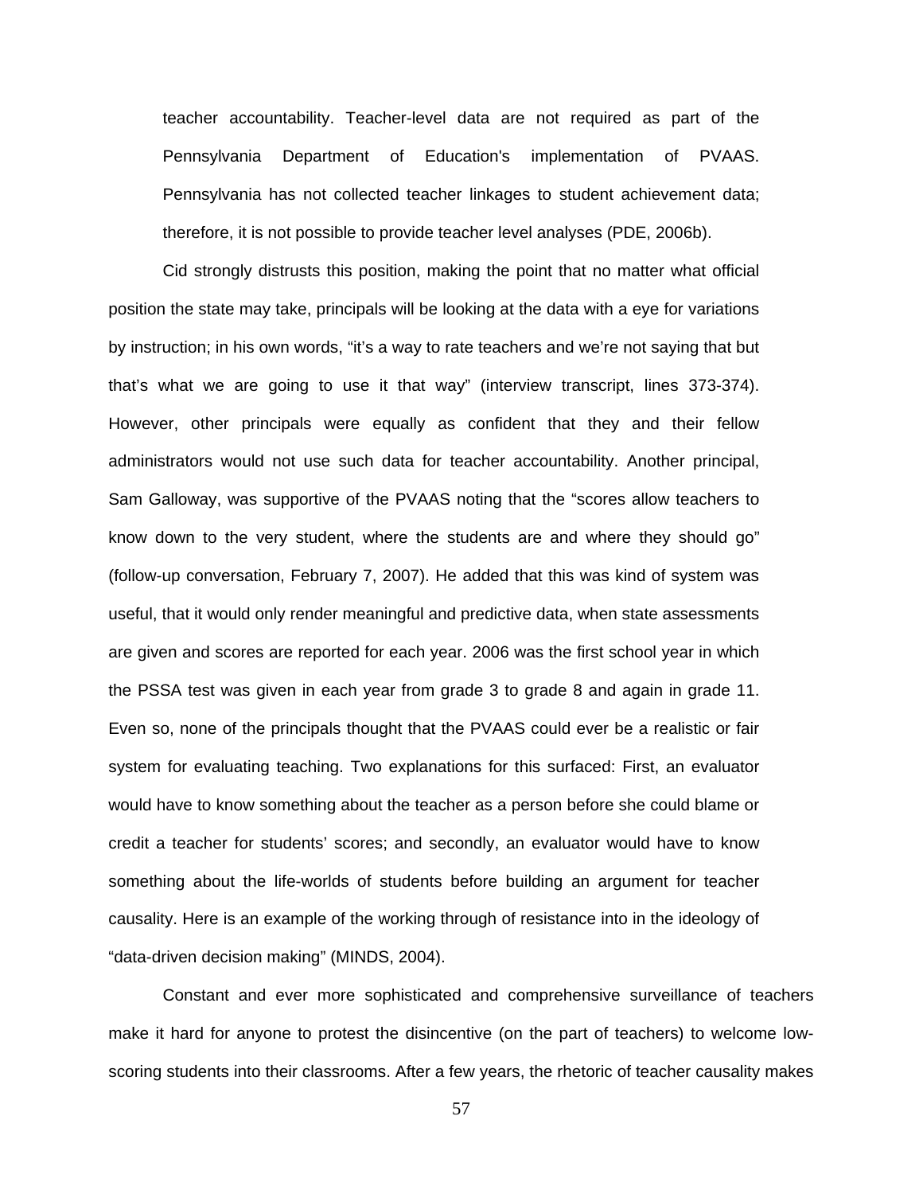> teacher accountability. Teacher-level data are not required as part of the Pennsylvania Department of Education's implementation of PVAAS. Pennsylvania has not collected teacher linkages to student achievement data; therefore, it is not possible to provide teacher level analyses (PDE, 2006b).

Cid strongly distrusts this position, making the point that no matter what official position the state may take, principals will be looking at the data with a eye for variations by instruction; in his own words, "it's a way to rate teachers and we're not saying that but that's what we are going to use it that way" (interview transcript, lines 373-374). However, other principals were equally as confident that they and their fellow administrators would not use such data for teacher accountability. Another principal, Sam Galloway, was supportive of the PVAAS noting that the "scores allow teachers to know down to the very student, where the students are and where they should go" (follow-up conversation, February 7, 2007). He added that this was kind of system was useful, that it would only render meaningful and predictive data, when state assessments are given and scores are reported for each year. 2006 was the first school year in which the PSSA test was given in each year from grade 3 to grade 8 and again in grade 11. Even so, none of the principals thought that the PVAAS could ever be a realistic or fair system for evaluating teaching. Two explanations for this surfaced: First, an evaluator would have to know something about the teacher as a person before she could blame or credit a teacher for students' scores; and secondly, an evaluator would have to know something about the life-worlds of students before building an argument for teacher causality. Here is an example of the working through of resistance into in the ideology of "data-driven decision making" (MINDS, 2004).

Constant and ever more sophisticated and comprehensive surveillance of teachers make it hard for anyone to protest the disincentive (on the part of teachers) to welcome low-scoring students into their classrooms. After a few years, the rhetoric of teacher causality makes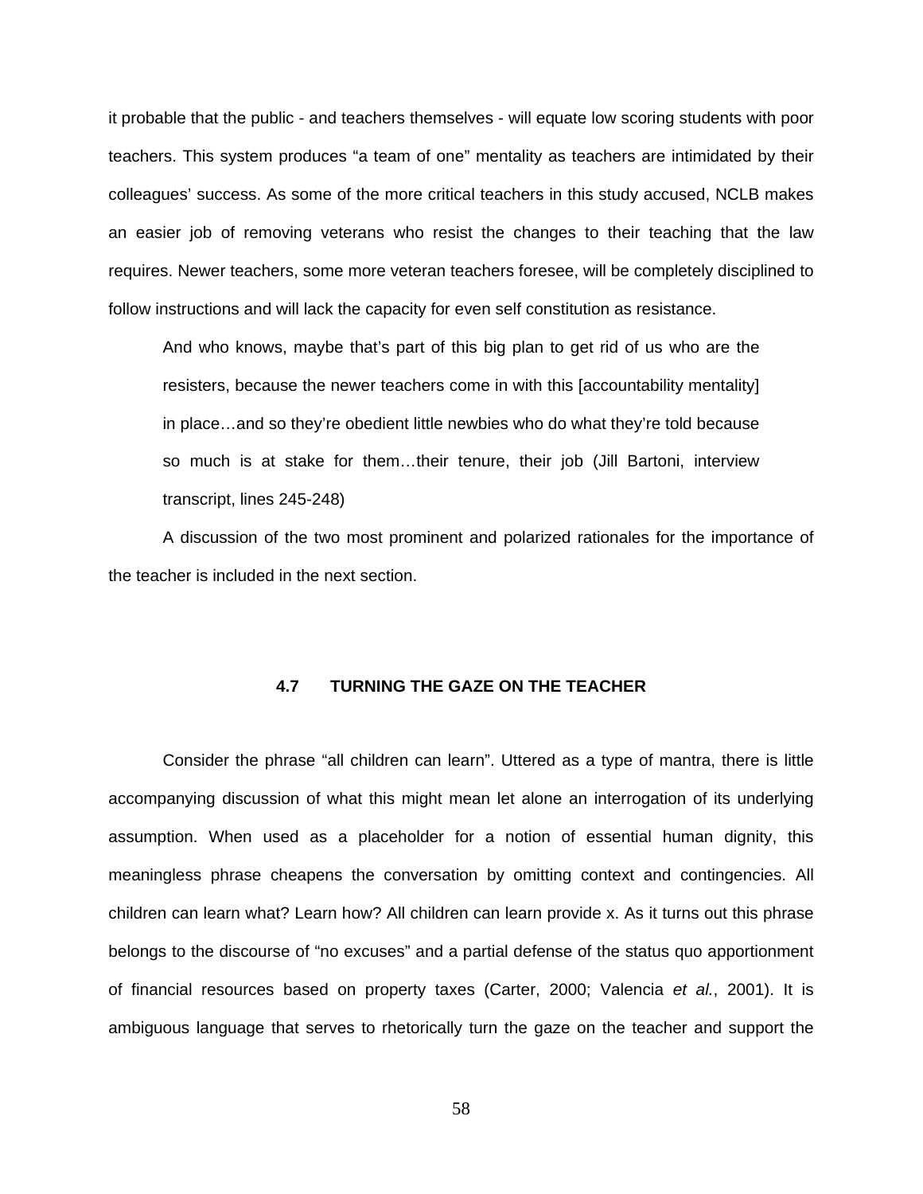it probable that the public - and teachers themselves - will equate low scoring students with poor teachers. This system produces "a team of one" mentality as teachers are intimidated by their colleagues' success. As some of the more critical teachers in this study accused, NCLB makes an easier job of removing veterans who resist the changes to their teaching that the law requires. Newer teachers, some more veteran teachers foresee, will be completely disciplined to follow instructions and will lack the capacity for even self constitution as resistance.

> And who knows, maybe that's part of this big plan to get rid of us who are the resisters, because the newer teachers come in with this [accountability mentality] in place…and so they're obedient little newbies who do what they're told because so much is at stake for them…their tenure, their job (Jill Bartoni, interview transcript, lines 245-248)

A discussion of the two most prominent and polarized rationales for the importance of the teacher is included in the next section.

## 4.7 TURNING THE GAZE ON THE TEACHER

Consider the phrase "all children can learn". Uttered as a type of mantra, there is little accompanying discussion of what this might mean let alone an interrogation of its underlying assumption. When used as a placeholder for a notion of essential human dignity, this meaningless phrase cheapens the conversation by omitting context and contingencies. All children can learn what? Learn how? All children can learn provide x. As it turns out this phrase belongs to the discourse of "no excuses" and a partial defense of the status quo apportionment of financial resources based on property taxes (Carter, 2000; Valencia *et al.*, 2001). It is ambiguous language that serves to rhetorically turn the gaze on the teacher and support the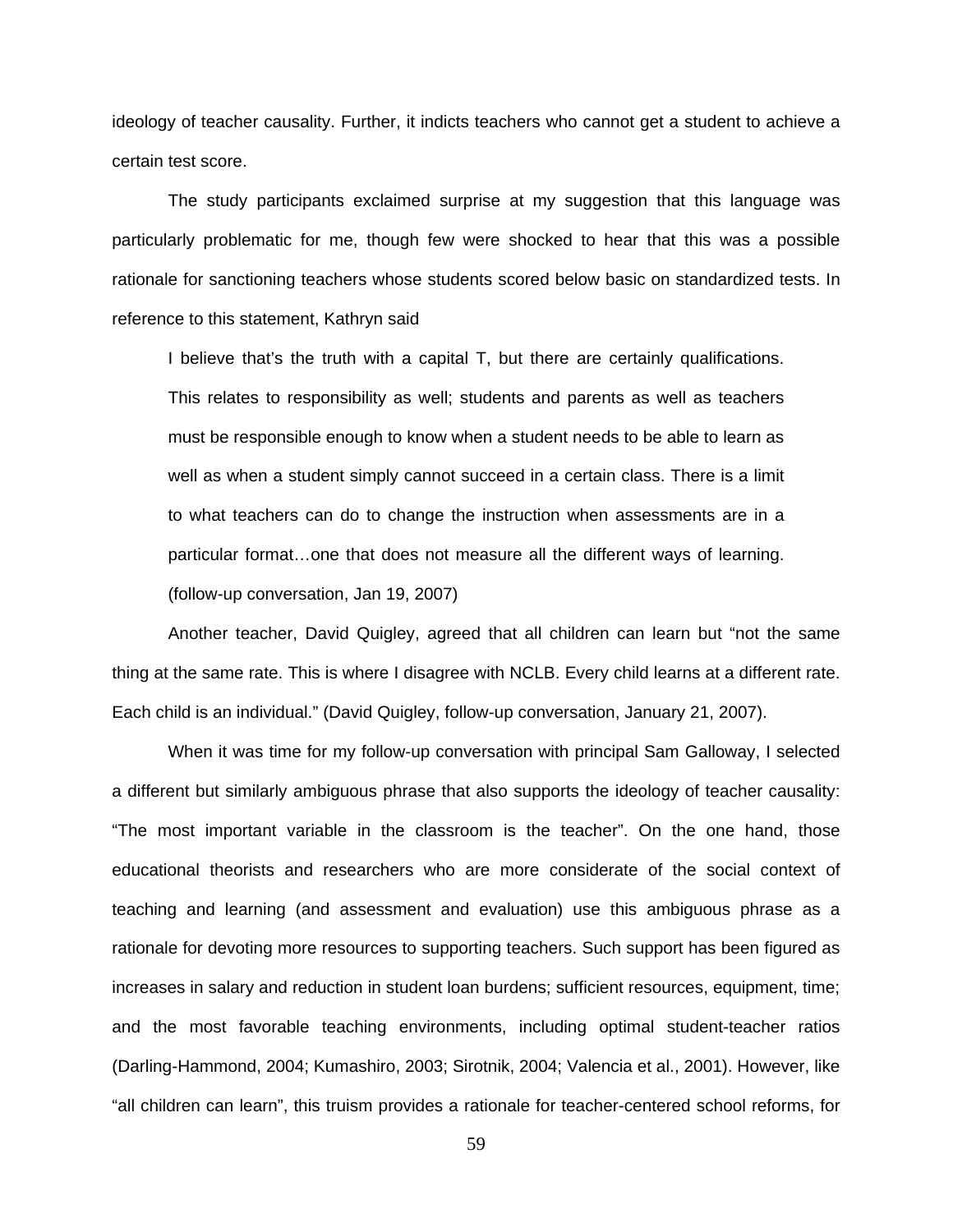ideology of teacher causality. Further, it indicts teachers who cannot get a student to achieve a certain test score.

The study participants exclaimed surprise at my suggestion that this language was particularly problematic for me, though few were shocked to hear that this was a possible rationale for sanctioning teachers whose students scored below basic on standardized tests. In reference to this statement, Kathryn said

> I believe that's the truth with a capital T, but there are certainly qualifications. This relates to responsibility as well; students and parents as well as teachers must be responsible enough to know when a student needs to be able to learn as well as when a student simply cannot succeed in a certain class. There is a limit to what teachers can do to change the instruction when assessments are in a particular format…one that does not measure all the different ways of learning. (follow-up conversation, Jan 19, 2007)

Another teacher, David Quigley, agreed that all children can learn but "not the same thing at the same rate. This is where I disagree with NCLB. Every child learns at a different rate. Each child is an individual." (David Quigley, follow-up conversation, January 21, 2007).

When it was time for my follow-up conversation with principal Sam Galloway, I selected a different but similarly ambiguous phrase that also supports the ideology of teacher causality: "The most important variable in the classroom is the teacher". On the one hand, those educational theorists and researchers who are more considerate of the social context of teaching and learning (and assessment and evaluation) use this ambiguous phrase as a rationale for devoting more resources to supporting teachers. Such support has been figured as increases in salary and reduction in student loan burdens; sufficient resources, equipment, time; and the most favorable teaching environments, including optimal student-teacher ratios (Darling-Hammond, 2004; Kumashiro, 2003; Sirotnik, 2004; Valencia et al., 2001). However, like "all children can learn", this truism provides a rationale for teacher-centered school reforms, for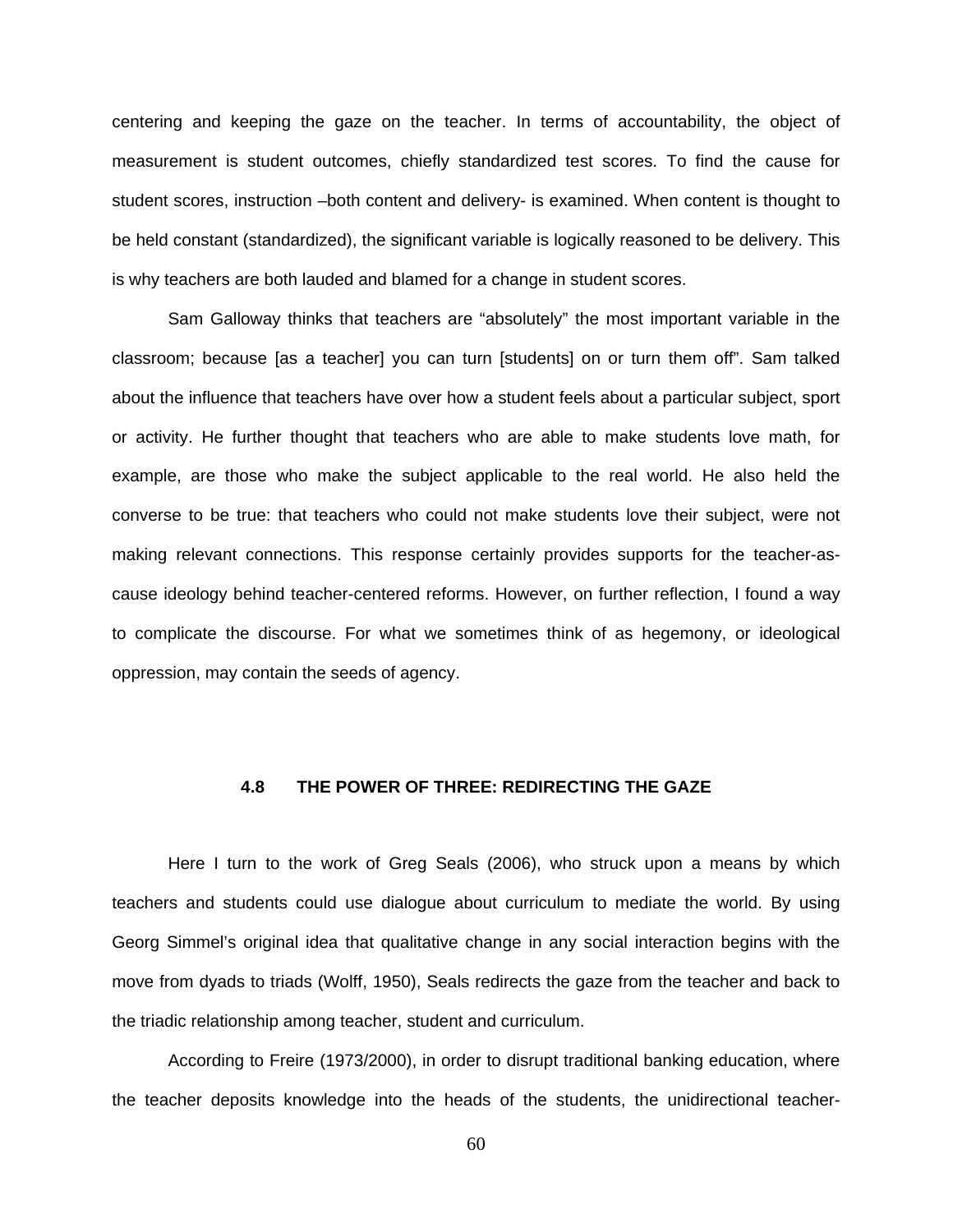centering and keeping the gaze on the teacher. In terms of accountability, the object of measurement is student outcomes, chiefly standardized test scores. To find the cause for student scores, instruction –both content and delivery- is examined. When content is thought to be held constant (standardized), the significant variable is logically reasoned to be delivery. This is why teachers are both lauded and blamed for a change in student scores.

Sam Galloway thinks that teachers are "absolutely" the most important variable in the classroom; because [as a teacher] you can turn [students] on or turn them off". Sam talked about the influence that teachers have over how a student feels about a particular subject, sport or activity. He further thought that teachers who are able to make students love math, for example, are those who make the subject applicable to the real world. He also held the converse to be true: that teachers who could not make students love their subject, were not making relevant connections. This response certainly provides supports for the teacher-as-cause ideology behind teacher-centered reforms. However, on further reflection, I found a way to complicate the discourse. For what we sometimes think of as hegemony, or ideological oppression, may contain the seeds of agency.

### 4.8 THE POWER OF THREE: REDIRECTING THE GAZE

Here I turn to the work of Greg Seals (2006), who struck upon a means by which teachers and students could use dialogue about curriculum to mediate the world. By using Georg Simmel's original idea that qualitative change in any social interaction begins with the move from dyads to triads (Wolff, 1950), Seals redirects the gaze from the teacher and back to the triadic relationship among teacher, student and curriculum.

According to Freire (1973/2000), in order to disrupt traditional banking education, where the teacher deposits knowledge into the heads of the students, the unidirectional teacher-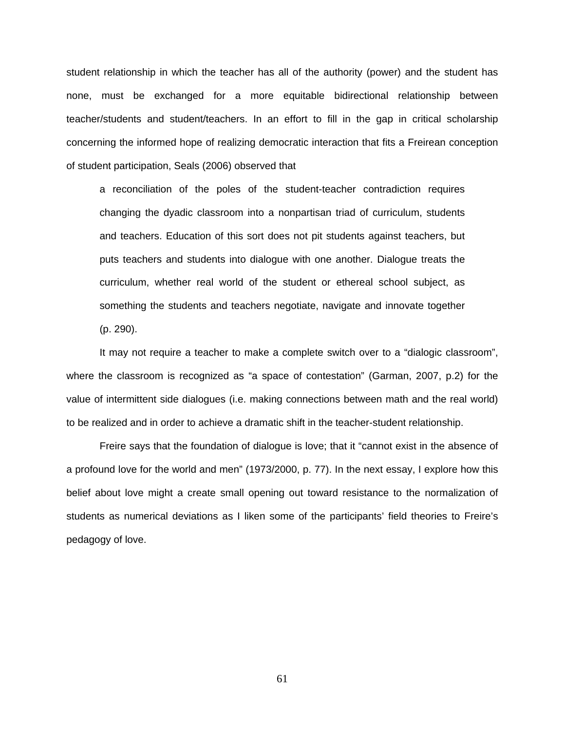student relationship in which the teacher has all of the authority (power) and the student has none, must be exchanged for a more equitable bidirectional relationship between teacher/students and student/teachers. In an effort to fill in the gap in critical scholarship concerning the informed hope of realizing democratic interaction that fits a Freirean conception of student participation, Seals (2006) observed that

> a reconciliation of the poles of the student-teacher contradiction requires changing the dyadic classroom into a nonpartisan triad of curriculum, students and teachers. Education of this sort does not pit students against teachers, but puts teachers and students into dialogue with one another. Dialogue treats the curriculum, whether real world of the student or ethereal school subject, as something the students and teachers negotiate, navigate and innovate together (p. 290).

It may not require a teacher to make a complete switch over to a "dialogic classroom", where the classroom is recognized as "a space of contestation" (Garman, 2007, p.2) for the value of intermittent side dialogues (i.e. making connections between math and the real world) to be realized and in order to achieve a dramatic shift in the teacher-student relationship.

Freire says that the foundation of dialogue is love; that it "cannot exist in the absence of a profound love for the world and men" (1973/2000, p. 77). In the next essay, I explore how this belief about love might a create small opening out toward resistance to the normalization of students as numerical deviations as I liken some of the participants' field theories to Freire's pedagogy of love.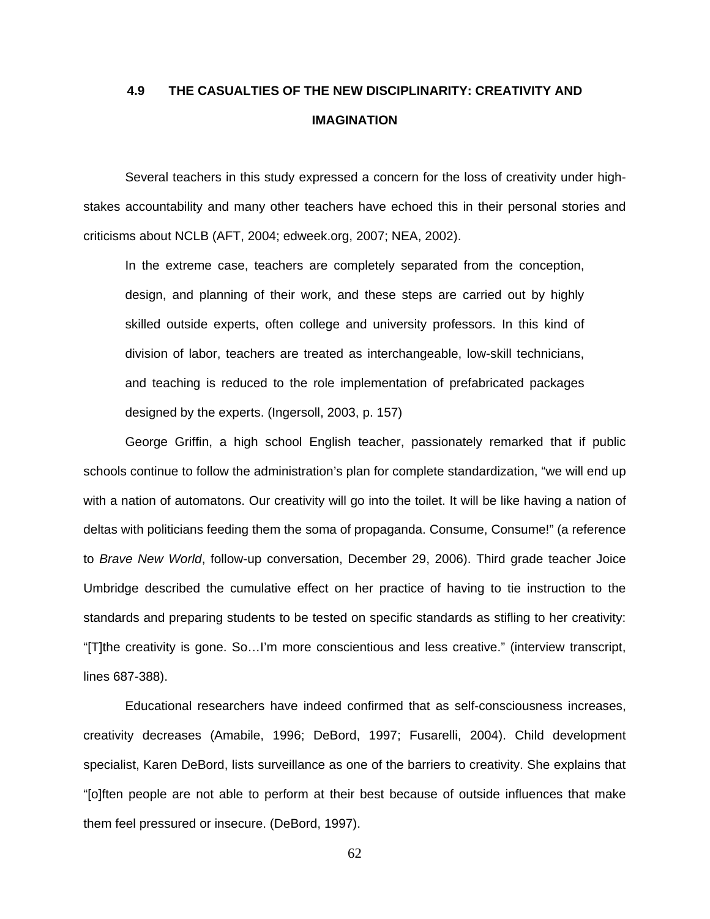## 4.9 THE CASUALTIES OF THE NEW DISCIPLINARITY: CREATIVITY AND IMAGINATION

Several teachers in this study expressed a concern for the loss of creativity under high-stakes accountability and many other teachers have echoed this in their personal stories and criticisms about NCLB (AFT, 2004; edweek.org, 2007; NEA, 2002).

> In the extreme case, teachers are completely separated from the conception, design, and planning of their work, and these steps are carried out by highly skilled outside experts, often college and university professors. In this kind of division of labor, teachers are treated as interchangeable, low-skill technicians, and teaching is reduced to the role implementation of prefabricated packages designed by the experts. (Ingersoll, 2003, p. 157)

George Griffin, a high school English teacher, passionately remarked that if public schools continue to follow the administration's plan for complete standardization, "we will end up with a nation of automatons. Our creativity will go into the toilet. It will be like having a nation of deltas with politicians feeding them the soma of propaganda. Consume, Consume!" (a reference to *Brave New World*, follow-up conversation, December 29, 2006). Third grade teacher Joice Umbridge described the cumulative effect on her practice of having to tie instruction to the standards and preparing students to be tested on specific standards as stifling to her creativity: "[T]the creativity is gone. So…I'm more conscientious and less creative." (interview transcript, lines 687-388).

Educational researchers have indeed confirmed that as self-consciousness increases, creativity decreases (Amabile, 1996; DeBord, 1997; Fusarelli, 2004). Child development specialist, Karen DeBord, lists surveillance as one of the barriers to creativity. She explains that "[o]ften people are not able to perform at their best because of outside influences that make them feel pressured or insecure. (DeBord, 1997).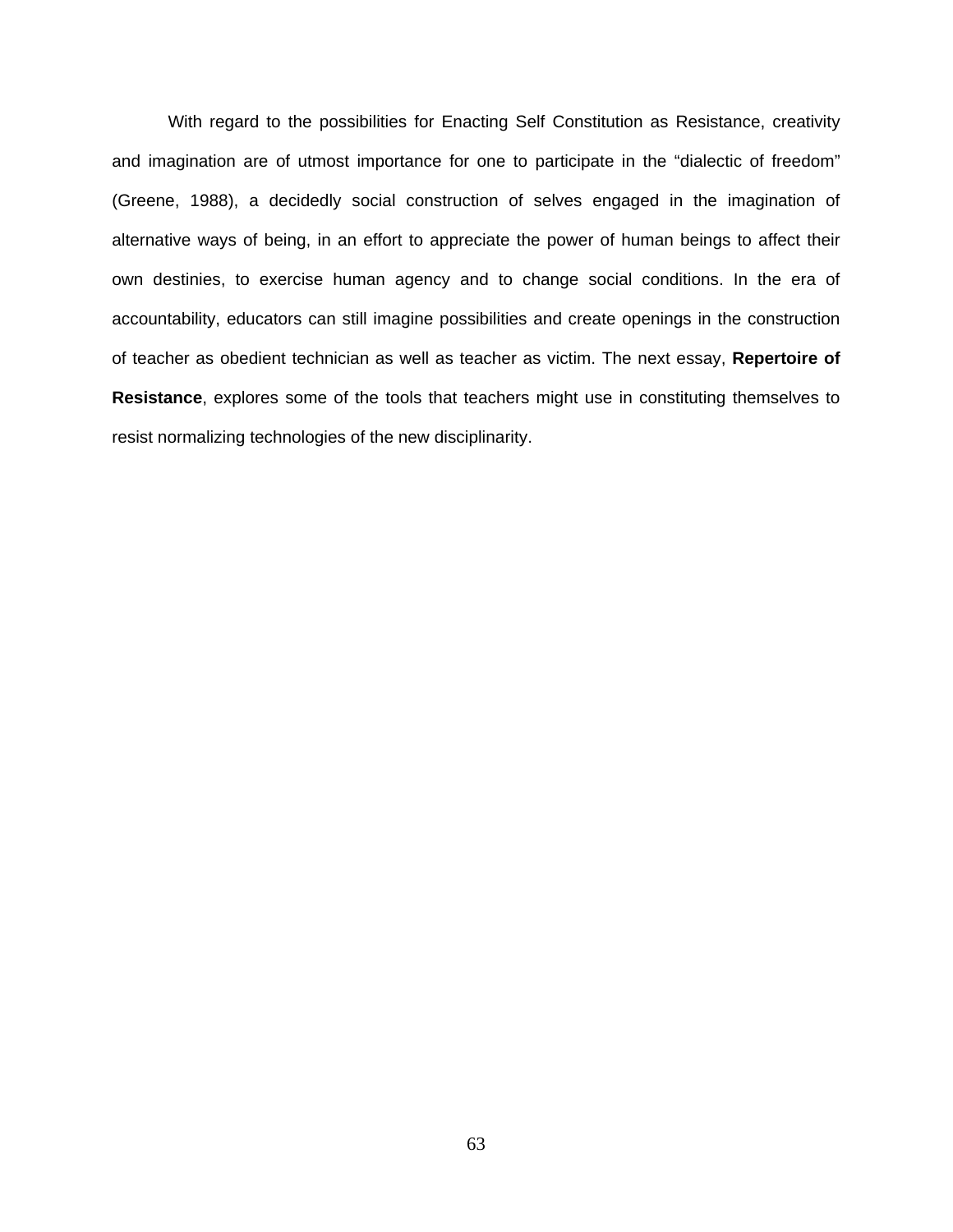With regard to the possibilities for Enacting Self Constitution as Resistance, creativity and imagination are of utmost importance for one to participate in the “dialectic of freedom” (Greene, 1988), a decidedly social construction of selves engaged in the imagination of alternative ways of being, in an effort to appreciate the power of human beings to affect their own destinies, to exercise human agency and to change social conditions. In the era of accountability, educators can still imagine possibilities and create openings in the construction of teacher as obedient technician as well as teacher as victim. The next essay, **Repertoire of Resistance**, explores some of the tools that teachers might use in constituting themselves to resist normalizing technologies of the new disciplinarity.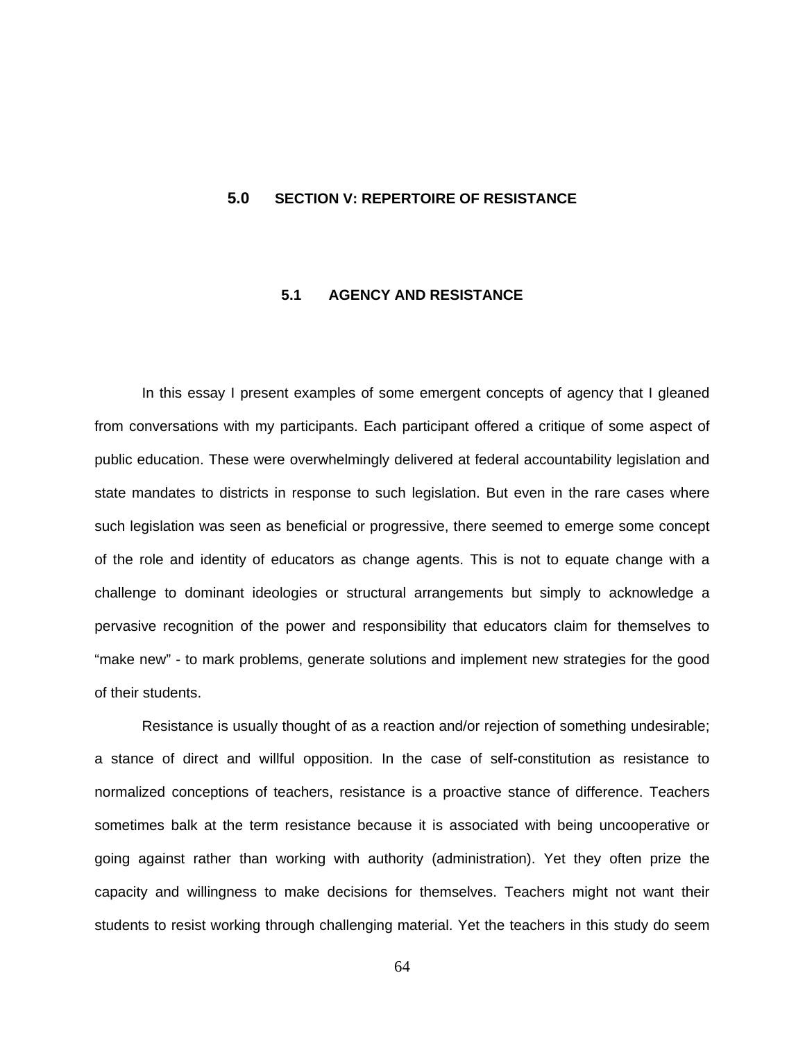# 5.0 SECTION V: REPERTOIRE OF RESISTANCE

## 5.1 AGENCY AND RESISTANCE

In this essay I present examples of some emergent concepts of agency that I gleaned from conversations with my participants. Each participant offered a critique of some aspect of public education. These were overwhelmingly delivered at federal accountability legislation and state mandates to districts in response to such legislation. But even in the rare cases where such legislation was seen as beneficial or progressive, there seemed to emerge some concept of the role and identity of educators as change agents. This is not to equate change with a challenge to dominant ideologies or structural arrangements but simply to acknowledge a pervasive recognition of the power and responsibility that educators claim for themselves to "make new" - to mark problems, generate solutions and implement new strategies for the good of their students.

Resistance is usually thought of as a reaction and/or rejection of something undesirable; a stance of direct and willful opposition. In the case of self-constitution as resistance to normalized conceptions of teachers, resistance is a proactive stance of difference. Teachers sometimes balk at the term resistance because it is associated with being uncooperative or going against rather than working with authority (administration). Yet they often prize the capacity and willingness to make decisions for themselves. Teachers might not want their students to resist working through challenging material. Yet the teachers in this study do seem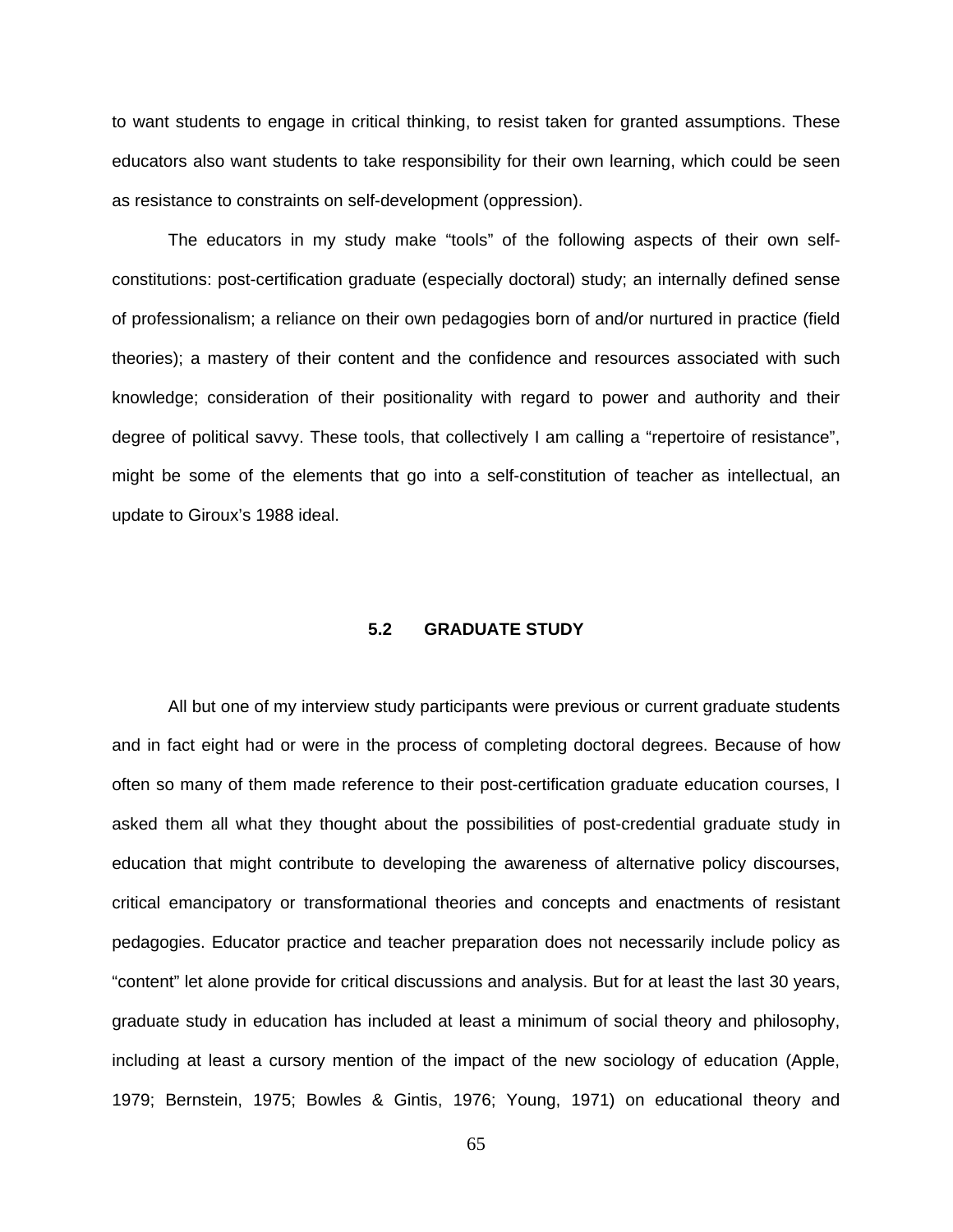to want students to engage in critical thinking, to resist taken for granted assumptions. These educators also want students to take responsibility for their own learning, which could be seen as resistance to constraints on self-development (oppression).

The educators in my study make “tools” of the following aspects of their own self-constitutions: post-certification graduate (especially doctoral) study; an internally defined sense of professionalism; a reliance on their own pedagogies born of and/or nurtured in practice (field theories); a mastery of their content and the confidence and resources associated with such knowledge; consideration of their positionality with regard to power and authority and their degree of political savvy. These tools, that collectively I am calling a “repertoire of resistance”, might be some of the elements that go into a self-constitution of teacher as intellectual, an update to Giroux’s 1988 ideal.

## 5.2 GRADUATE STUDY

All but one of my interview study participants were previous or current graduate students and in fact eight had or were in the process of completing doctoral degrees. Because of how often so many of them made reference to their post-certification graduate education courses, I asked them all what they thought about the possibilities of post-credential graduate study in education that might contribute to developing the awareness of alternative policy discourses, critical emancipatory or transformational theories and concepts and enactments of resistant pedagogies. Educator practice and teacher preparation does not necessarily include policy as “content” let alone provide for critical discussions and analysis. But for at least the last 30 years, graduate study in education has included at least a minimum of social theory and philosophy, including at least a cursory mention of the impact of the new sociology of education (Apple, 1979; Bernstein, 1975; Bowles & Gintis, 1976; Young, 1971) on educational theory and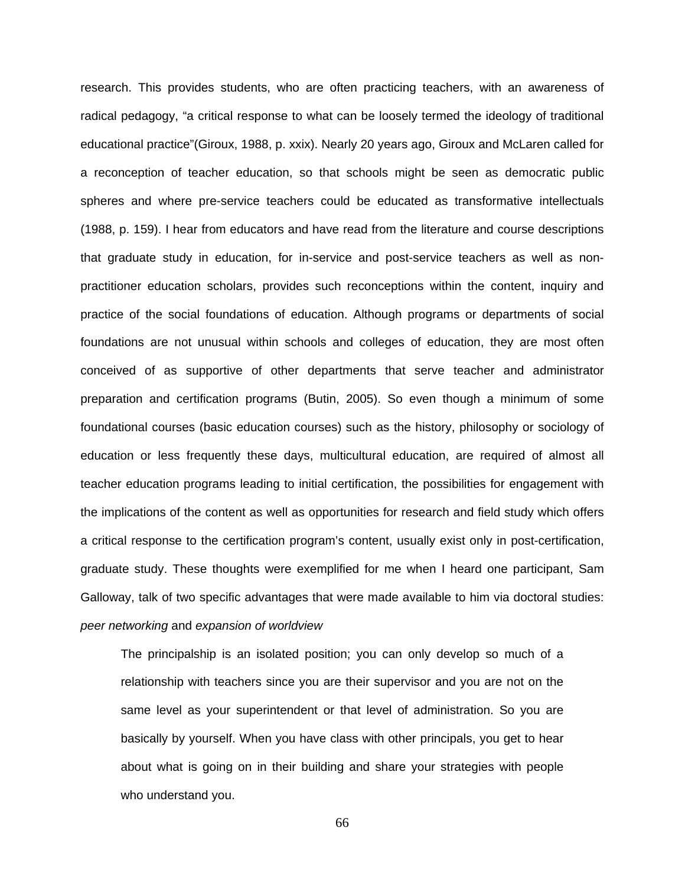research. This provides students, who are often practicing teachers, with an awareness of radical pedagogy, “a critical response to what can be loosely termed the ideology of traditional educational practice”(Giroux, 1988, p. xxix). Nearly 20 years ago, Giroux and McLaren called for a reconception of teacher education, so that schools might be seen as democratic public spheres and where pre-service teachers could be educated as transformative intellectuals (1988, p. 159). I hear from educators and have read from the literature and course descriptions that graduate study in education, for in-service and post-service teachers as well as non-practitioner education scholars, provides such reconceptions within the content, inquiry and practice of the social foundations of education. Although programs or departments of social foundations are not unusual within schools and colleges of education, they are most often conceived of as supportive of other departments that serve teacher and administrator preparation and certification programs (Butin, 2005). So even though a minimum of some foundational courses (basic education courses) such as the history, philosophy or sociology of education or less frequently these days, multicultural education, are required of almost all teacher education programs leading to initial certification, the possibilities for engagement with the implications of the content as well as opportunities for research and field study which offers a critical response to the certification program’s content, usually exist only in post-certification, graduate study. These thoughts were exemplified for me when I heard one participant, Sam Galloway, talk of two specific advantages that were made available to him via doctoral studies: *peer networking* and *expansion of worldview*

> The principalship is an isolated position; you can only develop so much of a relationship with teachers since you are their supervisor and you are not on the same level as your superintendent or that level of administration. So you are basically by yourself. When you have class with other principals, you get to hear about what is going on in their building and share your strategies with people who understand you.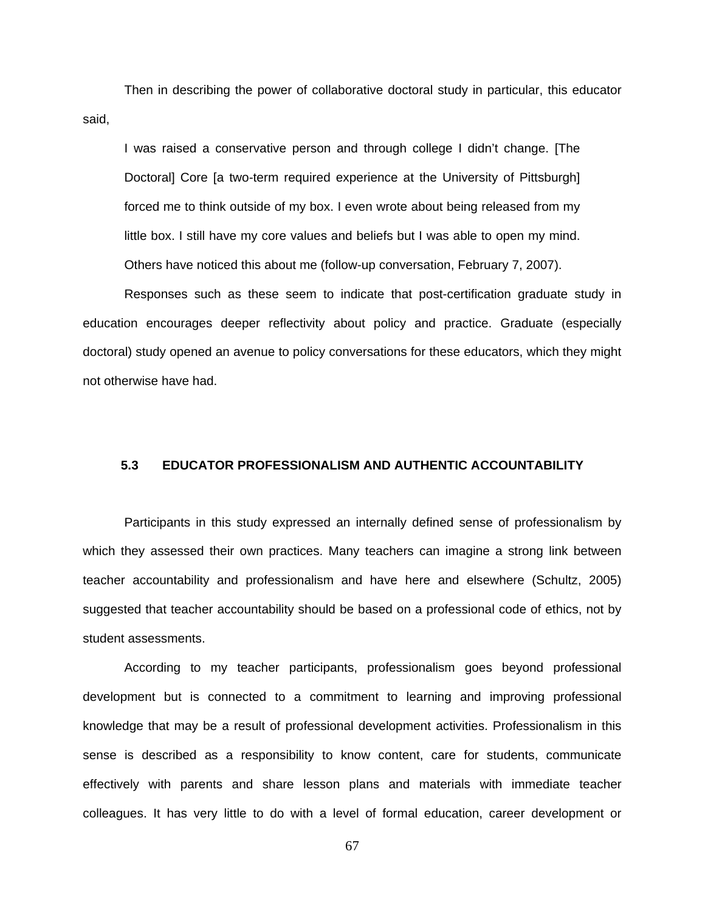Then in describing the power of collaborative doctoral study in particular, this educator said,

> I was raised a conservative person and through college I didn't change. [The Doctoral] Core [a two-term required experience at the University of Pittsburgh] forced me to think outside of my box. I even wrote about being released from my little box. I still have my core values and beliefs but I was able to open my mind. Others have noticed this about me (follow-up conversation, February 7, 2007).

Responses such as these seem to indicate that post-certification graduate study in education encourages deeper reflectivity about policy and practice. Graduate (especially doctoral) study opened an avenue to policy conversations for these educators, which they might not otherwise have had.

## 5.3 EDUCATOR PROFESSIONALISM AND AUTHENTIC ACCOUNTABILITY

Participants in this study expressed an internally defined sense of professionalism by which they assessed their own practices. Many teachers can imagine a strong link between teacher accountability and professionalism and have here and elsewhere (Schultz, 2005) suggested that teacher accountability should be based on a professional code of ethics, not by student assessments.

According to my teacher participants, professionalism goes beyond professional development but is connected to a commitment to learning and improving professional knowledge that may be a result of professional development activities. Professionalism in this sense is described as a responsibility to know content, care for students, communicate effectively with parents and share lesson plans and materials with immediate teacher colleagues. It has very little to do with a level of formal education, career development or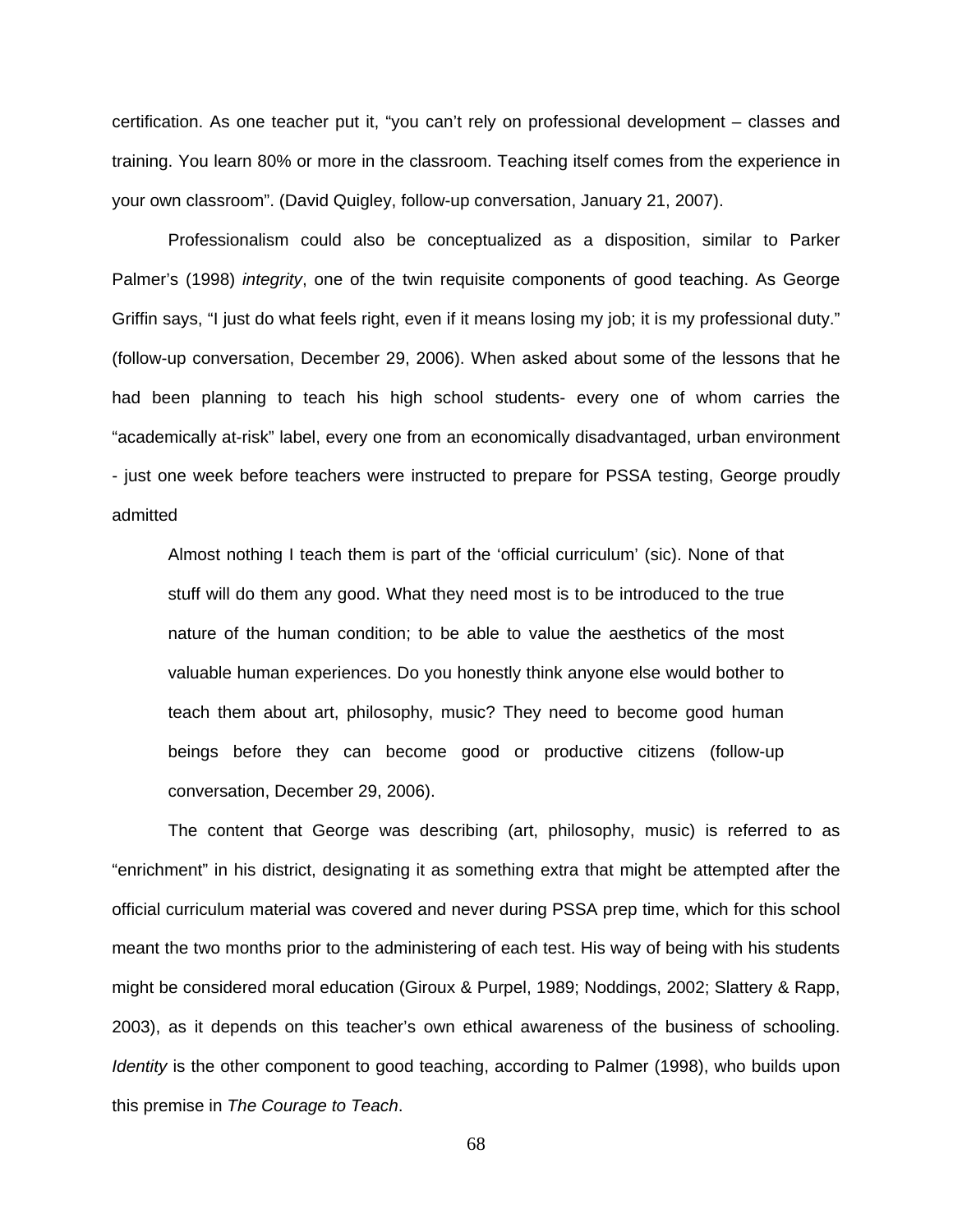certification. As one teacher put it, "you can't rely on professional development – classes and training. You learn 80% or more in the classroom. Teaching itself comes from the experience in your own classroom". (David Quigley, follow-up conversation, January 21, 2007).

Professionalism could also be conceptualized as a disposition, similar to Parker Palmer's (1998) *integrity*, one of the twin requisite components of good teaching. As George Griffin says, "I just do what feels right, even if it means losing my job; it is my professional duty." (follow-up conversation, December 29, 2006). When asked about some of the lessons that he had been planning to teach his high school students- every one of whom carries the "academically at-risk" label, every one from an economically disadvantaged, urban environment - just one week before teachers were instructed to prepare for PSSA testing, George proudly admitted

> Almost nothing I teach them is part of the 'official curriculum' (sic). None of that stuff will do them any good. What they need most is to be introduced to the true nature of the human condition; to be able to value the aesthetics of the most valuable human experiences. Do you honestly think anyone else would bother to teach them about art, philosophy, music? They need to become good human beings before they can become good or productive citizens (follow-up conversation, December 29, 2006).

The content that George was describing (art, philosophy, music) is referred to as "enrichment" in his district, designating it as something extra that might be attempted after the official curriculum material was covered and never during PSSA prep time, which for this school meant the two months prior to the administering of each test. His way of being with his students might be considered moral education (Giroux & Purpel, 1989; Noddings, 2002; Slattery & Rapp, 2003), as it depends on this teacher's own ethical awareness of the business of schooling. *Identity* is the other component to good teaching, according to Palmer (1998), who builds upon this premise in *The Courage to Teach*.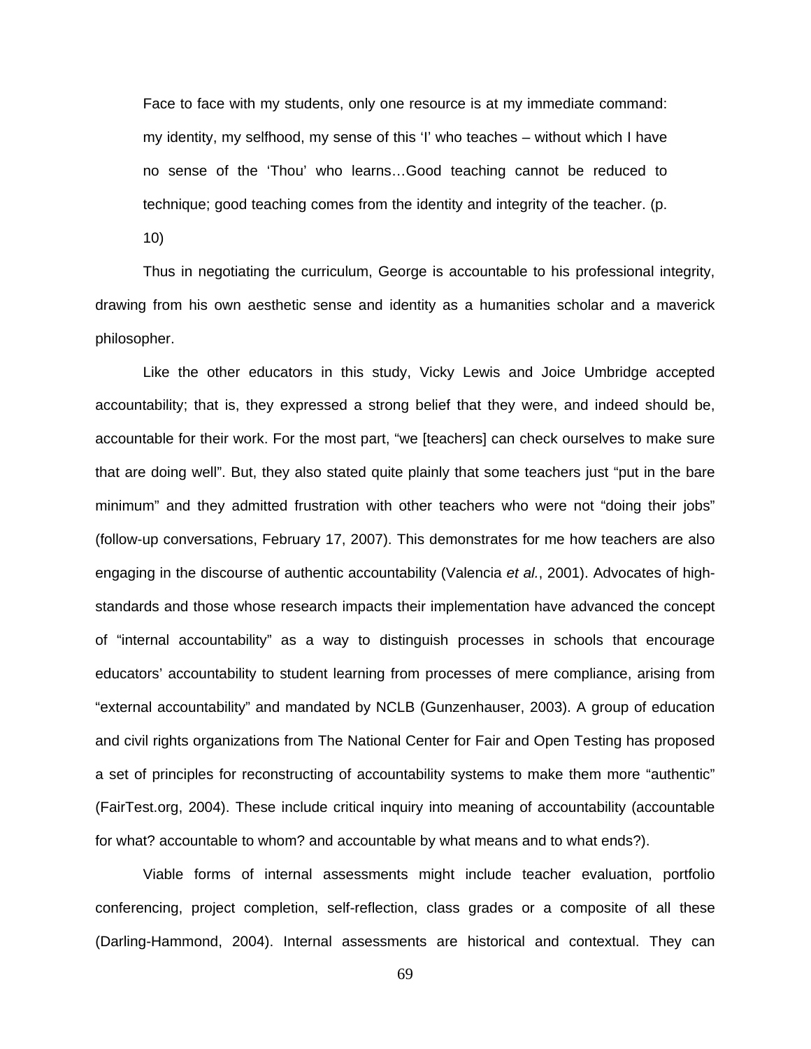> Face to face with my students, only one resource is at my immediate command: my identity, my selfhood, my sense of this 'I' who teaches – without which I have no sense of the 'Thou' who learns…Good teaching cannot be reduced to technique; good teaching comes from the identity and integrity of the teacher. (p. 10)

Thus in negotiating the curriculum, George is accountable to his professional integrity, drawing from his own aesthetic sense and identity as a humanities scholar and a maverick philosopher.

Like the other educators in this study, Vicky Lewis and Joice Umbridge accepted accountability; that is, they expressed a strong belief that they were, and indeed should be, accountable for their work. For the most part, "we [teachers] can check ourselves to make sure that are doing well". But, they also stated quite plainly that some teachers just "put in the bare minimum" and they admitted frustration with other teachers who were not "doing their jobs" (follow-up conversations, February 17, 2007). This demonstrates for me how teachers are also engaging in the discourse of authentic accountability (Valencia *et al.*, 2001). Advocates of high-standards and those whose research impacts their implementation have advanced the concept of "internal accountability" as a way to distinguish processes in schools that encourage educators' accountability to student learning from processes of mere compliance, arising from "external accountability" and mandated by NCLB (Gunzenhauser, 2003). A group of education and civil rights organizations from The National Center for Fair and Open Testing has proposed a set of principles for reconstructing of accountability systems to make them more "authentic" (FairTest.org, 2004). These include critical inquiry into meaning of accountability (accountable for what? accountable to whom? and accountable by what means and to what ends?).

Viable forms of internal assessments might include teacher evaluation, portfolio conferencing, project completion, self-reflection, class grades or a composite of all these (Darling-Hammond, 2004). Internal assessments are historical and contextual. They can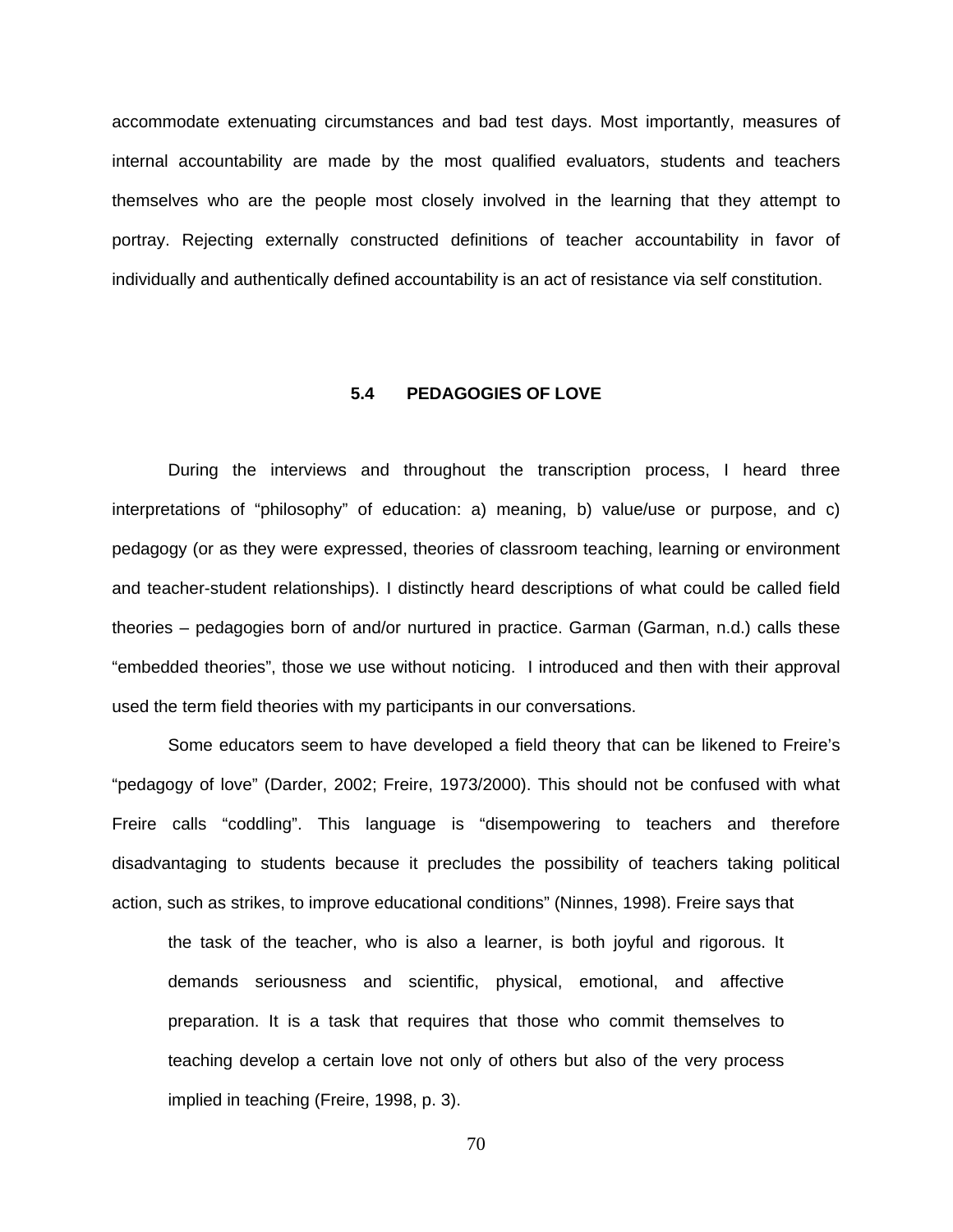accommodate extenuating circumstances and bad test days. Most importantly, measures of internal accountability are made by the most qualified evaluators, students and teachers themselves who are the people most closely involved in the learning that they attempt to portray. Rejecting externally constructed definitions of teacher accountability in favor of individually and authentically defined accountability is an act of resistance via self constitution.

### 5.4 PEDAGOGIES OF LOVE

During the interviews and throughout the transcription process, I heard three interpretations of "philosophy" of education: a) meaning, b) value/use or purpose, and c) pedagogy (or as they were expressed, theories of classroom teaching, learning or environment and teacher-student relationships). I distinctly heard descriptions of what could be called field theories – pedagogies born of and/or nurtured in practice. Garman (Garman, n.d.) calls these "embedded theories", those we use without noticing. I introduced and then with their approval used the term field theories with my participants in our conversations.

Some educators seem to have developed a field theory that can be likened to Freire's "pedagogy of love" (Darder, 2002; Freire, 1973/2000). This should not be confused with what Freire calls "coddling". This language is "disempowering to teachers and therefore disadvantaging to students because it precludes the possibility of teachers taking political action, such as strikes, to improve educational conditions" (Ninnes, 1998). Freire says that

> the task of the teacher, who is also a learner, is both joyful and rigorous. It demands seriousness and scientific, physical, emotional, and affective preparation. It is a task that requires that those who commit themselves to teaching develop a certain love not only of others but also of the very process implied in teaching (Freire, 1998, p. 3).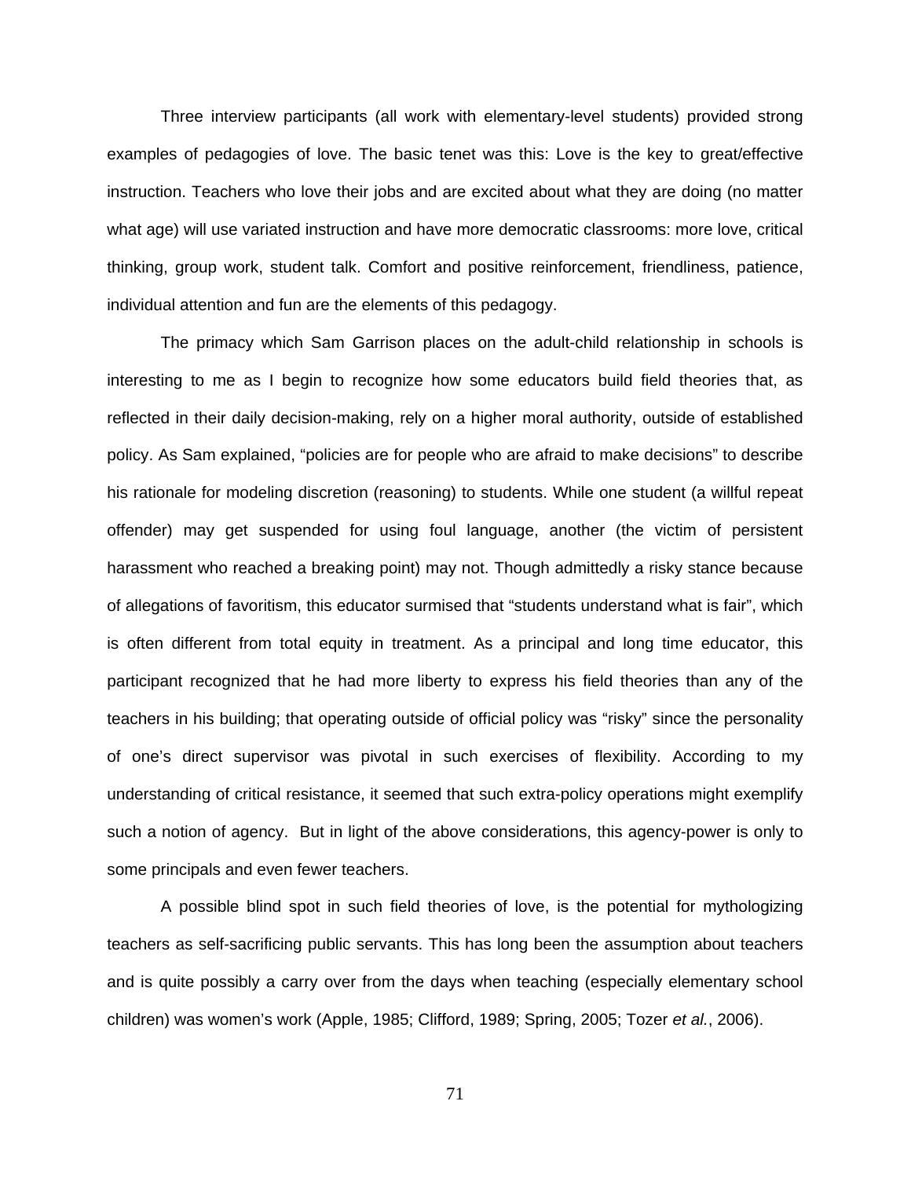Three interview participants (all work with elementary-level students) provided strong examples of pedagogies of love. The basic tenet was this: Love is the key to great/effective instruction. Teachers who love their jobs and are excited about what they are doing (no matter what age) will use variated instruction and have more democratic classrooms: more love, critical thinking, group work, student talk. Comfort and positive reinforcement, friendliness, patience, individual attention and fun are the elements of this pedagogy.

The primacy which Sam Garrison places on the adult-child relationship in schools is interesting to me as I begin to recognize how some educators build field theories that, as reflected in their daily decision-making, rely on a higher moral authority, outside of established policy. As Sam explained, "policies are for people who are afraid to make decisions" to describe his rationale for modeling discretion (reasoning) to students. While one student (a willful repeat offender) may get suspended for using foul language, another (the victim of persistent harassment who reached a breaking point) may not. Though admittedly a risky stance because of allegations of favoritism, this educator surmised that "students understand what is fair", which is often different from total equity in treatment. As a principal and long time educator, this participant recognized that he had more liberty to express his field theories than any of the teachers in his building; that operating outside of official policy was "risky" since the personality of one's direct supervisor was pivotal in such exercises of flexibility. According to my understanding of critical resistance, it seemed that such extra-policy operations might exemplify such a notion of agency. But in light of the above considerations, this agency-power is only to some principals and even fewer teachers.

A possible blind spot in such field theories of love, is the potential for mythologizing teachers as self-sacrificing public servants. This has long been the assumption about teachers and is quite possibly a carry over from the days when teaching (especially elementary school children) was women's work (Apple, 1985; Clifford, 1989; Spring, 2005; Tozer *et al.*, 2006).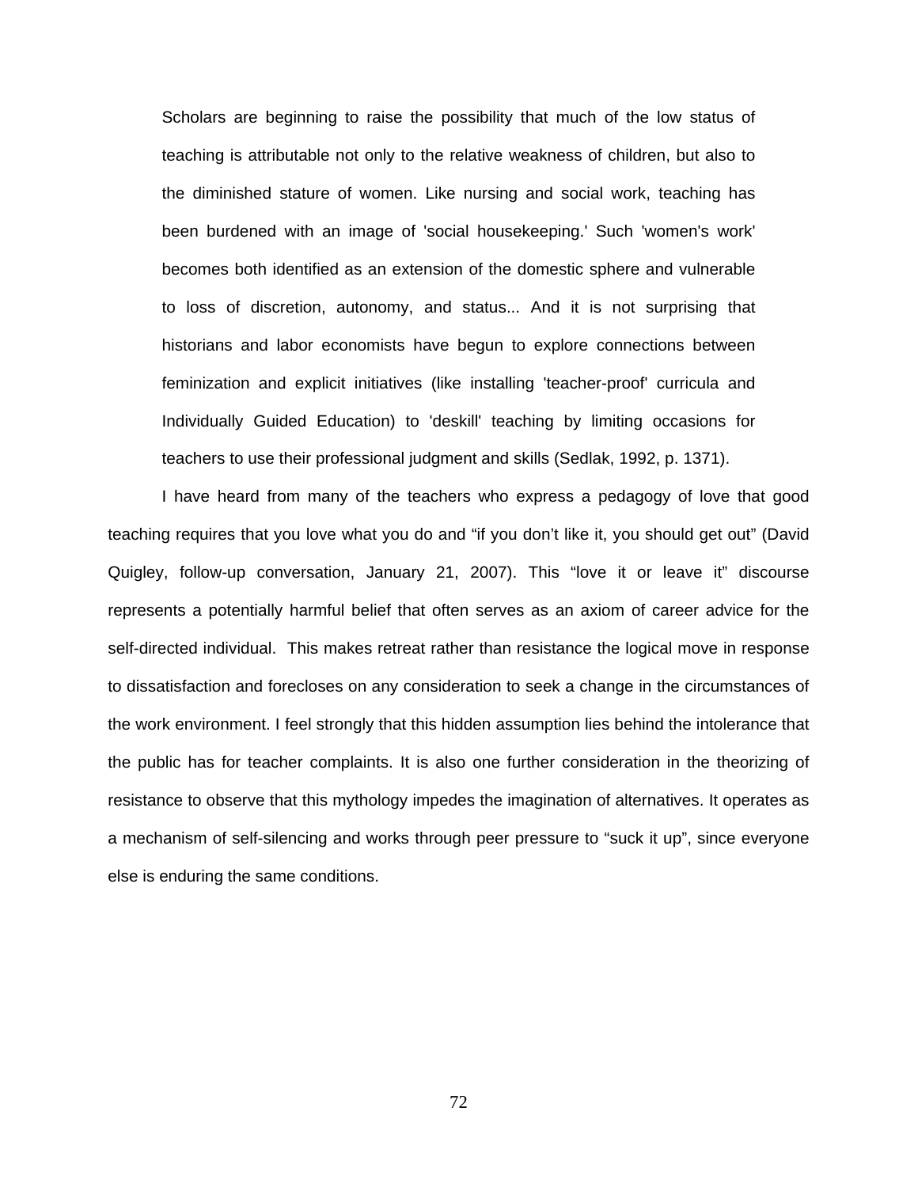> Scholars are beginning to raise the possibility that much of the low status of teaching is attributable not only to the relative weakness of children, but also to the diminished stature of women. Like nursing and social work, teaching has been burdened with an image of 'social housekeeping.' Such 'women's work' becomes both identified as an extension of the domestic sphere and vulnerable to loss of discretion, autonomy, and status... And it is not surprising that historians and labor economists have begun to explore connections between feminization and explicit initiatives (like installing 'teacher-proof' curricula and Individually Guided Education) to 'deskill' teaching by limiting occasions for teachers to use their professional judgment and skills (Sedlak, 1992, p. 1371).

I have heard from many of the teachers who express a pedagogy of love that good teaching requires that you love what you do and “if you don’t like it, you should get out” (David Quigley, follow-up conversation, January 21, 2007). This “love it or leave it” discourse represents a potentially harmful belief that often serves as an axiom of career advice for the self-directed individual. This makes retreat rather than resistance the logical move in response to dissatisfaction and forecloses on any consideration to seek a change in the circumstances of the work environment. I feel strongly that this hidden assumption lies behind the intolerance that the public has for teacher complaints. It is also one further consideration in the theorizing of resistance to observe that this mythology impedes the imagination of alternatives. It operates as a mechanism of self-silencing and works through peer pressure to “suck it up”, since everyone else is enduring the same conditions.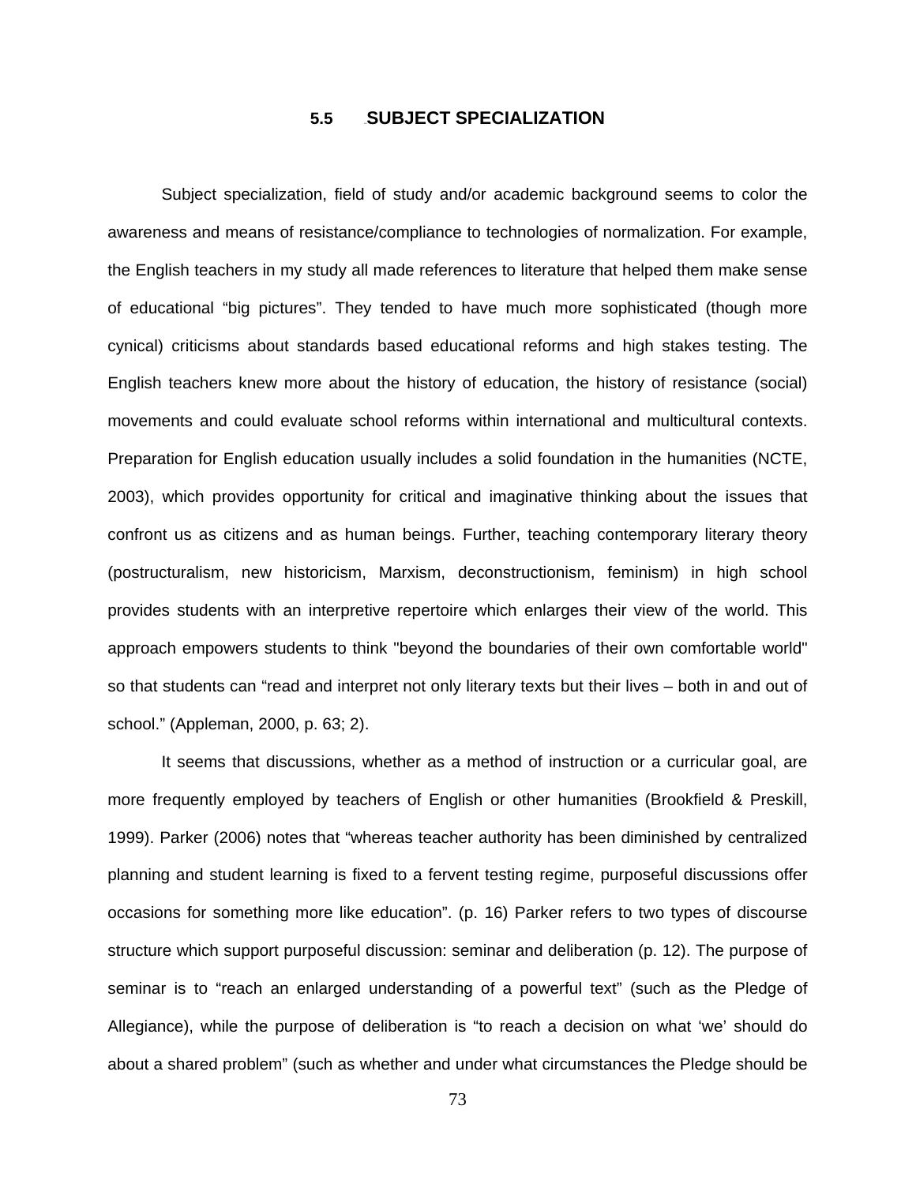## 5.5 SUBJECT SPECIALIZATION

Subject specialization, field of study and/or academic background seems to color the awareness and means of resistance/compliance to technologies of normalization. For example, the English teachers in my study all made references to literature that helped them make sense of educational “big pictures”. They tended to have much more sophisticated (though more cynical) criticisms about standards based educational reforms and high stakes testing. The English teachers knew more about the history of education, the history of resistance (social) movements and could evaluate school reforms within international and multicultural contexts. Preparation for English education usually includes a solid foundation in the humanities (NCTE, 2003), which provides opportunity for critical and imaginative thinking about the issues that confront us as citizens and as human beings. Further, teaching contemporary literary theory (postructuralism, new historicism, Marxism, deconstructionism, feminism) in high school provides students with an interpretive repertoire which enlarges their view of the world. This approach empowers students to think "beyond the boundaries of their own comfortable world" so that students can “read and interpret not only literary texts but their lives – both in and out of school.” (Appleman, 2000, p. 63; 2).

It seems that discussions, whether as a method of instruction or a curricular goal, are more frequently employed by teachers of English or other humanities (Brookfield & Preskill, 1999). Parker (2006) notes that “whereas teacher authority has been diminished by centralized planning and student learning is fixed to a fervent testing regime, purposeful discussions offer occasions for something more like education”. (p. 16) Parker refers to two types of discourse structure which support purposeful discussion: seminar and deliberation (p. 12). The purpose of seminar is to “reach an enlarged understanding of a powerful text” (such as the Pledge of Allegiance), while the purpose of deliberation is “to reach a decision on what ‘we’ should do about a shared problem” (such as whether and under what circumstances the Pledge should be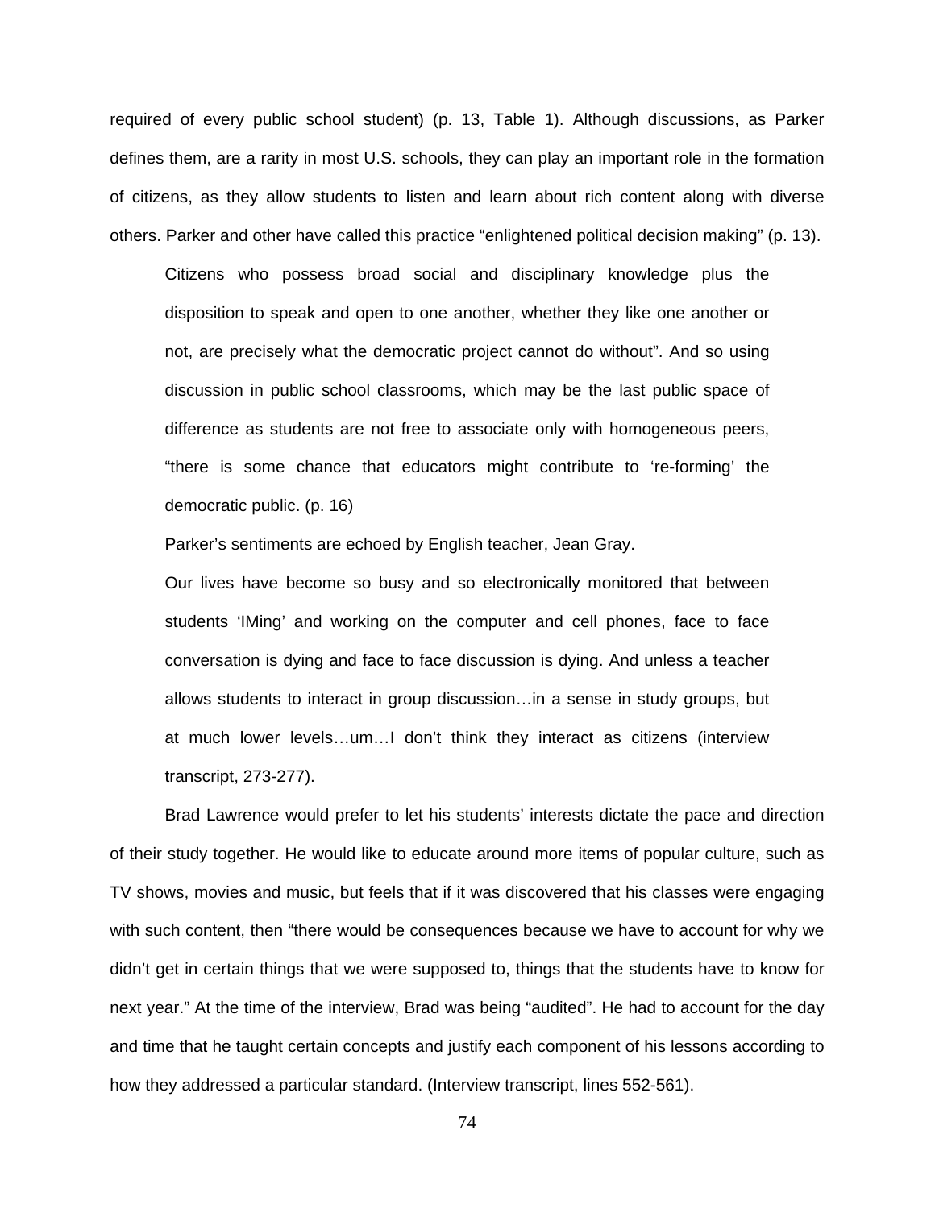required of every public school student) (p. 13, Table 1). Although discussions, as Parker defines them, are a rarity in most U.S. schools, they can play an important role in the formation of citizens, as they allow students to listen and learn about rich content along with diverse others. Parker and other have called this practice “enlightened political decision making” (p. 13).

> Citizens who possess broad social and disciplinary knowledge plus the disposition to speak and open to one another, whether they like one another or not, are precisely what the democratic project cannot do without”. And so using discussion in public school classrooms, which may be the last public space of difference as students are not free to associate only with homogeneous peers, “there is some chance that educators might contribute to ‘re-forming’ the democratic public. (p. 16)

Parker’s sentiments are echoed by English teacher, Jean Gray.

> Our lives have become so busy and so electronically monitored that between students ‘IMing’ and working on the computer and cell phones, face to face conversation is dying and face to face discussion is dying. And unless a teacher allows students to interact in group discussion…in a sense in study groups, but at much lower levels…um…I don’t think they interact as citizens (interview transcript, 273-277).

Brad Lawrence would prefer to let his students’ interests dictate the pace and direction of their study together. He would like to educate around more items of popular culture, such as TV shows, movies and music, but feels that if it was discovered that his classes were engaging with such content, then “there would be consequences because we have to account for why we didn’t get in certain things that we were supposed to, things that the students have to know for next year.” At the time of the interview, Brad was being “audited”. He had to account for the day and time that he taught certain concepts and justify each component of his lessons according to how they addressed a particular standard. (Interview transcript, lines 552-561).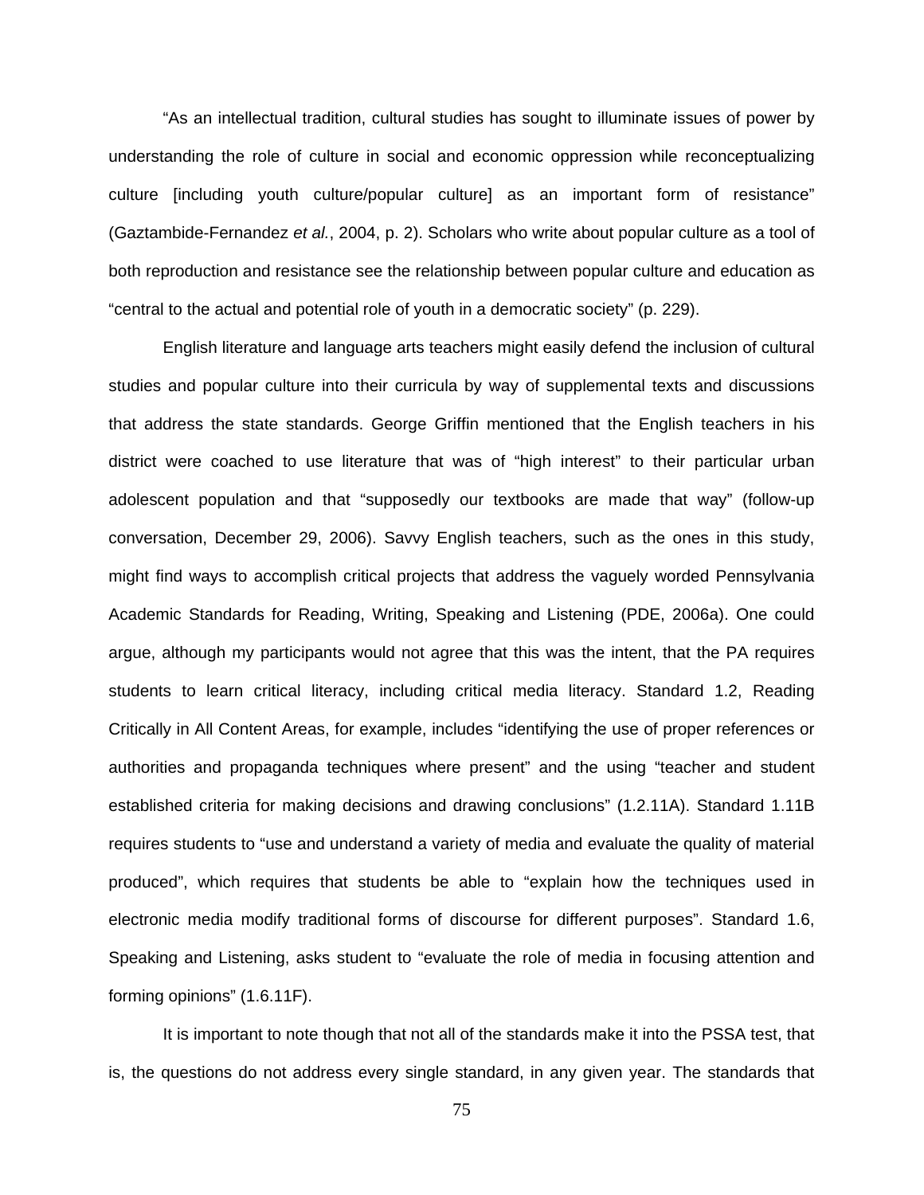"As an intellectual tradition, cultural studies has sought to illuminate issues of power by understanding the role of culture in social and economic oppression while reconceptualizing culture [including youth culture/popular culture] as an important form of resistance" (Gaztambide-Fernandez *et al.*, 2004, p. 2). Scholars who write about popular culture as a tool of both reproduction and resistance see the relationship between popular culture and education as "central to the actual and potential role of youth in a democratic society" (p. 229).

English literature and language arts teachers might easily defend the inclusion of cultural studies and popular culture into their curricula by way of supplemental texts and discussions that address the state standards. George Griffin mentioned that the English teachers in his district were coached to use literature that was of "high interest" to their particular urban adolescent population and that "supposedly our textbooks are made that way" (follow-up conversation, December 29, 2006). Savvy English teachers, such as the ones in this study, might find ways to accomplish critical projects that address the vaguely worded Pennsylvania Academic Standards for Reading, Writing, Speaking and Listening (PDE, 2006a). One could argue, although my participants would not agree that this was the intent, that the PA requires students to learn critical literacy, including critical media literacy. Standard 1.2, Reading Critically in All Content Areas, for example, includes "identifying the use of proper references or authorities and propaganda techniques where present" and the using "teacher and student established criteria for making decisions and drawing conclusions" (1.2.11A). Standard 1.11B requires students to "use and understand a variety of media and evaluate the quality of material produced", which requires that students be able to "explain how the techniques used in electronic media modify traditional forms of discourse for different purposes". Standard 1.6, Speaking and Listening, asks student to "evaluate the role of media in focusing attention and forming opinions" (1.6.11F).

It is important to note though that not all of the standards make it into the PSSA test, that is, the questions do not address every single standard, in any given year. The standards that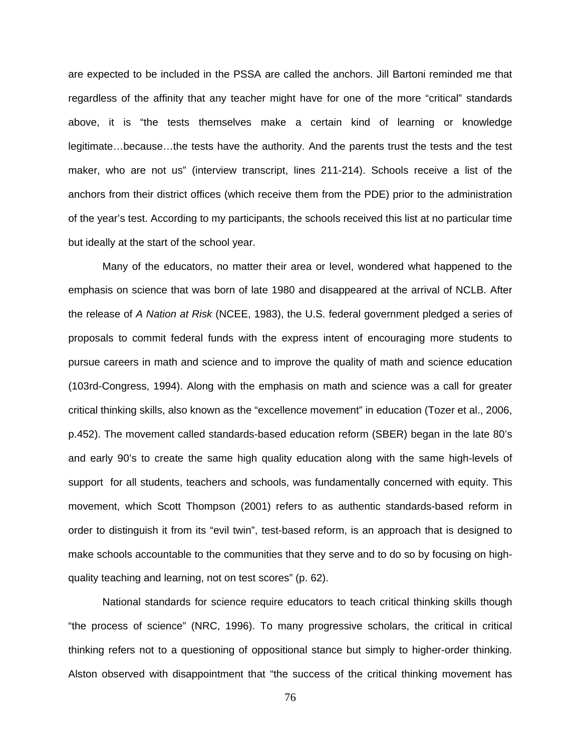are expected to be included in the PSSA are called the anchors. Jill Bartoni reminded me that regardless of the affinity that any teacher might have for one of the more "critical" standards above, it is "the tests themselves make a certain kind of learning or knowledge legitimate…because…the tests have the authority. And the parents trust the tests and the test maker, who are not us" (interview transcript, lines 211-214). Schools receive a list of the anchors from their district offices (which receive them from the PDE) prior to the administration of the year's test. According to my participants, the schools received this list at no particular time but ideally at the start of the school year.

Many of the educators, no matter their area or level, wondered what happened to the emphasis on science that was born of late 1980 and disappeared at the arrival of NCLB. After the release of *A Nation at Risk* (NCEE, 1983), the U.S. federal government pledged a series of proposals to commit federal funds with the express intent of encouraging more students to pursue careers in math and science and to improve the quality of math and science education (103rd-Congress, 1994). Along with the emphasis on math and science was a call for greater critical thinking skills, also known as the "excellence movement" in education (Tozer et al., 2006, p.452). The movement called standards-based education reform (SBER) began in the late 80's and early 90's to create the same high quality education along with the same high-levels of support for all students, teachers and schools, was fundamentally concerned with equity. This movement, which Scott Thompson (2001) refers to as authentic standards-based reform in order to distinguish it from its "evil twin", test-based reform, is an approach that is designed to make schools accountable to the communities that they serve and to do so by focusing on high-quality teaching and learning, not on test scores" (p. 62).

National standards for science require educators to teach critical thinking skills though "the process of science" (NRC, 1996). To many progressive scholars, the critical in critical thinking refers not to a questioning of oppositional stance but simply to higher-order thinking. Alston observed with disappointment that "the success of the critical thinking movement has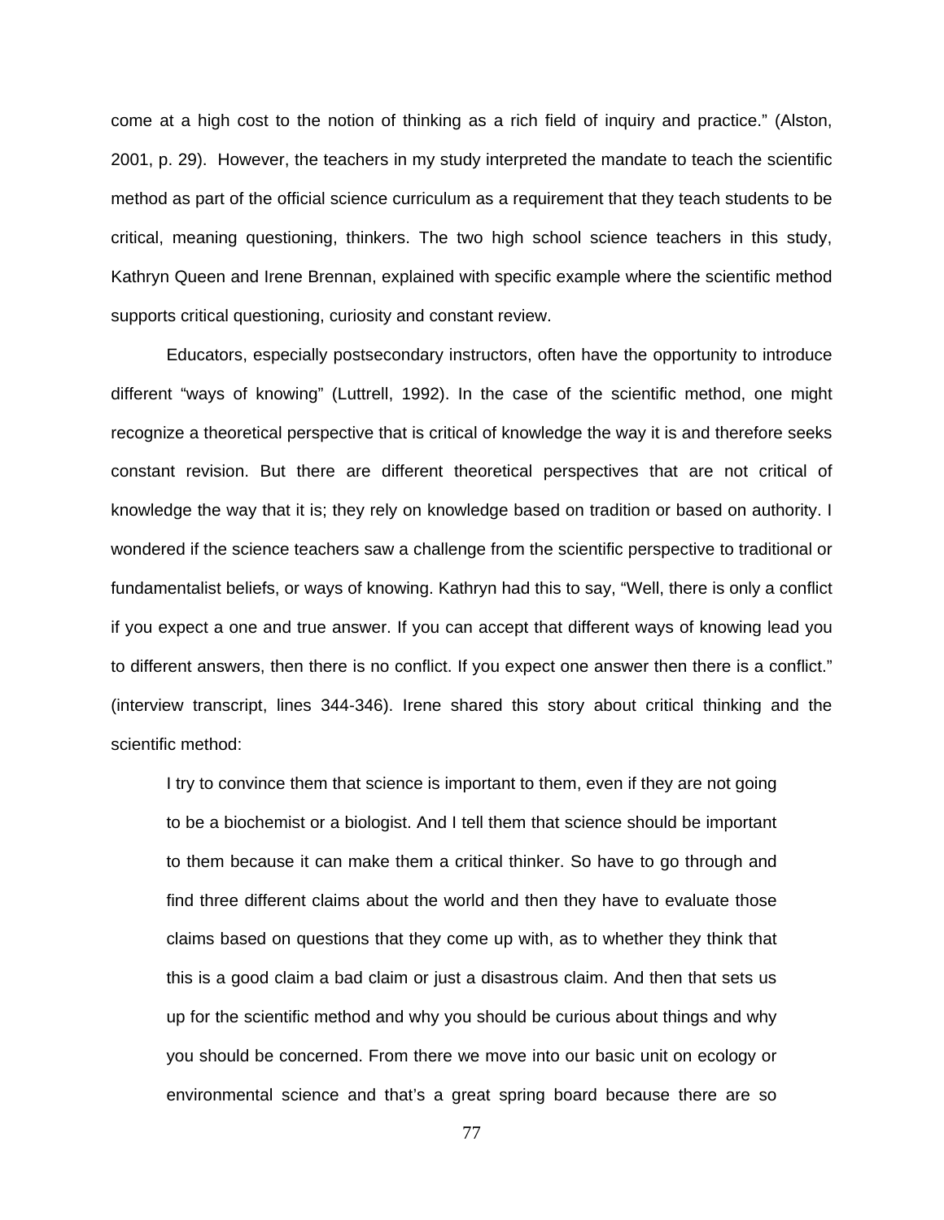come at a high cost to the notion of thinking as a rich field of inquiry and practice." (Alston, 2001, p. 29). However, the teachers in my study interpreted the mandate to teach the scientific method as part of the official science curriculum as a requirement that they teach students to be critical, meaning questioning, thinkers. The two high school science teachers in this study, Kathryn Queen and Irene Brennan, explained with specific example where the scientific method supports critical questioning, curiosity and constant review.

Educators, especially postsecondary instructors, often have the opportunity to introduce different "ways of knowing" (Luttrell, 1992). In the case of the scientific method, one might recognize a theoretical perspective that is critical of knowledge the way it is and therefore seeks constant revision. But there are different theoretical perspectives that are not critical of knowledge the way that it is; they rely on knowledge based on tradition or based on authority. I wondered if the science teachers saw a challenge from the scientific perspective to traditional or fundamentalist beliefs, or ways of knowing. Kathryn had this to say, "Well, there is only a conflict if you expect a one and true answer. If you can accept that different ways of knowing lead you to different answers, then there is no conflict. If you expect one answer then there is a conflict." (interview transcript, lines 344-346). Irene shared this story about critical thinking and the scientific method:

> I try to convince them that science is important to them, even if they are not going to be a biochemist or a biologist. And I tell them that science should be important to them because it can make them a critical thinker. So have to go through and find three different claims about the world and then they have to evaluate those claims based on questions that they come up with, as to whether they think that this is a good claim a bad claim or just a disastrous claim. And then that sets us up for the scientific method and why you should be curious about things and why you should be concerned. From there we move into our basic unit on ecology or environmental science and that's a great spring board because there are so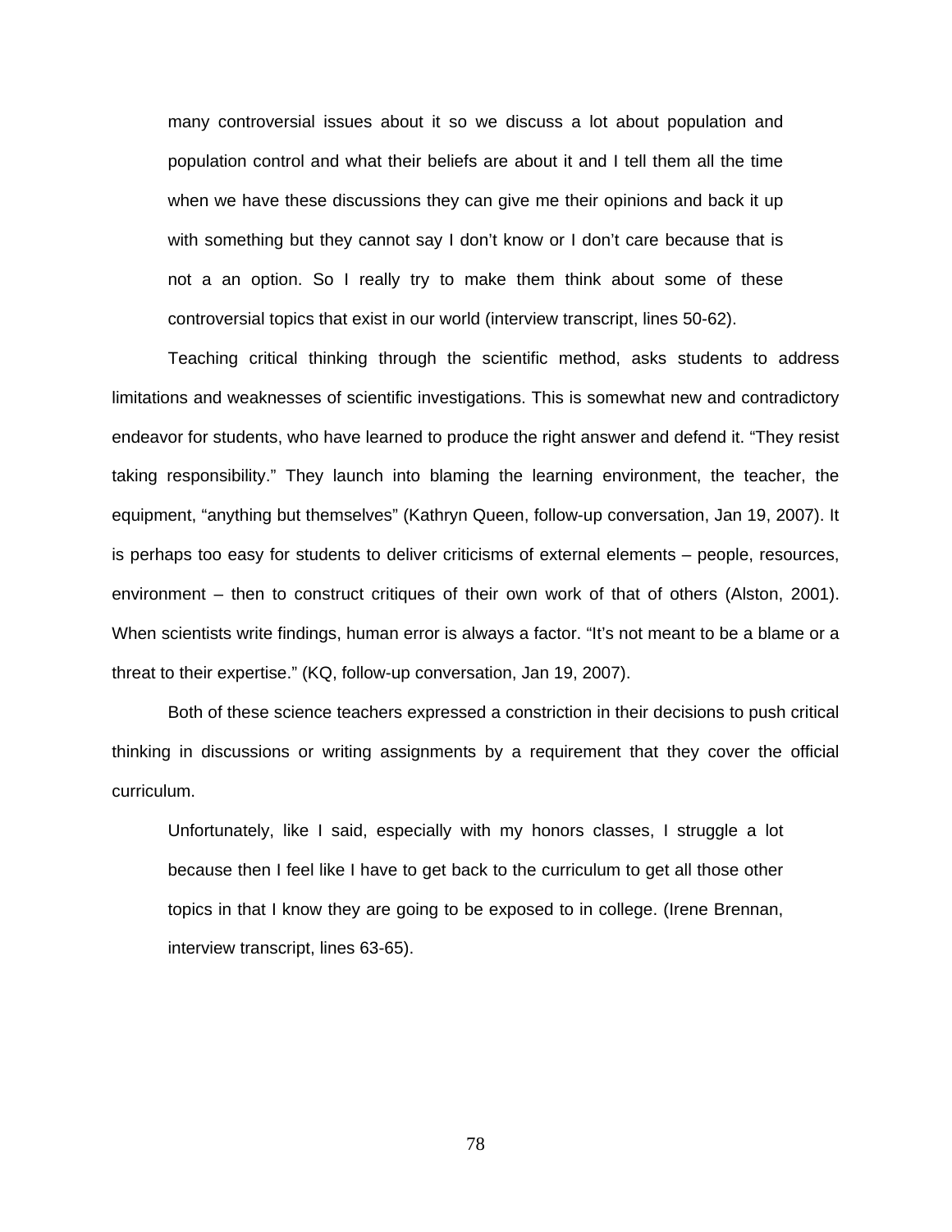> many controversial issues about it so we discuss a lot about population and population control and what their beliefs are about it and I tell them all the time when we have these discussions they can give me their opinions and back it up with something but they cannot say I don't know or I don't care because that is not a an option. So I really try to make them think about some of these controversial topics that exist in our world (interview transcript, lines 50-62).

Teaching critical thinking through the scientific method, asks students to address limitations and weaknesses of scientific investigations. This is somewhat new and contradictory endeavor for students, who have learned to produce the right answer and defend it. "They resist taking responsibility." They launch into blaming the learning environment, the teacher, the equipment, "anything but themselves" (Kathryn Queen, follow-up conversation, Jan 19, 2007). It is perhaps too easy for students to deliver criticisms of external elements – people, resources, environment – then to construct critiques of their own work of that of others (Alston, 2001). When scientists write findings, human error is always a factor. "It's not meant to be a blame or a threat to their expertise." (KQ, follow-up conversation, Jan 19, 2007).

Both of these science teachers expressed a constriction in their decisions to push critical thinking in discussions or writing assignments by a requirement that they cover the official curriculum.

> Unfortunately, like I said, especially with my honors classes, I struggle a lot because then I feel like I have to get back to the curriculum to get all those other topics in that I know they are going to be exposed to in college. (Irene Brennan, interview transcript, lines 63-65).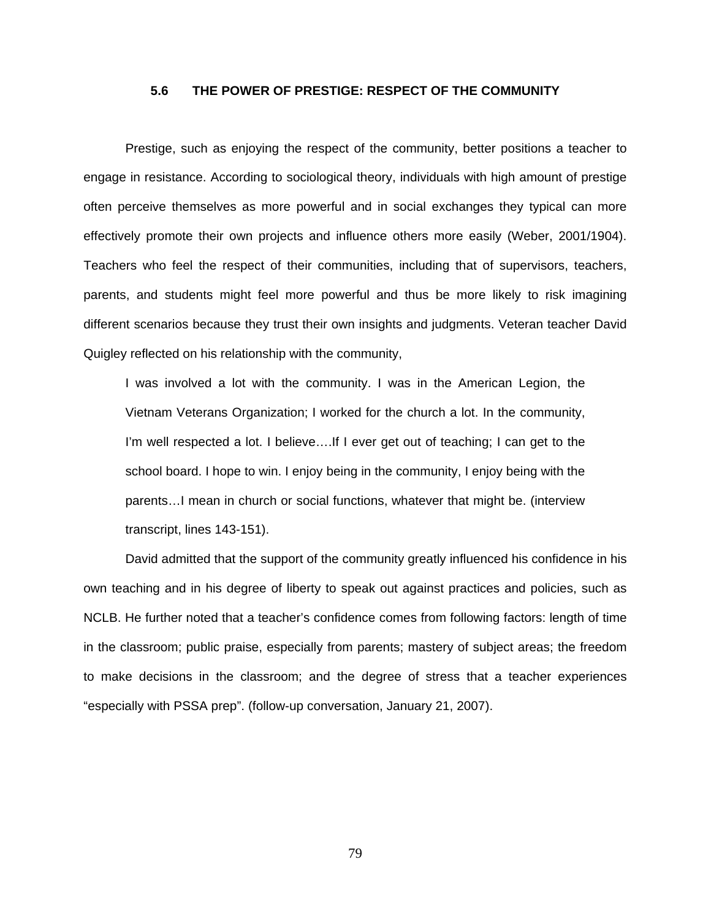### 5.6 THE POWER OF PRESTIGE: RESPECT OF THE COMMUNITY

Prestige, such as enjoying the respect of the community, better positions a teacher to engage in resistance. According to sociological theory, individuals with high amount of prestige often perceive themselves as more powerful and in social exchanges they typical can more effectively promote their own projects and influence others more easily (Weber, 2001/1904). Teachers who feel the respect of their communities, including that of supervisors, teachers, parents, and students might feel more powerful and thus be more likely to risk imagining different scenarios because they trust their own insights and judgments. Veteran teacher David Quigley reflected on his relationship with the community,

> I was involved a lot with the community. I was in the American Legion, the Vietnam Veterans Organization; I worked for the church a lot. In the community, I'm well respected a lot. I believe….If I ever get out of teaching; I can get to the school board. I hope to win. I enjoy being in the community, I enjoy being with the parents…I mean in church or social functions, whatever that might be. (interview transcript, lines 143-151).

David admitted that the support of the community greatly influenced his confidence in his own teaching and in his degree of liberty to speak out against practices and policies, such as NCLB. He further noted that a teacher's confidence comes from following factors: length of time in the classroom; public praise, especially from parents; mastery of subject areas; the freedom to make decisions in the classroom; and the degree of stress that a teacher experiences "especially with PSSA prep". (follow-up conversation, January 21, 2007).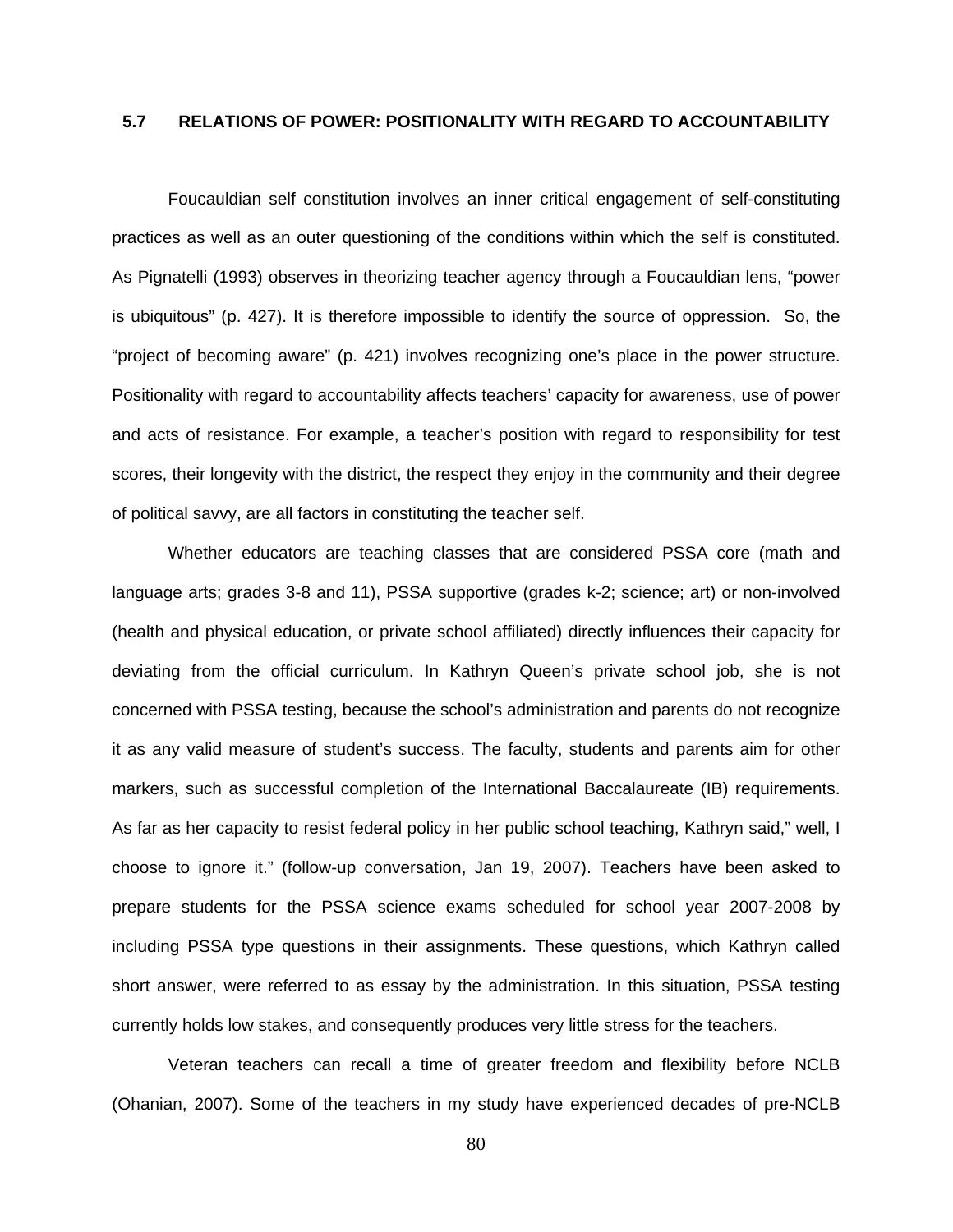## 5.7 RELATIONS OF POWER: POSITIONALITY WITH REGARD TO ACCOUNTABILITY

Foucauldian self constitution involves an inner critical engagement of self-constituting practices as well as an outer questioning of the conditions within which the self is constituted. As Pignatelli (1993) observes in theorizing teacher agency through a Foucauldian lens, "power is ubiquitous" (p. 427). It is therefore impossible to identify the source of oppression. So, the "project of becoming aware" (p. 421) involves recognizing one's place in the power structure. Positionality with regard to accountability affects teachers' capacity for awareness, use of power and acts of resistance. For example, a teacher's position with regard to responsibility for test scores, their longevity with the district, the respect they enjoy in the community and their degree of political savvy, are all factors in constituting the teacher self.

Whether educators are teaching classes that are considered PSSA core (math and language arts; grades 3-8 and 11), PSSA supportive (grades k-2; science; art) or non-involved (health and physical education, or private school affiliated) directly influences their capacity for deviating from the official curriculum. In Kathryn Queen's private school job, she is not concerned with PSSA testing, because the school's administration and parents do not recognize it as any valid measure of student's success. The faculty, students and parents aim for other markers, such as successful completion of the International Baccalaureate (IB) requirements. As far as her capacity to resist federal policy in her public school teaching, Kathryn said," well, I choose to ignore it." (follow-up conversation, Jan 19, 2007). Teachers have been asked to prepare students for the PSSA science exams scheduled for school year 2007-2008 by including PSSA type questions in their assignments. These questions, which Kathryn called short answer, were referred to as essay by the administration. In this situation, PSSA testing currently holds low stakes, and consequently produces very little stress for the teachers.

Veteran teachers can recall a time of greater freedom and flexibility before NCLB (Ohanian, 2007). Some of the teachers in my study have experienced decades of pre-NCLB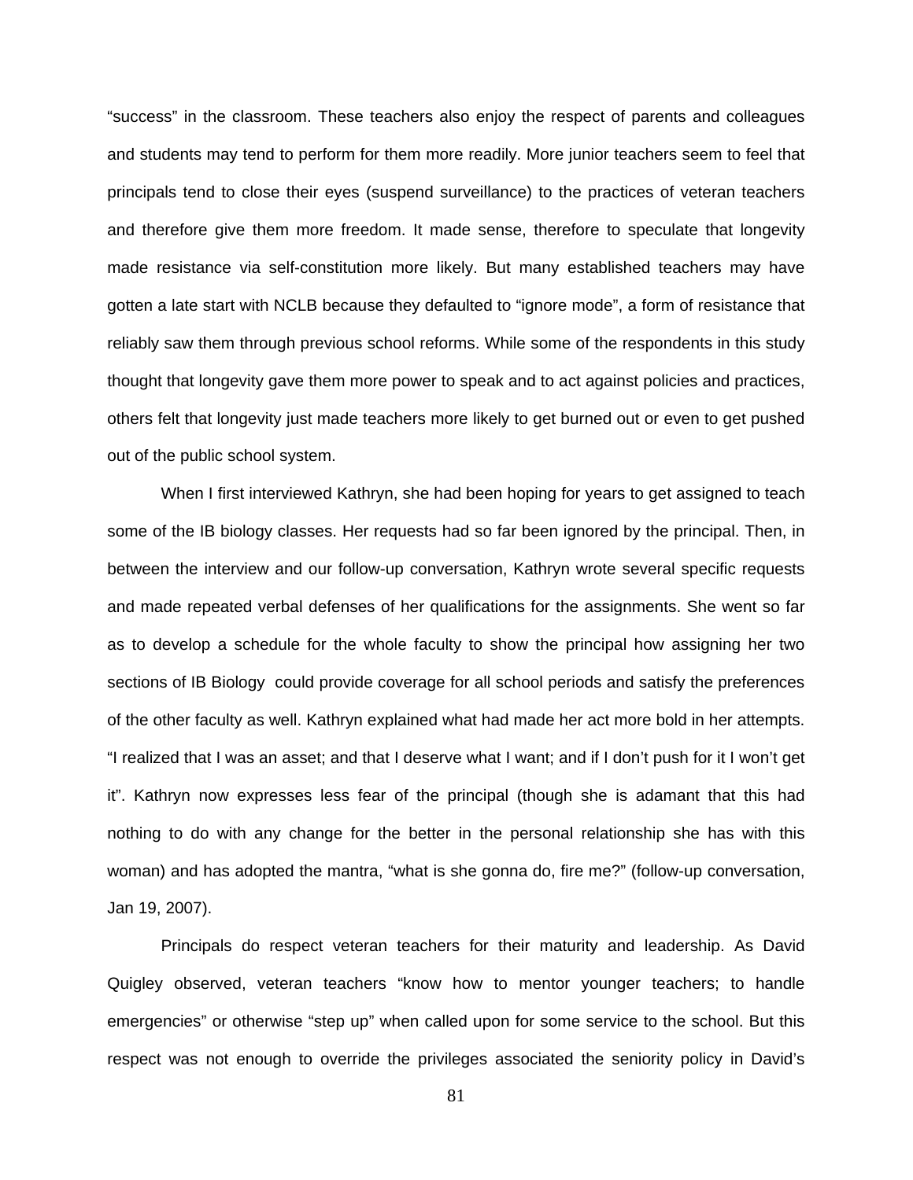“success” in the classroom. These teachers also enjoy the respect of parents and colleagues and students may tend to perform for them more readily. More junior teachers seem to feel that principals tend to close their eyes (suspend surveillance) to the practices of veteran teachers and therefore give them more freedom. It made sense, therefore to speculate that longevity made resistance via self-constitution more likely. But many established teachers may have gotten a late start with NCLB because they defaulted to “ignore mode”, a form of resistance that reliably saw them through previous school reforms. While some of the respondents in this study thought that longevity gave them more power to speak and to act against policies and practices, others felt that longevity just made teachers more likely to get burned out or even to get pushed out of the public school system.

When I first interviewed Kathryn, she had been hoping for years to get assigned to teach some of the IB biology classes. Her requests had so far been ignored by the principal. Then, in between the interview and our follow-up conversation, Kathryn wrote several specific requests and made repeated verbal defenses of her qualifications for the assignments. She went so far as to develop a schedule for the whole faculty to show the principal how assigning her two sections of IB Biology could provide coverage for all school periods and satisfy the preferences of the other faculty as well. Kathryn explained what had made her act more bold in her attempts. “I realized that I was an asset; and that I deserve what I want; and if I don’t push for it I won’t get it”. Kathryn now expresses less fear of the principal (though she is adamant that this had nothing to do with any change for the better in the personal relationship she has with this woman) and has adopted the mantra, “what is she gonna do, fire me?” (follow-up conversation, Jan 19, 2007).

Principals do respect veteran teachers for their maturity and leadership. As David Quigley observed, veteran teachers “know how to mentor younger teachers; to handle emergencies” or otherwise “step up” when called upon for some service to the school. But this respect was not enough to override the privileges associated the seniority policy in David’s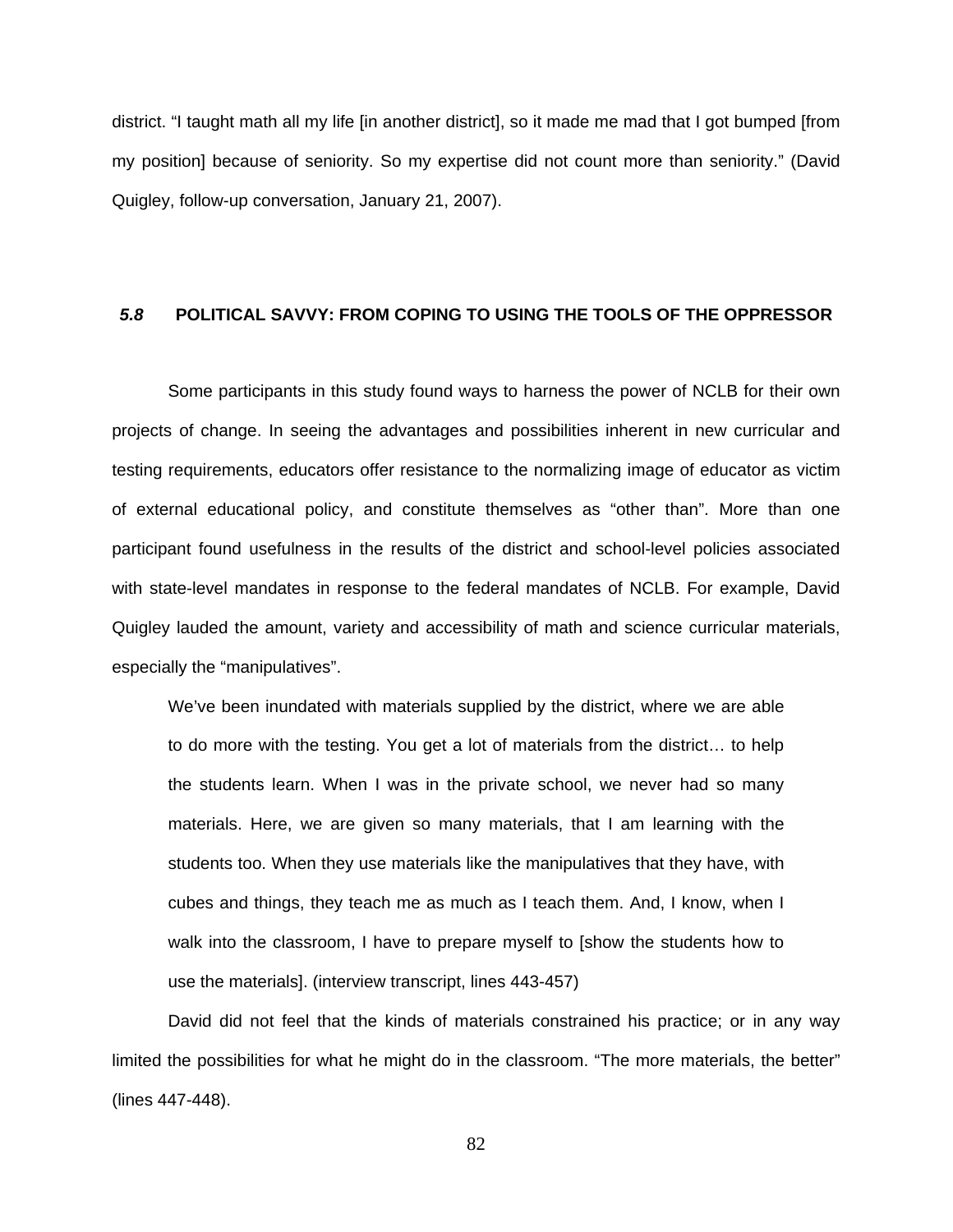district. "I taught math all my life [in another district], so it made me mad that I got bumped [from my position] because of seniority. So my expertise did not count more than seniority." (David Quigley, follow-up conversation, January 21, 2007).

## *5.8* POLITICAL SAVVY: FROM COPING TO USING THE TOOLS OF THE OPPRESSOR

Some participants in this study found ways to harness the power of NCLB for their own projects of change. In seeing the advantages and possibilities inherent in new curricular and testing requirements, educators offer resistance to the normalizing image of educator as victim of external educational policy, and constitute themselves as "other than". More than one participant found usefulness in the results of the district and school-level policies associated with state-level mandates in response to the federal mandates of NCLB. For example, David Quigley lauded the amount, variety and accessibility of math and science curricular materials, especially the "manipulatives".

> We've been inundated with materials supplied by the district, where we are able to do more with the testing. You get a lot of materials from the district… to help the students learn. When I was in the private school, we never had so many materials. Here, we are given so many materials, that I am learning with the students too. When they use materials like the manipulatives that they have, with cubes and things, they teach me as much as I teach them. And, I know, when I walk into the classroom, I have to prepare myself to [show the students how to use the materials]. (interview transcript, lines 443-457)

David did not feel that the kinds of materials constrained his practice; or in any way limited the possibilities for what he might do in the classroom. "The more materials, the better" (lines 447-448).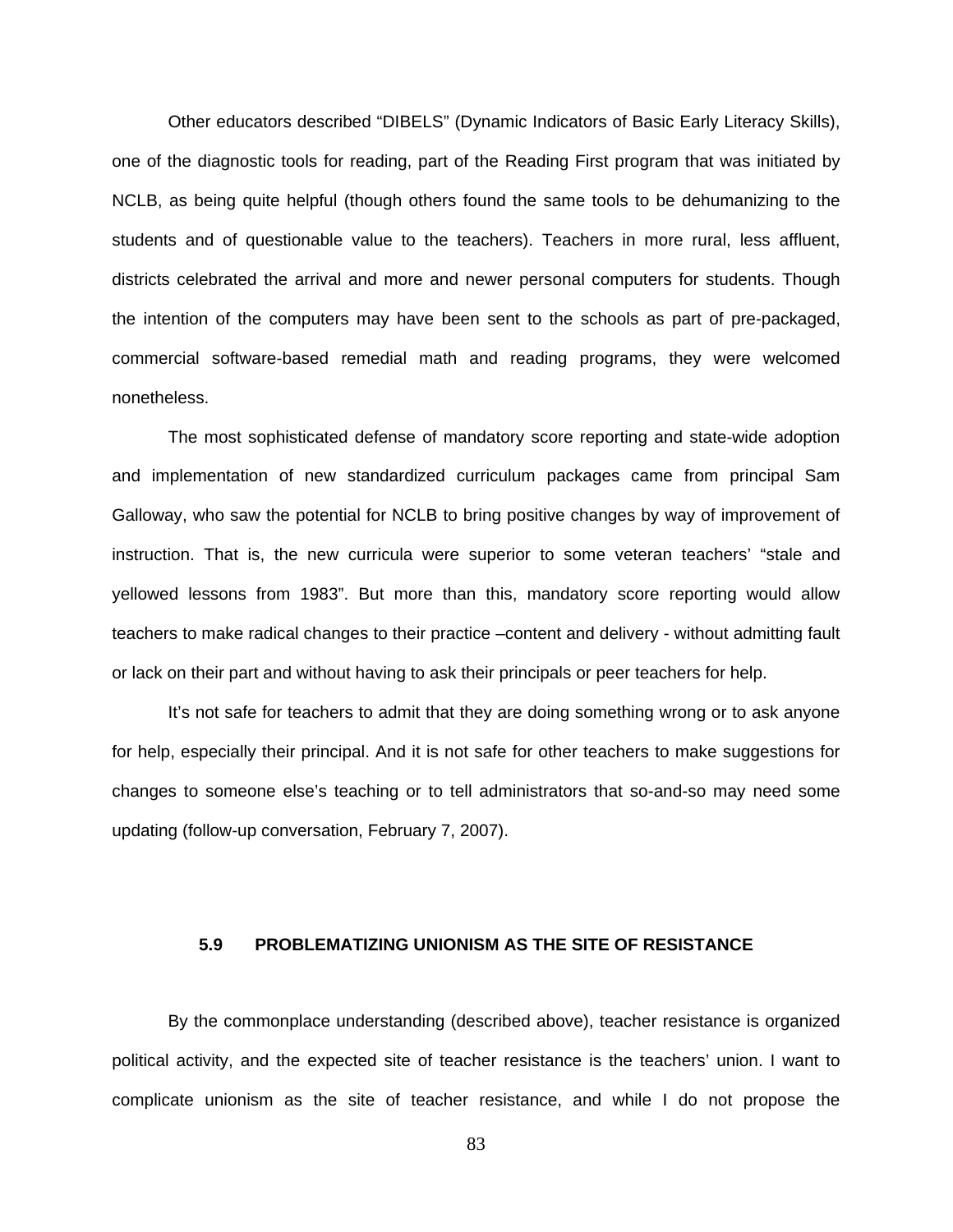Other educators described "DIBELS" (Dynamic Indicators of Basic Early Literacy Skills), one of the diagnostic tools for reading, part of the Reading First program that was initiated by NCLB, as being quite helpful (though others found the same tools to be dehumanizing to the students and of questionable value to the teachers). Teachers in more rural, less affluent, districts celebrated the arrival and more and newer personal computers for students. Though the intention of the computers may have been sent to the schools as part of pre-packaged, commercial software-based remedial math and reading programs, they were welcomed nonetheless.

The most sophisticated defense of mandatory score reporting and state-wide adoption and implementation of new standardized curriculum packages came from principal Sam Galloway, who saw the potential for NCLB to bring positive changes by way of improvement of instruction. That is, the new curricula were superior to some veteran teachers' "stale and yellowed lessons from 1983". But more than this, mandatory score reporting would allow teachers to make radical changes to their practice –content and delivery - without admitting fault or lack on their part and without having to ask their principals or peer teachers for help.

It's not safe for teachers to admit that they are doing something wrong or to ask anyone for help, especially their principal. And it is not safe for other teachers to make suggestions for changes to someone else's teaching or to tell administrators that so-and-so may need some updating (follow-up conversation, February 7, 2007).

### 5.9 PROBLEMATIZING UNIONISM AS THE SITE OF RESISTANCE

By the commonplace understanding (described above), teacher resistance is organized political activity, and the expected site of teacher resistance is the teachers' union. I want to complicate unionism as the site of teacher resistance, and while I do not propose the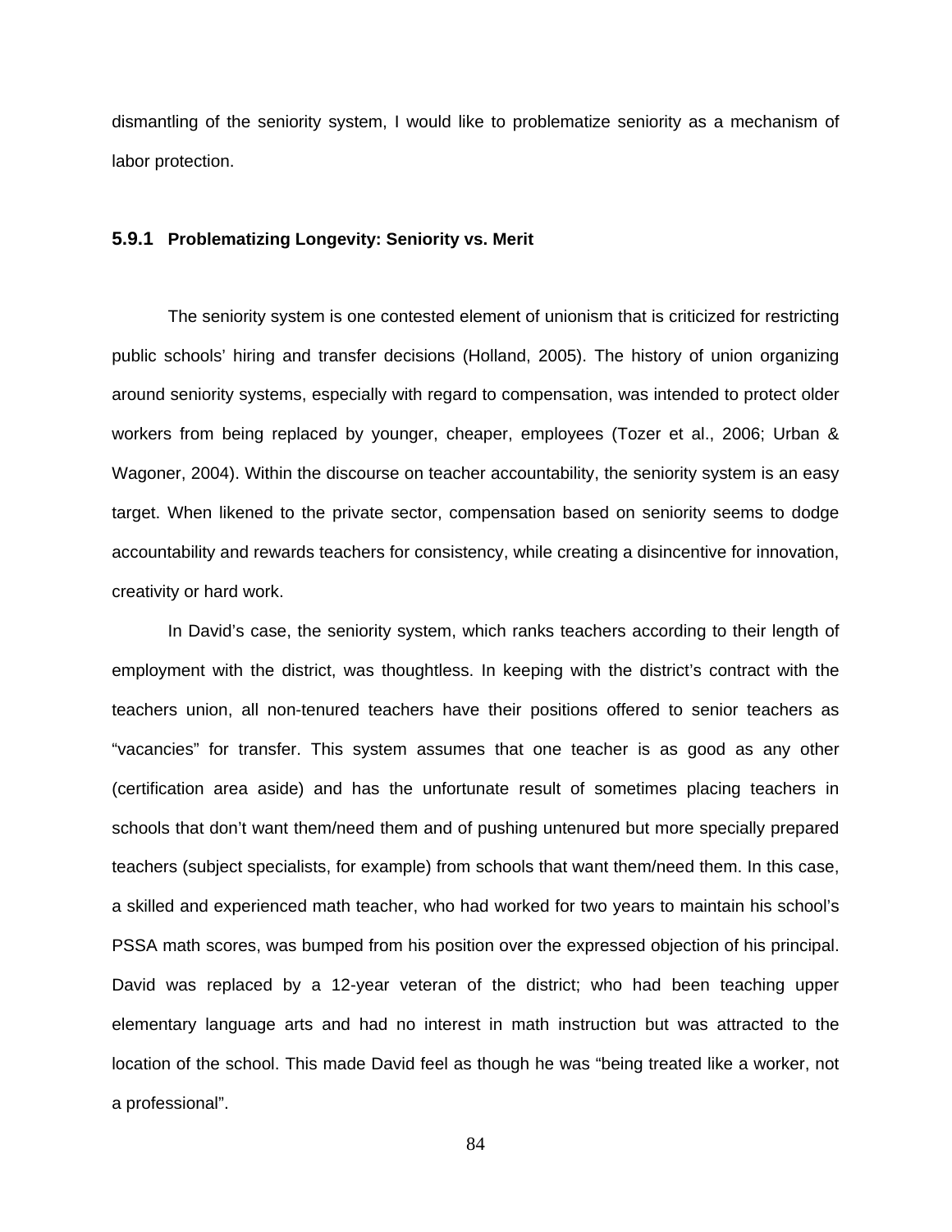dismantling of the seniority system, I would like to problematize seniority as a mechanism of labor protection.

### 5.9.1 Problematizing Longevity: Seniority vs. Merit

The seniority system is one contested element of unionism that is criticized for restricting public schools' hiring and transfer decisions (Holland, 2005). The history of union organizing around seniority systems, especially with regard to compensation, was intended to protect older workers from being replaced by younger, cheaper, employees (Tozer et al., 2006; Urban & Wagoner, 2004). Within the discourse on teacher accountability, the seniority system is an easy target. When likened to the private sector, compensation based on seniority seems to dodge accountability and rewards teachers for consistency, while creating a disincentive for innovation, creativity or hard work.

In David's case, the seniority system, which ranks teachers according to their length of employment with the district, was thoughtless. In keeping with the district's contract with the teachers union, all non-tenured teachers have their positions offered to senior teachers as "vacancies" for transfer. This system assumes that one teacher is as good as any other (certification area aside) and has the unfortunate result of sometimes placing teachers in schools that don't want them/need them and of pushing untenured but more specially prepared teachers (subject specialists, for example) from schools that want them/need them. In this case, a skilled and experienced math teacher, who had worked for two years to maintain his school's PSSA math scores, was bumped from his position over the expressed objection of his principal. David was replaced by a 12-year veteran of the district; who had been teaching upper elementary language arts and had no interest in math instruction but was attracted to the location of the school. This made David feel as though he was "being treated like a worker, not a professional".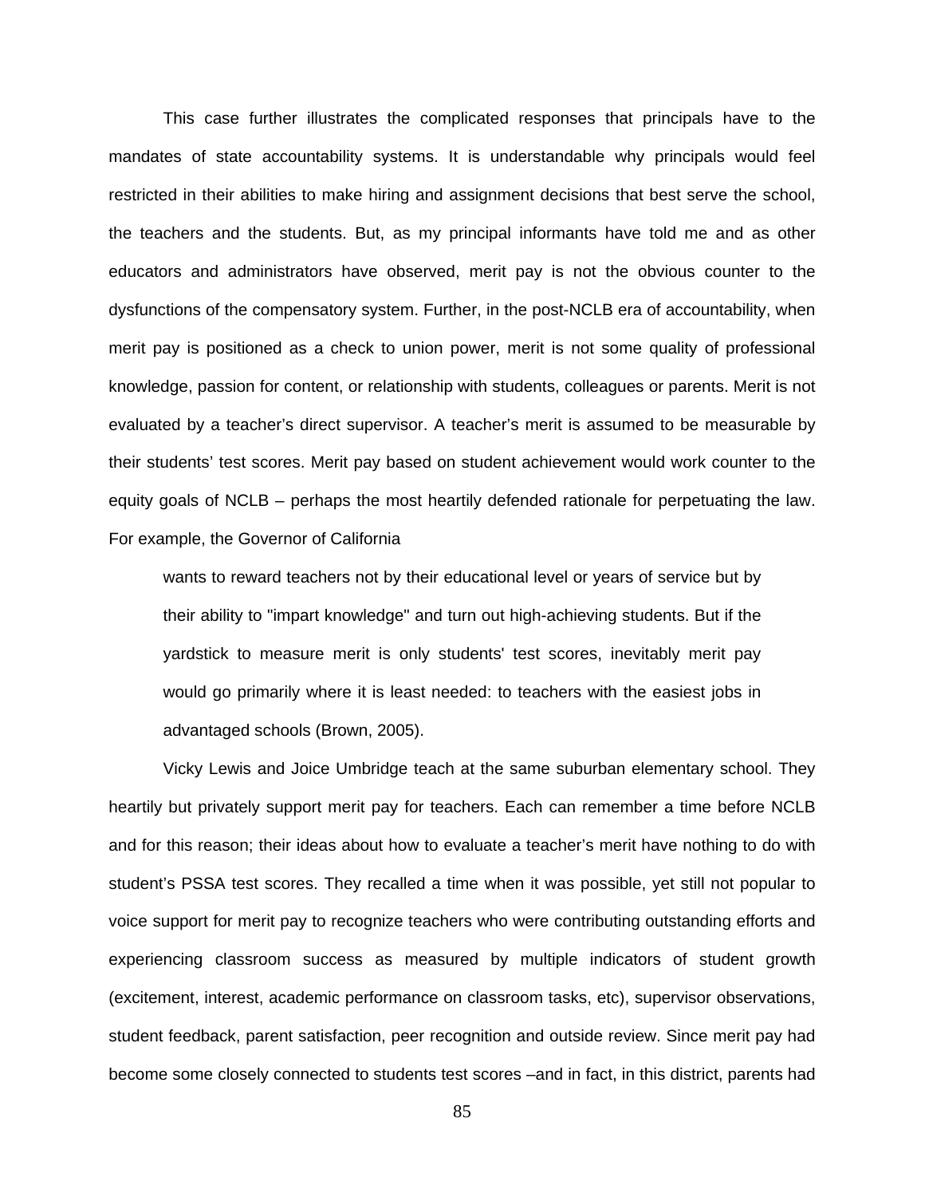This case further illustrates the complicated responses that principals have to the mandates of state accountability systems. It is understandable why principals would feel restricted in their abilities to make hiring and assignment decisions that best serve the school, the teachers and the students. But, as my principal informants have told me and as other educators and administrators have observed, merit pay is not the obvious counter to the dysfunctions of the compensatory system. Further, in the post-NCLB era of accountability, when merit pay is positioned as a check to union power, merit is not some quality of professional knowledge, passion for content, or relationship with students, colleagues or parents. Merit is not evaluated by a teacher's direct supervisor. A teacher's merit is assumed to be measurable by their students' test scores. Merit pay based on student achievement would work counter to the equity goals of NCLB – perhaps the most heartily defended rationale for perpetuating the law. For example, the Governor of California

> wants to reward teachers not by their educational level or years of service but by their ability to "impart knowledge" and turn out high-achieving students. But if the yardstick to measure merit is only students' test scores, inevitably merit pay would go primarily where it is least needed: to teachers with the easiest jobs in advantaged schools (Brown, 2005).

Vicky Lewis and Joice Umbridge teach at the same suburban elementary school. They heartily but privately support merit pay for teachers. Each can remember a time before NCLB and for this reason; their ideas about how to evaluate a teacher's merit have nothing to do with student's PSSA test scores. They recalled a time when it was possible, yet still not popular to voice support for merit pay to recognize teachers who were contributing outstanding efforts and experiencing classroom success as measured by multiple indicators of student growth (excitement, interest, academic performance on classroom tasks, etc), supervisor observations, student feedback, parent satisfaction, peer recognition and outside review. Since merit pay had become some closely connected to students test scores –and in fact, in this district, parents had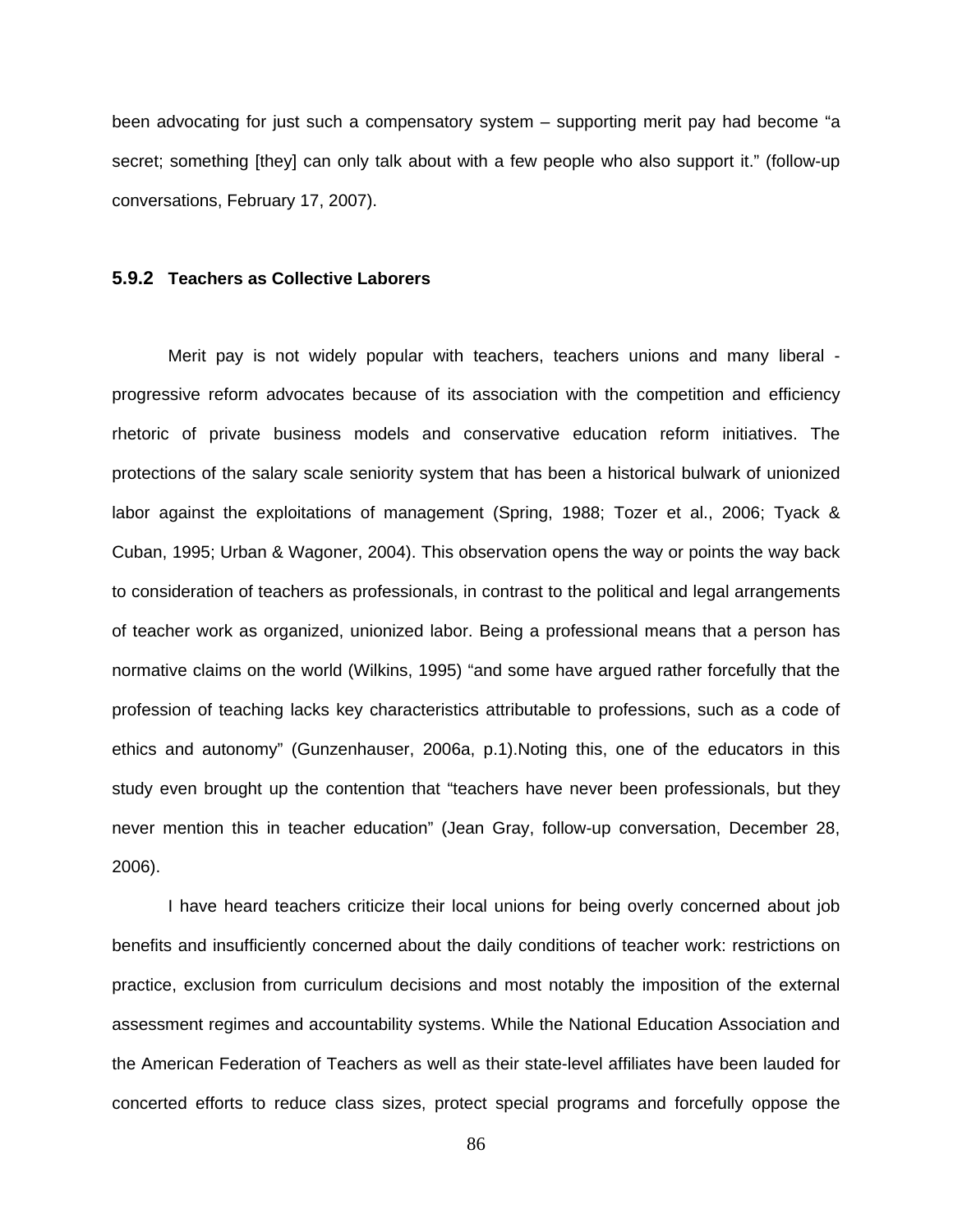been advocating for just such a compensatory system – supporting merit pay had become "a secret; something [they] can only talk about with a few people who also support it." (follow-up conversations, February 17, 2007).

### 5.9.2 Teachers as Collective Laborers

Merit pay is not widely popular with teachers, teachers unions and many liberal - progressive reform advocates because of its association with the competition and efficiency rhetoric of private business models and conservative education reform initiatives. The protections of the salary scale seniority system that has been a historical bulwark of unionized labor against the exploitations of management (Spring, 1988; Tozer et al., 2006; Tyack & Cuban, 1995; Urban & Wagoner, 2004). This observation opens the way or points the way back to consideration of teachers as professionals, in contrast to the political and legal arrangements of teacher work as organized, unionized labor. Being a professional means that a person has normative claims on the world (Wilkins, 1995) "and some have argued rather forcefully that the profession of teaching lacks key characteristics attributable to professions, such as a code of ethics and autonomy" (Gunzenhauser, 2006a, p.1).Noting this, one of the educators in this study even brought up the contention that "teachers have never been professionals, but they never mention this in teacher education" (Jean Gray, follow-up conversation, December 28, 2006).

I have heard teachers criticize their local unions for being overly concerned about job benefits and insufficiently concerned about the daily conditions of teacher work: restrictions on practice, exclusion from curriculum decisions and most notably the imposition of the external assessment regimes and accountability systems. While the National Education Association and the American Federation of Teachers as well as their state-level affiliates have been lauded for concerted efforts to reduce class sizes, protect special programs and forcefully oppose the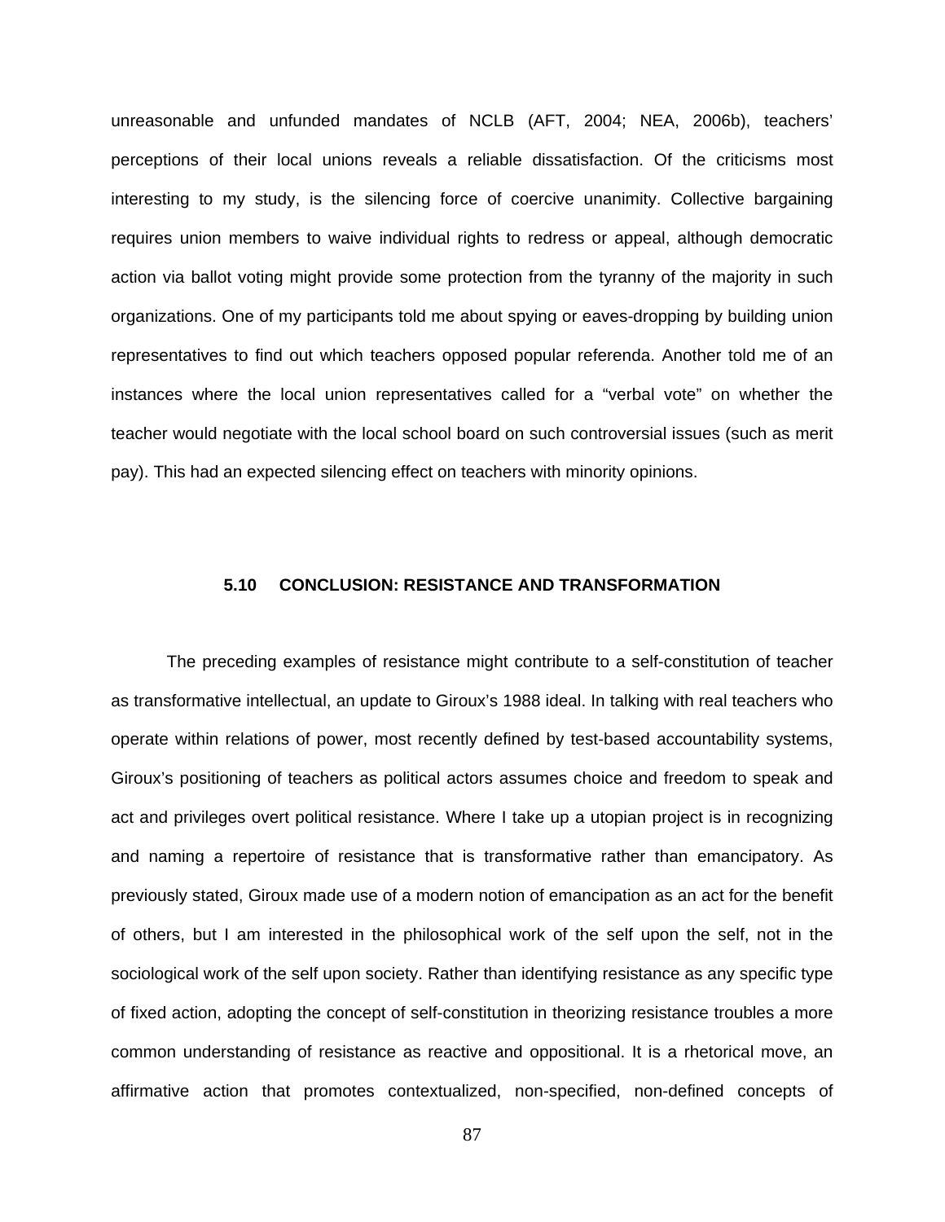unreasonable and unfunded mandates of NCLB (AFT, 2004; NEA, 2006b), teachers' perceptions of their local unions reveals a reliable dissatisfaction. Of the criticisms most interesting to my study, is the silencing force of coercive unanimity. Collective bargaining requires union members to waive individual rights to redress or appeal, although democratic action via ballot voting might provide some protection from the tyranny of the majority in such organizations. One of my participants told me about spying or eaves-dropping by building union representatives to find out which teachers opposed popular referenda. Another told me of an instances where the local union representatives called for a "verbal vote" on whether the teacher would negotiate with the local school board on such controversial issues (such as merit pay). This had an expected silencing effect on teachers with minority opinions.

## 5.10 CONCLUSION: RESISTANCE AND TRANSFORMATION

The preceding examples of resistance might contribute to a self-constitution of teacher as transformative intellectual, an update to Giroux's 1988 ideal. In talking with real teachers who operate within relations of power, most recently defined by test-based accountability systems, Giroux's positioning of teachers as political actors assumes choice and freedom to speak and act and privileges overt political resistance. Where I take up a utopian project is in recognizing and naming a repertoire of resistance that is transformative rather than emancipatory. As previously stated, Giroux made use of a modern notion of emancipation as an act for the benefit of others, but I am interested in the philosophical work of the self upon the self, not in the sociological work of the self upon society. Rather than identifying resistance as any specific type of fixed action, adopting the concept of self-constitution in theorizing resistance troubles a more common understanding of resistance as reactive and oppositional. It is a rhetorical move, an affirmative action that promotes contextualized, non-specified, non-defined concepts of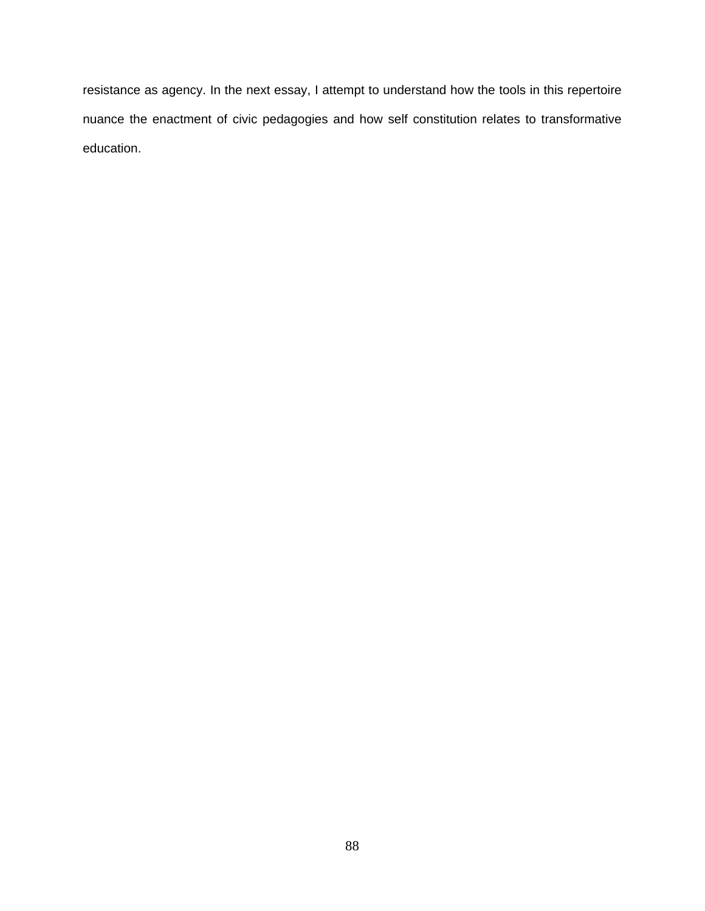resistance as agency. In the next essay, I attempt to understand how the tools in this repertoire nuance the enactment of civic pedagogies and how self constitution relates to transformative education.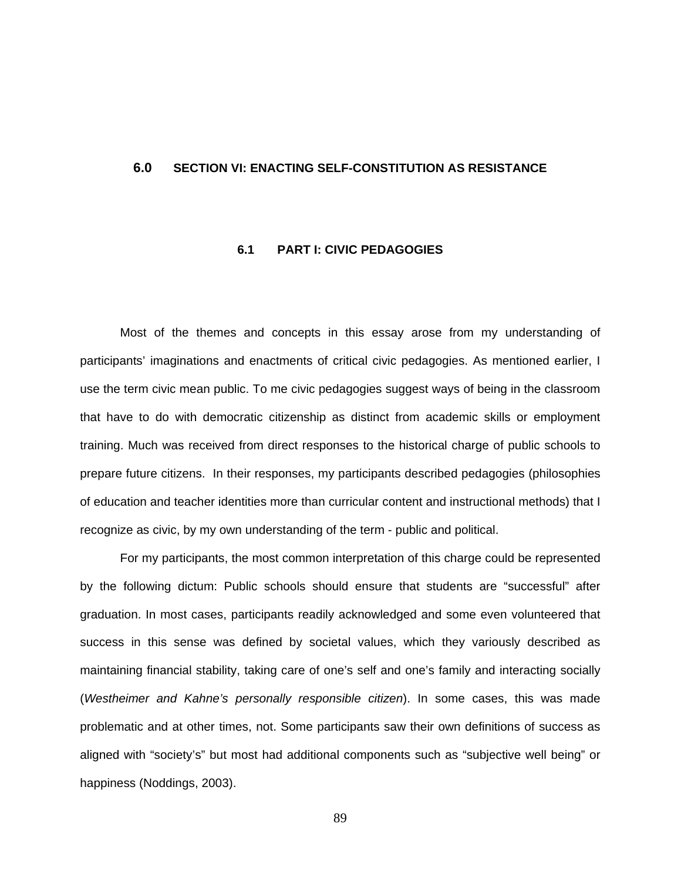# 6.0 SECTION VI: ENACTING SELF-CONSTITUTION AS RESISTANCE

## 6.1 PART I: CIVIC PEDAGOGIES

Most of the themes and concepts in this essay arose from my understanding of participants' imaginations and enactments of critical civic pedagogies. As mentioned earlier, I use the term civic mean public. To me civic pedagogies suggest ways of being in the classroom that have to do with democratic citizenship as distinct from academic skills or employment training. Much was received from direct responses to the historical charge of public schools to prepare future citizens. In their responses, my participants described pedagogies (philosophies of education and teacher identities more than curricular content and instructional methods) that I recognize as civic, by my own understanding of the term - public and political.

For my participants, the most common interpretation of this charge could be represented by the following dictum: Public schools should ensure that students are "successful" after graduation. In most cases, participants readily acknowledged and some even volunteered that success in this sense was defined by societal values, which they variously described as maintaining financial stability, taking care of one's self and one's family and interacting socially (*Westheimer and Kahne's personally responsible citizen*). In some cases, this was made problematic and at other times, not. Some participants saw their own definitions of success as aligned with "society's" but most had additional components such as "subjective well being" or happiness (Noddings, 2003).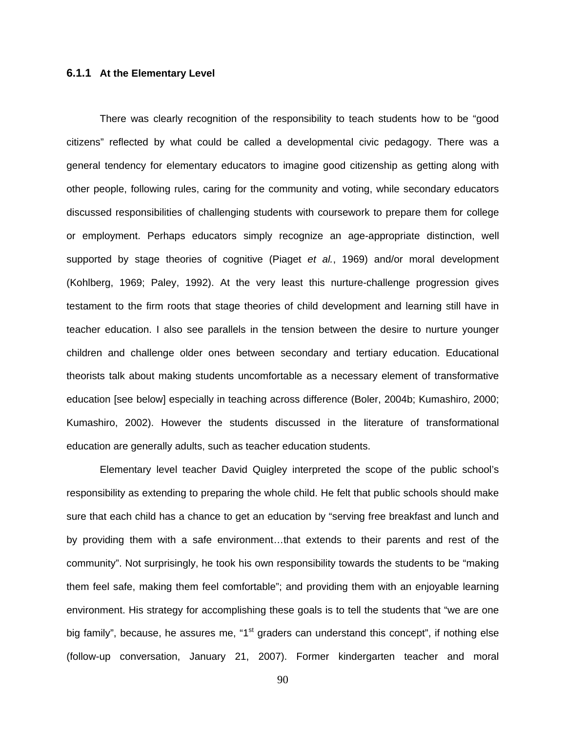### 6.1.1 At the Elementary Level

There was clearly recognition of the responsibility to teach students how to be “good citizens” reflected by what could be called a developmental civic pedagogy. There was a general tendency for elementary educators to imagine good citizenship as getting along with other people, following rules, caring for the community and voting, while secondary educators discussed responsibilities of challenging students with coursework to prepare them for college or employment. Perhaps educators simply recognize an age-appropriate distinction, well supported by stage theories of cognitive (Piaget *et al.*, 1969) and/or moral development (Kohlberg, 1969; Paley, 1992). At the very least this nurture-challenge progression gives testament to the firm roots that stage theories of child development and learning still have in teacher education. I also see parallels in the tension between the desire to nurture younger children and challenge older ones between secondary and tertiary education. Educational theorists talk about making students uncomfortable as a necessary element of transformative education [see below] especially in teaching across difference (Boler, 2004b; Kumashiro, 2000; Kumashiro, 2002). However the students discussed in the literature of transformational education are generally adults, such as teacher education students.

Elementary level teacher David Quigley interpreted the scope of the public school’s responsibility as extending to preparing the whole child. He felt that public schools should make sure that each child has a chance to get an education by “serving free breakfast and lunch and by providing them with a safe environment…that extends to their parents and rest of the community”. Not surprisingly, he took his own responsibility towards the students to be “making them feel safe, making them feel comfortable”; and providing them with an enjoyable learning environment. His strategy for accomplishing these goals is to tell the students that “we are one big family”, because, he assures me, “1st graders can understand this concept”, if nothing else (follow-up conversation, January 21, 2007). Former kindergarten teacher and moral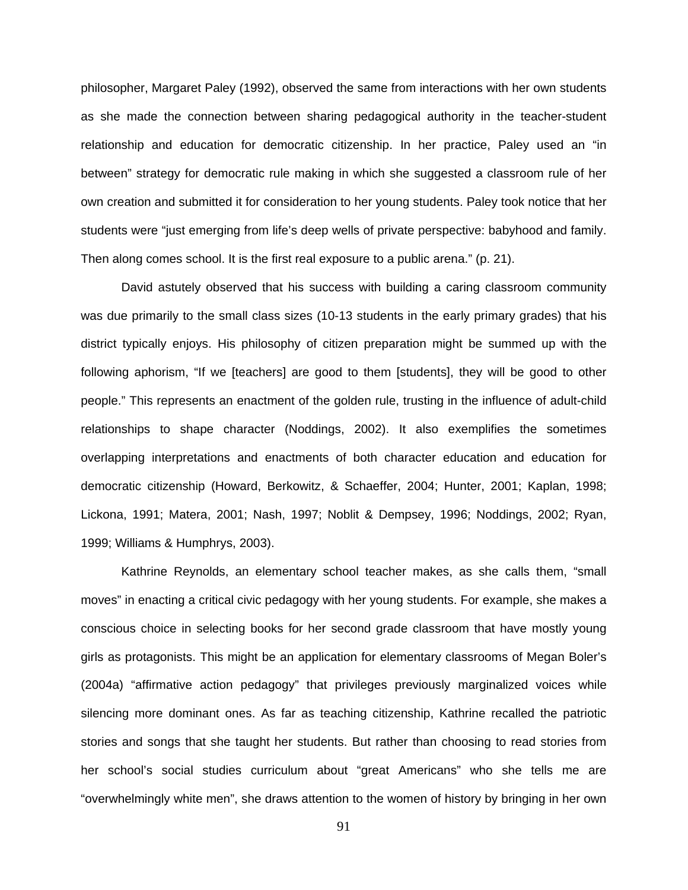philosopher, Margaret Paley (1992), observed the same from interactions with her own students as she made the connection between sharing pedagogical authority in the teacher-student relationship and education for democratic citizenship. In her practice, Paley used an "in between" strategy for democratic rule making in which she suggested a classroom rule of her own creation and submitted it for consideration to her young students. Paley took notice that her students were "just emerging from life's deep wells of private perspective: babyhood and family. Then along comes school. It is the first real exposure to a public arena." (p. 21).

David astutely observed that his success with building a caring classroom community was due primarily to the small class sizes (10-13 students in the early primary grades) that his district typically enjoys. His philosophy of citizen preparation might be summed up with the following aphorism, "If we [teachers] are good to them [students], they will be good to other people." This represents an enactment of the golden rule, trusting in the influence of adult-child relationships to shape character (Noddings, 2002). It also exemplifies the sometimes overlapping interpretations and enactments of both character education and education for democratic citizenship (Howard, Berkowitz, & Schaeffer, 2004; Hunter, 2001; Kaplan, 1998; Lickona, 1991; Matera, 2001; Nash, 1997; Noblit & Dempsey, 1996; Noddings, 2002; Ryan, 1999; Williams & Humphrys, 2003).

Kathrine Reynolds, an elementary school teacher makes, as she calls them, "small moves" in enacting a critical civic pedagogy with her young students. For example, she makes a conscious choice in selecting books for her second grade classroom that have mostly young girls as protagonists. This might be an application for elementary classrooms of Megan Boler's (2004a) "affirmative action pedagogy" that privileges previously marginalized voices while silencing more dominant ones. As far as teaching citizenship, Kathrine recalled the patriotic stories and songs that she taught her students. But rather than choosing to read stories from her school's social studies curriculum about "great Americans" who she tells me are "overwhelmingly white men", she draws attention to the women of history by bringing in her own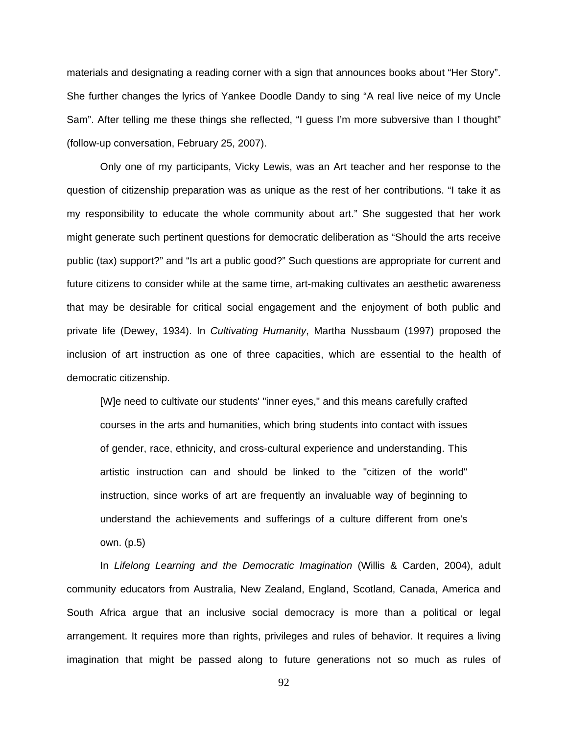materials and designating a reading corner with a sign that announces books about “Her Story”. She further changes the lyrics of Yankee Doodle Dandy to sing “A real live neice of my Uncle Sam”. After telling me these things she reflected, “I guess I’m more subversive than I thought” (follow-up conversation, February 25, 2007).

Only one of my participants, Vicky Lewis, was an Art teacher and her response to the question of citizenship preparation was as unique as the rest of her contributions. “I take it as my responsibility to educate the whole community about art.” She suggested that her work might generate such pertinent questions for democratic deliberation as “Should the arts receive public (tax) support?” and “Is art a public good?” Such questions are appropriate for current and future citizens to consider while at the same time, art-making cultivates an aesthetic awareness that may be desirable for critical social engagement and the enjoyment of both public and private life (Dewey, 1934). In *Cultivating Humanity*, Martha Nussbaum (1997) proposed the inclusion of art instruction as one of three capacities, which are essential to the health of democratic citizenship.

> [W]e need to cultivate our students' "inner eyes," and this means carefully crafted courses in the arts and humanities, which bring students into contact with issues of gender, race, ethnicity, and cross-cultural experience and understanding. This artistic instruction can and should be linked to the "citizen of the world" instruction, since works of art are frequently an invaluable way of beginning to understand the achievements and sufferings of a culture different from one's own. (p.5)

In *Lifelong Learning and the Democratic Imagination* (Willis & Carden, 2004), adult community educators from Australia, New Zealand, England, Scotland, Canada, America and South Africa argue that an inclusive social democracy is more than a political or legal arrangement. It requires more than rights, privileges and rules of behavior. It requires a living imagination that might be passed along to future generations not so much as rules of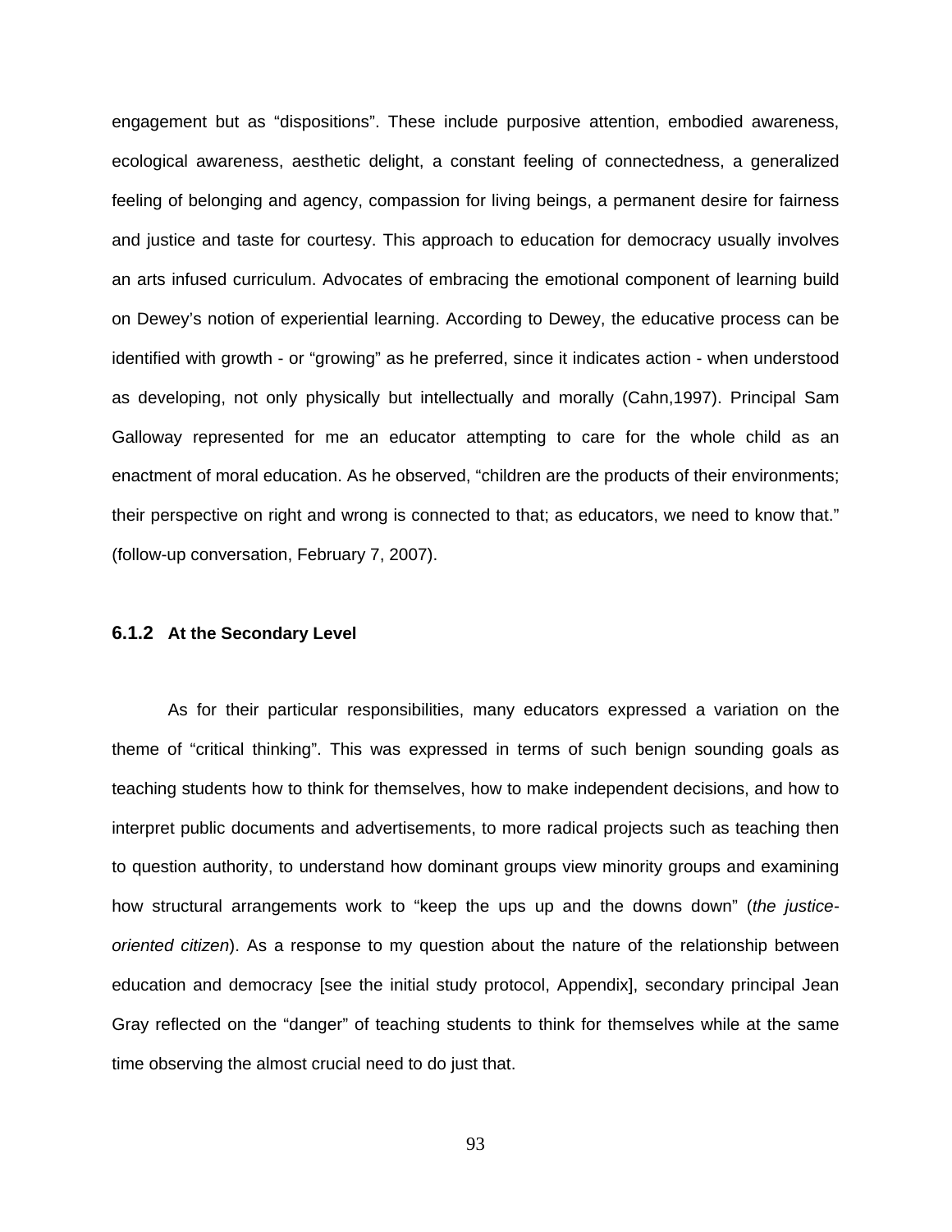engagement but as “dispositions”. These include purposive attention, embodied awareness, ecological awareness, aesthetic delight, a constant feeling of connectedness, a generalized feeling of belonging and agency, compassion for living beings, a permanent desire for fairness and justice and taste for courtesy. This approach to education for democracy usually involves an arts infused curriculum. Advocates of embracing the emotional component of learning build on Dewey’s notion of experiential learning. According to Dewey, the educative process can be identified with growth - or “growing” as he preferred, since it indicates action - when understood as developing, not only physically but intellectually and morally (Cahn,1997). Principal Sam Galloway represented for me an educator attempting to care for the whole child as an enactment of moral education. As he observed, “children are the products of their environments; their perspective on right and wrong is connected to that; as educators, we need to know that.” (follow-up conversation, February 7, 2007).

### 6.1.2 At the Secondary Level

As for their particular responsibilities, many educators expressed a variation on the theme of “critical thinking”. This was expressed in terms of such benign sounding goals as teaching students how to think for themselves, how to make independent decisions, and how to interpret public documents and advertisements, to more radical projects such as teaching then to question authority, to understand how dominant groups view minority groups and examining how structural arrangements work to “keep the ups up and the downs down” (*the justice-oriented citizen*). As a response to my question about the nature of the relationship between education and democracy [see the initial study protocol, Appendix], secondary principal Jean Gray reflected on the “danger” of teaching students to think for themselves while at the same time observing the almost crucial need to do just that.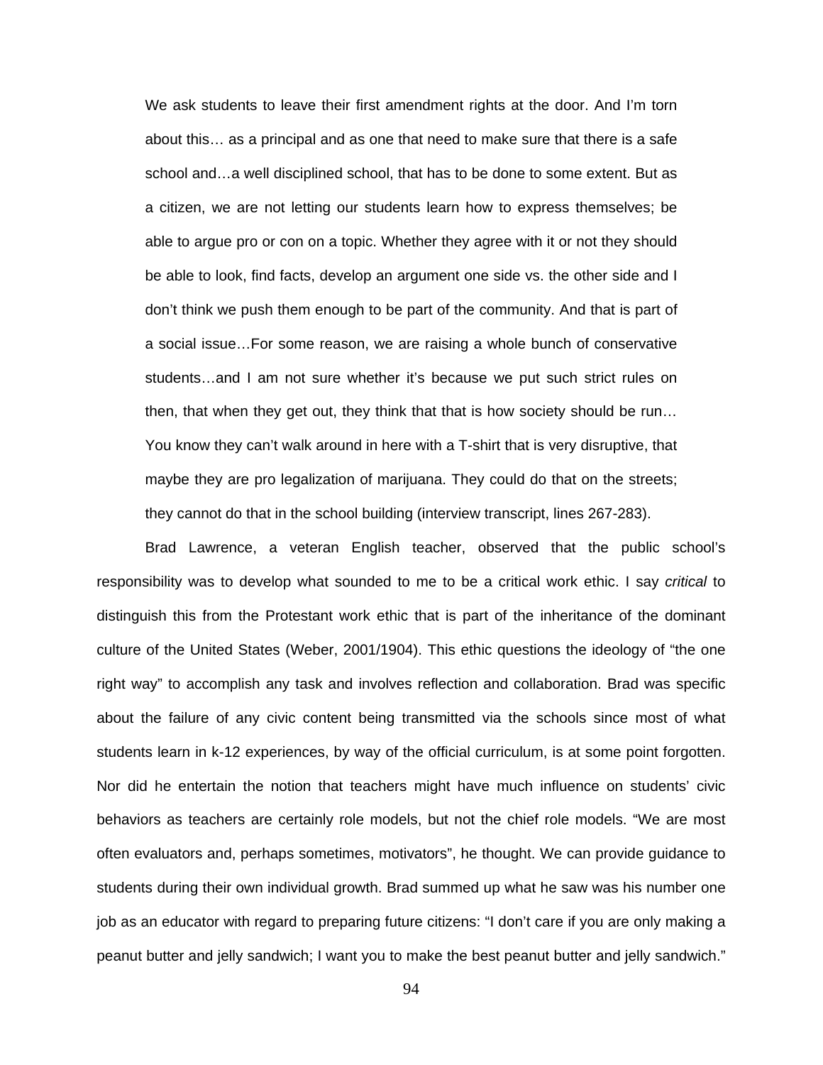> We ask students to leave their first amendment rights at the door. And I'm torn about this… as a principal and as one that need to make sure that there is a safe school and…a well disciplined school, that has to be done to some extent. But as a citizen, we are not letting our students learn how to express themselves; be able to argue pro or con on a topic. Whether they agree with it or not they should be able to look, find facts, develop an argument one side vs. the other side and I don't think we push them enough to be part of the community. And that is part of a social issue…For some reason, we are raising a whole bunch of conservative students…and I am not sure whether it's because we put such strict rules on then, that when they get out, they think that that is how society should be run… You know they can't walk around in here with a T-shirt that is very disruptive, that maybe they are pro legalization of marijuana. They could do that on the streets; they cannot do that in the school building (interview transcript, lines 267-283).

Brad Lawrence, a veteran English teacher, observed that the public school's responsibility was to develop what sounded to me to be a critical work ethic. I say *critical* to distinguish this from the Protestant work ethic that is part of the inheritance of the dominant culture of the United States (Weber, 2001/1904). This ethic questions the ideology of "the one right way" to accomplish any task and involves reflection and collaboration. Brad was specific about the failure of any civic content being transmitted via the schools since most of what students learn in k-12 experiences, by way of the official curriculum, is at some point forgotten. Nor did he entertain the notion that teachers might have much influence on students' civic behaviors as teachers are certainly role models, but not the chief role models. "We are most often evaluators and, perhaps sometimes, motivators", he thought. We can provide guidance to students during their own individual growth. Brad summed up what he saw was his number one job as an educator with regard to preparing future citizens: "I don't care if you are only making a peanut butter and jelly sandwich; I want you to make the best peanut butter and jelly sandwich."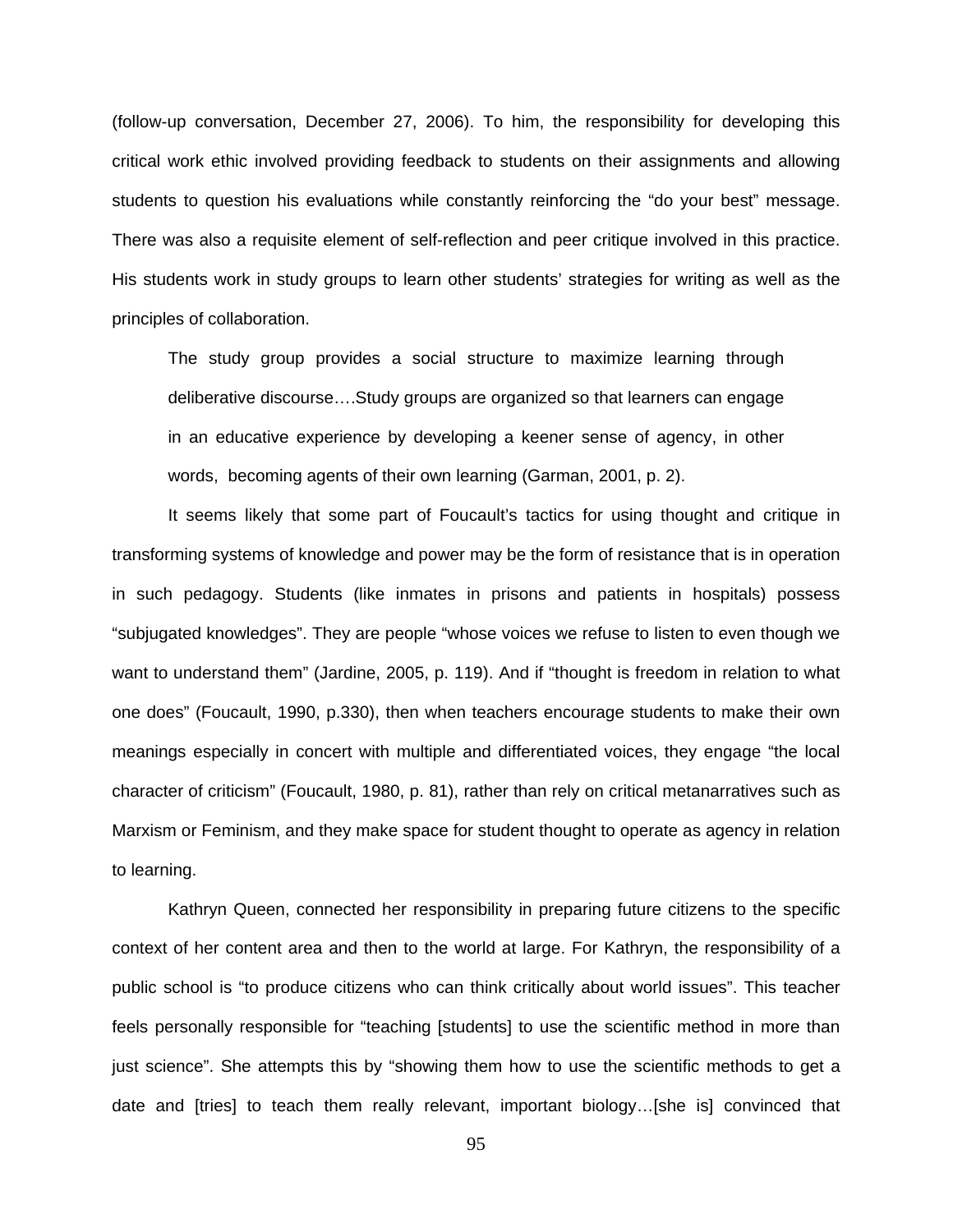(follow-up conversation, December 27, 2006). To him, the responsibility for developing this critical work ethic involved providing feedback to students on their assignments and allowing students to question his evaluations while constantly reinforcing the "do your best" message. There was also a requisite element of self-reflection and peer critique involved in this practice. His students work in study groups to learn other students' strategies for writing as well as the principles of collaboration.

> The study group provides a social structure to maximize learning through deliberative discourse….Study groups are organized so that learners can engage in an educative experience by developing a keener sense of agency, in other words, becoming agents of their own learning (Garman, 2001, p. 2).

It seems likely that some part of Foucault's tactics for using thought and critique in transforming systems of knowledge and power may be the form of resistance that is in operation in such pedagogy. Students (like inmates in prisons and patients in hospitals) possess "subjugated knowledges". They are people "whose voices we refuse to listen to even though we want to understand them" (Jardine, 2005, p. 119). And if "thought is freedom in relation to what one does" (Foucault, 1990, p.330), then when teachers encourage students to make their own meanings especially in concert with multiple and differentiated voices, they engage "the local character of criticism" (Foucault, 1980, p. 81), rather than rely on critical metanarratives such as Marxism or Feminism, and they make space for student thought to operate as agency in relation to learning.

Kathryn Queen, connected her responsibility in preparing future citizens to the specific context of her content area and then to the world at large. For Kathryn, the responsibility of a public school is "to produce citizens who can think critically about world issues". This teacher feels personally responsible for "teaching [students] to use the scientific method in more than just science". She attempts this by "showing them how to use the scientific methods to get a date and [tries] to teach them really relevant, important biology…[she is] convinced that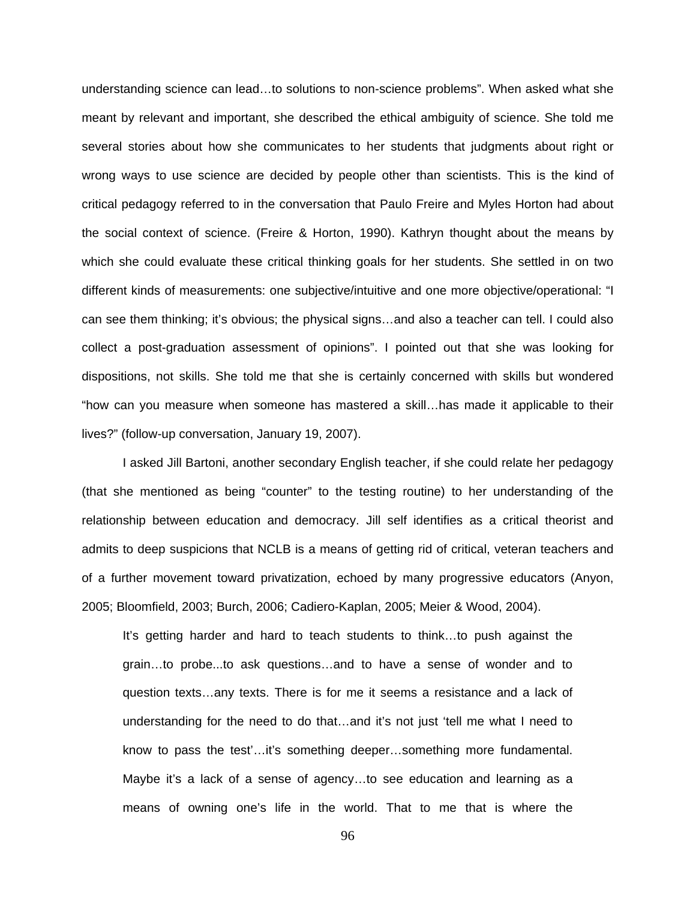understanding science can lead…to solutions to non-science problems". When asked what she meant by relevant and important, she described the ethical ambiguity of science. She told me several stories about how she communicates to her students that judgments about right or wrong ways to use science are decided by people other than scientists. This is the kind of critical pedagogy referred to in the conversation that Paulo Freire and Myles Horton had about the social context of science. (Freire & Horton, 1990). Kathryn thought about the means by which she could evaluate these critical thinking goals for her students. She settled in on two different kinds of measurements: one subjective/intuitive and one more objective/operational: "I can see them thinking; it's obvious; the physical signs…and also a teacher can tell. I could also collect a post-graduation assessment of opinions". I pointed out that she was looking for dispositions, not skills. She told me that she is certainly concerned with skills but wondered "how can you measure when someone has mastered a skill…has made it applicable to their lives?" (follow-up conversation, January 19, 2007).

I asked Jill Bartoni, another secondary English teacher, if she could relate her pedagogy (that she mentioned as being "counter" to the testing routine) to her understanding of the relationship between education and democracy. Jill self identifies as a critical theorist and admits to deep suspicions that NCLB is a means of getting rid of critical, veteran teachers and of a further movement toward privatization, echoed by many progressive educators (Anyon, 2005; Bloomfield, 2003; Burch, 2006; Cadiero-Kaplan, 2005; Meier & Wood, 2004).

> It's getting harder and hard to teach students to think…to push against the grain…to probe...to ask questions…and to have a sense of wonder and to question texts…any texts. There is for me it seems a resistance and a lack of understanding for the need to do that…and it's not just 'tell me what I need to know to pass the test'…it's something deeper…something more fundamental. Maybe it's a lack of a sense of agency…to see education and learning as a means of owning one's life in the world. That to me that is where the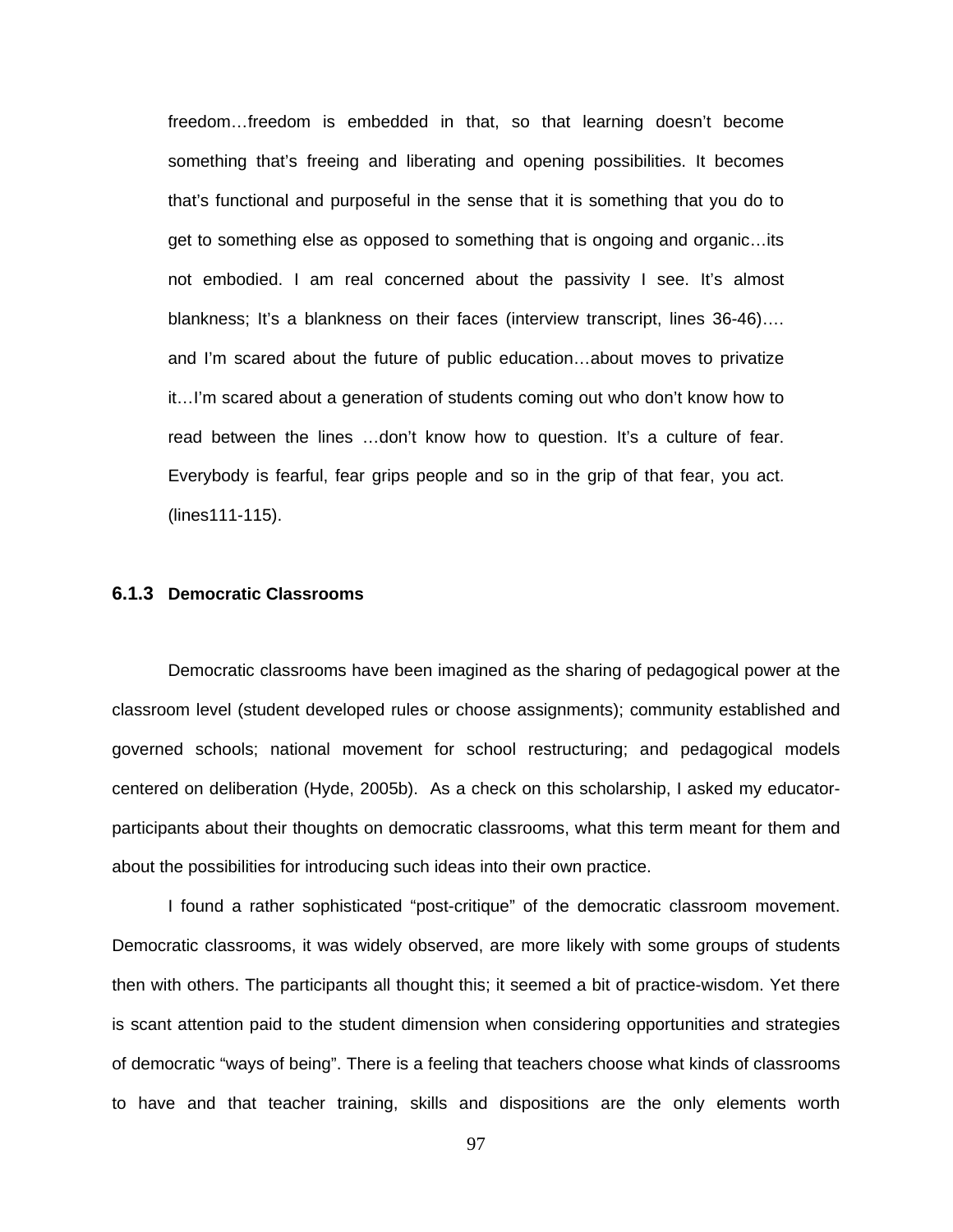> freedom…freedom is embedded in that, so that learning doesn't become something that's freeing and liberating and opening possibilities. It becomes that's functional and purposeful in the sense that it is something that you do to get to something else as opposed to something that is ongoing and organic…its not embodied. I am real concerned about the passivity I see. It's almost blankness; It's a blankness on their faces (interview transcript, lines 36-46)…. and I'm scared about the future of public education…about moves to privatize it…I'm scared about a generation of students coming out who don't know how to read between the lines …don't know how to question. It's a culture of fear. Everybody is fearful, fear grips people and so in the grip of that fear, you act. (lines111-115).

### 6.1.3 Democratic Classrooms

Democratic classrooms have been imagined as the sharing of pedagogical power at the classroom level (student developed rules or choose assignments); community established and governed schools; national movement for school restructuring; and pedagogical models centered on deliberation (Hyde, 2005b). As a check on this scholarship, I asked my educator-participants about their thoughts on democratic classrooms, what this term meant for them and about the possibilities for introducing such ideas into their own practice.

I found a rather sophisticated "post-critique" of the democratic classroom movement. Democratic classrooms, it was widely observed, are more likely with some groups of students then with others. The participants all thought this; it seemed a bit of practice-wisdom. Yet there is scant attention paid to the student dimension when considering opportunities and strategies of democratic "ways of being". There is a feeling that teachers choose what kinds of classrooms to have and that teacher training, skills and dispositions are the only elements worth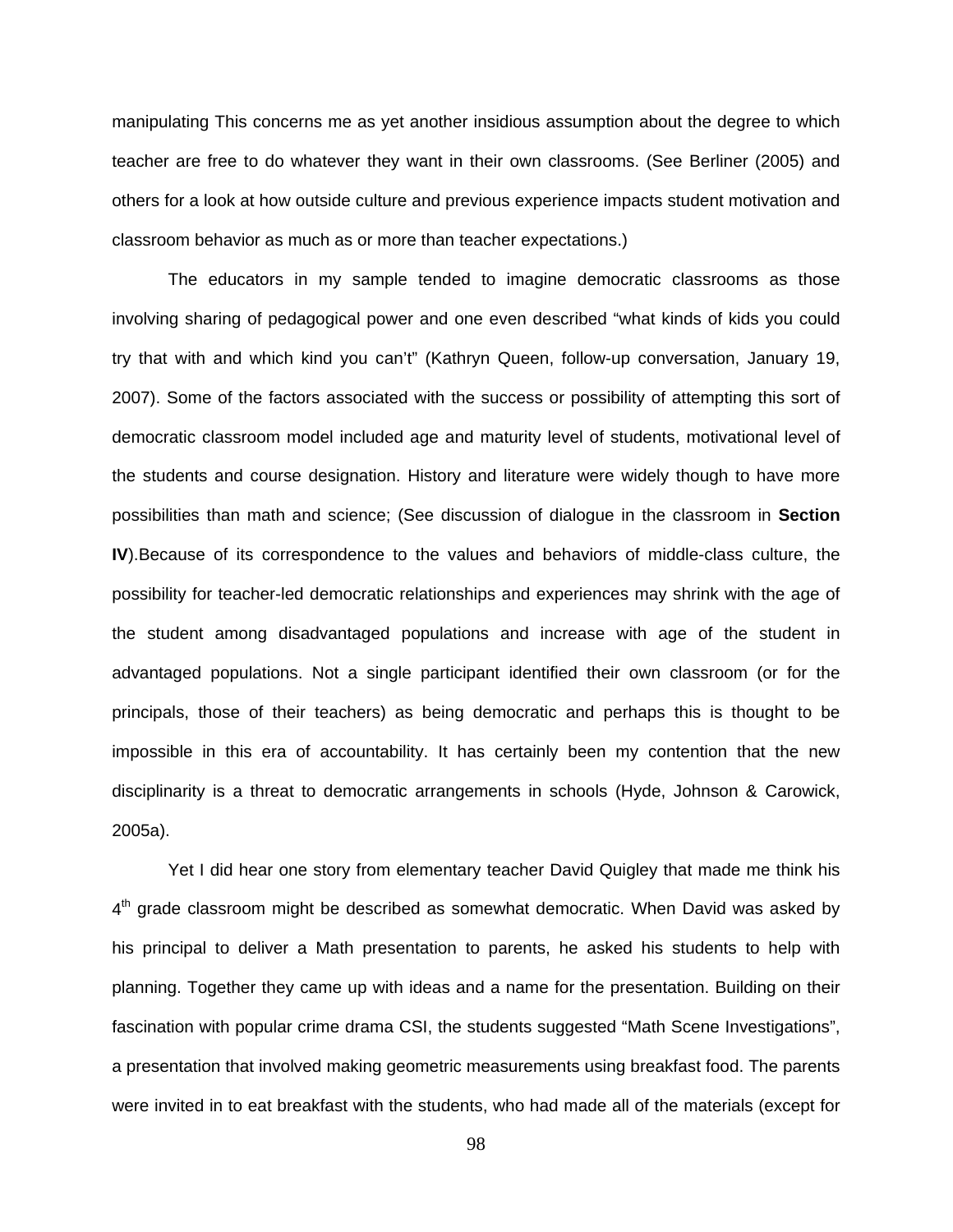manipulating This concerns me as yet another insidious assumption about the degree to which teacher are free to do whatever they want in their own classrooms. (See Berliner (2005) and others for a look at how outside culture and previous experience impacts student motivation and classroom behavior as much as or more than teacher expectations.)

The educators in my sample tended to imagine democratic classrooms as those involving sharing of pedagogical power and one even described "what kinds of kids you could try that with and which kind you can't" (Kathryn Queen, follow-up conversation, January 19, 2007). Some of the factors associated with the success or possibility of attempting this sort of democratic classroom model included age and maturity level of students, motivational level of the students and course designation. History and literature were widely though to have more possibilities than math and science; (See discussion of dialogue in the classroom in **Section IV**).Because of its correspondence to the values and behaviors of middle-class culture, the possibility for teacher-led democratic relationships and experiences may shrink with the age of the student among disadvantaged populations and increase with age of the student in advantaged populations. Not a single participant identified their own classroom (or for the principals, those of their teachers) as being democratic and perhaps this is thought to be impossible in this era of accountability. It has certainly been my contention that the new disciplinarity is a threat to democratic arrangements in schools (Hyde, Johnson & Carowick, 2005a).

Yet I did hear one story from elementary teacher David Quigley that made me think his 4th grade classroom might be described as somewhat democratic. When David was asked by his principal to deliver a Math presentation to parents, he asked his students to help with planning. Together they came up with ideas and a name for the presentation. Building on their fascination with popular crime drama CSI, the students suggested "Math Scene Investigations", a presentation that involved making geometric measurements using breakfast food. The parents were invited in to eat breakfast with the students, who had made all of the materials (except for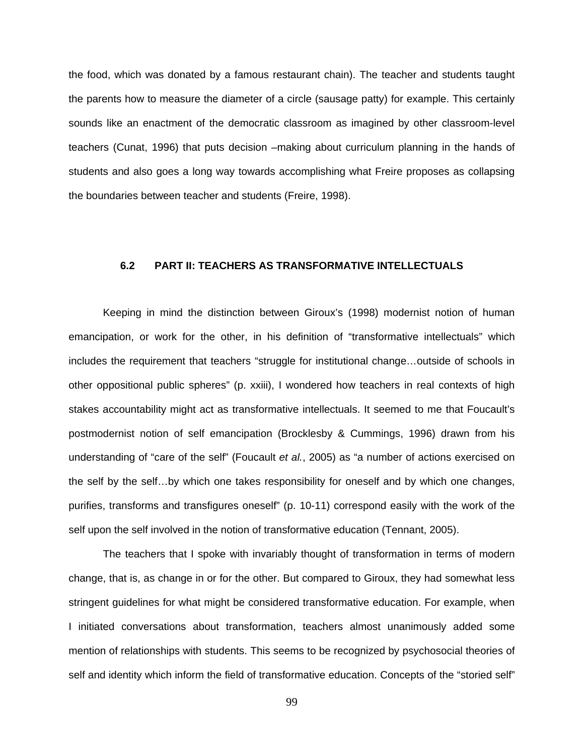the food, which was donated by a famous restaurant chain). The teacher and students taught the parents how to measure the diameter of a circle (sausage patty) for example. This certainly sounds like an enactment of the democratic classroom as imagined by other classroom-level teachers (Cunat, 1996) that puts decision –making about curriculum planning in the hands of students and also goes a long way towards accomplishing what Freire proposes as collapsing the boundaries between teacher and students (Freire, 1998).

## 6.2 PART II: TEACHERS AS TRANSFORMATIVE INTELLECTUALS

Keeping in mind the distinction between Giroux's (1998) modernist notion of human emancipation, or work for the other, in his definition of "transformative intellectuals" which includes the requirement that teachers "struggle for institutional change…outside of schools in other oppositional public spheres" (p. xxiii), I wondered how teachers in real contexts of high stakes accountability might act as transformative intellectuals. It seemed to me that Foucault's postmodernist notion of self emancipation (Brocklesby & Cummings, 1996) drawn from his understanding of "care of the self" (Foucault *et al.*, 2005) as "a number of actions exercised on the self by the self…by which one takes responsibility for oneself and by which one changes, purifies, transforms and transfigures oneself" (p. 10-11) correspond easily with the work of the self upon the self involved in the notion of transformative education (Tennant, 2005).

The teachers that I spoke with invariably thought of transformation in terms of modern change, that is, as change in or for the other. But compared to Giroux, they had somewhat less stringent guidelines for what might be considered transformative education. For example, when I initiated conversations about transformation, teachers almost unanimously added some mention of relationships with students. This seems to be recognized by psychosocial theories of self and identity which inform the field of transformative education. Concepts of the "storied self"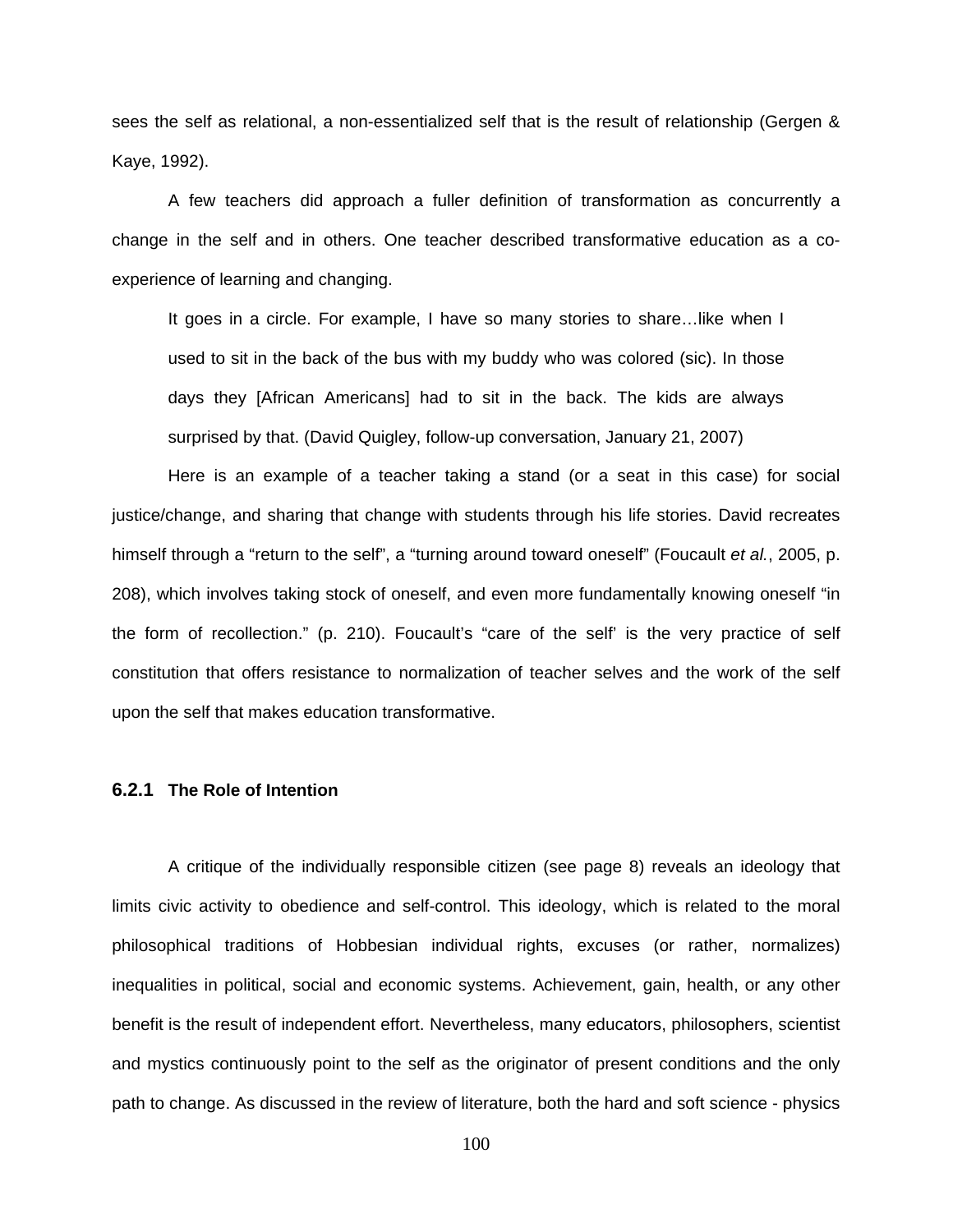sees the self as relational, a non-essentialized self that is the result of relationship (Gergen & Kaye, 1992).

A few teachers did approach a fuller definition of transformation as concurrently a change in the self and in others. One teacher described transformative education as a co-experience of learning and changing.

> It goes in a circle. For example, I have so many stories to share…like when I used to sit in the back of the bus with my buddy who was colored (sic). In those days they [African Americans] had to sit in the back. The kids are always surprised by that. (David Quigley, follow-up conversation, January 21, 2007)

Here is an example of a teacher taking a stand (or a seat in this case) for social justice/change, and sharing that change with students through his life stories. David recreates himself through a "return to the self", a "turning around toward oneself" (Foucault *et al.*, 2005, p. 208), which involves taking stock of oneself, and even more fundamentally knowing oneself "in the form of recollection." (p. 210). Foucault's "care of the self' is the very practice of self constitution that offers resistance to normalization of teacher selves and the work of the self upon the self that makes education transformative.

### 6.2.1 The Role of Intention

A critique of the individually responsible citizen (see page 8) reveals an ideology that limits civic activity to obedience and self-control. This ideology, which is related to the moral philosophical traditions of Hobbesian individual rights, excuses (or rather, normalizes) inequalities in political, social and economic systems. Achievement, gain, health, or any other benefit is the result of independent effort. Nevertheless, many educators, philosophers, scientist and mystics continuously point to the self as the originator of present conditions and the only path to change. As discussed in the review of literature, both the hard and soft science - physics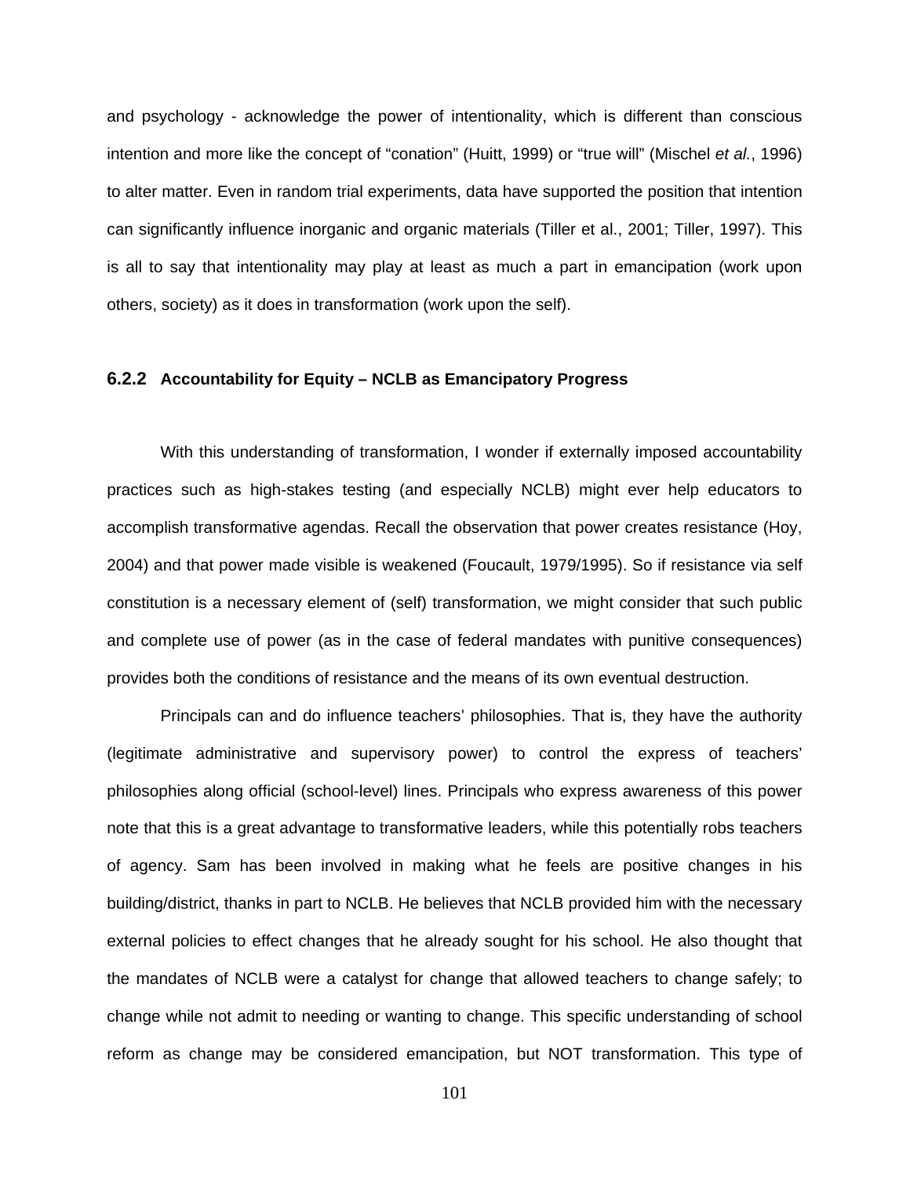and psychology - acknowledge the power of intentionality, which is different than conscious intention and more like the concept of "conation" (Huitt, 1999) or "true will" (Mischel *et al.*, 1996) to alter matter. Even in random trial experiments, data have supported the position that intention can significantly influence inorganic and organic materials (Tiller et al., 2001; Tiller, 1997). This is all to say that intentionality may play at least as much a part in emancipation (work upon others, society) as it does in transformation (work upon the self).

### 6.2.2 Accountability for Equity – NCLB as Emancipatory Progress

With this understanding of transformation, I wonder if externally imposed accountability practices such as high-stakes testing (and especially NCLB) might ever help educators to accomplish transformative agendas. Recall the observation that power creates resistance (Hoy, 2004) and that power made visible is weakened (Foucault, 1979/1995). So if resistance via self constitution is a necessary element of (self) transformation, we might consider that such public and complete use of power (as in the case of federal mandates with punitive consequences) provides both the conditions of resistance and the means of its own eventual destruction.

Principals can and do influence teachers' philosophies. That is, they have the authority (legitimate administrative and supervisory power) to control the express of teachers' philosophies along official (school-level) lines. Principals who express awareness of this power note that this is a great advantage to transformative leaders, while this potentially robs teachers of agency. Sam has been involved in making what he feels are positive changes in his building/district, thanks in part to NCLB. He believes that NCLB provided him with the necessary external policies to effect changes that he already sought for his school. He also thought that the mandates of NCLB were a catalyst for change that allowed teachers to change safely; to change while not admit to needing or wanting to change. This specific understanding of school reform as change may be considered emancipation, but NOT transformation. This type of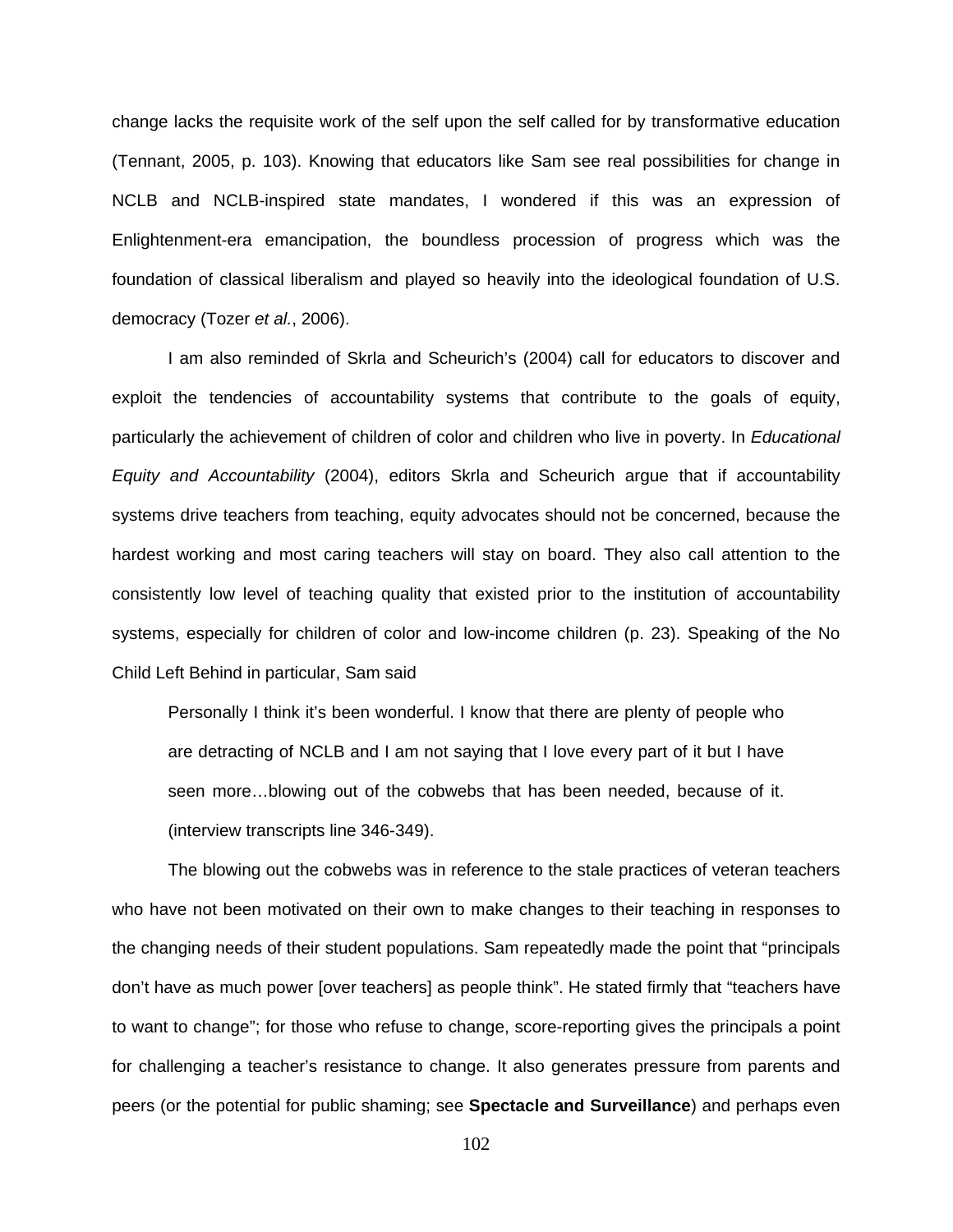change lacks the requisite work of the self upon the self called for by transformative education (Tennant, 2005, p. 103). Knowing that educators like Sam see real possibilities for change in NCLB and NCLB-inspired state mandates, I wondered if this was an expression of Enlightenment-era emancipation, the boundless procession of progress which was the foundation of classical liberalism and played so heavily into the ideological foundation of U.S. democracy (Tozer *et al.*, 2006).

I am also reminded of Skrla and Scheurich's (2004) call for educators to discover and exploit the tendencies of accountability systems that contribute to the goals of equity, particularly the achievement of children of color and children who live in poverty. In *Educational Equity and Accountability* (2004), editors Skrla and Scheurich argue that if accountability systems drive teachers from teaching, equity advocates should not be concerned, because the hardest working and most caring teachers will stay on board. They also call attention to the consistently low level of teaching quality that existed prior to the institution of accountability systems, especially for children of color and low-income children (p. 23). Speaking of the No Child Left Behind in particular, Sam said

> Personally I think it's been wonderful. I know that there are plenty of people who are detracting of NCLB and I am not saying that I love every part of it but I have seen more…blowing out of the cobwebs that has been needed, because of it. (interview transcripts line 346-349).

The blowing out the cobwebs was in reference to the stale practices of veteran teachers who have not been motivated on their own to make changes to their teaching in responses to the changing needs of their student populations. Sam repeatedly made the point that "principals don't have as much power [over teachers] as people think". He stated firmly that "teachers have to want to change"; for those who refuse to change, score-reporting gives the principals a point for challenging a teacher's resistance to change. It also generates pressure from parents and peers (or the potential for public shaming; see **Spectacle and Surveillance**) and perhaps even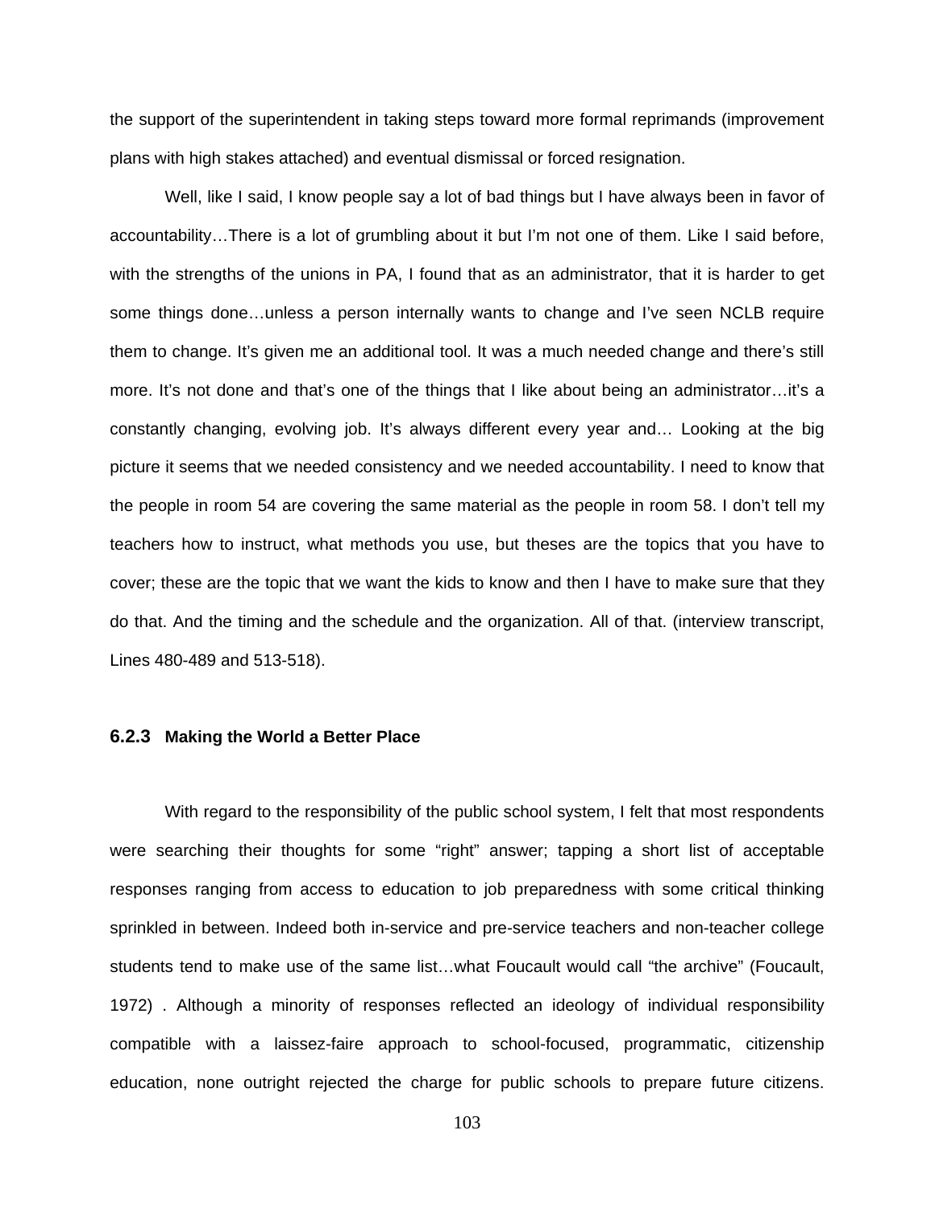the support of the superintendent in taking steps toward more formal reprimands (improvement plans with high stakes attached) and eventual dismissal or forced resignation.

> Well, like I said, I know people say a lot of bad things but I have always been in favor of accountability…There is a lot of grumbling about it but I'm not one of them. Like I said before, with the strengths of the unions in PA, I found that as an administrator, that it is harder to get some things done…unless a person internally wants to change and I've seen NCLB require them to change. It's given me an additional tool. It was a much needed change and there's still more. It's not done and that's one of the things that I like about being an administrator…it's a constantly changing, evolving job. It's always different every year and… Looking at the big picture it seems that we needed consistency and we needed accountability. I need to know that the people in room 54 are covering the same material as the people in room 58. I don't tell my teachers how to instruct, what methods you use, but theses are the topics that you have to cover; these are the topic that we want the kids to know and then I have to make sure that they do that. And the timing and the schedule and the organization. All of that. (interview transcript, Lines 480-489 and 513-518).

### 6.2.3 Making the World a Better Place

With regard to the responsibility of the public school system, I felt that most respondents were searching their thoughts for some "right" answer; tapping a short list of acceptable responses ranging from access to education to job preparedness with some critical thinking sprinkled in between. Indeed both in-service and pre-service teachers and non-teacher college students tend to make use of the same list…what Foucault would call "the archive" (Foucault, 1972) . Although a minority of responses reflected an ideology of individual responsibility compatible with a laissez-faire approach to school-focused, programmatic, citizenship education, none outright rejected the charge for public schools to prepare future citizens.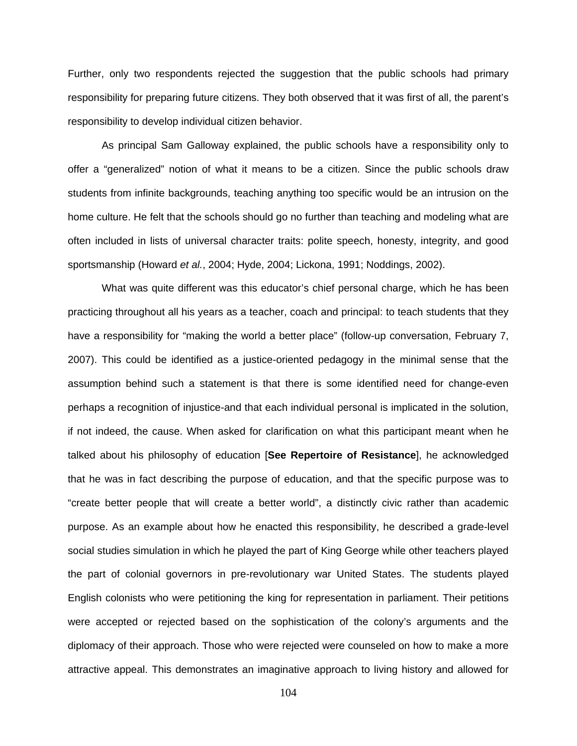Further, only two respondents rejected the suggestion that the public schools had primary responsibility for preparing future citizens. They both observed that it was first of all, the parent's responsibility to develop individual citizen behavior.

As principal Sam Galloway explained, the public schools have a responsibility only to offer a "generalized" notion of what it means to be a citizen. Since the public schools draw students from infinite backgrounds, teaching anything too specific would be an intrusion on the home culture. He felt that the schools should go no further than teaching and modeling what are often included in lists of universal character traits: polite speech, honesty, integrity, and good sportsmanship (Howard *et al.*, 2004; Hyde, 2004; Lickona, 1991; Noddings, 2002).

What was quite different was this educator's chief personal charge, which he has been practicing throughout all his years as a teacher, coach and principal: to teach students that they have a responsibility for "making the world a better place" (follow-up conversation, February 7, 2007). This could be identified as a justice-oriented pedagogy in the minimal sense that the assumption behind such a statement is that there is some identified need for change-even perhaps a recognition of injustice-and that each individual personal is implicated in the solution, if not indeed, the cause. When asked for clarification on what this participant meant when he talked about his philosophy of education [**See Repertoire of Resistance**], he acknowledged that he was in fact describing the purpose of education, and that the specific purpose was to "create better people that will create a better world", a distinctly civic rather than academic purpose. As an example about how he enacted this responsibility, he described a grade-level social studies simulation in which he played the part of King George while other teachers played the part of colonial governors in pre-revolutionary war United States. The students played English colonists who were petitioning the king for representation in parliament. Their petitions were accepted or rejected based on the sophistication of the colony's arguments and the diplomacy of their approach. Those who were rejected were counseled on how to make a more attractive appeal. This demonstrates an imaginative approach to living history and allowed for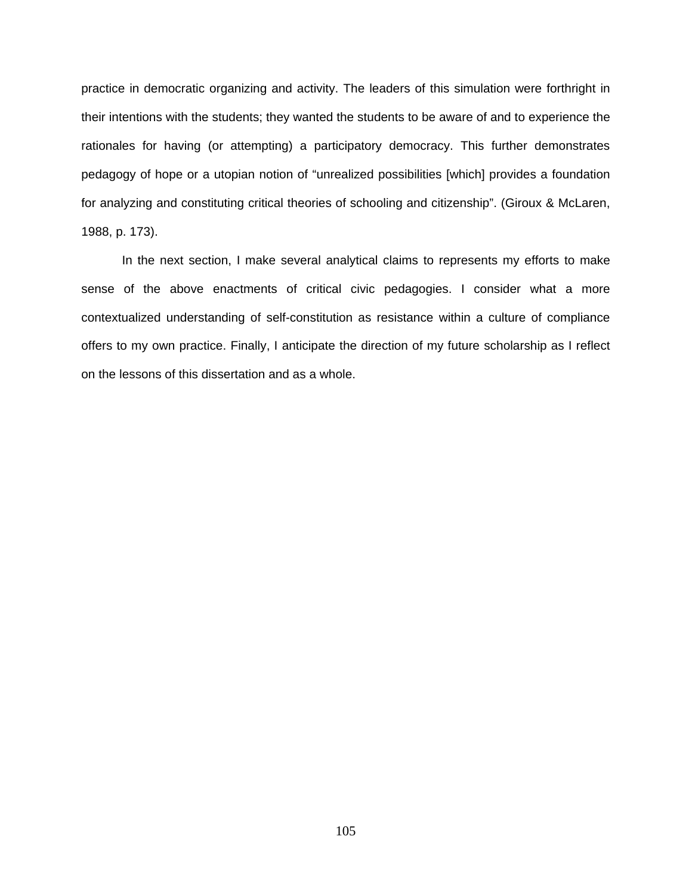practice in democratic organizing and activity. The leaders of this simulation were forthright in their intentions with the students; they wanted the students to be aware of and to experience the rationales for having (or attempting) a participatory democracy. This further demonstrates pedagogy of hope or a utopian notion of "unrealized possibilities [which] provides a foundation for analyzing and constituting critical theories of schooling and citizenship". (Giroux & McLaren, 1988, p. 173).

In the next section, I make several analytical claims to represents my efforts to make sense of the above enactments of critical civic pedagogies. I consider what a more contextualized understanding of self-constitution as resistance within a culture of compliance offers to my own practice. Finally, I anticipate the direction of my future scholarship as I reflect on the lessons of this dissertation and as a whole.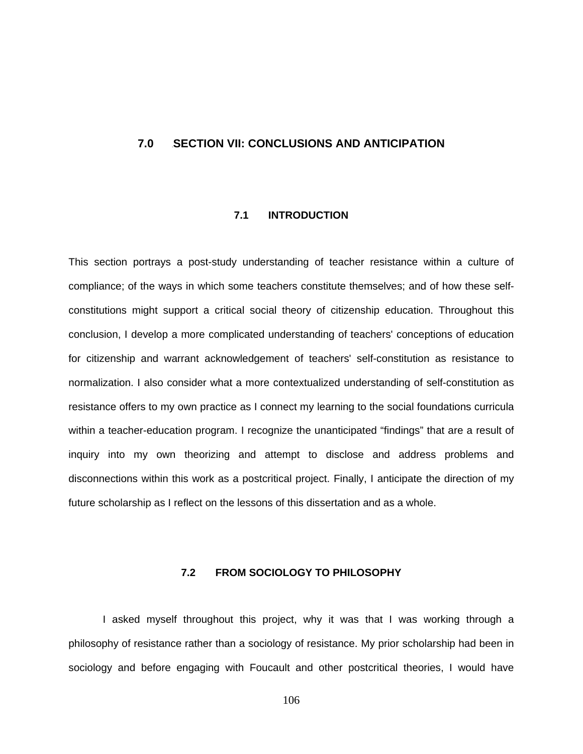# 7.0 SECTION VII: CONCLUSIONS AND ANTICIPATION

## 7.1 INTRODUCTION

This section portrays a post-study understanding of teacher resistance within a culture of compliance; of the ways in which some teachers constitute themselves; and of how these self-constitutions might support a critical social theory of citizenship education. Throughout this conclusion, I develop a more complicated understanding of teachers' conceptions of education for citizenship and warrant acknowledgement of teachers' self-constitution as resistance to normalization. I also consider what a more contextualized understanding of self-constitution as resistance offers to my own practice as I connect my learning to the social foundations curricula within a teacher-education program. I recognize the unanticipated "findings" that are a result of inquiry into my own theorizing and attempt to disclose and address problems and disconnections within this work as a postcritical project. Finally, I anticipate the direction of my future scholarship as I reflect on the lessons of this dissertation and as a whole.

## 7.2 FROM SOCIOLOGY TO PHILOSOPHY

I asked myself throughout this project, why it was that I was working through a philosophy of resistance rather than a sociology of resistance. My prior scholarship had been in sociology and before engaging with Foucault and other postcritical theories, I would have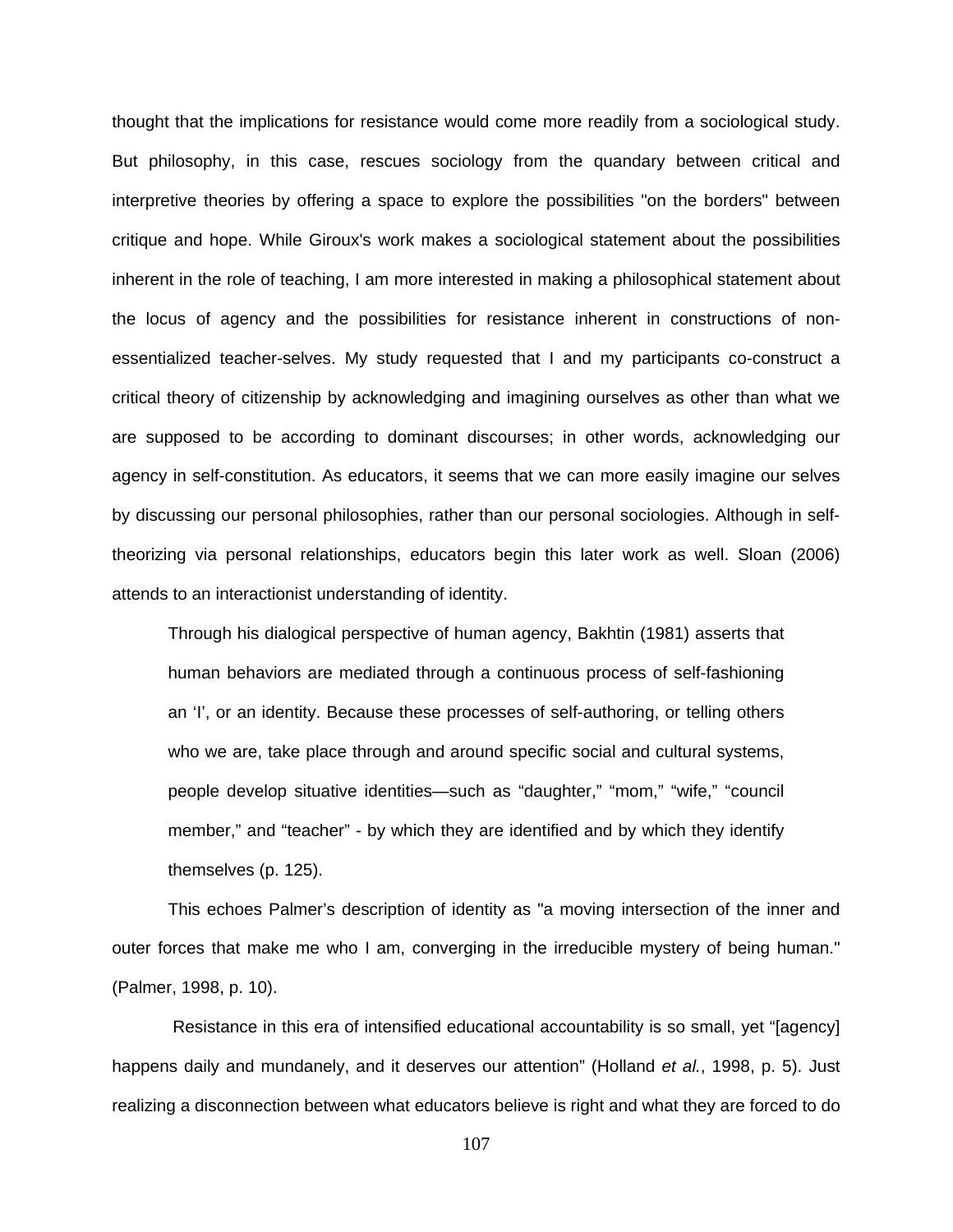thought that the implications for resistance would come more readily from a sociological study. But philosophy, in this case, rescues sociology from the quandary between critical and interpretive theories by offering a space to explore the possibilities "on the borders" between critique and hope. While Giroux's work makes a sociological statement about the possibilities inherent in the role of teaching, I am more interested in making a philosophical statement about the locus of agency and the possibilities for resistance inherent in constructions of non-essentialized teacher-selves. My study requested that I and my participants co-construct a critical theory of citizenship by acknowledging and imagining ourselves as other than what we are supposed to be according to dominant discourses; in other words, acknowledging our agency in self-constitution. As educators, it seems that we can more easily imagine our selves by discussing our personal philosophies, rather than our personal sociologies. Although in self-theorizing via personal relationships, educators begin this later work as well. Sloan (2006) attends to an interactionist understanding of identity.

> Through his dialogical perspective of human agency, Bakhtin (1981) asserts that human behaviors are mediated through a continuous process of self-fashioning an 'I', or an identity. Because these processes of self-authoring, or telling others who we are, take place through and around specific social and cultural systems, people develop situative identities—such as "daughter," "mom," "wife," "council member," and "teacher" - by which they are identified and by which they identify themselves (p. 125).

This echoes Palmer's description of identity as "a moving intersection of the inner and outer forces that make me who I am, converging in the irreducible mystery of being human." (Palmer, 1998, p. 10).

Resistance in this era of intensified educational accountability is so small, yet "[agency] happens daily and mundanely, and it deserves our attention" (Holland *et al.*, 1998, p. 5). Just realizing a disconnection between what educators believe is right and what they are forced to do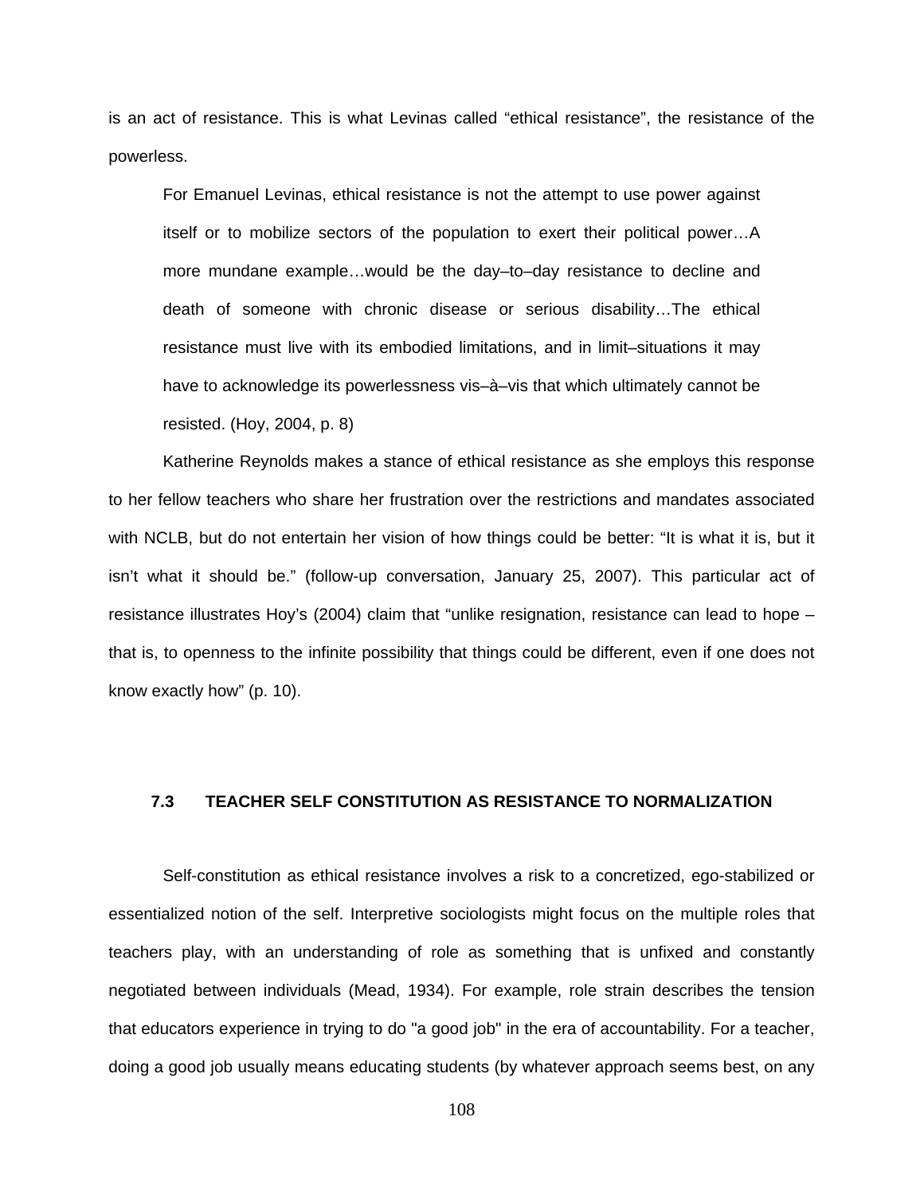is an act of resistance. This is what Levinas called "ethical resistance", the resistance of the powerless.

> For Emanuel Levinas, ethical resistance is not the attempt to use power against itself or to mobilize sectors of the population to exert their political power…A more mundane example…would be the day–to–day resistance to decline and death of someone with chronic disease or serious disability…The ethical resistance must live with its embodied limitations, and in limit–situations it may have to acknowledge its powerlessness vis–à–vis that which ultimately cannot be resisted. (Hoy, 2004, p. 8)

Katherine Reynolds makes a stance of ethical resistance as she employs this response to her fellow teachers who share her frustration over the restrictions and mandates associated with NCLB, but do not entertain her vision of how things could be better: "It is what it is, but it isn't what it should be." (follow-up conversation, January 25, 2007). This particular act of resistance illustrates Hoy's (2004) claim that "unlike resignation, resistance can lead to hope – that is, to openness to the infinite possibility that things could be different, even if one does not know exactly how" (p. 10).

### 7.3 TEACHER SELF CONSTITUTION AS RESISTANCE TO NORMALIZATION

Self-constitution as ethical resistance involves a risk to a concretized, ego-stabilized or essentialized notion of the self. Interpretive sociologists might focus on the multiple roles that teachers play, with an understanding of role as something that is unfixed and constantly negotiated between individuals (Mead, 1934). For example, role strain describes the tension that educators experience in trying to do "a good job" in the era of accountability. For a teacher, doing a good job usually means educating students (by whatever approach seems best, on any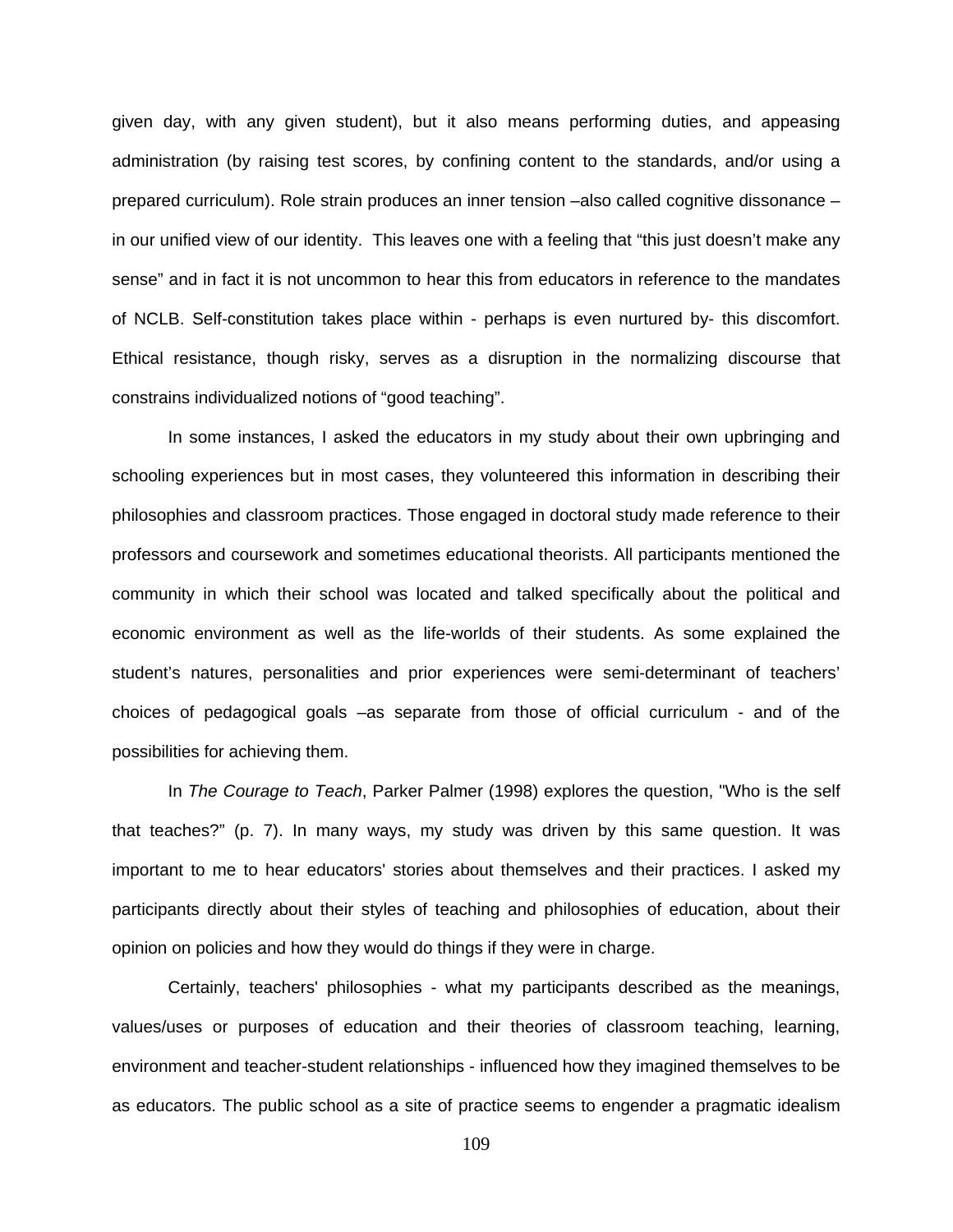given day, with any given student), but it also means performing duties, and appeasing administration (by raising test scores, by confining content to the standards, and/or using a prepared curriculum). Role strain produces an inner tension –also called cognitive dissonance – in our unified view of our identity.  This leaves one with a feeling that "this just doesn't make any sense" and in fact it is not uncommon to hear this from educators in reference to the mandates of NCLB. Self-constitution takes place within - perhaps is even nurtured by- this discomfort. Ethical resistance, though risky, serves as a disruption in the normalizing discourse that constrains individualized notions of "good teaching".

In some instances, I asked the educators in my study about their own upbringing and schooling experiences but in most cases, they volunteered this information in describing their philosophies and classroom practices. Those engaged in doctoral study made reference to their professors and coursework and sometimes educational theorists. All participants mentioned the community in which their school was located and talked specifically about the political and economic environment as well as the life-worlds of their students. As some explained the student's natures, personalities and prior experiences were semi-determinant of teachers' choices of pedagogical goals –as separate from those of official curriculum - and of the possibilities for achieving them.

In *The Courage to Teach*, Parker Palmer (1998) explores the question, "Who is the self that teaches?" (p. 7). In many ways, my study was driven by this same question. It was important to me to hear educators' stories about themselves and their practices. I asked my participants directly about their styles of teaching and philosophies of education, about their opinion on policies and how they would do things if they were in charge.

Certainly, teachers' philosophies - what my participants described as the meanings, values/uses or purposes of education and their theories of classroom teaching, learning, environment and teacher-student relationships - influenced how they imagined themselves to be as educators. The public school as a site of practice seems to engender a pragmatic idealism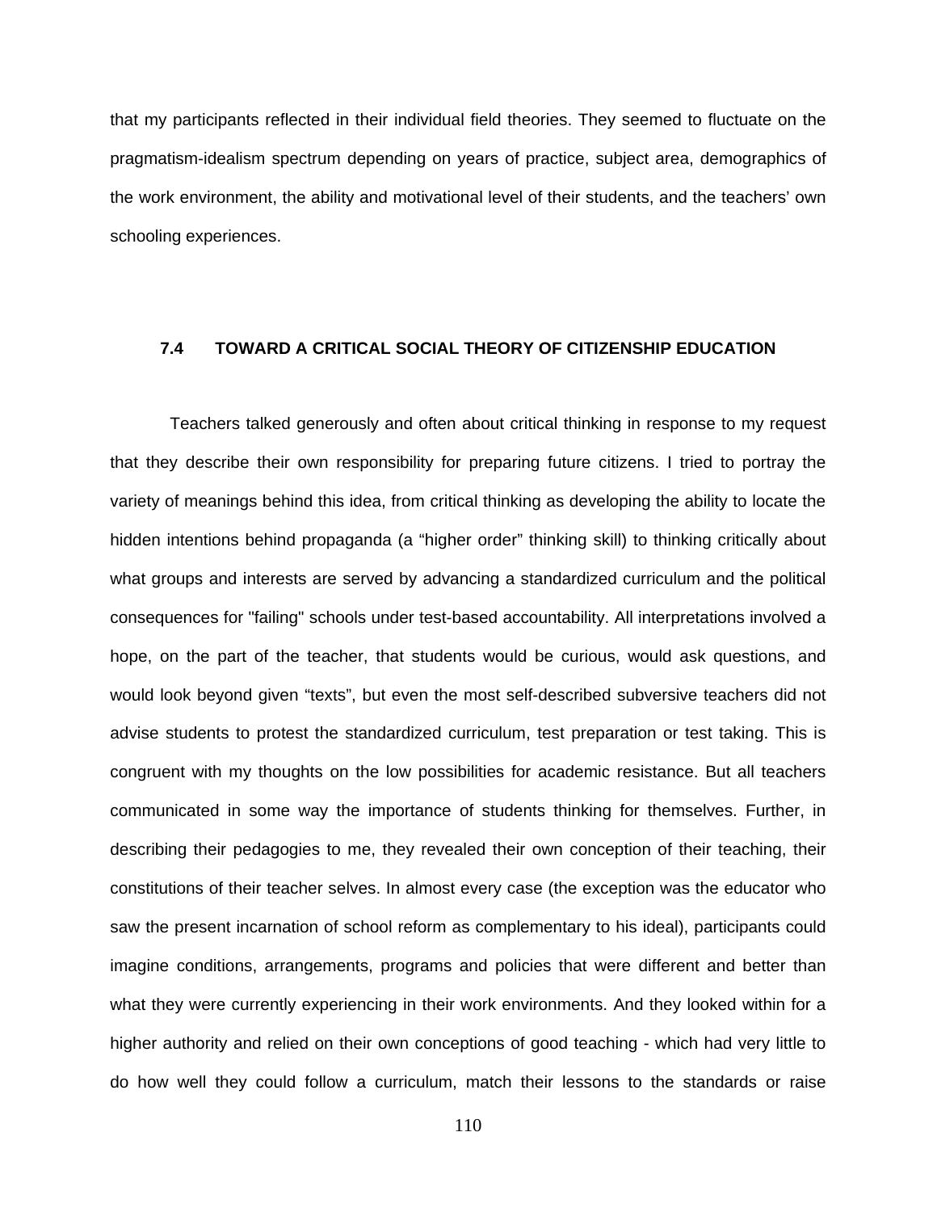that my participants reflected in their individual field theories. They seemed to fluctuate on the pragmatism-idealism spectrum depending on years of practice, subject area, demographics of the work environment, the ability and motivational level of their students, and the teachers' own schooling experiences.

## 7.4 TOWARD A CRITICAL SOCIAL THEORY OF CITIZENSHIP EDUCATION

Teachers talked generously and often about critical thinking in response to my request that they describe their own responsibility for preparing future citizens. I tried to portray the variety of meanings behind this idea, from critical thinking as developing the ability to locate the hidden intentions behind propaganda (a "higher order" thinking skill) to thinking critically about what groups and interests are served by advancing a standardized curriculum and the political consequences for "failing" schools under test-based accountability. All interpretations involved a hope, on the part of the teacher, that students would be curious, would ask questions, and would look beyond given "texts", but even the most self-described subversive teachers did not advise students to protest the standardized curriculum, test preparation or test taking. This is congruent with my thoughts on the low possibilities for academic resistance. But all teachers communicated in some way the importance of students thinking for themselves. Further, in describing their pedagogies to me, they revealed their own conception of their teaching, their constitutions of their teacher selves. In almost every case (the exception was the educator who saw the present incarnation of school reform as complementary to his ideal), participants could imagine conditions, arrangements, programs and policies that were different and better than what they were currently experiencing in their work environments. And they looked within for a higher authority and relied on their own conceptions of good teaching - which had very little to do how well they could follow a curriculum, match their lessons to the standards or raise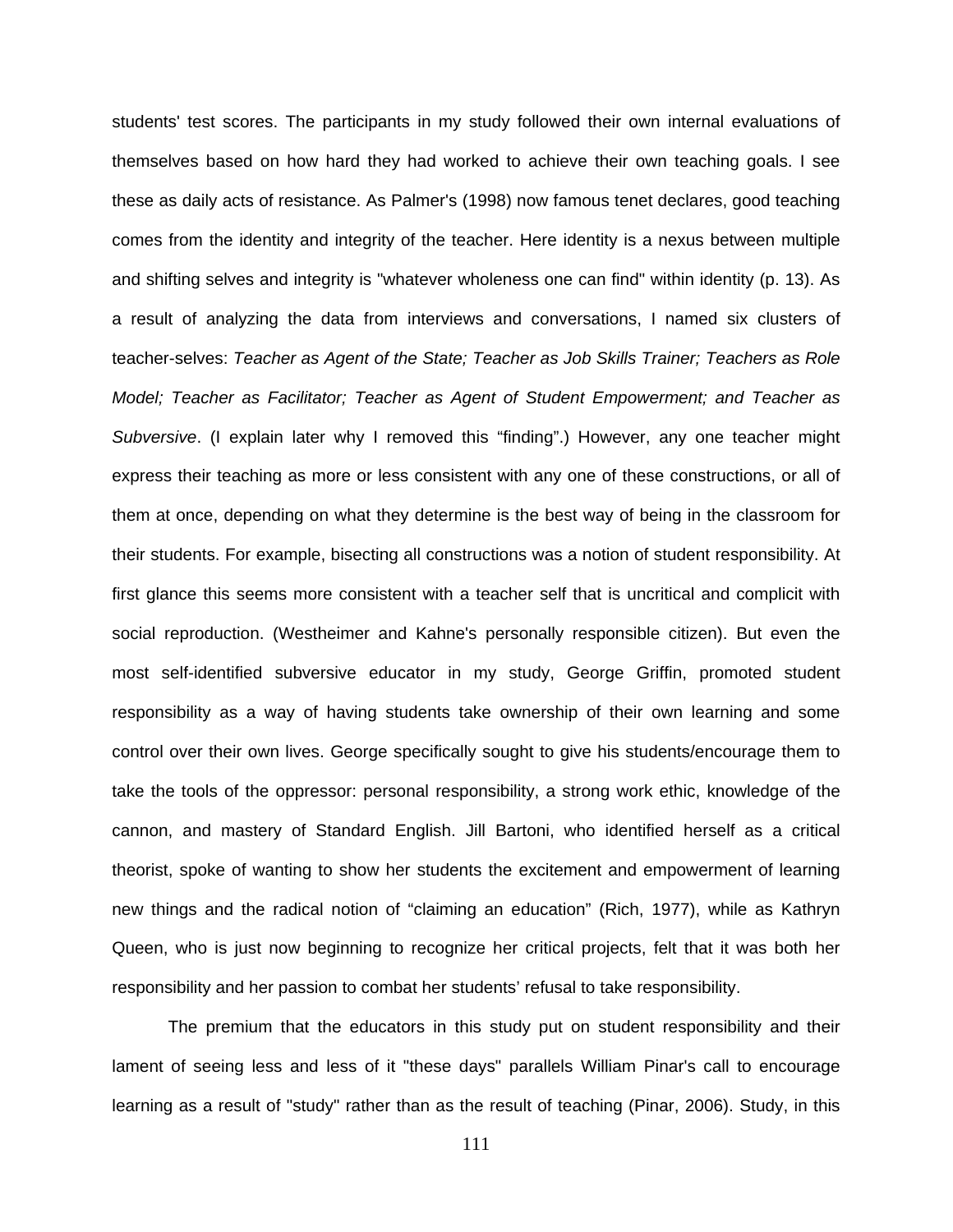students' test scores. The participants in my study followed their own internal evaluations of themselves based on how hard they had worked to achieve their own teaching goals. I see these as daily acts of resistance. As Palmer's (1998) now famous tenet declares, good teaching comes from the identity and integrity of the teacher. Here identity is a nexus between multiple and shifting selves and integrity is "whatever wholeness one can find" within identity (p. 13). As a result of analyzing the data from interviews and conversations, I named six clusters of teacher-selves: *Teacher as Agent of the State; Teacher as Job Skills Trainer; Teachers as Role Model; Teacher as Facilitator; Teacher as Agent of Student Empowerment; and Teacher as Subversive*. (I explain later why I removed this "finding".) However, any one teacher might express their teaching as more or less consistent with any one of these constructions, or all of them at once, depending on what they determine is the best way of being in the classroom for their students. For example, bisecting all constructions was a notion of student responsibility. At first glance this seems more consistent with a teacher self that is uncritical and complicit with social reproduction. (Westheimer and Kahne's personally responsible citizen). But even the most self-identified subversive educator in my study, George Griffin, promoted student responsibility as a way of having students take ownership of their own learning and some control over their own lives. George specifically sought to give his students/encourage them to take the tools of the oppressor: personal responsibility, a strong work ethic, knowledge of the cannon, and mastery of Standard English. Jill Bartoni, who identified herself as a critical theorist, spoke of wanting to show her students the excitement and empowerment of learning new things and the radical notion of "claiming an education" (Rich, 1977), while as Kathryn Queen, who is just now beginning to recognize her critical projects, felt that it was both her responsibility and her passion to combat her students' refusal to take responsibility.

The premium that the educators in this study put on student responsibility and their lament of seeing less and less of it "these days" parallels William Pinar's call to encourage learning as a result of "study" rather than as the result of teaching (Pinar, 2006). Study, in this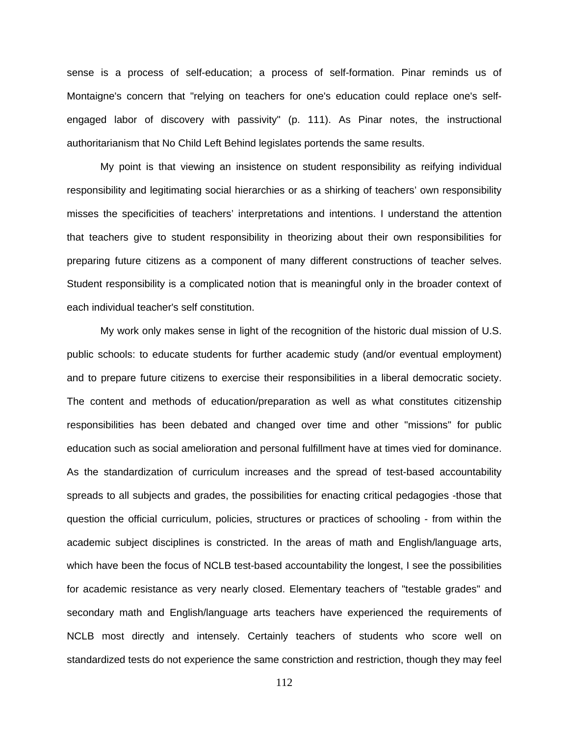sense is a process of self-education; a process of self-formation. Pinar reminds us of Montaigne's concern that "relying on teachers for one's education could replace one's self-engaged labor of discovery with passivity" (p. 111). As Pinar notes, the instructional authoritarianism that No Child Left Behind legislates portends the same results.

My point is that viewing an insistence on student responsibility as reifying individual responsibility and legitimating social hierarchies or as a shirking of teachers' own responsibility misses the specificities of teachers' interpretations and intentions. I understand the attention that teachers give to student responsibility in theorizing about their own responsibilities for preparing future citizens as a component of many different constructions of teacher selves. Student responsibility is a complicated notion that is meaningful only in the broader context of each individual teacher's self constitution.

My work only makes sense in light of the recognition of the historic dual mission of U.S. public schools: to educate students for further academic study (and/or eventual employment) and to prepare future citizens to exercise their responsibilities in a liberal democratic society. The content and methods of education/preparation as well as what constitutes citizenship responsibilities has been debated and changed over time and other "missions" for public education such as social amelioration and personal fulfillment have at times vied for dominance. As the standardization of curriculum increases and the spread of test-based accountability spreads to all subjects and grades, the possibilities for enacting critical pedagogies -those that question the official curriculum, policies, structures or practices of schooling - from within the academic subject disciplines is constricted. In the areas of math and English/language arts, which have been the focus of NCLB test-based accountability the longest, I see the possibilities for academic resistance as very nearly closed. Elementary teachers of "testable grades" and secondary math and English/language arts teachers have experienced the requirements of NCLB most directly and intensely. Certainly teachers of students who score well on standardized tests do not experience the same constriction and restriction, though they may feel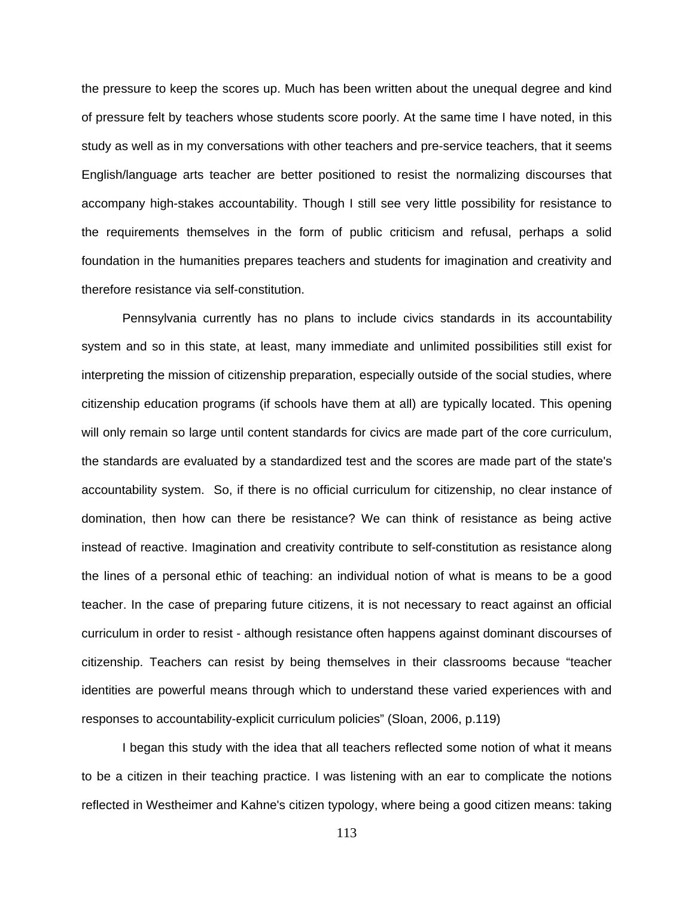the pressure to keep the scores up. Much has been written about the unequal degree and kind of pressure felt by teachers whose students score poorly. At the same time I have noted, in this study as well as in my conversations with other teachers and pre-service teachers, that it seems English/language arts teacher are better positioned to resist the normalizing discourses that accompany high-stakes accountability. Though I still see very little possibility for resistance to the requirements themselves in the form of public criticism and refusal, perhaps a solid foundation in the humanities prepares teachers and students for imagination and creativity and therefore resistance via self-constitution.

Pennsylvania currently has no plans to include civics standards in its accountability system and so in this state, at least, many immediate and unlimited possibilities still exist for interpreting the mission of citizenship preparation, especially outside of the social studies, where citizenship education programs (if schools have them at all) are typically located. This opening will only remain so large until content standards for civics are made part of the core curriculum, the standards are evaluated by a standardized test and the scores are made part of the state's accountability system. So, if there is no official curriculum for citizenship, no clear instance of domination, then how can there be resistance? We can think of resistance as being active instead of reactive. Imagination and creativity contribute to self-constitution as resistance along the lines of a personal ethic of teaching: an individual notion of what is means to be a good teacher. In the case of preparing future citizens, it is not necessary to react against an official curriculum in order to resist - although resistance often happens against dominant discourses of citizenship. Teachers can resist by being themselves in their classrooms because "teacher identities are powerful means through which to understand these varied experiences with and responses to accountability-explicit curriculum policies" (Sloan, 2006, p.119)

I began this study with the idea that all teachers reflected some notion of what it means to be a citizen in their teaching practice. I was listening with an ear to complicate the notions reflected in Westheimer and Kahne's citizen typology, where being a good citizen means: taking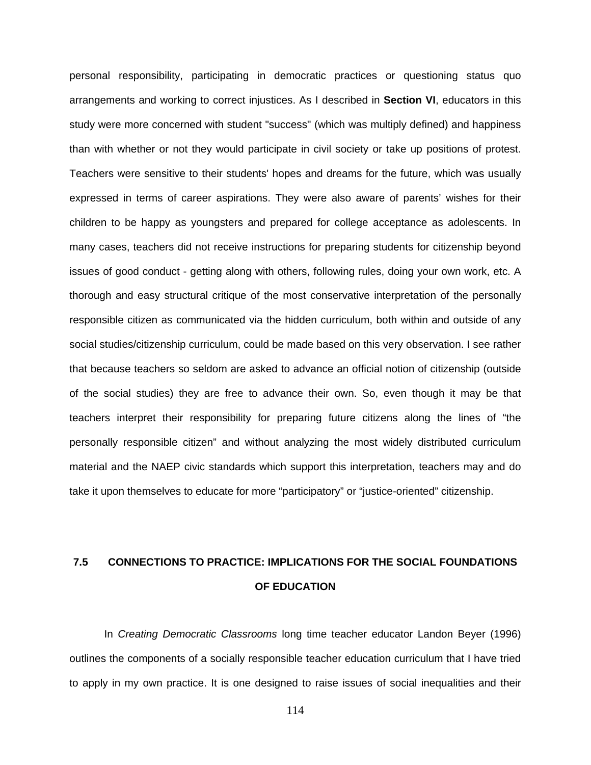personal responsibility, participating in democratic practices or questioning status quo arrangements and working to correct injustices. As I described in **Section VI**, educators in this study were more concerned with student "success" (which was multiply defined) and happiness than with whether or not they would participate in civil society or take up positions of protest. Teachers were sensitive to their students' hopes and dreams for the future, which was usually expressed in terms of career aspirations. They were also aware of parents' wishes for their children to be happy as youngsters and prepared for college acceptance as adolescents. In many cases, teachers did not receive instructions for preparing students for citizenship beyond issues of good conduct - getting along with others, following rules, doing your own work, etc. A thorough and easy structural critique of the most conservative interpretation of the personally responsible citizen as communicated via the hidden curriculum, both within and outside of any social studies/citizenship curriculum, could be made based on this very observation. I see rather that because teachers so seldom are asked to advance an official notion of citizenship (outside of the social studies) they are free to advance their own. So, even though it may be that teachers interpret their responsibility for preparing future citizens along the lines of "the personally responsible citizen" and without analyzing the most widely distributed curriculum material and the NAEP civic standards which support this interpretation, teachers may and do take it upon themselves to educate for more "participatory" or "justice-oriented" citizenship.

## 7.5 CONNECTIONS TO PRACTICE: IMPLICATIONS FOR THE SOCIAL FOUNDATIONS OF EDUCATION

In *Creating Democratic Classrooms* long time teacher educator Landon Beyer (1996) outlines the components of a socially responsible teacher education curriculum that I have tried to apply in my own practice. It is one designed to raise issues of social inequalities and their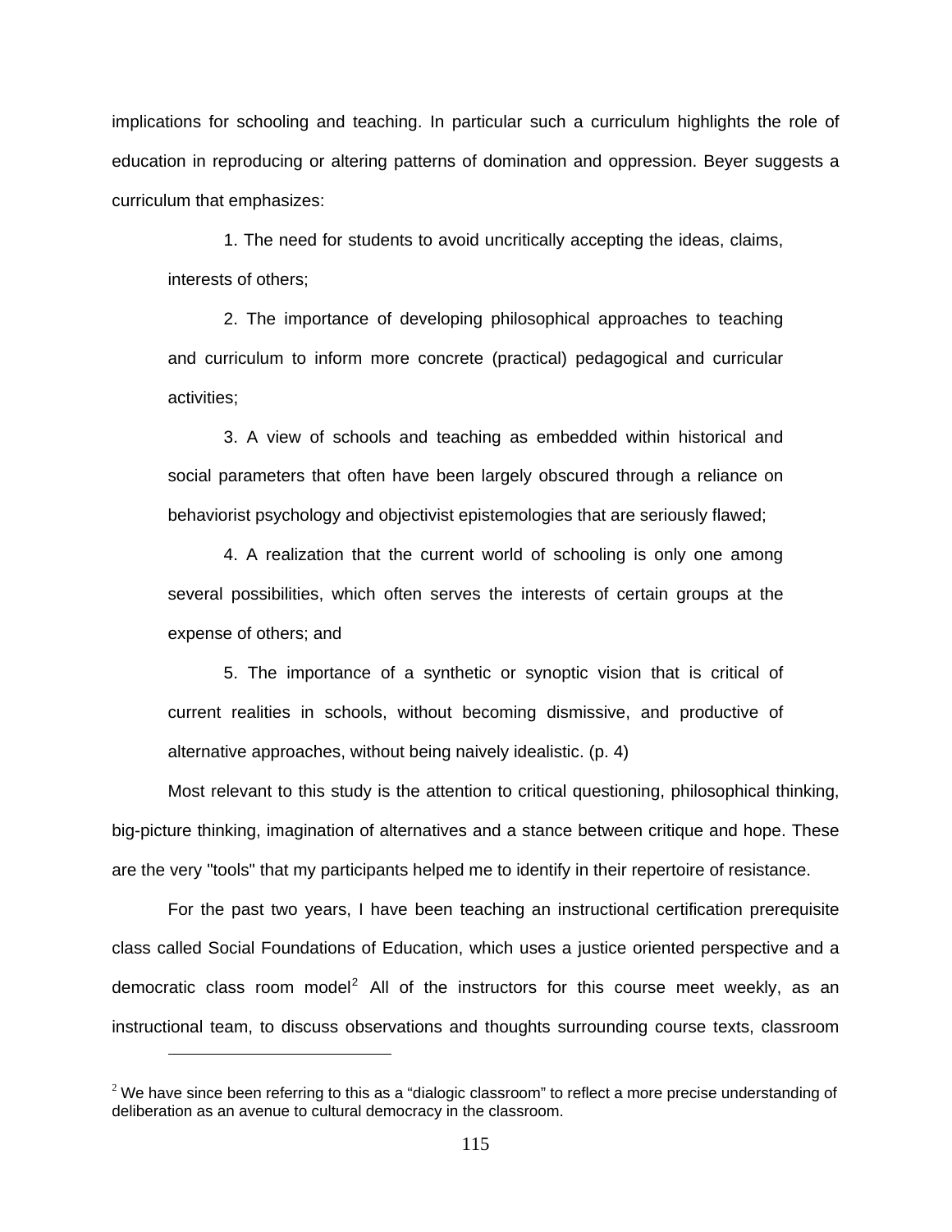implications for schooling and teaching. In particular such a curriculum highlights the role of education in reproducing or altering patterns of domination and oppression. Beyer suggests a curriculum that emphasizes:

> 1. The need for students to avoid uncritically accepting the ideas, claims, interests of others;
>
> 2. The importance of developing philosophical approaches to teaching and curriculum to inform more concrete (practical) pedagogical and curricular activities;
>
> 3. A view of schools and teaching as embedded within historical and social parameters that often have been largely obscured through a reliance on behaviorist psychology and objectivist epistemologies that are seriously flawed;
>
> 4. A realization that the current world of schooling is only one among several possibilities, which often serves the interests of certain groups at the expense of others; and
>
> 5. The importance of a synthetic or synoptic vision that is critical of current realities in schools, without becoming dismissive, and productive of alternative approaches, without being naively idealistic. (p. 4)

Most relevant to this study is the attention to critical questioning, philosophical thinking, big-picture thinking, imagination of alternatives and a stance between critique and hope. These are the very "tools" that my participants helped me to identify in their repertoire of resistance.

For the past two years, I have been teaching an instructional certification prerequisite class called Social Foundations of Education, which uses a justice oriented perspective and a democratic class room model[2] All of the instructors for this course meet weekly, as an instructional team, to discuss observations and thoughts surrounding course texts, classroom

---

[2] We have since been referring to this as a "dialogic classroom" to reflect a more precise understanding of deliberation as an avenue to cultural democracy in the classroom.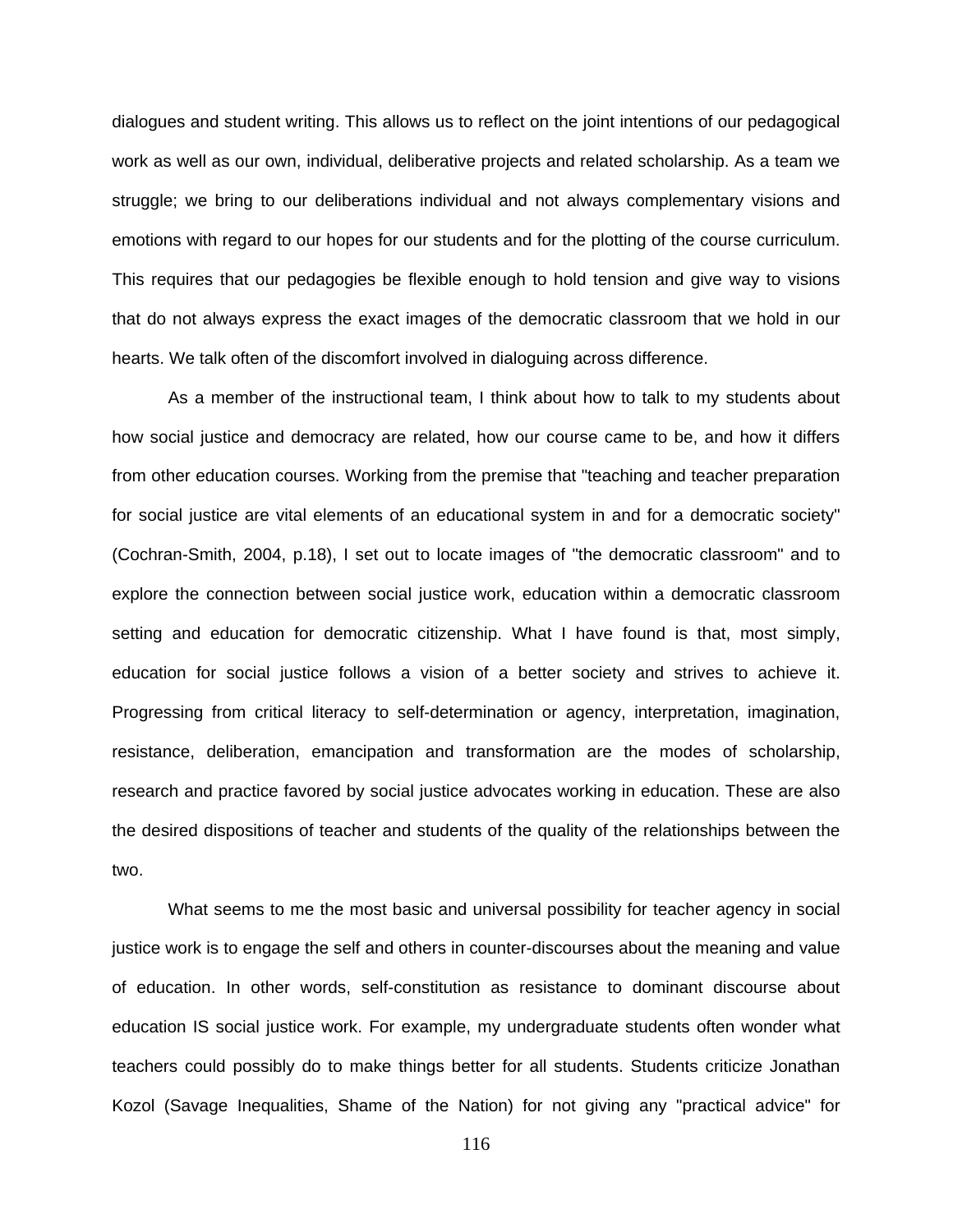dialogues and student writing. This allows us to reflect on the joint intentions of our pedagogical work as well as our own, individual, deliberative projects and related scholarship. As a team we struggle; we bring to our deliberations individual and not always complementary visions and emotions with regard to our hopes for our students and for the plotting of the course curriculum. This requires that our pedagogies be flexible enough to hold tension and give way to visions that do not always express the exact images of the democratic classroom that we hold in our hearts. We talk often of the discomfort involved in dialoguing across difference.

As a member of the instructional team, I think about how to talk to my students about how social justice and democracy are related, how our course came to be, and how it differs from other education courses. Working from the premise that "teaching and teacher preparation for social justice are vital elements of an educational system in and for a democratic society" (Cochran-Smith, 2004, p.18), I set out to locate images of "the democratic classroom" and to explore the connection between social justice work, education within a democratic classroom setting and education for democratic citizenship. What I have found is that, most simply, education for social justice follows a vision of a better society and strives to achieve it. Progressing from critical literacy to self-determination or agency, interpretation, imagination, resistance, deliberation, emancipation and transformation are the modes of scholarship, research and practice favored by social justice advocates working in education. These are also the desired dispositions of teacher and students of the quality of the relationships between the two.

What seems to me the most basic and universal possibility for teacher agency in social justice work is to engage the self and others in counter-discourses about the meaning and value of education. In other words, self-constitution as resistance to dominant discourse about education IS social justice work. For example, my undergraduate students often wonder what teachers could possibly do to make things better for all students. Students criticize Jonathan Kozol (Savage Inequalities, Shame of the Nation) for not giving any "practical advice" for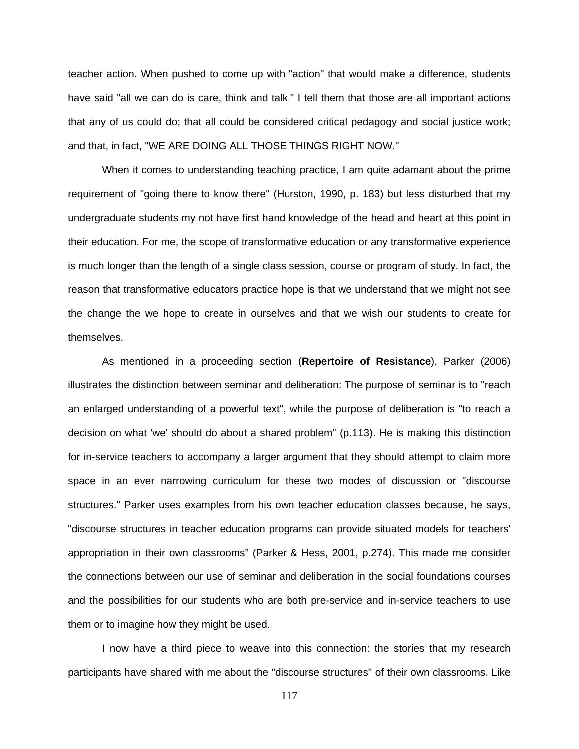teacher action. When pushed to come up with "action" that would make a difference, students have said "all we can do is care, think and talk." I tell them that those are all important actions that any of us could do; that all could be considered critical pedagogy and social justice work; and that, in fact, "WE ARE DOING ALL THOSE THINGS RIGHT NOW."

When it comes to understanding teaching practice, I am quite adamant about the prime requirement of "going there to know there" (Hurston, 1990, p. 183) but less disturbed that my undergraduate students my not have first hand knowledge of the head and heart at this point in their education. For me, the scope of transformative education or any transformative experience is much longer than the length of a single class session, course or program of study. In fact, the reason that transformative educators practice hope is that we understand that we might not see the change the we hope to create in ourselves and that we wish our students to create for themselves.

As mentioned in a proceeding section (**Repertoire of Resistance**), Parker (2006) illustrates the distinction between seminar and deliberation: The purpose of seminar is to "reach an enlarged understanding of a powerful text", while the purpose of deliberation is "to reach a decision on what 'we' should do about a shared problem" (p.113). He is making this distinction for in-service teachers to accompany a larger argument that they should attempt to claim more space in an ever narrowing curriculum for these two modes of discussion or "discourse structures." Parker uses examples from his own teacher education classes because, he says, "discourse structures in teacher education programs can provide situated models for teachers' appropriation in their own classrooms" (Parker & Hess, 2001, p.274). This made me consider the connections between our use of seminar and deliberation in the social foundations courses and the possibilities for our students who are both pre-service and in-service teachers to use them or to imagine how they might be used.

I now have a third piece to weave into this connection: the stories that my research participants have shared with me about the "discourse structures" of their own classrooms. Like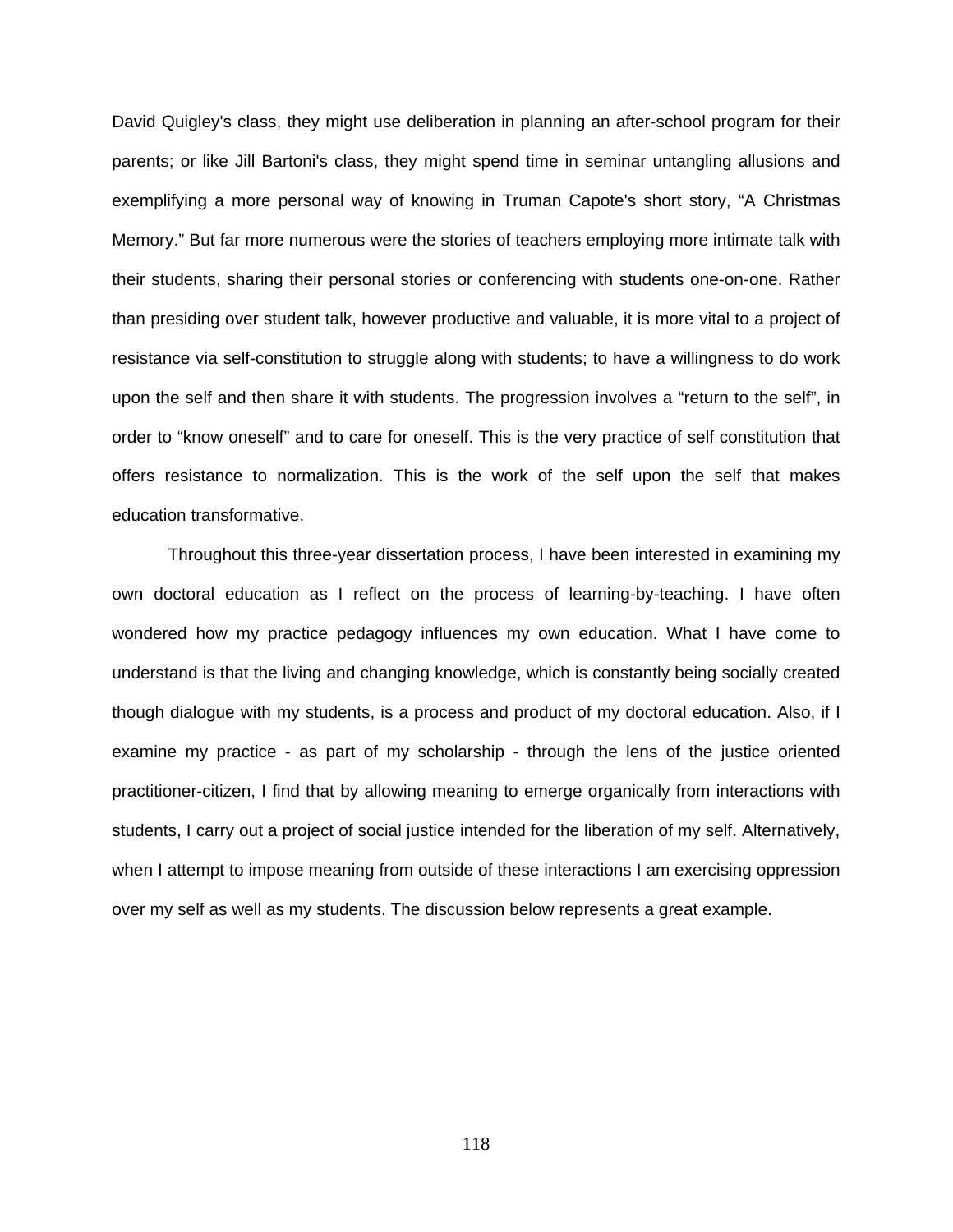David Quigley's class, they might use deliberation in planning an after-school program for their parents; or like Jill Bartoni's class, they might spend time in seminar untangling allusions and exemplifying a more personal way of knowing in Truman Capote's short story, "A Christmas Memory." But far more numerous were the stories of teachers employing more intimate talk with their students, sharing their personal stories or conferencing with students one-on-one. Rather than presiding over student talk, however productive and valuable, it is more vital to a project of resistance via self-constitution to struggle along with students; to have a willingness to do work upon the self and then share it with students. The progression involves a "return to the self", in order to "know oneself" and to care for oneself. This is the very practice of self constitution that offers resistance to normalization. This is the work of the self upon the self that makes education transformative.

Throughout this three-year dissertation process, I have been interested in examining my own doctoral education as I reflect on the process of learning-by-teaching. I have often wondered how my practice pedagogy influences my own education. What I have come to understand is that the living and changing knowledge, which is constantly being socially created though dialogue with my students, is a process and product of my doctoral education. Also, if I examine my practice - as part of my scholarship - through the lens of the justice oriented practitioner-citizen, I find that by allowing meaning to emerge organically from interactions with students, I carry out a project of social justice intended for the liberation of my self. Alternatively, when I attempt to impose meaning from outside of these interactions I am exercising oppression over my self as well as my students. The discussion below represents a great example.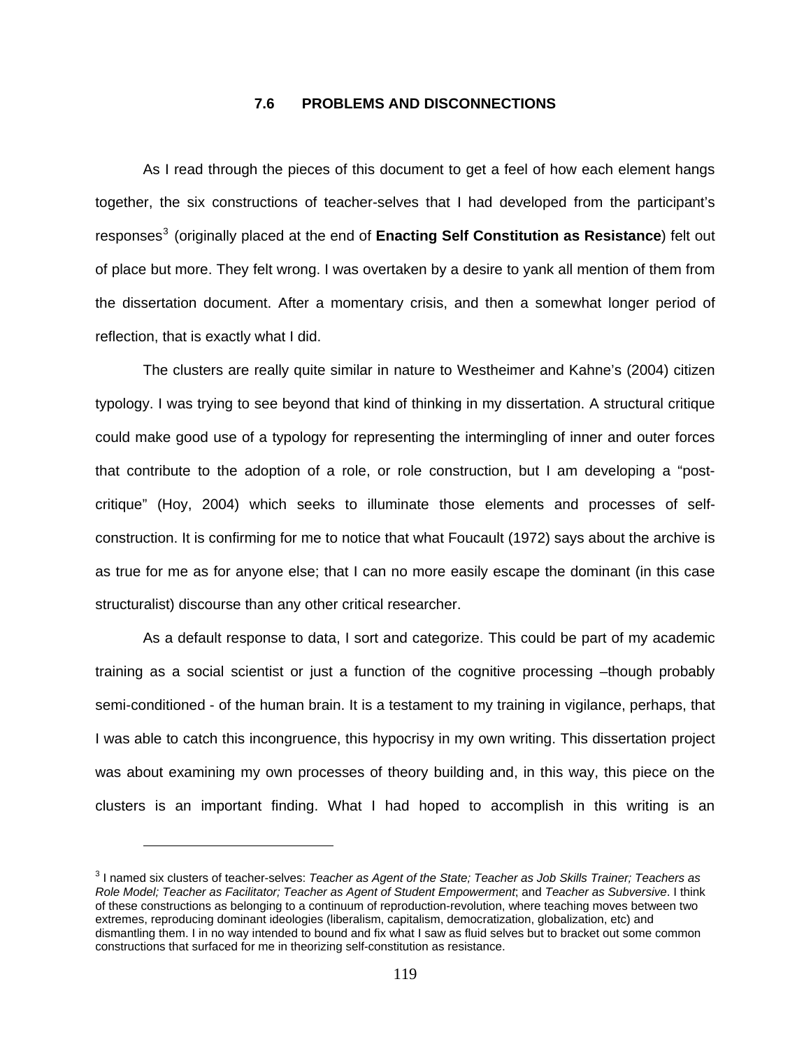## 7.6 PROBLEMS AND DISCONNECTIONS

As I read through the pieces of this document to get a feel of how each element hangs together, the six constructions of teacher-selves that I had developed from the participant's responses[3] (originally placed at the end of **Enacting Self Constitution as Resistance**) felt out of place but more. They felt wrong. I was overtaken by a desire to yank all mention of them from the dissertation document. After a momentary crisis, and then a somewhat longer period of reflection, that is exactly what I did.

The clusters are really quite similar in nature to Westheimer and Kahne's (2004) citizen typology. I was trying to see beyond that kind of thinking in my dissertation. A structural critique could make good use of a typology for representing the intermingling of inner and outer forces that contribute to the adoption of a role, or role construction, but I am developing a "post-critique" (Hoy, 2004) which seeks to illuminate those elements and processes of self-construction. It is confirming for me to notice that what Foucault (1972) says about the archive is as true for me as for anyone else; that I can no more easily escape the dominant (in this case structuralist) discourse than any other critical researcher.

As a default response to data, I sort and categorize. This could be part of my academic training as a social scientist or just a function of the cognitive processing –though probably semi-conditioned - of the human brain. It is a testament to my training in vigilance, perhaps, that I was able to catch this incongruence, this hypocrisy in my own writing. This dissertation project was about examining my own processes of theory building and, in this way, this piece on the clusters is an important finding. What I had hoped to accomplish in this writing is an

---

[3] I named six clusters of teacher-selves: *Teacher as Agent of the State; Teacher as Job Skills Trainer; Teachers as Role Model; Teacher as Facilitator; Teacher as Agent of Student Empowerment*; and *Teacher as Subversive*. I think of these constructions as belonging to a continuum of reproduction-revolution, where teaching moves between two extremes, reproducing dominant ideologies (liberalism, capitalism, democratization, globalization, etc) and dismantling them. I in no way intended to bound and fix what I saw as fluid selves but to bracket out some common constructions that surfaced for me in theorizing self-constitution as resistance.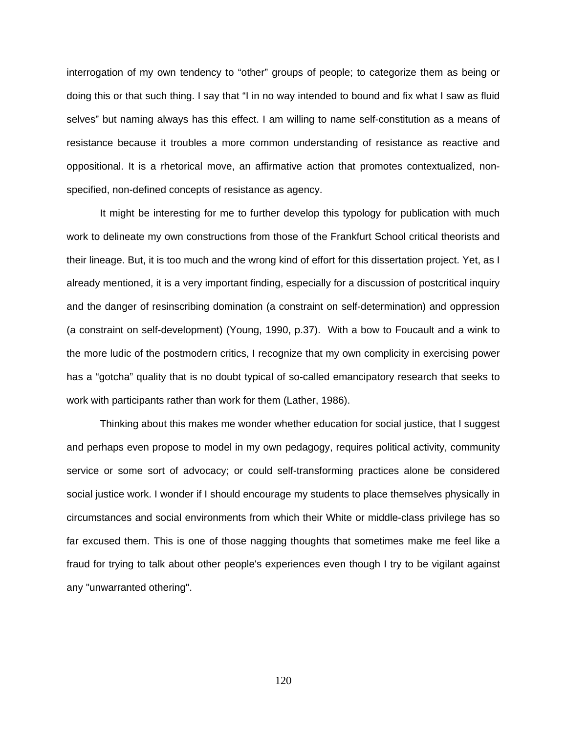interrogation of my own tendency to “other” groups of people; to categorize them as being or doing this or that such thing. I say that “I in no way intended to bound and fix what I saw as fluid selves” but naming always has this effect. I am willing to name self-constitution as a means of resistance because it troubles a more common understanding of resistance as reactive and oppositional. It is a rhetorical move, an affirmative action that promotes contextualized, non-specified, non-defined concepts of resistance as agency.

It might be interesting for me to further develop this typology for publication with much work to delineate my own constructions from those of the Frankfurt School critical theorists and their lineage. But, it is too much and the wrong kind of effort for this dissertation project. Yet, as I already mentioned, it is a very important finding, especially for a discussion of postcritical inquiry and the danger of resinscribing domination (a constraint on self-determination) and oppression (a constraint on self-development) (Young, 1990, p.37). With a bow to Foucault and a wink to the more ludic of the postmodern critics, I recognize that my own complicity in exercising power has a “gotcha” quality that is no doubt typical of so-called emancipatory research that seeks to work with participants rather than work for them (Lather, 1986).

Thinking about this makes me wonder whether education for social justice, that I suggest and perhaps even propose to model in my own pedagogy, requires political activity, community service or some sort of advocacy; or could self-transforming practices alone be considered social justice work. I wonder if I should encourage my students to place themselves physically in circumstances and social environments from which their White or middle-class privilege has so far excused them. This is one of those nagging thoughts that sometimes make me feel like a fraud for trying to talk about other people's experiences even though I try to be vigilant against any "unwarranted othering".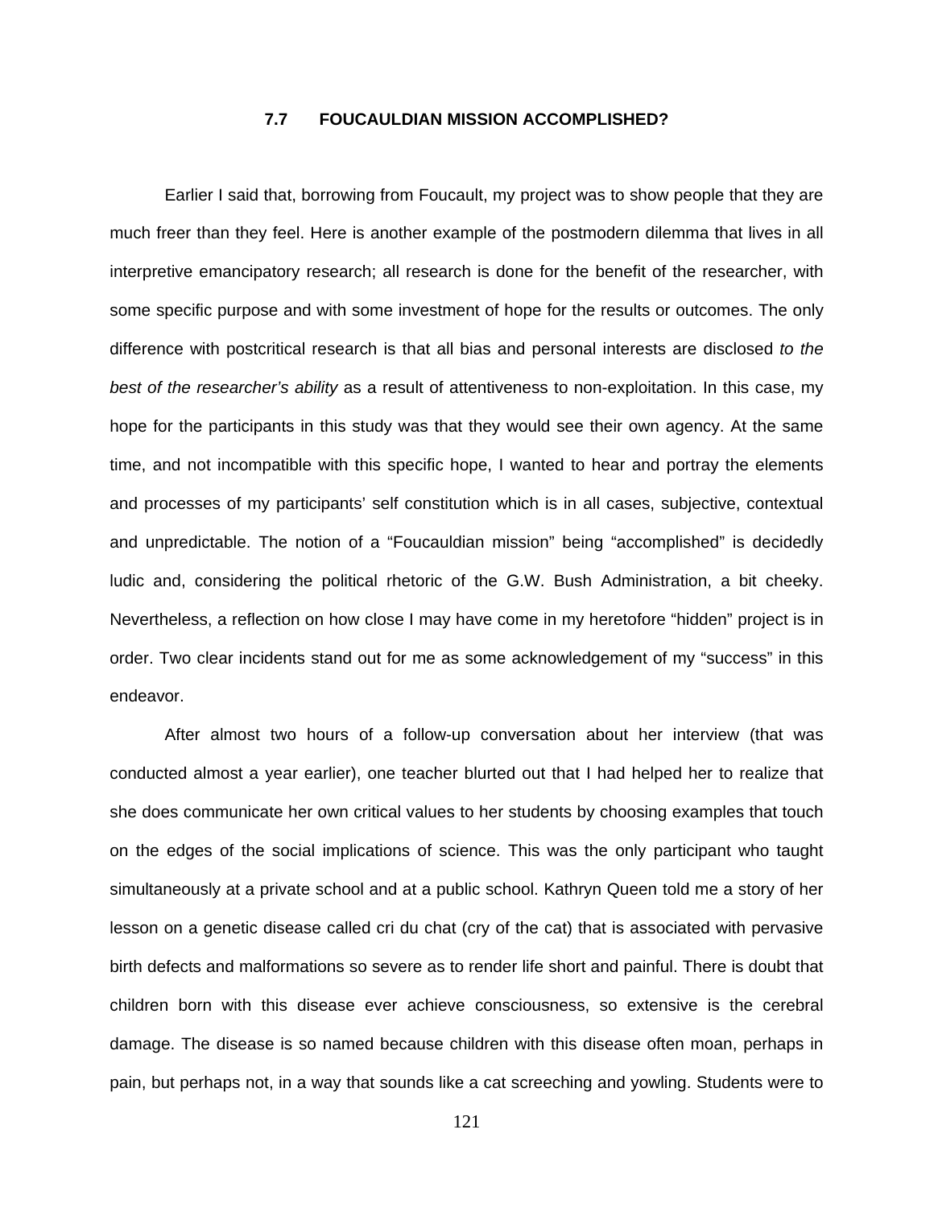## 7.7 FOUCAULDIAN MISSION ACCOMPLISHED?

Earlier I said that, borrowing from Foucault, my project was to show people that they are much freer than they feel. Here is another example of the postmodern dilemma that lives in all interpretive emancipatory research; all research is done for the benefit of the researcher, with some specific purpose and with some investment of hope for the results or outcomes. The only difference with postcritical research is that all bias and personal interests are disclosed *to the best of the researcher's ability* as a result of attentiveness to non-exploitation. In this case, my hope for the participants in this study was that they would see their own agency. At the same time, and not incompatible with this specific hope, I wanted to hear and portray the elements and processes of my participants' self constitution which is in all cases, subjective, contextual and unpredictable. The notion of a "Foucauldian mission" being "accomplished" is decidedly ludic and, considering the political rhetoric of the G.W. Bush Administration, a bit cheeky. Nevertheless, a reflection on how close I may have come in my heretofore "hidden" project is in order. Two clear incidents stand out for me as some acknowledgement of my "success" in this endeavor.

After almost two hours of a follow-up conversation about her interview (that was conducted almost a year earlier), one teacher blurted out that I had helped her to realize that she does communicate her own critical values to her students by choosing examples that touch on the edges of the social implications of science. This was the only participant who taught simultaneously at a private school and at a public school. Kathryn Queen told me a story of her lesson on a genetic disease called cri du chat (cry of the cat) that is associated with pervasive birth defects and malformations so severe as to render life short and painful. There is doubt that children born with this disease ever achieve consciousness, so extensive is the cerebral damage. The disease is so named because children with this disease often moan, perhaps in pain, but perhaps not, in a way that sounds like a cat screeching and yowling. Students were to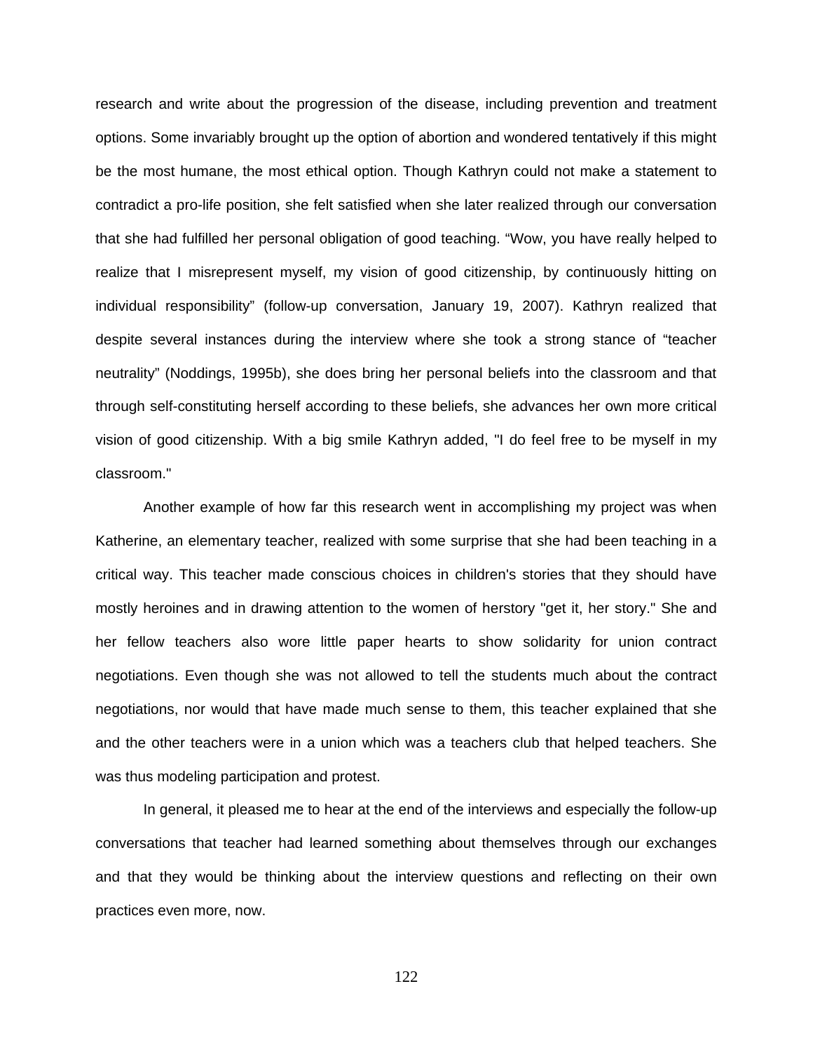research and write about the progression of the disease, including prevention and treatment options. Some invariably brought up the option of abortion and wondered tentatively if this might be the most humane, the most ethical option. Though Kathryn could not make a statement to contradict a pro-life position, she felt satisfied when she later realized through our conversation that she had fulfilled her personal obligation of good teaching. “Wow, you have really helped to realize that I misrepresent myself, my vision of good citizenship, by continuously hitting on individual responsibility” (follow-up conversation, January 19, 2007). Kathryn realized that despite several instances during the interview where she took a strong stance of “teacher neutrality” (Noddings, 1995b), she does bring her personal beliefs into the classroom and that through self-constituting herself according to these beliefs, she advances her own more critical vision of good citizenship. With a big smile Kathryn added, "I do feel free to be myself in my classroom."

Another example of how far this research went in accomplishing my project was when Katherine, an elementary teacher, realized with some surprise that she had been teaching in a critical way. This teacher made conscious choices in children's stories that they should have mostly heroines and in drawing attention to the women of herstory "get it, her story." She and her fellow teachers also wore little paper hearts to show solidarity for union contract negotiations. Even though she was not allowed to tell the students much about the contract negotiations, nor would that have made much sense to them, this teacher explained that she and the other teachers were in a union which was a teachers club that helped teachers. She was thus modeling participation and protest.

In general, it pleased me to hear at the end of the interviews and especially the follow-up conversations that teacher had learned something about themselves through our exchanges and that they would be thinking about the interview questions and reflecting on their own practices even more, now.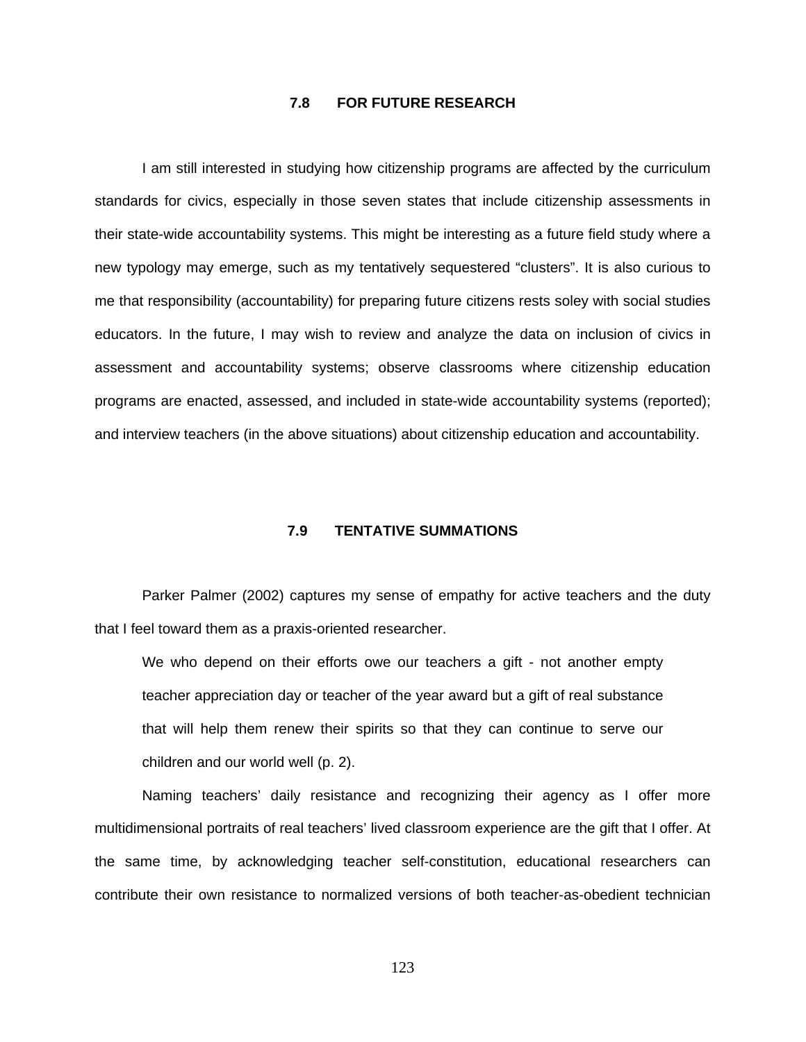## 7.8 FOR FUTURE RESEARCH

I am still interested in studying how citizenship programs are affected by the curriculum standards for civics, especially in those seven states that include citizenship assessments in their state-wide accountability systems. This might be interesting as a future field study where a new typology may emerge, such as my tentatively sequestered "clusters". It is also curious to me that responsibility (accountability) for preparing future citizens rests soley with social studies educators. In the future, I may wish to review and analyze the data on inclusion of civics in assessment and accountability systems; observe classrooms where citizenship education programs are enacted, assessed, and included in state-wide accountability systems (reported); and interview teachers (in the above situations) about citizenship education and accountability.

## 7.9 TENTATIVE SUMMATIONS

Parker Palmer (2002) captures my sense of empathy for active teachers and the duty that I feel toward them as a praxis-oriented researcher.

> We who depend on their efforts owe our teachers a gift - not another empty teacher appreciation day or teacher of the year award but a gift of real substance that will help them renew their spirits so that they can continue to serve our children and our world well (p. 2).

Naming teachers' daily resistance and recognizing their agency as I offer more multidimensional portraits of real teachers' lived classroom experience are the gift that I offer. At the same time, by acknowledging teacher self-constitution, educational researchers can contribute their own resistance to normalized versions of both teacher-as-obedient technician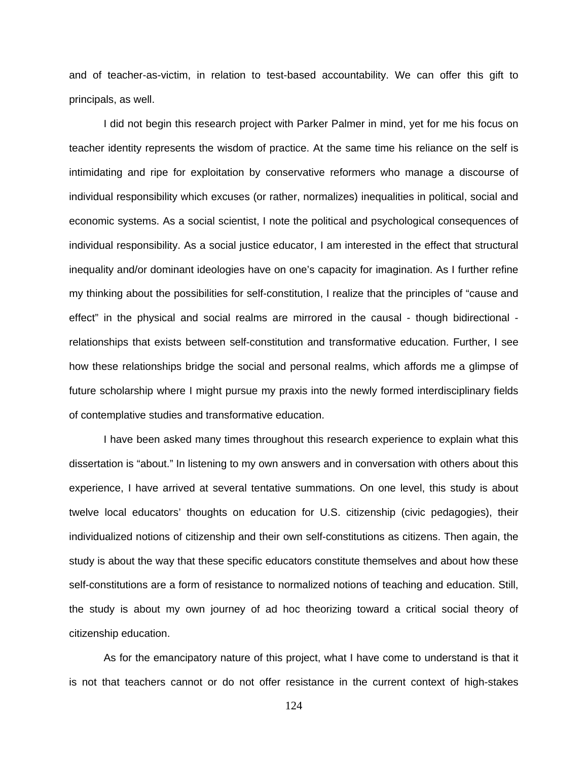and of teacher-as-victim, in relation to test-based accountability. We can offer this gift to principals, as well.

I did not begin this research project with Parker Palmer in mind, yet for me his focus on teacher identity represents the wisdom of practice. At the same time his reliance on the self is intimidating and ripe for exploitation by conservative reformers who manage a discourse of individual responsibility which excuses (or rather, normalizes) inequalities in political, social and economic systems. As a social scientist, I note the political and psychological consequences of individual responsibility. As a social justice educator, I am interested in the effect that structural inequality and/or dominant ideologies have on one's capacity for imagination. As I further refine my thinking about the possibilities for self-constitution, I realize that the principles of "cause and effect" in the physical and social realms are mirrored in the causal - though bidirectional - relationships that exists between self-constitution and transformative education. Further, I see how these relationships bridge the social and personal realms, which affords me a glimpse of future scholarship where I might pursue my praxis into the newly formed interdisciplinary fields of contemplative studies and transformative education.

I have been asked many times throughout this research experience to explain what this dissertation is "about." In listening to my own answers and in conversation with others about this experience, I have arrived at several tentative summations. On one level, this study is about twelve local educators' thoughts on education for U.S. citizenship (civic pedagogies), their individualized notions of citizenship and their own self-constitutions as citizens. Then again, the study is about the way that these specific educators constitute themselves and about how these self-constitutions are a form of resistance to normalized notions of teaching and education. Still, the study is about my own journey of ad hoc theorizing toward a critical social theory of citizenship education.

As for the emancipatory nature of this project, what I have come to understand is that it is not that teachers cannot or do not offer resistance in the current context of high-stakes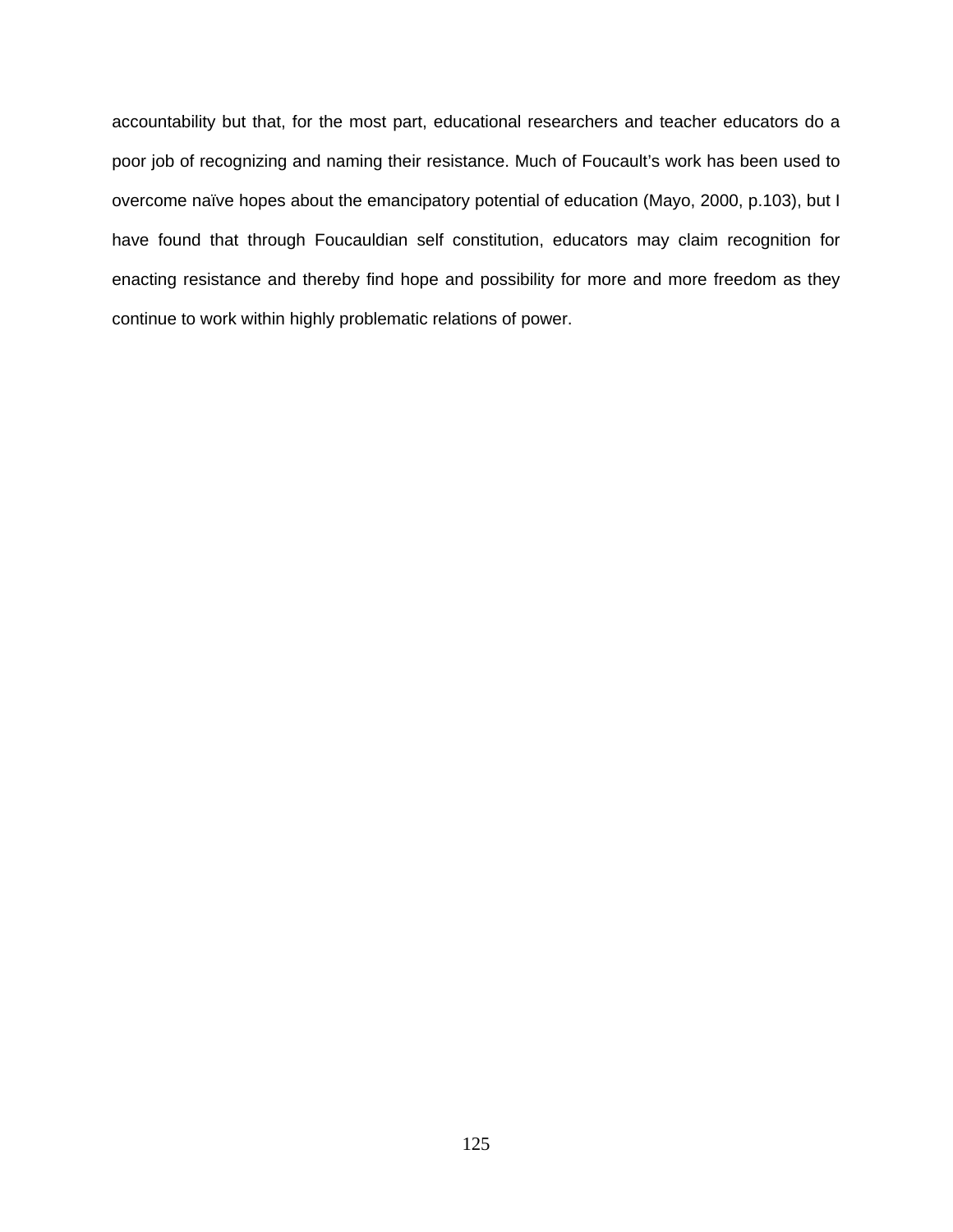accountability but that, for the most part, educational researchers and teacher educators do a poor job of recognizing and naming their resistance. Much of Foucault's work has been used to overcome naïve hopes about the emancipatory potential of education (Mayo, 2000, p.103), but I have found that through Foucauldian self constitution, educators may claim recognition for enacting resistance and thereby find hope and possibility for more and more freedom as they continue to work within highly problematic relations of power.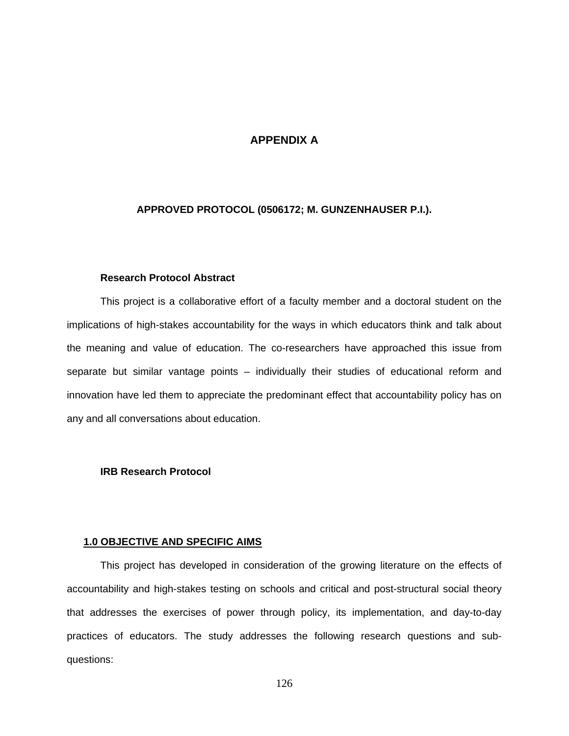# APPENDIX A

## APPROVED PROTOCOL (0506172; M. GUNZENHAUSER P.I.).

### Research Protocol Abstract

This project is a collaborative effort of a faculty member and a doctoral student on the implications of high-stakes accountability for the ways in which educators think and talk about the meaning and value of education. The co-researchers have approached this issue from separate but similar vantage points – individually their studies of educational reform and innovation have led them to appreciate the predominant effect that accountability policy has on any and all conversations about education.

### IRB Research Protocol

#### 1.0 OBJECTIVE AND SPECIFIC AIMS

This project has developed in consideration of the growing literature on the effects of accountability and high-stakes testing on schools and critical and post-structural social theory that addresses the exercises of power through policy, its implementation, and day-to-day practices of educators. The study addresses the following research questions and sub-questions: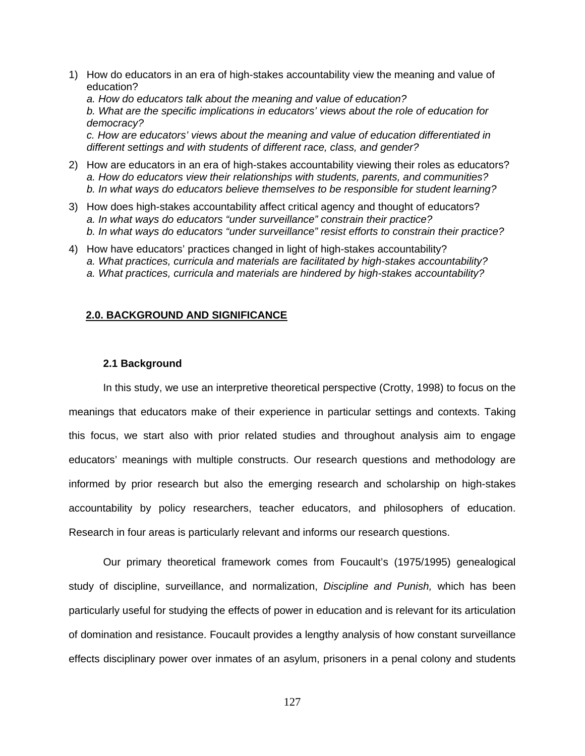1) How do educators in an era of high-stakes accountability view the meaning and value of education?
   *a. How do educators talk about the meaning and value of education?*
   *b. What are the specific implications in educators' views about the role of education for democracy?*
   *c. How are educators' views about the meaning and value of education differentiated in different settings and with students of different race, class, and gender?*

2) How are educators in an era of high-stakes accountability viewing their roles as educators?
   *a. How do educators view their relationships with students, parents, and communities?*
   *b. In what ways do educators believe themselves to be responsible for student learning?*

3) How does high-stakes accountability affect critical agency and thought of educators?
   *a. In what ways do educators "under surveillance" constrain their practice?*
   *b. In what ways do educators "under surveillance" resist efforts to constrain their practice?*

4) How have educators' practices changed in light of high-stakes accountability?
   *a. What practices, curricula and materials are facilitated by high-stakes accountability?*
   *a. What practices, curricula and materials are hindered by high-stakes accountability?*

## 2.0. BACKGROUND AND SIGNIFICANCE

### 2.1 Background

In this study, we use an interpretive theoretical perspective (Crotty, 1998) to focus on the meanings that educators make of their experience in particular settings and contexts. Taking this focus, we start also with prior related studies and throughout analysis aim to engage educators' meanings with multiple constructs. Our research questions and methodology are informed by prior research but also the emerging research and scholarship on high-stakes accountability by policy researchers, teacher educators, and philosophers of education. Research in four areas is particularly relevant and informs our research questions.

Our primary theoretical framework comes from Foucault's (1975/1995) genealogical study of discipline, surveillance, and normalization, *Discipline and Punish,* which has been particularly useful for studying the effects of power in education and is relevant for its articulation of domination and resistance. Foucault provides a lengthy analysis of how constant surveillance effects disciplinary power over inmates of an asylum, prisoners in a penal colony and students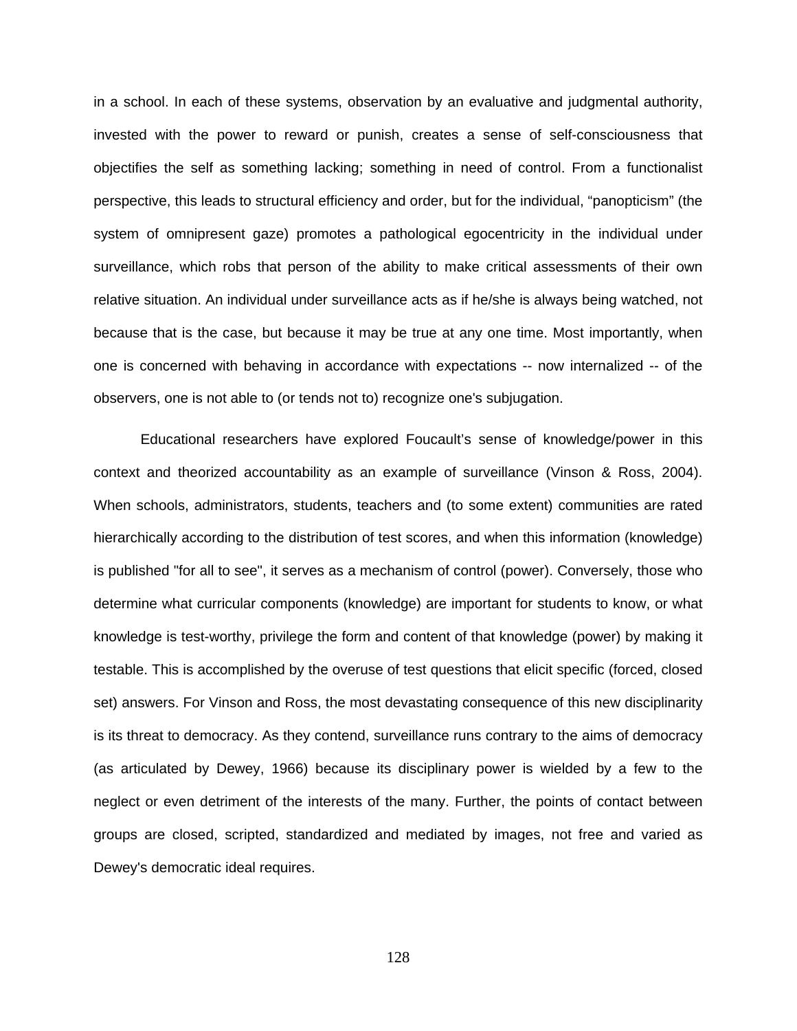in a school. In each of these systems, observation by an evaluative and judgmental authority, invested with the power to reward or punish, creates a sense of self-consciousness that objectifies the self as something lacking; something in need of control. From a functionalist perspective, this leads to structural efficiency and order, but for the individual, "panopticism" (the system of omnipresent gaze) promotes a pathological egocentricity in the individual under surveillance, which robs that person of the ability to make critical assessments of their own relative situation. An individual under surveillance acts as if he/she is always being watched, not because that is the case, but because it may be true at any one time. Most importantly, when one is concerned with behaving in accordance with expectations -- now internalized -- of the observers, one is not able to (or tends not to) recognize one's subjugation.

Educational researchers have explored Foucault's sense of knowledge/power in this context and theorized accountability as an example of surveillance (Vinson & Ross, 2004). When schools, administrators, students, teachers and (to some extent) communities are rated hierarchically according to the distribution of test scores, and when this information (knowledge) is published "for all to see", it serves as a mechanism of control (power). Conversely, those who determine what curricular components (knowledge) are important for students to know, or what knowledge is test-worthy, privilege the form and content of that knowledge (power) by making it testable. This is accomplished by the overuse of test questions that elicit specific (forced, closed set) answers. For Vinson and Ross, the most devastating consequence of this new disciplinarity is its threat to democracy. As they contend, surveillance runs contrary to the aims of democracy (as articulated by Dewey, 1966) because its disciplinary power is wielded by a few to the neglect or even detriment of the interests of the many. Further, the points of contact between groups are closed, scripted, standardized and mediated by images, not free and varied as Dewey's democratic ideal requires.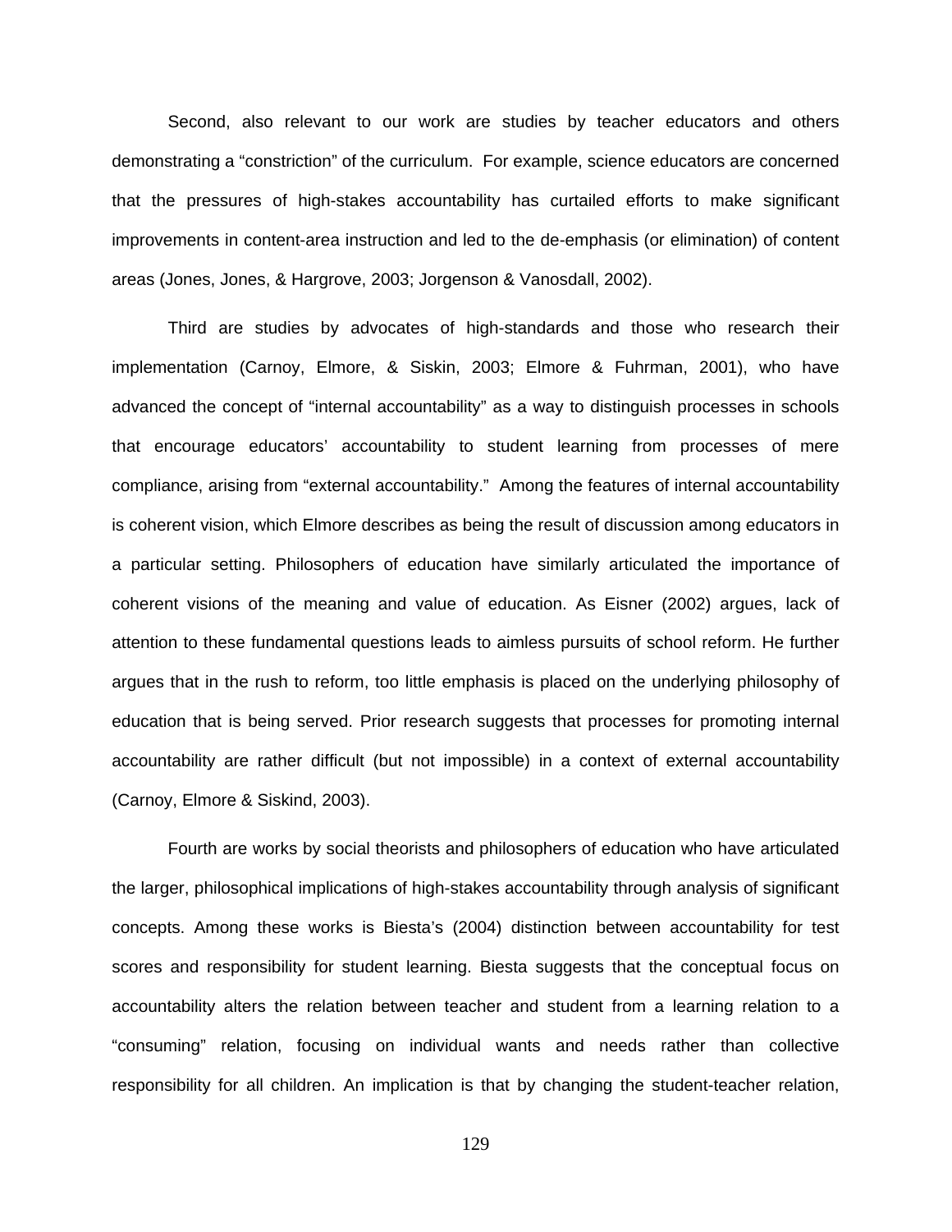Second, also relevant to our work are studies by teacher educators and others demonstrating a "constriction" of the curriculum. For example, science educators are concerned that the pressures of high-stakes accountability has curtailed efforts to make significant improvements in content-area instruction and led to the de-emphasis (or elimination) of content areas (Jones, Jones, & Hargrove, 2003; Jorgenson & Vanosdall, 2002).

Third are studies by advocates of high-standards and those who research their implementation (Carnoy, Elmore, & Siskin, 2003; Elmore & Fuhrman, 2001), who have advanced the concept of "internal accountability" as a way to distinguish processes in schools that encourage educators' accountability to student learning from processes of mere compliance, arising from "external accountability." Among the features of internal accountability is coherent vision, which Elmore describes as being the result of discussion among educators in a particular setting. Philosophers of education have similarly articulated the importance of coherent visions of the meaning and value of education. As Eisner (2002) argues, lack of attention to these fundamental questions leads to aimless pursuits of school reform. He further argues that in the rush to reform, too little emphasis is placed on the underlying philosophy of education that is being served. Prior research suggests that processes for promoting internal accountability are rather difficult (but not impossible) in a context of external accountability (Carnoy, Elmore & Siskind, 2003).

Fourth are works by social theorists and philosophers of education who have articulated the larger, philosophical implications of high-stakes accountability through analysis of significant concepts. Among these works is Biesta's (2004) distinction between accountability for test scores and responsibility for student learning. Biesta suggests that the conceptual focus on accountability alters the relation between teacher and student from a learning relation to a "consuming" relation, focusing on individual wants and needs rather than collective responsibility for all children. An implication is that by changing the student-teacher relation,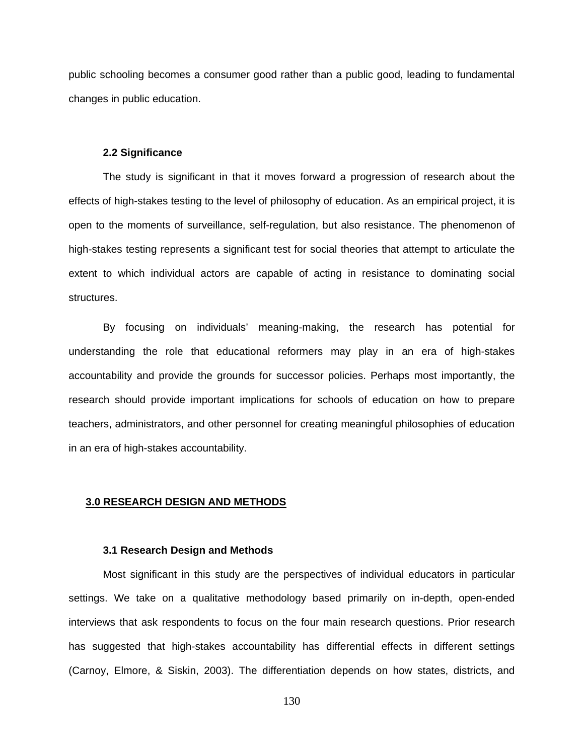public schooling becomes a consumer good rather than a public good, leading to fundamental changes in public education.

### 2.2 Significance

The study is significant in that it moves forward a progression of research about the effects of high-stakes testing to the level of philosophy of education. As an empirical project, it is open to the moments of surveillance, self-regulation, but also resistance. The phenomenon of high-stakes testing represents a significant test for social theories that attempt to articulate the extent to which individual actors are capable of acting in resistance to dominating social structures.

By focusing on individuals' meaning-making, the research has potential for understanding the role that educational reformers may play in an era of high-stakes accountability and provide the grounds for successor policies. Perhaps most importantly, the research should provide important implications for schools of education on how to prepare teachers, administrators, and other personnel for creating meaningful philosophies of education in an era of high-stakes accountability.

## 3.0 RESEARCH DESIGN AND METHODS

### 3.1 Research Design and Methods

Most significant in this study are the perspectives of individual educators in particular settings. We take on a qualitative methodology based primarily on in-depth, open-ended interviews that ask respondents to focus on the four main research questions. Prior research has suggested that high-stakes accountability has differential effects in different settings (Carnoy, Elmore, & Siskin, 2003). The differentiation depends on how states, districts, and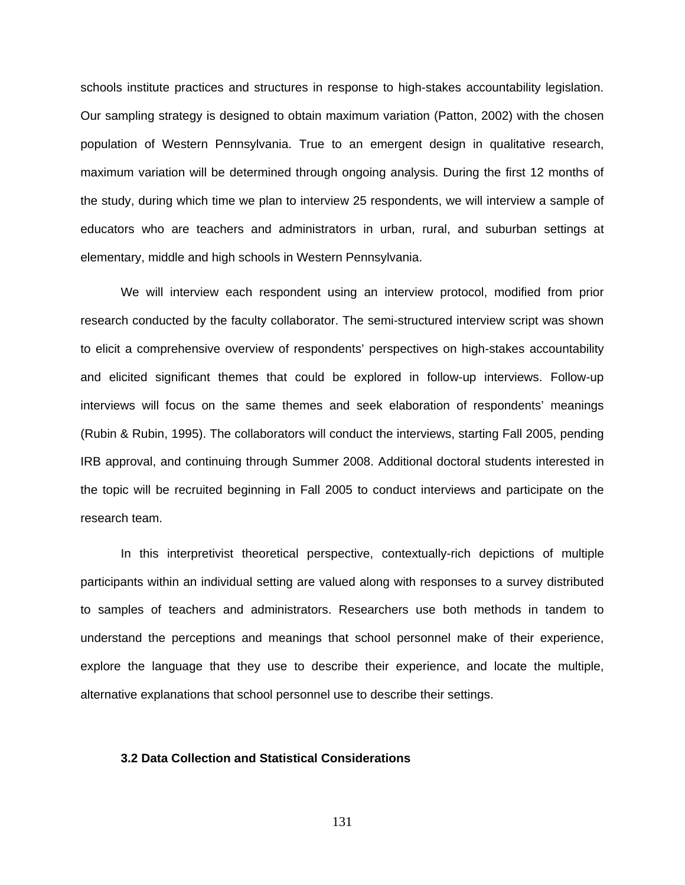schools institute practices and structures in response to high-stakes accountability legislation. Our sampling strategy is designed to obtain maximum variation (Patton, 2002) with the chosen population of Western Pennsylvania. True to an emergent design in qualitative research, maximum variation will be determined through ongoing analysis. During the first 12 months of the study, during which time we plan to interview 25 respondents, we will interview a sample of educators who are teachers and administrators in urban, rural, and suburban settings at elementary, middle and high schools in Western Pennsylvania.

We will interview each respondent using an interview protocol, modified from prior research conducted by the faculty collaborator. The semi-structured interview script was shown to elicit a comprehensive overview of respondents' perspectives on high-stakes accountability and elicited significant themes that could be explored in follow-up interviews. Follow-up interviews will focus on the same themes and seek elaboration of respondents' meanings (Rubin & Rubin, 1995). The collaborators will conduct the interviews, starting Fall 2005, pending IRB approval, and continuing through Summer 2008. Additional doctoral students interested in the topic will be recruited beginning in Fall 2005 to conduct interviews and participate on the research team.

In this interpretivist theoretical perspective, contextually-rich depictions of multiple participants within an individual setting are valued along with responses to a survey distributed to samples of teachers and administrators. Researchers use both methods in tandem to understand the perceptions and meanings that school personnel make of their experience, explore the language that they use to describe their experience, and locate the multiple, alternative explanations that school personnel use to describe their settings.

### 3.2 Data Collection and Statistical Considerations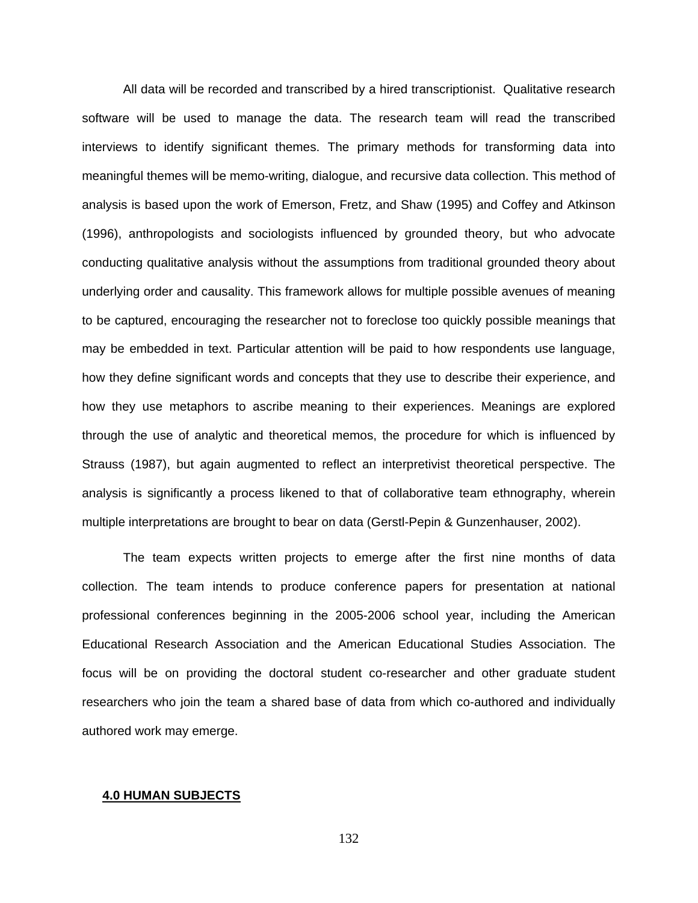All data will be recorded and transcribed by a hired transcriptionist. Qualitative research software will be used to manage the data. The research team will read the transcribed interviews to identify significant themes. The primary methods for transforming data into meaningful themes will be memo-writing, dialogue, and recursive data collection. This method of analysis is based upon the work of Emerson, Fretz, and Shaw (1995) and Coffey and Atkinson (1996), anthropologists and sociologists influenced by grounded theory, but who advocate conducting qualitative analysis without the assumptions from traditional grounded theory about underlying order and causality. This framework allows for multiple possible avenues of meaning to be captured, encouraging the researcher not to foreclose too quickly possible meanings that may be embedded in text. Particular attention will be paid to how respondents use language, how they define significant words and concepts that they use to describe their experience, and how they use metaphors to ascribe meaning to their experiences. Meanings are explored through the use of analytic and theoretical memos, the procedure for which is influenced by Strauss (1987), but again augmented to reflect an interpretivist theoretical perspective. The analysis is significantly a process likened to that of collaborative team ethnography, wherein multiple interpretations are brought to bear on data (Gerstl-Pepin & Gunzenhauser, 2002).

The team expects written projects to emerge after the first nine months of data collection. The team intends to produce conference papers for presentation at national professional conferences beginning in the 2005-2006 school year, including the American Educational Research Association and the American Educational Studies Association. The focus will be on providing the doctoral student co-researcher and other graduate student researchers who join the team a shared base of data from which co-authored and individually authored work may emerge.

## 4.0 HUMAN SUBJECTS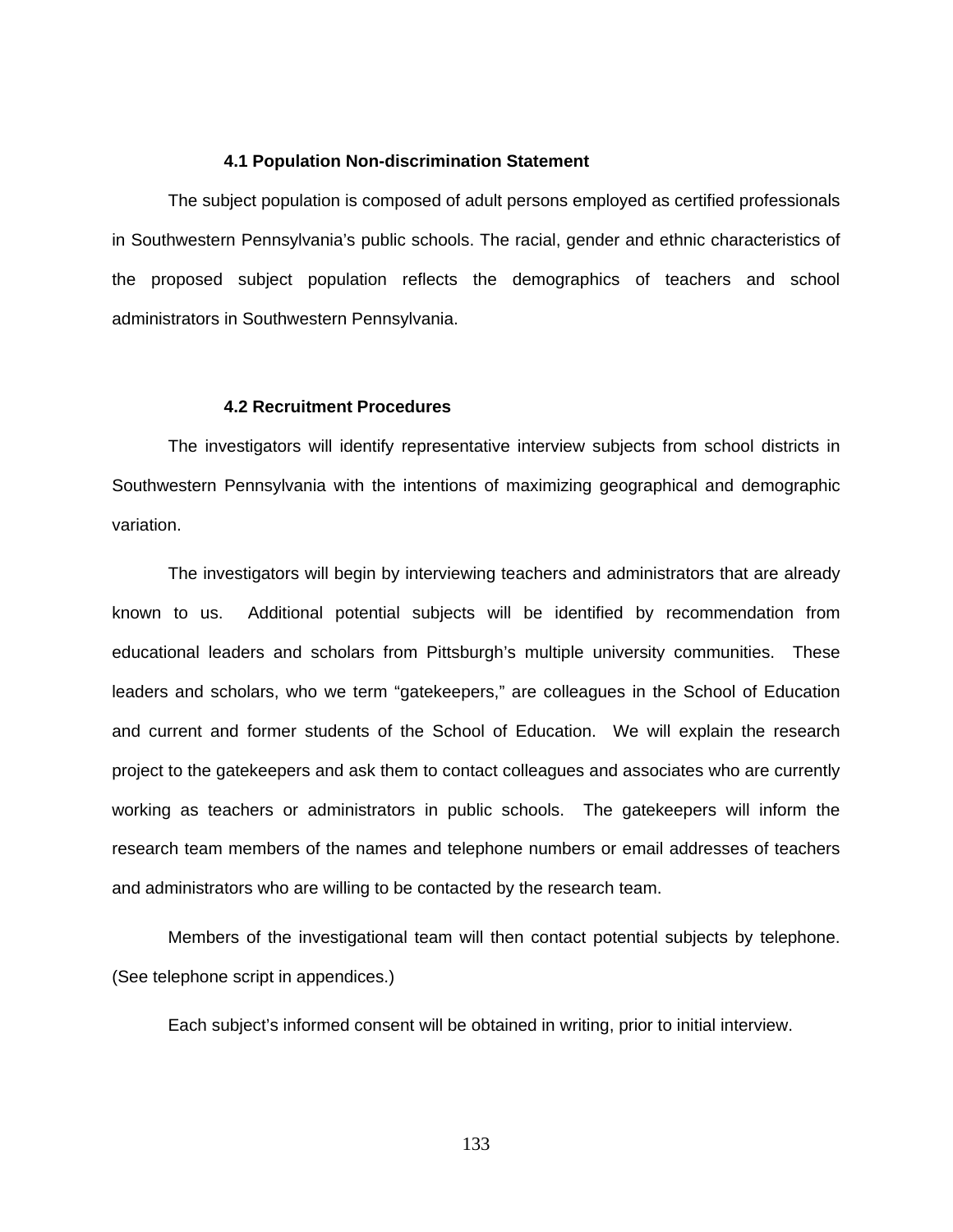### 4.1 Population Non-discrimination Statement

The subject population is composed of adult persons employed as certified professionals in Southwestern Pennsylvania's public schools. The racial, gender and ethnic characteristics of the proposed subject population reflects the demographics of teachers and school administrators in Southwestern Pennsylvania.

### 4.2 Recruitment Procedures

The investigators will identify representative interview subjects from school districts in Southwestern Pennsylvania with the intentions of maximizing geographical and demographic variation.

The investigators will begin by interviewing teachers and administrators that are already known to us. Additional potential subjects will be identified by recommendation from educational leaders and scholars from Pittsburgh's multiple university communities. These leaders and scholars, who we term "gatekeepers," are colleagues in the School of Education and current and former students of the School of Education. We will explain the research project to the gatekeepers and ask them to contact colleagues and associates who are currently working as teachers or administrators in public schools. The gatekeepers will inform the research team members of the names and telephone numbers or email addresses of teachers and administrators who are willing to be contacted by the research team.

Members of the investigational team will then contact potential subjects by telephone. (See telephone script in appendices.)

Each subject's informed consent will be obtained in writing, prior to initial interview.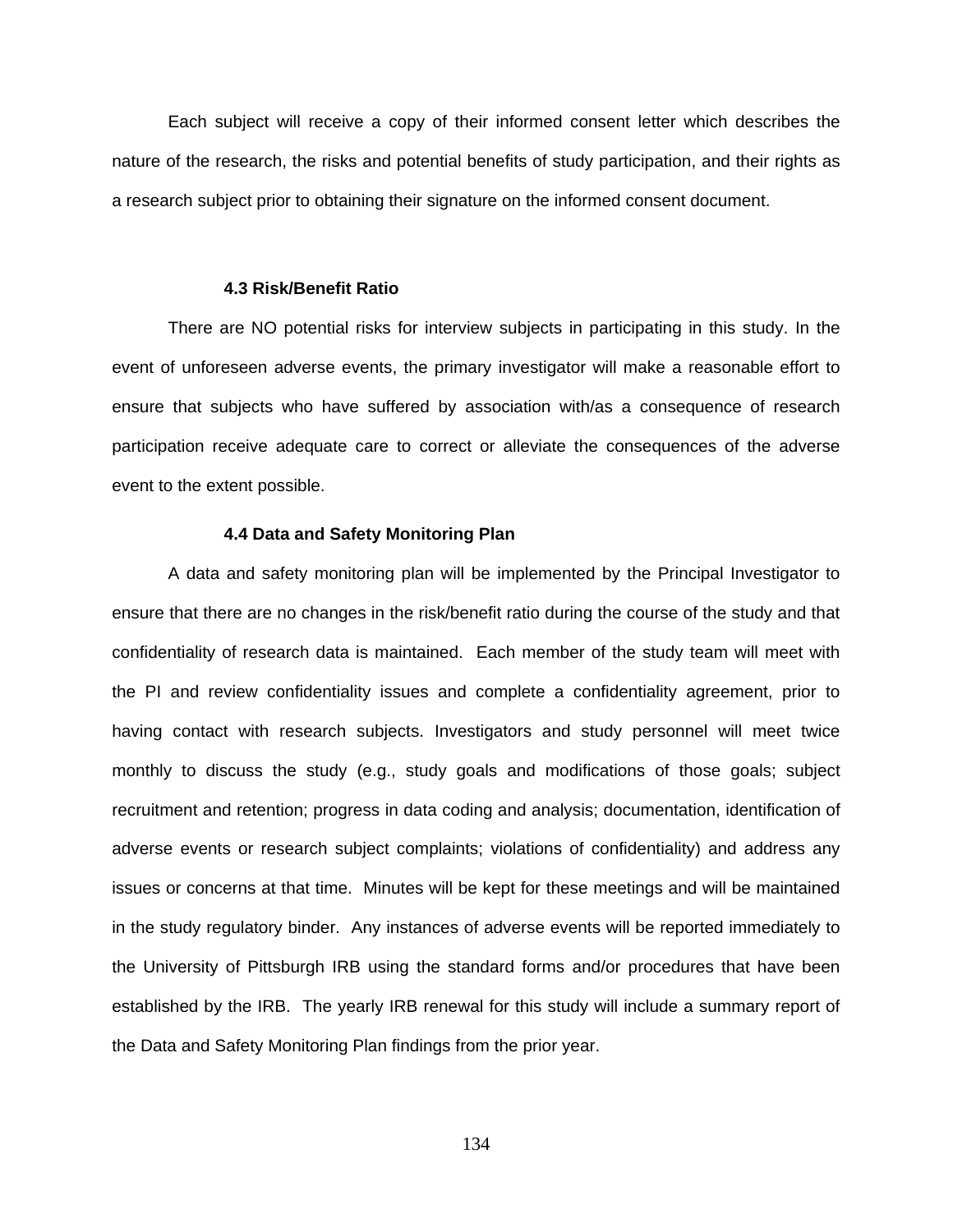Each subject will receive a copy of their informed consent letter which describes the nature of the research, the risks and potential benefits of study participation, and their rights as a research subject prior to obtaining their signature on the informed consent document.

### 4.3 Risk/Benefit Ratio

There are NO potential risks for interview subjects in participating in this study. In the event of unforeseen adverse events, the primary investigator will make a reasonable effort to ensure that subjects who have suffered by association with/as a consequence of research participation receive adequate care to correct or alleviate the consequences of the adverse event to the extent possible.

### 4.4 Data and Safety Monitoring Plan

A data and safety monitoring plan will be implemented by the Principal Investigator to ensure that there are no changes in the risk/benefit ratio during the course of the study and that confidentiality of research data is maintained. Each member of the study team will meet with the PI and review confidentiality issues and complete a confidentiality agreement, prior to having contact with research subjects. Investigators and study personnel will meet twice monthly to discuss the study (e.g., study goals and modifications of those goals; subject recruitment and retention; progress in data coding and analysis; documentation, identification of adverse events or research subject complaints; violations of confidentiality) and address any issues or concerns at that time. Minutes will be kept for these meetings and will be maintained in the study regulatory binder. Any instances of adverse events will be reported immediately to the University of Pittsburgh IRB using the standard forms and/or procedures that have been established by the IRB. The yearly IRB renewal for this study will include a summary report of the Data and Safety Monitoring Plan findings from the prior year.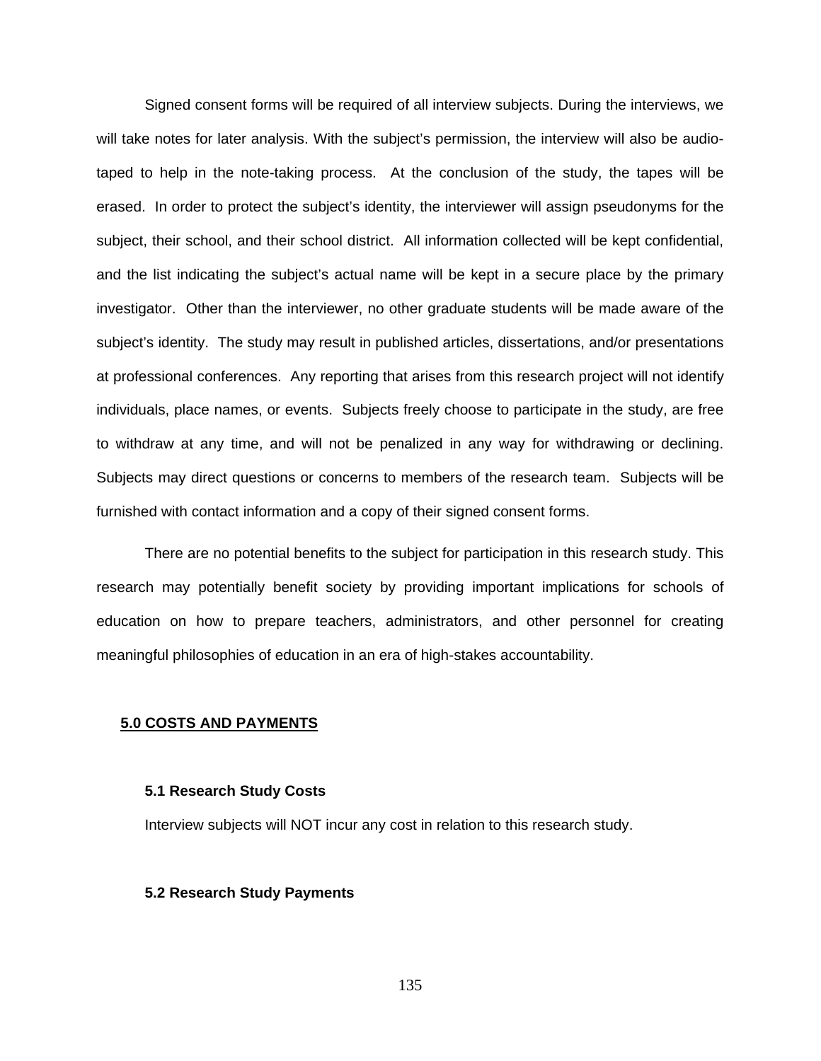Signed consent forms will be required of all interview subjects. During the interviews, we will take notes for later analysis. With the subject's permission, the interview will also be audio-taped to help in the note-taking process. At the conclusion of the study, the tapes will be erased. In order to protect the subject's identity, the interviewer will assign pseudonyms for the subject, their school, and their school district. All information collected will be kept confidential, and the list indicating the subject's actual name will be kept in a secure place by the primary investigator. Other than the interviewer, no other graduate students will be made aware of the subject's identity. The study may result in published articles, dissertations, and/or presentations at professional conferences. Any reporting that arises from this research project will not identify individuals, place names, or events. Subjects freely choose to participate in the study, are free to withdraw at any time, and will not be penalized in any way for withdrawing or declining. Subjects may direct questions or concerns to members of the research team. Subjects will be furnished with contact information and a copy of their signed consent forms.

There are no potential benefits to the subject for participation in this research study. This research may potentially benefit society by providing important implications for schools of education on how to prepare teachers, administrators, and other personnel for creating meaningful philosophies of education in an era of high-stakes accountability.

## 5.0 COSTS AND PAYMENTS

### 5.1 Research Study Costs

Interview subjects will NOT incur any cost in relation to this research study.

### 5.2 Research Study Payments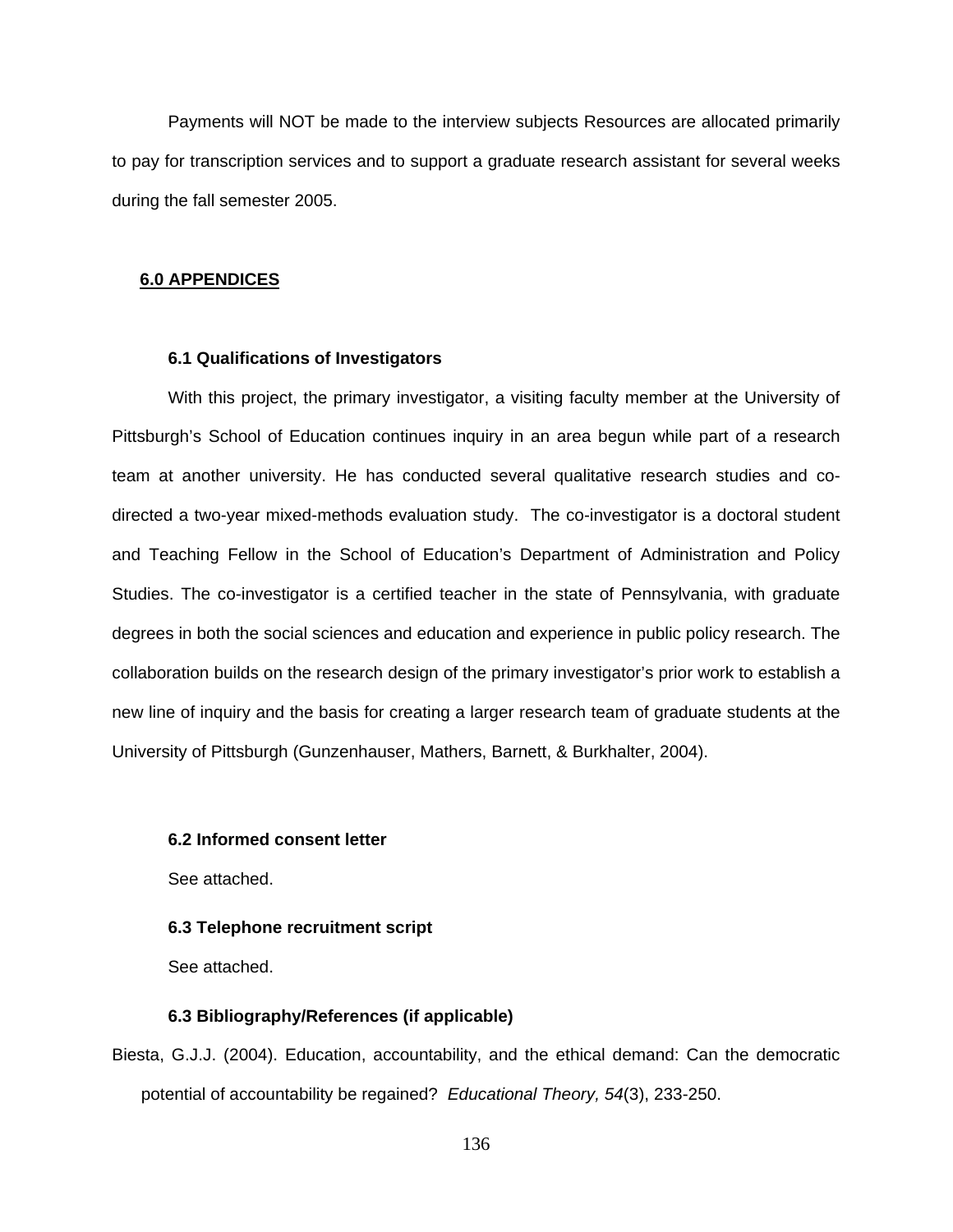Payments will NOT be made to the interview subjects Resources are allocated primarily to pay for transcription services and to support a graduate research assistant for several weeks during the fall semester 2005.

## 6.0 APPENDICES

### 6.1 Qualifications of Investigators

With this project, the primary investigator, a visiting faculty member at the University of Pittsburgh's School of Education continues inquiry in an area begun while part of a research team at another university. He has conducted several qualitative research studies and co-directed a two-year mixed-methods evaluation study. The co-investigator is a doctoral student and Teaching Fellow in the School of Education's Department of Administration and Policy Studies. The co-investigator is a certified teacher in the state of Pennsylvania, with graduate degrees in both the social sciences and education and experience in public policy research. The collaboration builds on the research design of the primary investigator's prior work to establish a new line of inquiry and the basis for creating a larger research team of graduate students at the University of Pittsburgh (Gunzenhauser, Mathers, Barnett, & Burkhalter, 2004).

### 6.2 Informed consent letter

See attached.

### 6.3 Telephone recruitment script

See attached.

### 6.3 Bibliography/References (if applicable)

Biesta, G.J.J. (2004). Education, accountability, and the ethical demand: Can the democratic potential of accountability be regained? *Educational Theory, 54*(3), 233-250.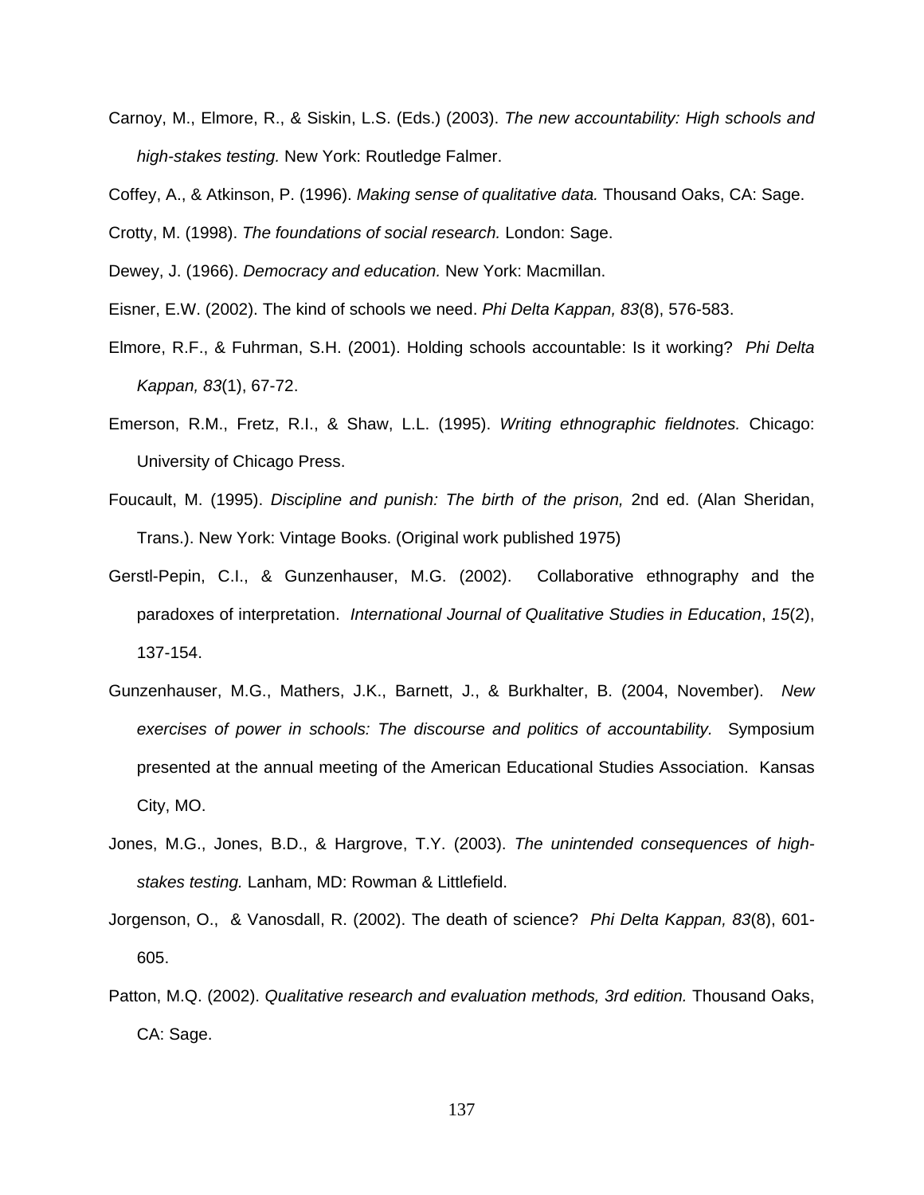Carnoy, M., Elmore, R., & Siskin, L.S. (Eds.) (2003). *The new accountability: High schools and high-stakes testing.* New York: Routledge Falmer.

Coffey, A., & Atkinson, P. (1996). *Making sense of qualitative data.* Thousand Oaks, CA: Sage.

Crotty, M. (1998). *The foundations of social research.* London: Sage.

Dewey, J. (1966). *Democracy and education.* New York: Macmillan.

Eisner, E.W. (2002). The kind of schools we need. *Phi Delta Kappan, 83*(8), 576-583.

Elmore, R.F., & Fuhrman, S.H. (2001). Holding schools accountable: Is it working? *Phi Delta Kappan, 83*(1), 67-72.

Emerson, R.M., Fretz, R.I., & Shaw, L.L. (1995). *Writing ethnographic fieldnotes.* Chicago: University of Chicago Press.

Foucault, M. (1995). *Discipline and punish: The birth of the prison,* 2nd ed. (Alan Sheridan, Trans.). New York: Vintage Books. (Original work published 1975)

Gerstl-Pepin, C.I., & Gunzenhauser, M.G. (2002). Collaborative ethnography and the paradoxes of interpretation. *International Journal of Qualitative Studies in Education*, *15*(2), 137-154.

Gunzenhauser, M.G., Mathers, J.K., Barnett, J., & Burkhalter, B. (2004, November). *New exercises of power in schools: The discourse and politics of accountability.* Symposium presented at the annual meeting of the American Educational Studies Association. Kansas City, MO.

Jones, M.G., Jones, B.D., & Hargrove, T.Y. (2003). *The unintended consequences of high-stakes testing.* Lanham, MD: Rowman & Littlefield.

Jorgenson, O., & Vanosdall, R. (2002). The death of science? *Phi Delta Kappan, 83*(8), 601-605.

Patton, M.Q. (2002). *Qualitative research and evaluation methods, 3rd edition.* Thousand Oaks, CA: Sage.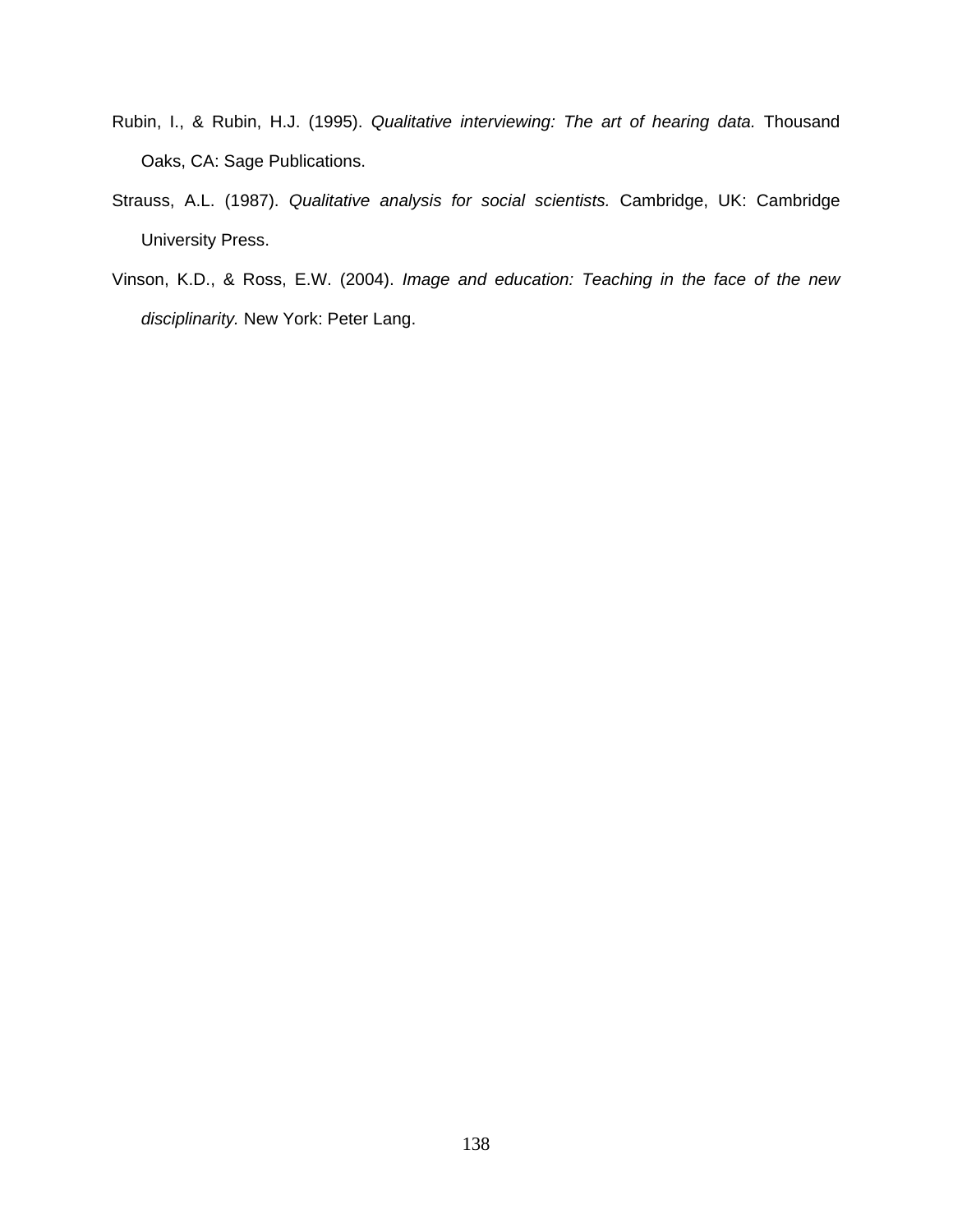Rubin, I., & Rubin, H.J. (1995). *Qualitative interviewing: The art of hearing data.* Thousand Oaks, CA: Sage Publications.

Strauss, A.L. (1987). *Qualitative analysis for social scientists.* Cambridge, UK: Cambridge University Press.

Vinson, K.D., & Ross, E.W. (2004). *Image and education: Teaching in the face of the new disciplinarity.* New York: Peter Lang.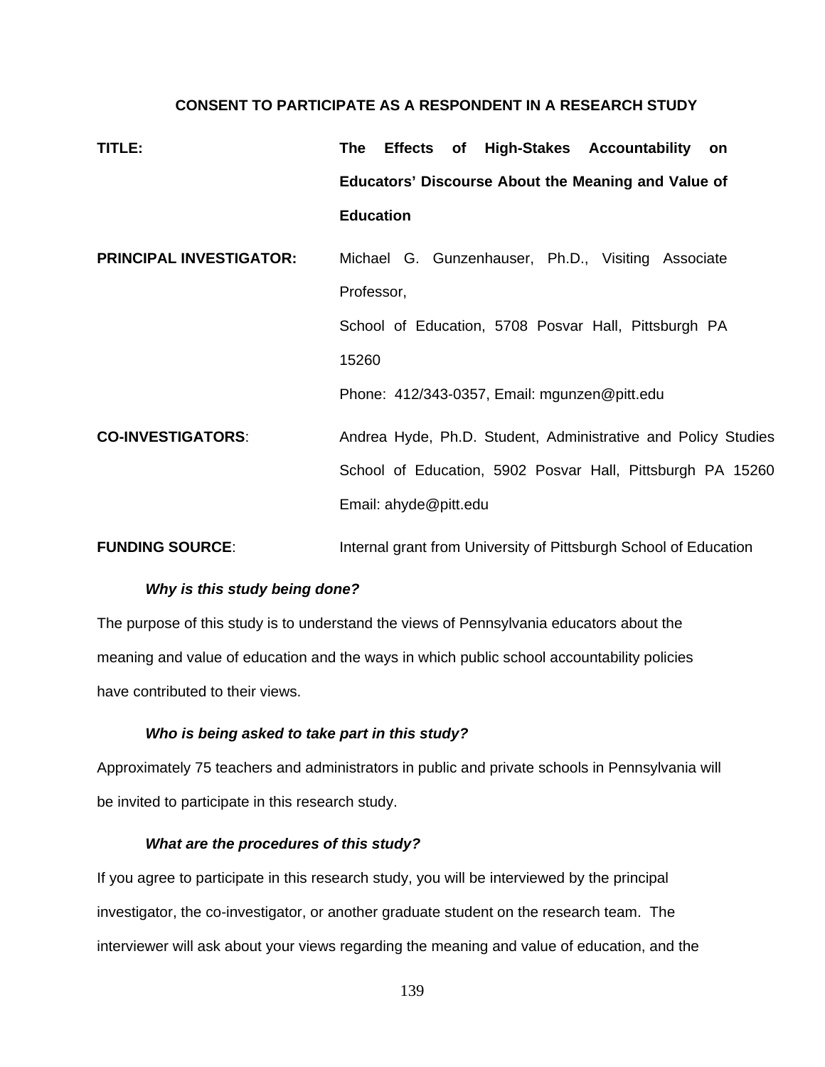**CONSENT TO PARTICIPATE AS A RESPONDENT IN A RESEARCH STUDY**

**TITLE:** **The Effects of High-Stakes Accountability on Educators' Discourse About the Meaning and Value of Education**

**PRINCIPAL INVESTIGATOR:** Michael G. Gunzenhauser, Ph.D., Visiting Associate Professor,
School of Education, 5708 Posvar Hall, Pittsburgh PA 15260
Phone: 412/343-0357, Email: mgunzen@pitt.edu

**CO-INVESTIGATORS**: Andrea Hyde, Ph.D. Student, Administrative and Policy Studies School of Education, 5902 Posvar Hall, Pittsburgh PA 15260 Email: ahyde@pitt.edu

**FUNDING SOURCE**: Internal grant from University of Pittsburgh School of Education

***Why is this study being done?***

The purpose of this study is to understand the views of Pennsylvania educators about the meaning and value of education and the ways in which public school accountability policies have contributed to their views.

***Who is being asked to take part in this study?***

Approximately 75 teachers and administrators in public and private schools in Pennsylvania will be invited to participate in this research study.

***What are the procedures of this study?***

If you agree to participate in this research study, you will be interviewed by the principal investigator, the co-investigator, or another graduate student on the research team. The interviewer will ask about your views regarding the meaning and value of education, and the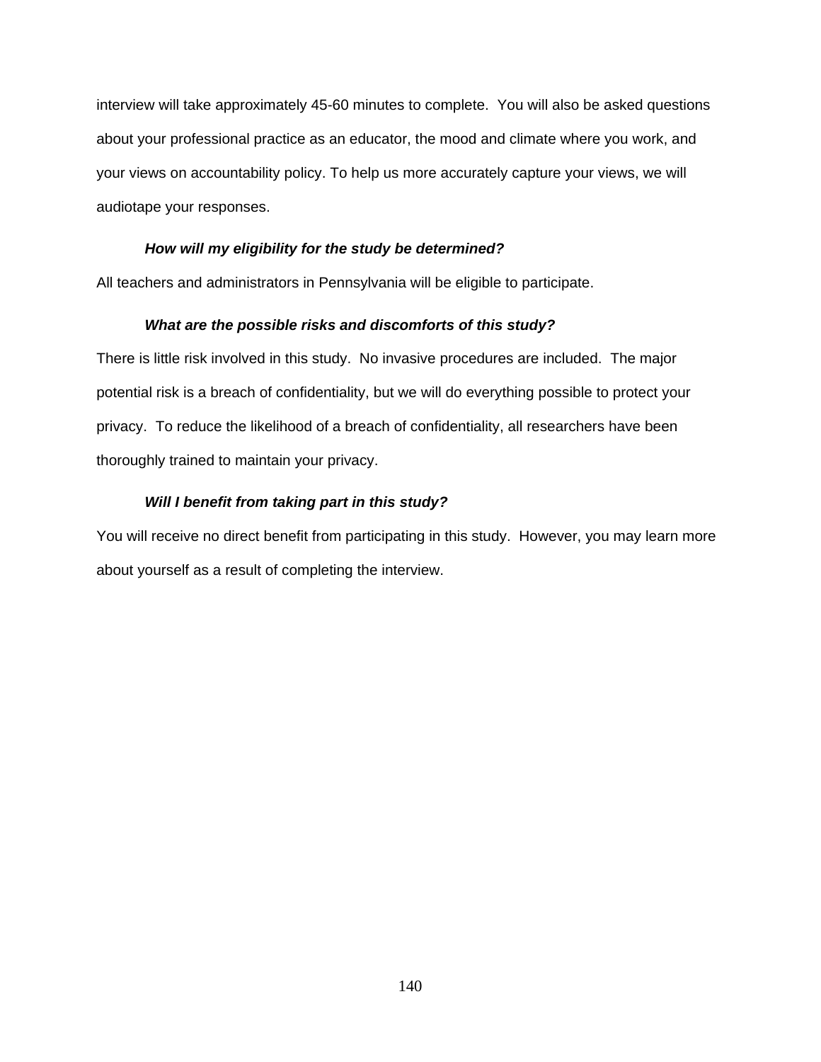interview will take approximately 45-60 minutes to complete. You will also be asked questions about your professional practice as an educator, the mood and climate where you work, and your views on accountability policy. To help us more accurately capture your views, we will audiotape your responses.

***How will my eligibility for the study be determined?***

All teachers and administrators in Pennsylvania will be eligible to participate.

***What are the possible risks and discomforts of this study?***

There is little risk involved in this study. No invasive procedures are included. The major potential risk is a breach of confidentiality, but we will do everything possible to protect your privacy. To reduce the likelihood of a breach of confidentiality, all researchers have been thoroughly trained to maintain your privacy.

***Will I benefit from taking part in this study?***

You will receive no direct benefit from participating in this study. However, you may learn more about yourself as a result of completing the interview.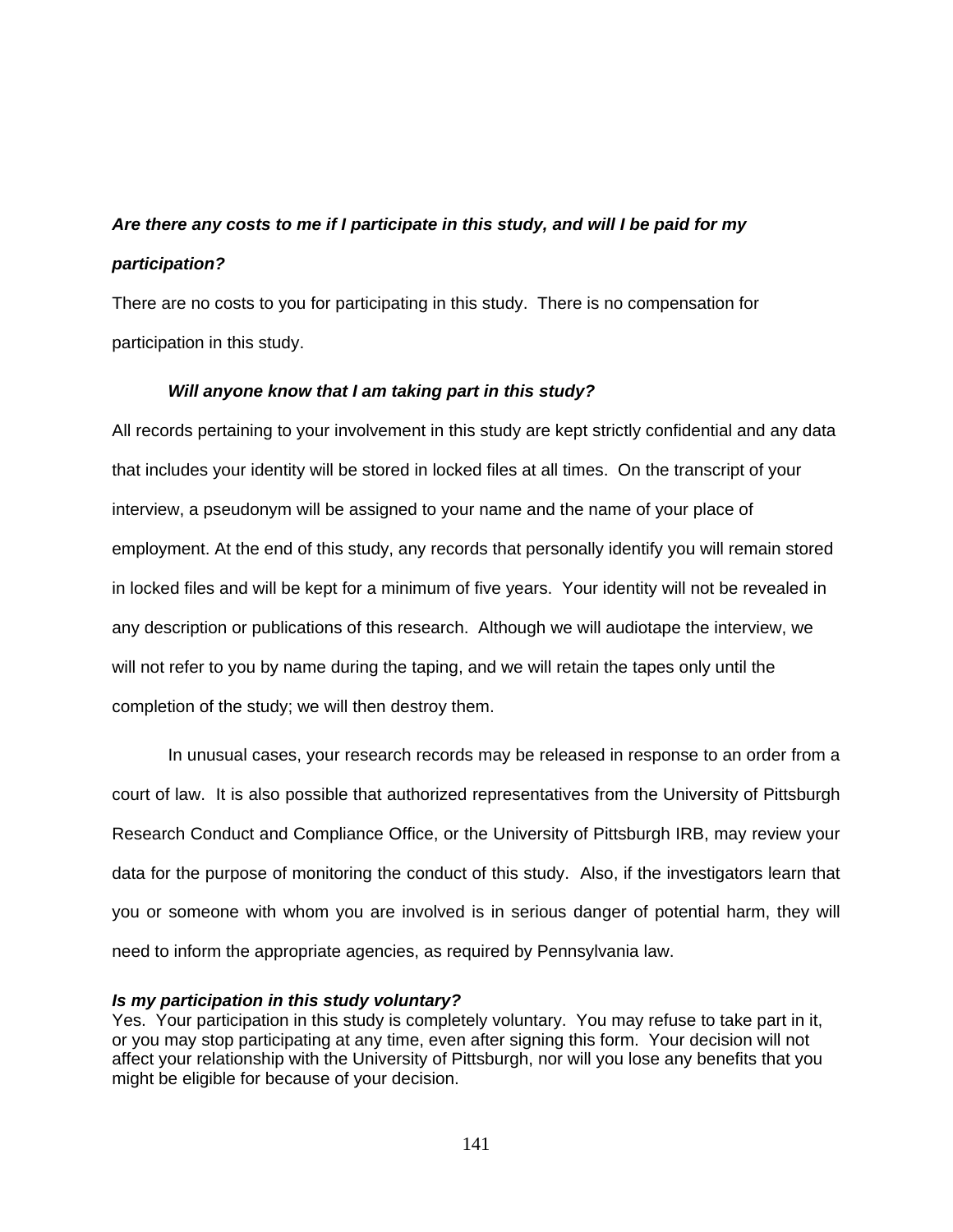***Are there any costs to me if I participate in this study, and will I be paid for my participation?***

There are no costs to you for participating in this study. There is no compensation for participation in this study.

***Will anyone know that I am taking part in this study?***

All records pertaining to your involvement in this study are kept strictly confidential and any data that includes your identity will be stored in locked files at all times. On the transcript of your interview, a pseudonym will be assigned to your name and the name of your place of employment. At the end of this study, any records that personally identify you will remain stored in locked files and will be kept for a minimum of five years. Your identity will not be revealed in any description or publications of this research. Although we will audiotape the interview, we will not refer to you by name during the taping, and we will retain the tapes only until the completion of the study; we will then destroy them.

In unusual cases, your research records may be released in response to an order from a court of law. It is also possible that authorized representatives from the University of Pittsburgh Research Conduct and Compliance Office, or the University of Pittsburgh IRB, may review your data for the purpose of monitoring the conduct of this study. Also, if the investigators learn that you or someone with whom you are involved is in serious danger of potential harm, they will need to inform the appropriate agencies, as required by Pennsylvania law.

***Is my participation in this study voluntary?***

Yes. Your participation in this study is completely voluntary. You may refuse to take part in it, or you may stop participating at any time, even after signing this form. Your decision will not affect your relationship with the University of Pittsburgh, nor will you lose any benefits that you might be eligible for because of your decision.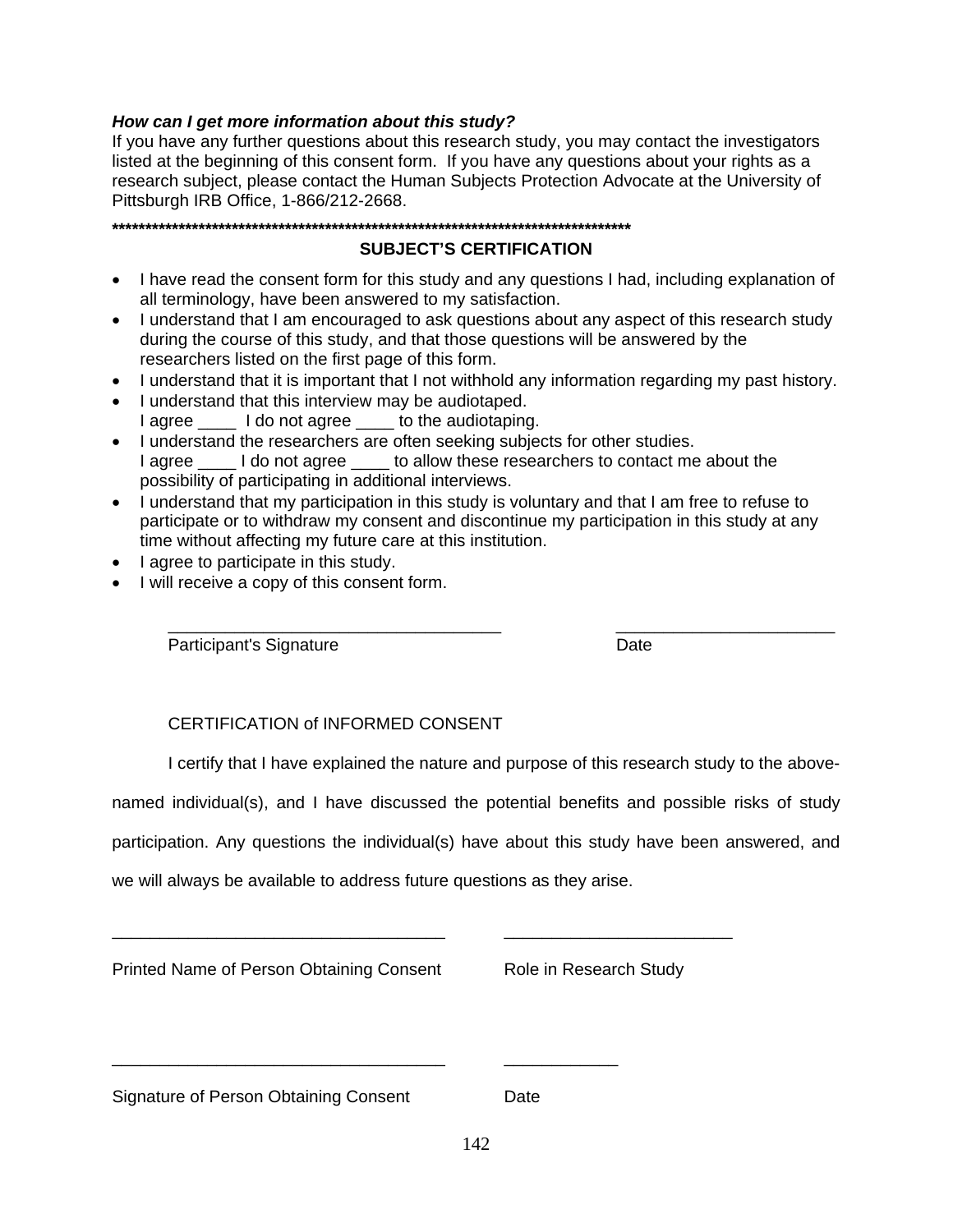***How can I get more information about this study?***
If you have any further questions about this research study, you may contact the investigators listed at the beginning of this consent form. If you have any questions about your rights as a research subject, please contact the Human Subjects Protection Advocate at the University of Pittsburgh IRB Office, 1-866/212-2668.

**************************************************************************************

**SUBJECT'S CERTIFICATION**

- I have read the consent form for this study and any questions I had, including explanation of all terminology, have been answered to my satisfaction.
- I understand that I am encouraged to ask questions about any aspect of this research study during the course of this study, and that those questions will be answered by the researchers listed on the first page of this form.
- I understand that it is important that I not withhold any information regarding my past history.
- I understand that this interview may be audiotaped.
  I agree ____ I do not agree ____ to the audiotaping.
- I understand the researchers are often seeking subjects for other studies.
  I agree ____ I do not agree ____ to allow these researchers to contact me about the possibility of participating in additional interviews.
- I understand that my participation in this study is voluntary and that I am free to refuse to participate or to withdraw my consent and discontinue my participation in this study at any time without affecting my future care at this institution.
- I agree to participate in this study.
- I will receive a copy of this consent form.

___________________________________ ______________________

Participant's Signature Date

CERTIFICATION of INFORMED CONSENT

I certify that I have explained the nature and purpose of this research study to the above-named individual(s), and I have discussed the potential benefits and possible risks of study participation. Any questions the individual(s) have about this study have been answered, and we will always be available to address future questions as they arise.

___________________________________ ________________________

Printed Name of Person Obtaining Consent Role in Research Study

___________________________________ ____________

Signature of Person Obtaining Consent Date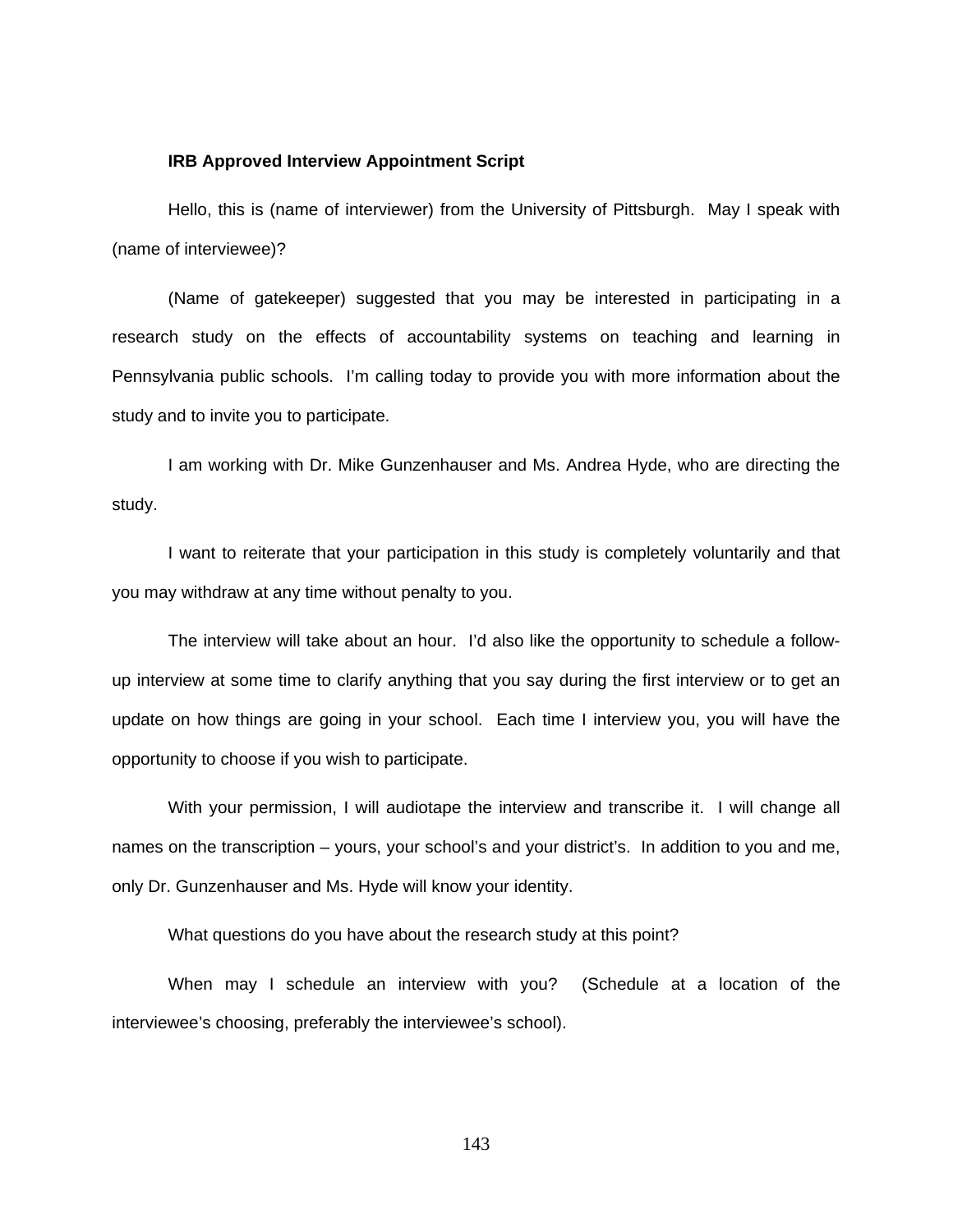**IRB Approved Interview Appointment Script**

Hello, this is (name of interviewer) from the University of Pittsburgh. May I speak with (name of interviewee)?

(Name of gatekeeper) suggested that you may be interested in participating in a research study on the effects of accountability systems on teaching and learning in Pennsylvania public schools. I'm calling today to provide you with more information about the study and to invite you to participate.

I am working with Dr. Mike Gunzenhauser and Ms. Andrea Hyde, who are directing the study.

I want to reiterate that your participation in this study is completely voluntarily and that you may withdraw at any time without penalty to you.

The interview will take about an hour. I'd also like the opportunity to schedule a follow-up interview at some time to clarify anything that you say during the first interview or to get an update on how things are going in your school. Each time I interview you, you will have the opportunity to choose if you wish to participate.

With your permission, I will audiotape the interview and transcribe it. I will change all names on the transcription – yours, your school's and your district's. In addition to you and me, only Dr. Gunzenhauser and Ms. Hyde will know your identity.

What questions do you have about the research study at this point?

When may I schedule an interview with you? (Schedule at a location of the interviewee's choosing, preferably the interviewee's school).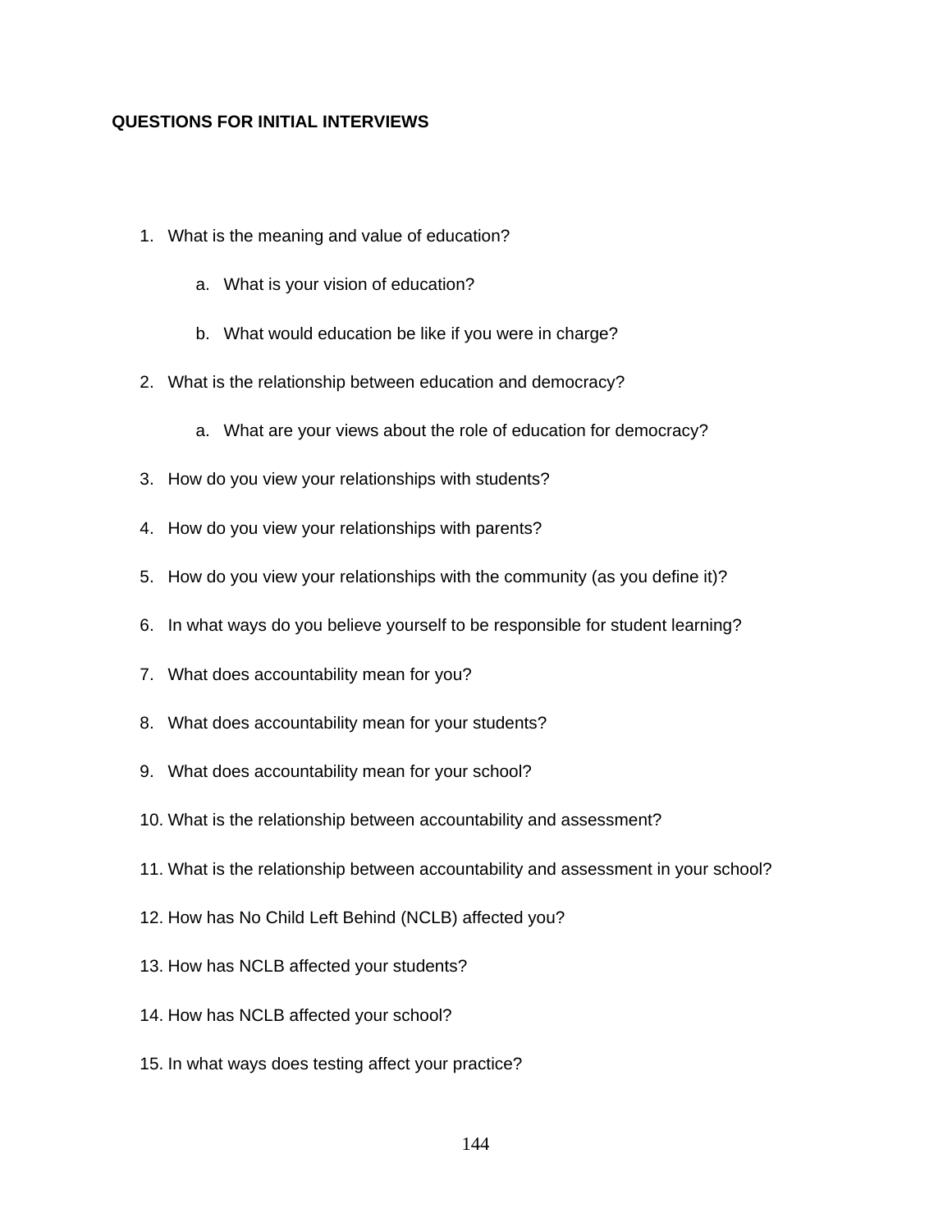**QUESTIONS FOR INITIAL INTERVIEWS**

1. What is the meaning and value of education?
   a. What is your vision of education?
   b. What would education be like if you were in charge?
2. What is the relationship between education and democracy?
   a. What are your views about the role of education for democracy?
3. How do you view your relationships with students?
4. How do you view your relationships with parents?
5. How do you view your relationships with the community (as you define it)?
6. In what ways do you believe yourself to be responsible for student learning?
7. What does accountability mean for you?
8. What does accountability mean for your students?
9. What does accountability mean for your school?
10. What is the relationship between accountability and assessment?
11. What is the relationship between accountability and assessment in your school?
12. How has No Child Left Behind (NCLB) affected you?
13. How has NCLB affected your students?
14. How has NCLB affected your school?
15. In what ways does testing affect your practice?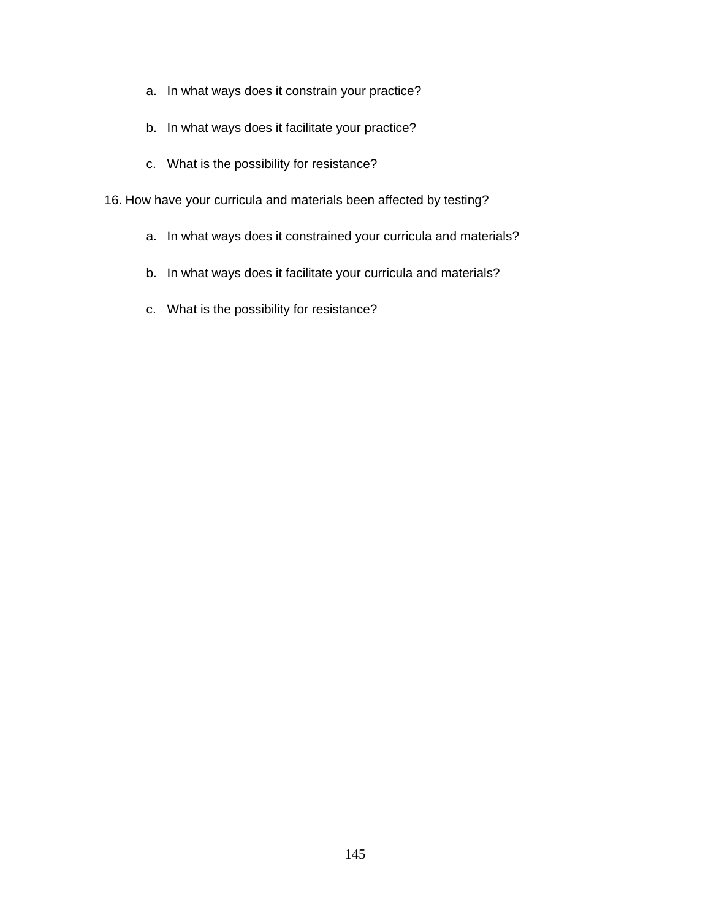a. In what ways does it constrain your practice?

   b. In what ways does it facilitate your practice?

   c. What is the possibility for resistance?

16. How have your curricula and materials been affected by testing?

   a. In what ways does it constrained your curricula and materials?

   b. In what ways does it facilitate your curricula and materials?

   c. What is the possibility for resistance?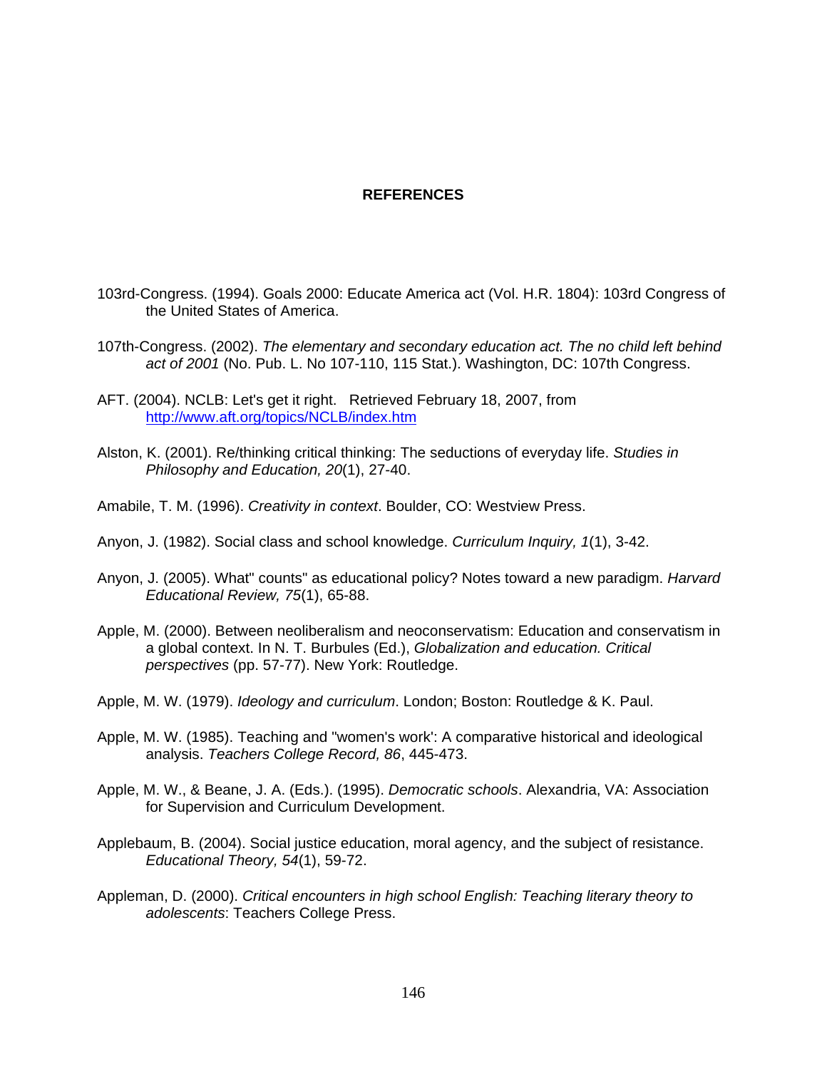# REFERENCES

103rd-Congress. (1994). Goals 2000: Educate America act (Vol. H.R. 1804): 103rd Congress of the United States of America.

107th-Congress. (2002). *The elementary and secondary education act. The no child left behind act of 2001* (No. Pub. L. No 107-110, 115 Stat.). Washington, DC: 107th Congress.

AFT. (2004). NCLB: Let's get it right. Retrieved February 18, 2007, from http://www.aft.org/topics/NCLB/index.htm

Alston, K. (2001). Re/thinking critical thinking: The seductions of everyday life. *Studies in Philosophy and Education, 20*(1), 27-40.

Amabile, T. M. (1996). *Creativity in context*. Boulder, CO: Westview Press.

Anyon, J. (1982). Social class and school knowledge. *Curriculum Inquiry, 1*(1), 3-42.

Anyon, J. (2005). What" counts" as educational policy? Notes toward a new paradigm. *Harvard Educational Review, 75*(1), 65-88.

Apple, M. (2000). Between neoliberalism and neoconservatism: Education and conservatism in a global context. In N. T. Burbules (Ed.), *Globalization and education. Critical perspectives* (pp. 57-77). New York: Routledge.

Apple, M. W. (1979). *Ideology and curriculum*. London; Boston: Routledge & K. Paul.

Apple, M. W. (1985). Teaching and "women's work': A comparative historical and ideological analysis. *Teachers College Record, 86*, 445-473.

Apple, M. W., & Beane, J. A. (Eds.). (1995). *Democratic schools*. Alexandria, VA: Association for Supervision and Curriculum Development.

Applebaum, B. (2004). Social justice education, moral agency, and the subject of resistance. *Educational Theory, 54*(1), 59-72.

Appleman, D. (2000). *Critical encounters in high school English: Teaching literary theory to adolescents*: Teachers College Press.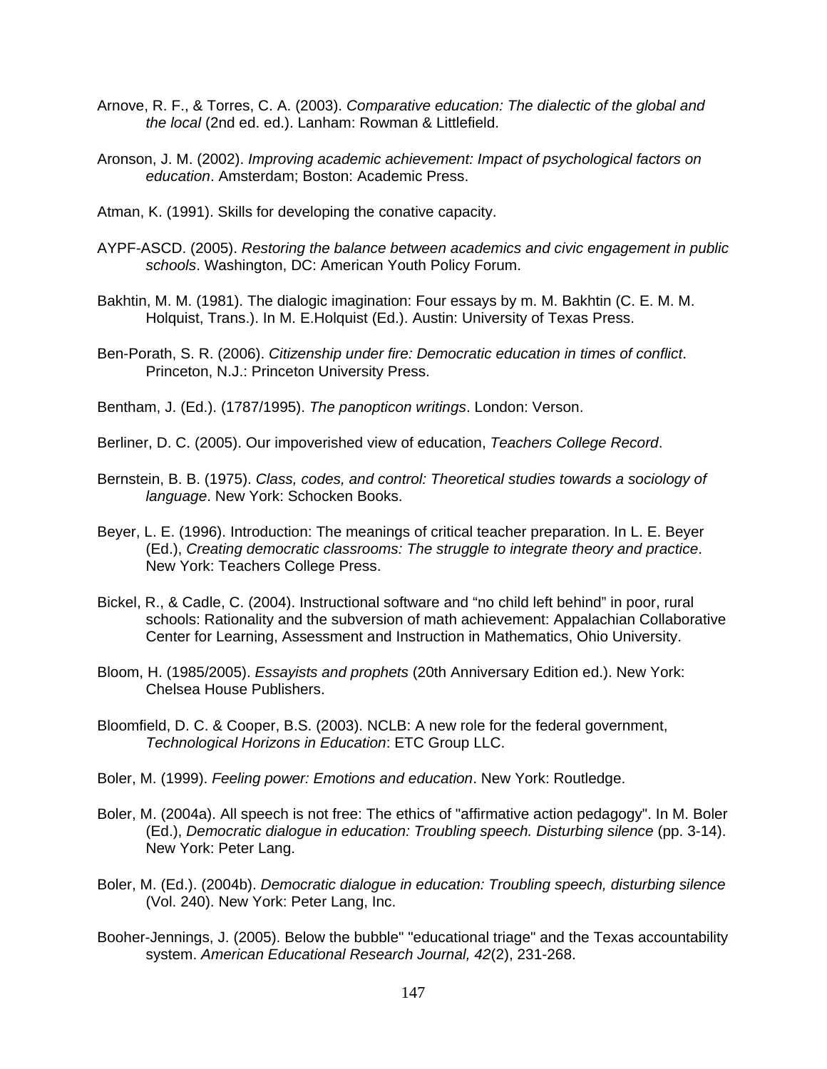Arnove, R. F., & Torres, C. A. (2003). *Comparative education: The dialectic of the global and the local* (2nd ed. ed.). Lanham: Rowman & Littlefield.

Aronson, J. M. (2002). *Improving academic achievement: Impact of psychological factors on education*. Amsterdam; Boston: Academic Press.

Atman, K. (1991). Skills for developing the conative capacity.

AYPF-ASCD. (2005). *Restoring the balance between academics and civic engagement in public schools*. Washington, DC: American Youth Policy Forum.

Bakhtin, M. M. (1981). The dialogic imagination: Four essays by m. M. Bakhtin (C. E. M. M. Holquist, Trans.). In M. E.Holquist (Ed.). Austin: University of Texas Press.

Ben-Porath, S. R. (2006). *Citizenship under fire: Democratic education in times of conflict*. Princeton, N.J.: Princeton University Press.

Bentham, J. (Ed.). (1787/1995). *The panopticon writings*. London: Verson.

Berliner, D. C. (2005). Our impoverished view of education, *Teachers College Record*.

Bernstein, B. B. (1975). *Class, codes, and control: Theoretical studies towards a sociology of language*. New York: Schocken Books.

Beyer, L. E. (1996). Introduction: The meanings of critical teacher preparation. In L. E. Beyer (Ed.), *Creating democratic classrooms: The struggle to integrate theory and practice*. New York: Teachers College Press.

Bickel, R., & Cadle, C. (2004). Instructional software and "no child left behind" in poor, rural schools: Rationality and the subversion of math achievement: Appalachian Collaborative Center for Learning, Assessment and Instruction in Mathematics, Ohio University.

Bloom, H. (1985/2005). *Essayists and prophets* (20th Anniversary Edition ed.). New York: Chelsea House Publishers.

Bloomfield, D. C. & Cooper, B.S. (2003). NCLB: A new role for the federal government, *Technological Horizons in Education*: ETC Group LLC.

Boler, M. (1999). *Feeling power: Emotions and education*. New York: Routledge.

Boler, M. (2004a). All speech is not free: The ethics of "affirmative action pedagogy". In M. Boler (Ed.), *Democratic dialogue in education: Troubling speech. Disturbing silence* (pp. 3-14). New York: Peter Lang.

Boler, M. (Ed.). (2004b). *Democratic dialogue in education: Troubling speech, disturbing silence* (Vol. 240). New York: Peter Lang, Inc.

Booher-Jennings, J. (2005). Below the bubble" "educational triage" and the Texas accountability system. *American Educational Research Journal, 42*(2), 231-268.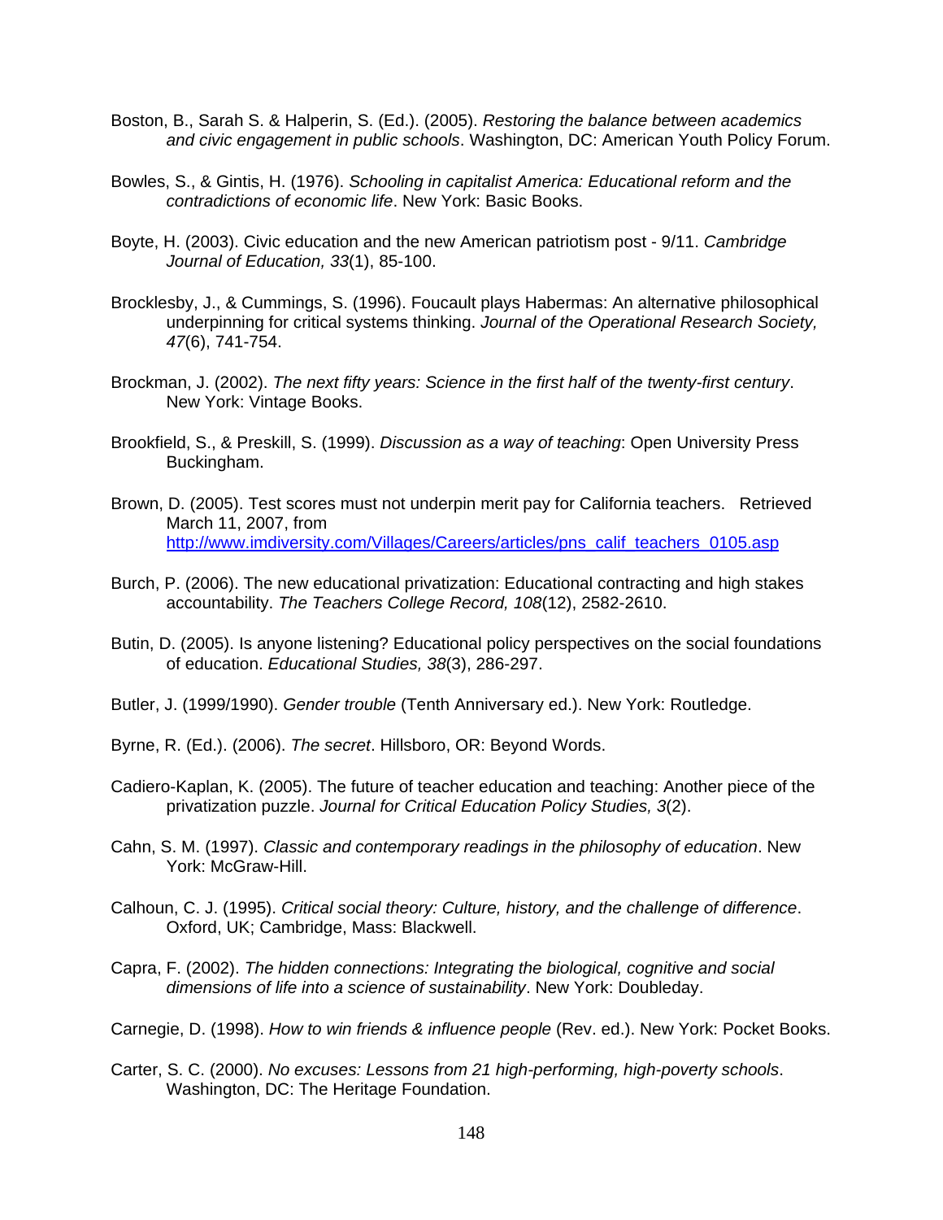Boston, B., Sarah S. & Halperin, S. (Ed.). (2005). *Restoring the balance between academics and civic engagement in public schools*. Washington, DC: American Youth Policy Forum.

Bowles, S., & Gintis, H. (1976). *Schooling in capitalist America: Educational reform and the contradictions of economic life*. New York: Basic Books.

Boyte, H. (2003). Civic education and the new American patriotism post - 9/11. *Cambridge Journal of Education, 33*(1), 85-100.

Brocklesby, J., & Cummings, S. (1996). Foucault plays Habermas: An alternative philosophical underpinning for critical systems thinking. *Journal of the Operational Research Society, 47*(6), 741-754.

Brockman, J. (2002). *The next fifty years: Science in the first half of the twenty-first century*. New York: Vintage Books.

Brookfield, S., & Preskill, S. (1999). *Discussion as a way of teaching*: Open University Press Buckingham.

Brown, D. (2005). Test scores must not underpin merit pay for California teachers. Retrieved March 11, 2007, from http://www.imdiversity.com/Villages/Careers/articles/pns_calif_teachers_0105.asp

Burch, P. (2006). The new educational privatization: Educational contracting and high stakes accountability. *The Teachers College Record, 108*(12), 2582-2610.

Butin, D. (2005). Is anyone listening? Educational policy perspectives on the social foundations of education. *Educational Studies, 38*(3), 286-297.

Butler, J. (1999/1990). *Gender trouble* (Tenth Anniversary ed.). New York: Routledge.

Byrne, R. (Ed.). (2006). *The secret*. Hillsboro, OR: Beyond Words.

Cadiero-Kaplan, K. (2005). The future of teacher education and teaching: Another piece of the privatization puzzle. *Journal for Critical Education Policy Studies, 3*(2).

Cahn, S. M. (1997). *Classic and contemporary readings in the philosophy of education*. New York: McGraw-Hill.

Calhoun, C. J. (1995). *Critical social theory: Culture, history, and the challenge of difference*. Oxford, UK; Cambridge, Mass: Blackwell.

Capra, F. (2002). *The hidden connections: Integrating the biological, cognitive and social dimensions of life into a science of sustainability*. New York: Doubleday.

Carnegie, D. (1998). *How to win friends & influence people* (Rev. ed.). New York: Pocket Books.

Carter, S. C. (2000). *No excuses: Lessons from 21 high-performing, high-poverty schools*. Washington, DC: The Heritage Foundation.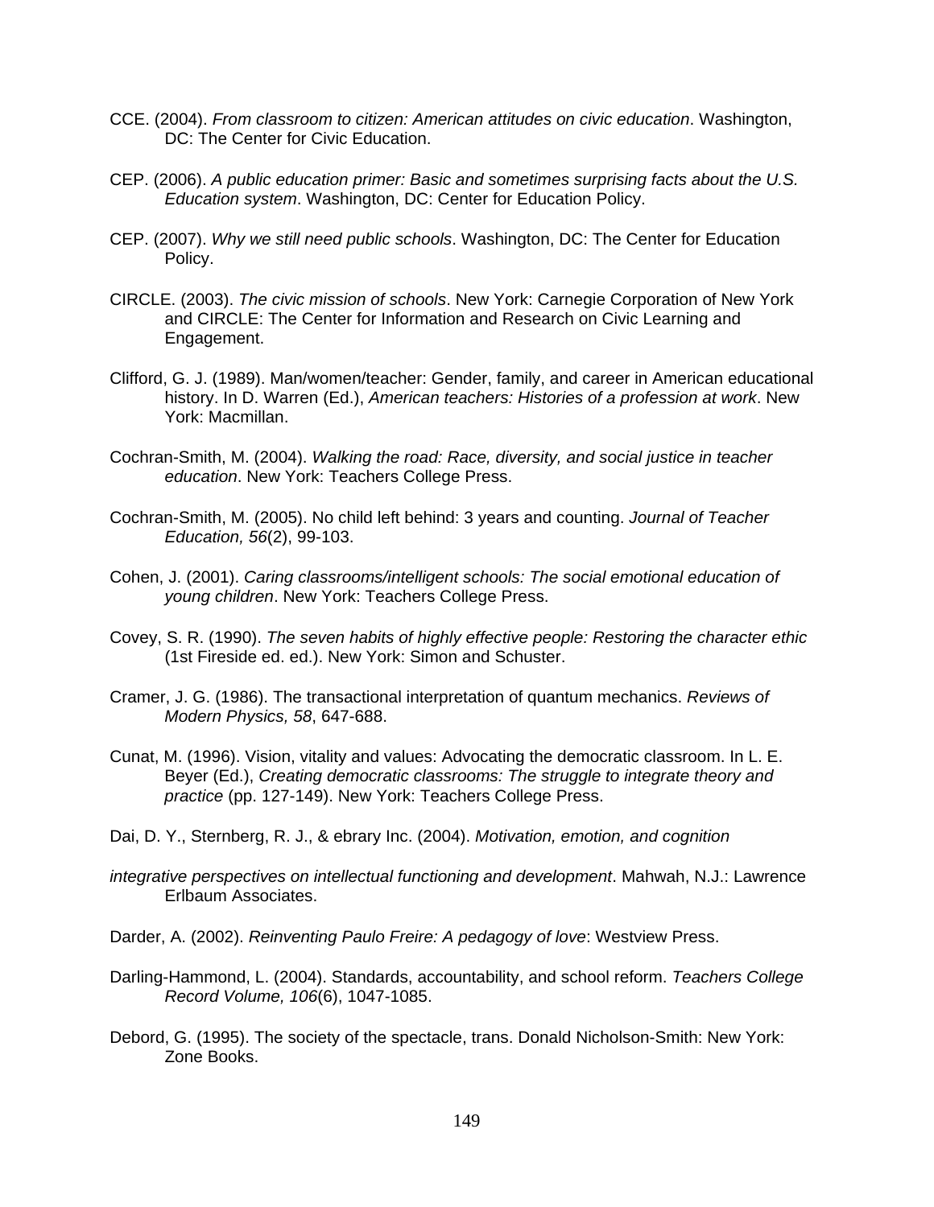CCE. (2004). *From classroom to citizen: American attitudes on civic education*. Washington, DC: The Center for Civic Education.

CEP. (2006). *A public education primer: Basic and sometimes surprising facts about the U.S. Education system*. Washington, DC: Center for Education Policy.

CEP. (2007). *Why we still need public schools*. Washington, DC: The Center for Education Policy.

CIRCLE. (2003). *The civic mission of schools*. New York: Carnegie Corporation of New York and CIRCLE: The Center for Information and Research on Civic Learning and Engagement.

Clifford, G. J. (1989). Man/women/teacher: Gender, family, and career in American educational history. In D. Warren (Ed.), *American teachers: Histories of a profession at work*. New York: Macmillan.

Cochran-Smith, M. (2004). *Walking the road: Race, diversity, and social justice in teacher education*. New York: Teachers College Press.

Cochran-Smith, M. (2005). No child left behind: 3 years and counting. *Journal of Teacher Education, 56*(2), 99-103.

Cohen, J. (2001). *Caring classrooms/intelligent schools: The social emotional education of young children*. New York: Teachers College Press.

Covey, S. R. (1990). *The seven habits of highly effective people: Restoring the character ethic* (1st Fireside ed. ed.). New York: Simon and Schuster.

Cramer, J. G. (1986). The transactional interpretation of quantum mechanics. *Reviews of Modern Physics, 58*, 647-688.

Cunat, M. (1996). Vision, vitality and values: Advocating the democratic classroom. In L. E. Beyer (Ed.), *Creating democratic classrooms: The struggle to integrate theory and practice* (pp. 127-149). New York: Teachers College Press.

Dai, D. Y., Sternberg, R. J., & ebrary Inc. (2004). *Motivation, emotion, and cognition*

*integrative perspectives on intellectual functioning and development*. Mahwah, N.J.: Lawrence Erlbaum Associates.

Darder, A. (2002). *Reinventing Paulo Freire: A pedagogy of love*: Westview Press.

Darling-Hammond, L. (2004). Standards, accountability, and school reform. *Teachers College Record Volume, 106*(6), 1047-1085.

Debord, G. (1995). The society of the spectacle, trans. Donald Nicholson-Smith: New York: Zone Books.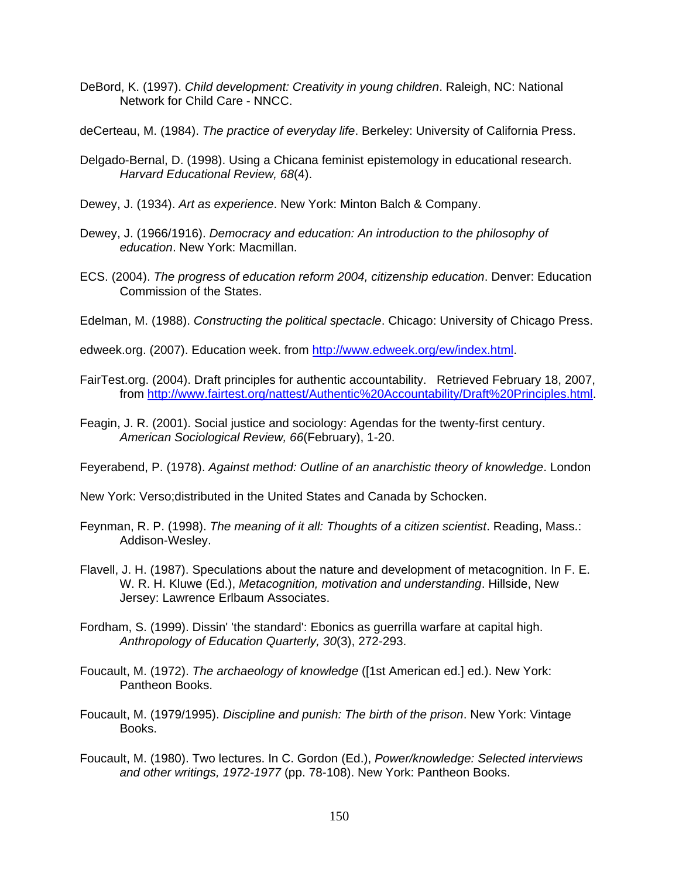DeBord, K. (1997). *Child development: Creativity in young children*. Raleigh, NC: National Network for Child Care - NNCC.

deCerteau, M. (1984). *The practice of everyday life*. Berkeley: University of California Press.

Delgado-Bernal, D. (1998). Using a Chicana feminist epistemology in educational research. *Harvard Educational Review, 68*(4).

Dewey, J. (1934). *Art as experience*. New York: Minton Balch & Company.

Dewey, J. (1966/1916). *Democracy and education: An introduction to the philosophy of education*. New York: Macmillan.

ECS. (2004). *The progress of education reform 2004, citizenship education*. Denver: Education Commission of the States.

Edelman, M. (1988). *Constructing the political spectacle*. Chicago: University of Chicago Press.

edweek.org. (2007). Education week. from http://www.edweek.org/ew/index.html.

FairTest.org. (2004). Draft principles for authentic accountability. Retrieved February 18, 2007, from http://www.fairtest.org/nattest/Authentic%20Accountability/Draft%20Principles.html.

Feagin, J. R. (2001). Social justice and sociology: Agendas for the twenty-first century. *American Sociological Review, 66*(February), 1-20.

Feyerabend, P. (1978). *Against method: Outline of an anarchistic theory of knowledge*. London

New York: Verso;distributed in the United States and Canada by Schocken.

Feynman, R. P. (1998). *The meaning of it all: Thoughts of a citizen scientist*. Reading, Mass.: Addison-Wesley.

Flavell, J. H. (1987). Speculations about the nature and development of metacognition. In F. E. W. R. H. Kluwe (Ed.), *Metacognition, motivation and understanding*. Hillside, New Jersey: Lawrence Erlbaum Associates.

Fordham, S. (1999). Dissin' 'the standard': Ebonics as guerrilla warfare at capital high. *Anthropology of Education Quarterly, 30*(3), 272-293.

Foucault, M. (1972). *The archaeology of knowledge* ([1st American ed.] ed.). New York: Pantheon Books.

Foucault, M. (1979/1995). *Discipline and punish: The birth of the prison*. New York: Vintage Books.

Foucault, M. (1980). Two lectures. In C. Gordon (Ed.), *Power/knowledge: Selected interviews and other writings, 1972-1977* (pp. 78-108). New York: Pantheon Books.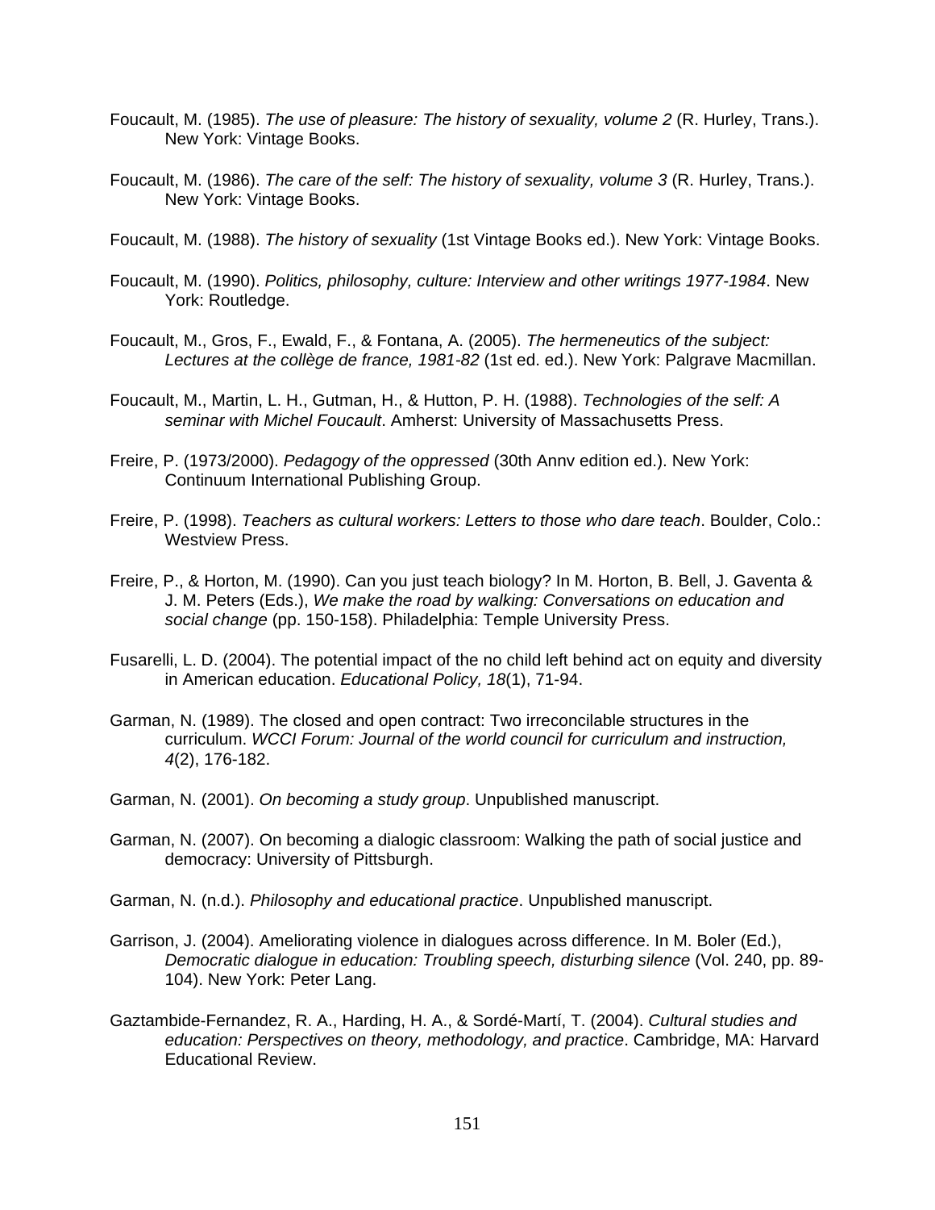Foucault, M. (1985). *The use of pleasure: The history of sexuality, volume 2* (R. Hurley, Trans.). New York: Vintage Books.

Foucault, M. (1986). *The care of the self: The history of sexuality, volume 3* (R. Hurley, Trans.). New York: Vintage Books.

Foucault, M. (1988). *The history of sexuality* (1st Vintage Books ed.). New York: Vintage Books.

Foucault, M. (1990). *Politics, philosophy, culture: Interview and other writings 1977-1984*. New York: Routledge.

Foucault, M., Gros, F., Ewald, F., & Fontana, A. (2005). *The hermeneutics of the subject: Lectures at the collège de france, 1981-82* (1st ed. ed.). New York: Palgrave Macmillan.

Foucault, M., Martin, L. H., Gutman, H., & Hutton, P. H. (1988). *Technologies of the self: A seminar with Michel Foucault*. Amherst: University of Massachusetts Press.

Freire, P. (1973/2000). *Pedagogy of the oppressed* (30th Annv edition ed.). New York: Continuum International Publishing Group.

Freire, P. (1998). *Teachers as cultural workers: Letters to those who dare teach*. Boulder, Colo.: Westview Press.

Freire, P., & Horton, M. (1990). Can you just teach biology? In M. Horton, B. Bell, J. Gaventa & J. M. Peters (Eds.), *We make the road by walking: Conversations on education and social change* (pp. 150-158). Philadelphia: Temple University Press.

Fusarelli, L. D. (2004). The potential impact of the no child left behind act on equity and diversity in American education. *Educational Policy, 18*(1), 71-94.

Garman, N. (1989). The closed and open contract: Two irreconcilable structures in the curriculum. *WCCI Forum: Journal of the world council for curriculum and instruction, 4*(2), 176-182.

Garman, N. (2001). *On becoming a study group*. Unpublished manuscript.

Garman, N. (2007). On becoming a dialogic classroom: Walking the path of social justice and democracy: University of Pittsburgh.

Garman, N. (n.d.). *Philosophy and educational practice*. Unpublished manuscript.

Garrison, J. (2004). Ameliorating violence in dialogues across difference. In M. Boler (Ed.), *Democratic dialogue in education: Troubling speech, disturbing silence* (Vol. 240, pp. 89-104). New York: Peter Lang.

Gaztambide-Fernandez, R. A., Harding, H. A., & Sordé-Martí, T. (2004). *Cultural studies and education: Perspectives on theory, methodology, and practice*. Cambridge, MA: Harvard Educational Review.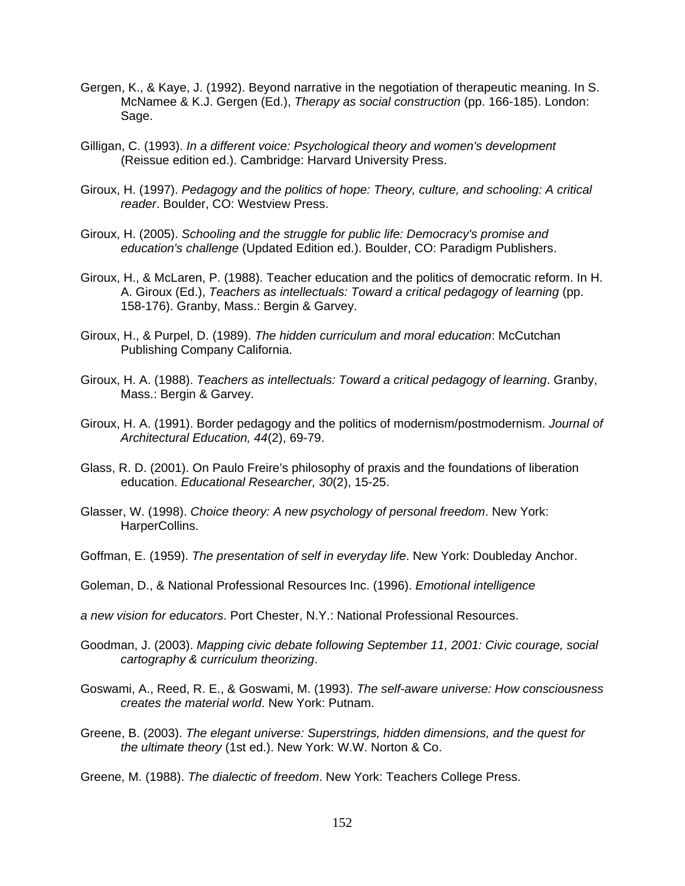Gergen, K., & Kaye, J. (1992). Beyond narrative in the negotiation of therapeutic meaning. In S. McNamee & K.J. Gergen (Ed.), *Therapy as social construction* (pp. 166-185). London: Sage.

Gilligan, C. (1993). *In a different voice: Psychological theory and women's development* (Reissue edition ed.). Cambridge: Harvard University Press.

Giroux, H. (1997). *Pedagogy and the politics of hope: Theory, culture, and schooling: A critical reader*. Boulder, CO: Westview Press.

Giroux, H. (2005). *Schooling and the struggle for public life: Democracy's promise and education's challenge* (Updated Edition ed.). Boulder, CO: Paradigm Publishers.

Giroux, H., & McLaren, P. (1988). Teacher education and the politics of democratic reform. In H. A. Giroux (Ed.), *Teachers as intellectuals: Toward a critical pedagogy of learning* (pp. 158-176). Granby, Mass.: Bergin & Garvey.

Giroux, H., & Purpel, D. (1989). *The hidden curriculum and moral education*: McCutchan Publishing Company California.

Giroux, H. A. (1988). *Teachers as intellectuals: Toward a critical pedagogy of learning*. Granby, Mass.: Bergin & Garvey.

Giroux, H. A. (1991). Border pedagogy and the politics of modernism/postmodernism. *Journal of Architectural Education, 44*(2), 69-79.

Glass, R. D. (2001). On Paulo Freire's philosophy of praxis and the foundations of liberation education. *Educational Researcher, 30*(2), 15-25.

Glasser, W. (1998). *Choice theory: A new psychology of personal freedom*. New York: HarperCollins.

Goffman, E. (1959). *The presentation of self in everyday life*. New York: Doubleday Anchor.

Goleman, D., & National Professional Resources Inc. (1996). *Emotional intelligence*

*a new vision for educators*. Port Chester, N.Y.: National Professional Resources.

Goodman, J. (2003). *Mapping civic debate following September 11, 2001: Civic courage, social cartography & curriculum theorizing*.

Goswami, A., Reed, R. E., & Goswami, M. (1993). *The self-aware universe: How consciousness creates the material world*. New York: Putnam.

Greene, B. (2003). *The elegant universe: Superstrings, hidden dimensions, and the quest for the ultimate theory* (1st ed.). New York: W.W. Norton & Co.

Greene, M. (1988). *The dialectic of freedom*. New York: Teachers College Press.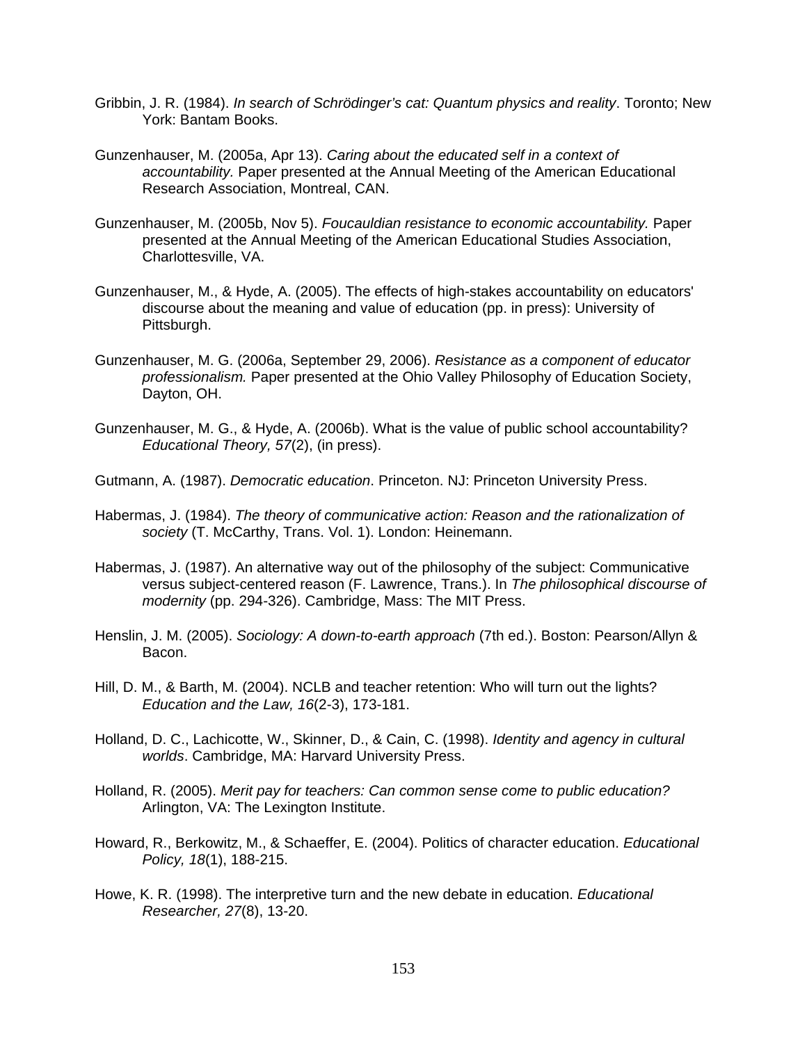Gribbin, J. R. (1984). *In search of Schrödinger's cat: Quantum physics and reality*. Toronto; New York: Bantam Books.

Gunzenhauser, M. (2005a, Apr 13). *Caring about the educated self in a context of accountability.* Paper presented at the Annual Meeting of the American Educational Research Association, Montreal, CAN.

Gunzenhauser, M. (2005b, Nov 5). *Foucauldian resistance to economic accountability.* Paper presented at the Annual Meeting of the American Educational Studies Association, Charlottesville, VA.

Gunzenhauser, M., & Hyde, A. (2005). The effects of high-stakes accountability on educators' discourse about the meaning and value of education (pp. in press): University of Pittsburgh.

Gunzenhauser, M. G. (2006a, September 29, 2006). *Resistance as a component of educator professionalism.* Paper presented at the Ohio Valley Philosophy of Education Society, Dayton, OH.

Gunzenhauser, M. G., & Hyde, A. (2006b). What is the value of public school accountability? *Educational Theory, 57*(2), (in press).

Gutmann, A. (1987). *Democratic education*. Princeton. NJ: Princeton University Press.

Habermas, J. (1984). *The theory of communicative action: Reason and the rationalization of society* (T. McCarthy, Trans. Vol. 1). London: Heinemann.

Habermas, J. (1987). An alternative way out of the philosophy of the subject: Communicative versus subject-centered reason (F. Lawrence, Trans.). In *The philosophical discourse of modernity* (pp. 294-326). Cambridge, Mass: The MIT Press.

Henslin, J. M. (2005). *Sociology: A down-to-earth approach* (7th ed.). Boston: Pearson/Allyn & Bacon.

Hill, D. M., & Barth, M. (2004). NCLB and teacher retention: Who will turn out the lights? *Education and the Law, 16*(2-3), 173-181.

Holland, D. C., Lachicotte, W., Skinner, D., & Cain, C. (1998). *Identity and agency in cultural worlds*. Cambridge, MA: Harvard University Press.

Holland, R. (2005). *Merit pay for teachers: Can common sense come to public education?* Arlington, VA: The Lexington Institute.

Howard, R., Berkowitz, M., & Schaeffer, E. (2004). Politics of character education. *Educational Policy, 18*(1), 188-215.

Howe, K. R. (1998). The interpretive turn and the new debate in education. *Educational Researcher, 27*(8), 13-20.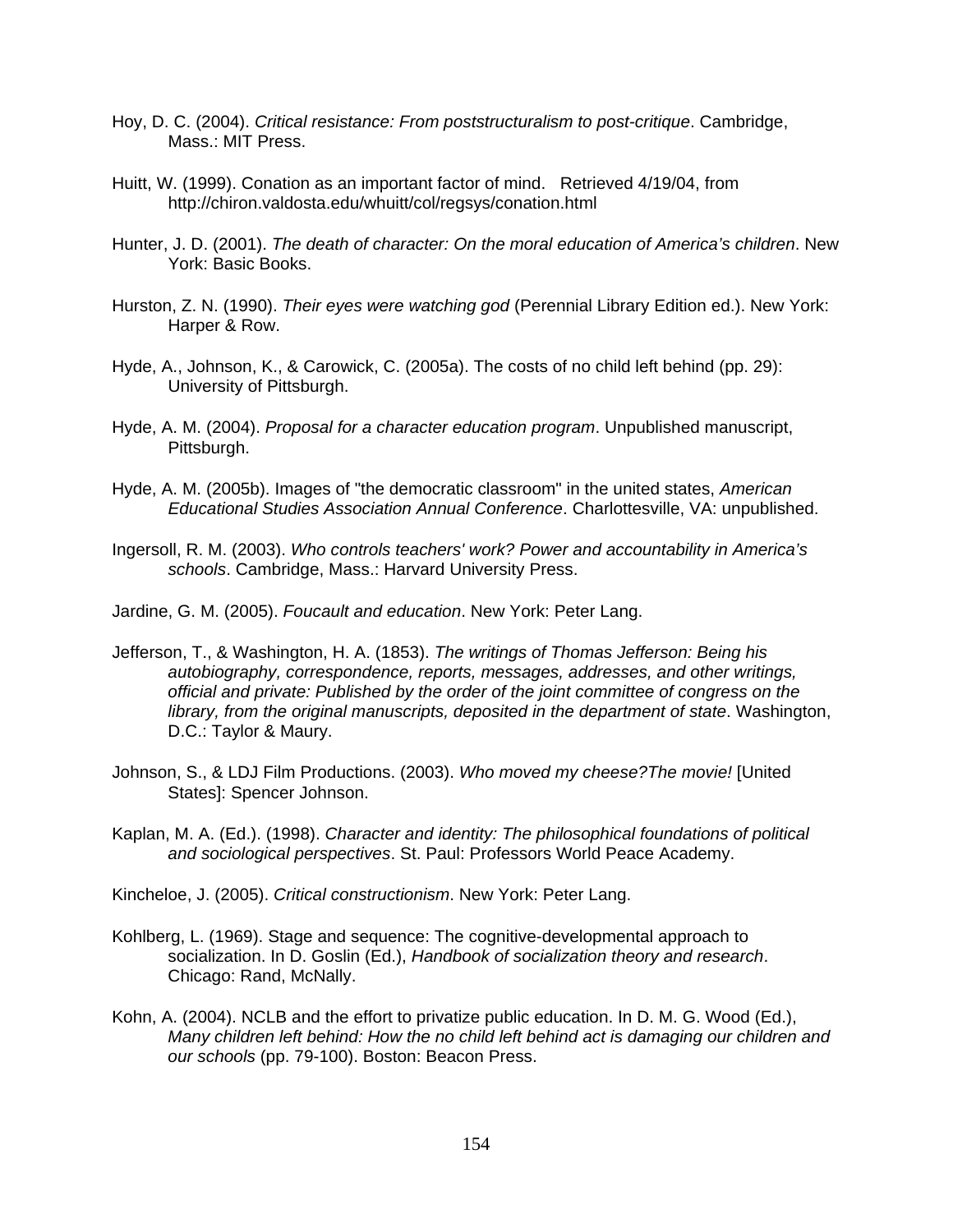Hoy, D. C. (2004). *Critical resistance: From poststructuralism to post-critique*. Cambridge, Mass.: MIT Press.

Huitt, W. (1999). Conation as an important factor of mind.   Retrieved 4/19/04, from http://chiron.valdosta.edu/whuitt/col/regsys/conation.html

Hunter, J. D. (2001). *The death of character: On the moral education of America's children*. New York: Basic Books.

Hurston, Z. N. (1990). *Their eyes were watching god* (Perennial Library Edition ed.). New York: Harper & Row.

Hyde, A., Johnson, K., & Carowick, C. (2005a). The costs of no child left behind (pp. 29): University of Pittsburgh.

Hyde, A. M. (2004). *Proposal for a character education program*. Unpublished manuscript, Pittsburgh.

Hyde, A. M. (2005b). Images of "the democratic classroom" in the united states, *American Educational Studies Association Annual Conference*. Charlottesville, VA: unpublished.

Ingersoll, R. M. (2003). *Who controls teachers' work? Power and accountability in America's schools*. Cambridge, Mass.: Harvard University Press.

Jardine, G. M. (2005). *Foucault and education*. New York: Peter Lang.

Jefferson, T., & Washington, H. A. (1853). *The writings of Thomas Jefferson: Being his autobiography, correspondence, reports, messages, addresses, and other writings, official and private: Published by the order of the joint committee of congress on the library, from the original manuscripts, deposited in the department of state*. Washington, D.C.: Taylor & Maury.

Johnson, S., & LDJ Film Productions. (2003). *Who moved my cheese?The movie!* [United States]: Spencer Johnson.

Kaplan, M. A. (Ed.). (1998). *Character and identity: The philosophical foundations of political and sociological perspectives*. St. Paul: Professors World Peace Academy.

Kincheloe, J. (2005). *Critical constructionism*. New York: Peter Lang.

Kohlberg, L. (1969). Stage and sequence: The cognitive-developmental approach to socialization. In D. Goslin (Ed.), *Handbook of socialization theory and research*. Chicago: Rand, McNally.

Kohn, A. (2004). NCLB and the effort to privatize public education. In D. M. G. Wood (Ed.), *Many children left behind: How the no child left behind act is damaging our children and our schools* (pp. 79-100). Boston: Beacon Press.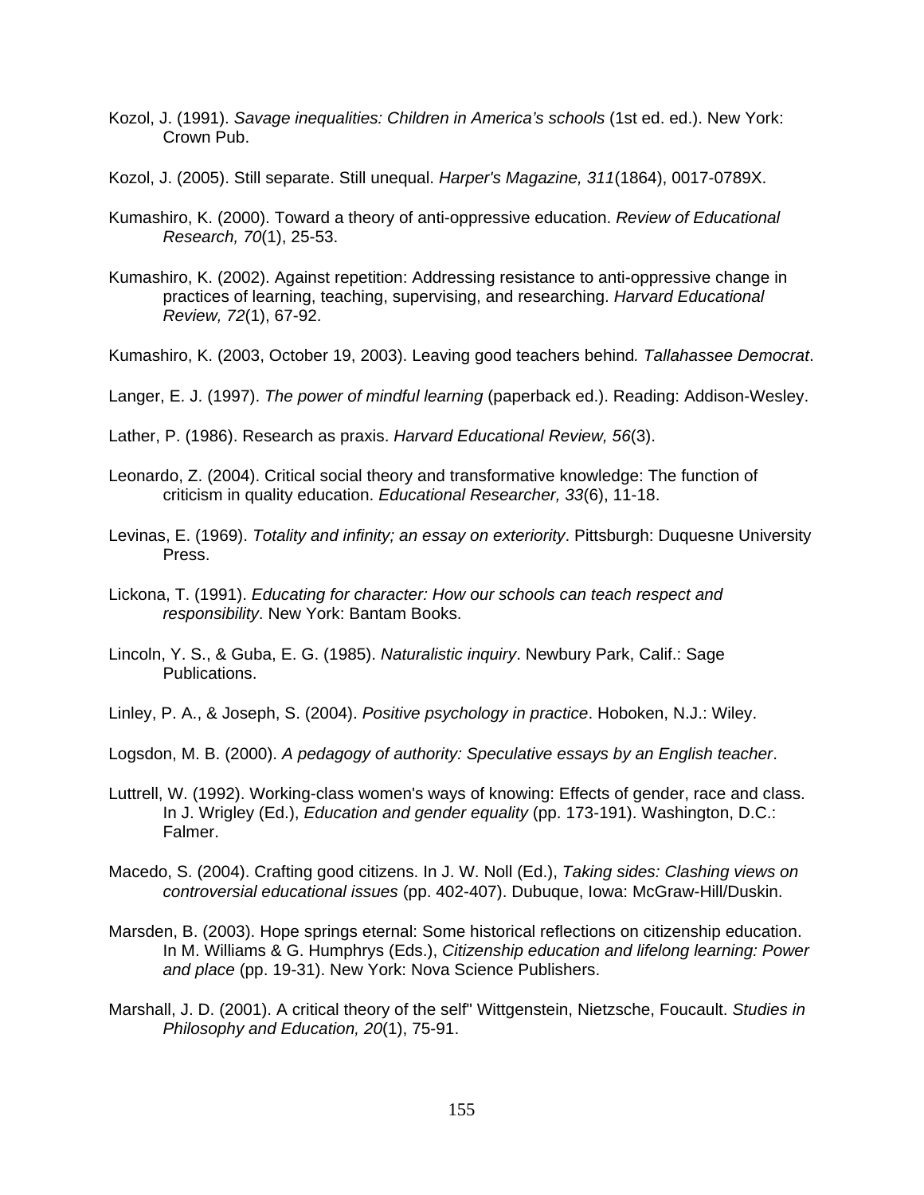Kozol, J. (1991). *Savage inequalities: Children in America's schools* (1st ed. ed.). New York: Crown Pub.

Kozol, J. (2005). Still separate. Still unequal. *Harper's Magazine, 311*(1864), 0017-0789X.

Kumashiro, K. (2000). Toward a theory of anti-oppressive education. *Review of Educational Research, 70*(1), 25-53.

Kumashiro, K. (2002). Against repetition: Addressing resistance to anti-oppressive change in practices of learning, teaching, supervising, and researching. *Harvard Educational Review, 72*(1), 67-92.

Kumashiro, K. (2003, October 19, 2003). Leaving good teachers behind*. Tallahassee Democrat*.

Langer, E. J. (1997). *The power of mindful learning* (paperback ed.). Reading: Addison-Wesley.

Lather, P. (1986). Research as praxis. *Harvard Educational Review, 56*(3).

Leonardo, Z. (2004). Critical social theory and transformative knowledge: The function of criticism in quality education. *Educational Researcher, 33*(6), 11-18.

Levinas, E. (1969). *Totality and infinity; an essay on exteriority*. Pittsburgh: Duquesne University Press.

Lickona, T. (1991). *Educating for character: How our schools can teach respect and responsibility*. New York: Bantam Books.

Lincoln, Y. S., & Guba, E. G. (1985). *Naturalistic inquiry*. Newbury Park, Calif.: Sage Publications.

Linley, P. A., & Joseph, S. (2004). *Positive psychology in practice*. Hoboken, N.J.: Wiley.

Logsdon, M. B. (2000). *A pedagogy of authority: Speculative essays by an English teacher*.

Luttrell, W. (1992). Working-class women's ways of knowing: Effects of gender, race and class. In J. Wrigley (Ed.), *Education and gender equality* (pp. 173-191). Washington, D.C.: Falmer.

Macedo, S. (2004). Crafting good citizens. In J. W. Noll (Ed.), *Taking sides: Clashing views on controversial educational issues* (pp. 402-407). Dubuque, Iowa: McGraw-Hill/Duskin.

Marsden, B. (2003). Hope springs eternal: Some historical reflections on citizenship education. In M. Williams & G. Humphrys (Eds.), *Citizenship education and lifelong learning: Power and place* (pp. 19-31). New York: Nova Science Publishers.

Marshall, J. D. (2001). A critical theory of the self" Wittgenstein, Nietzsche, Foucault. *Studies in Philosophy and Education, 20*(1), 75-91.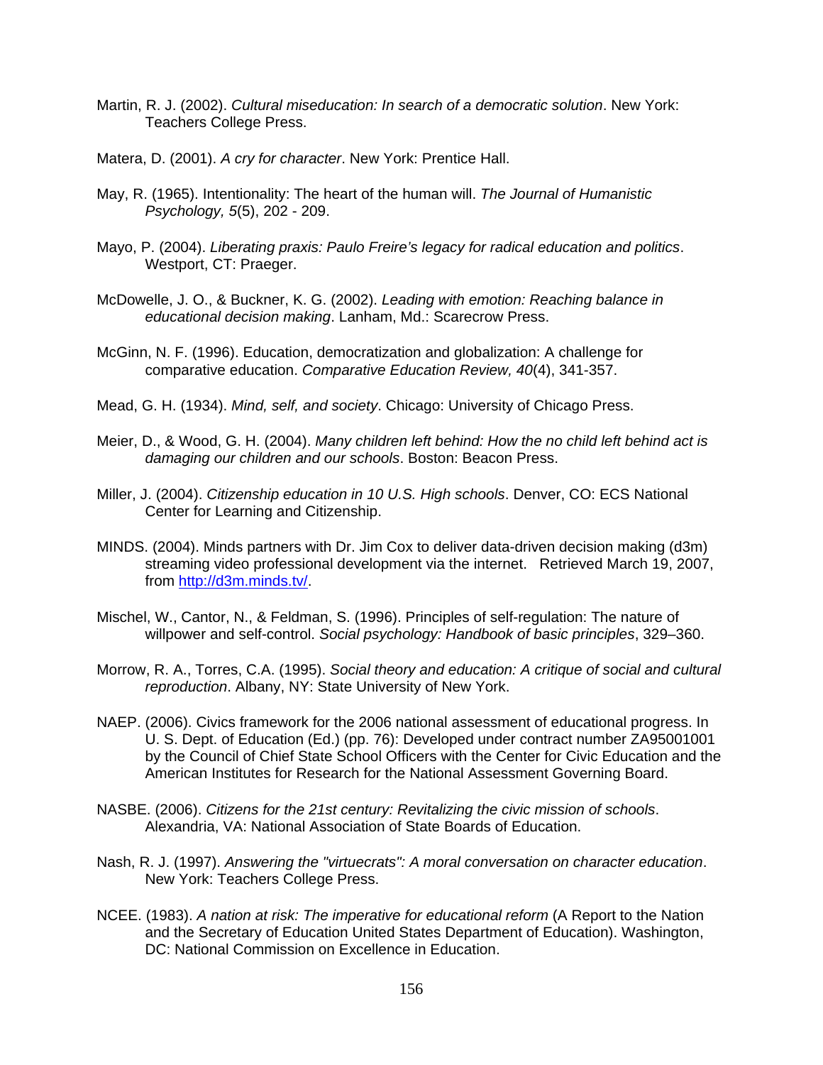Martin, R. J. (2002). *Cultural miseducation: In search of a democratic solution*. New York: Teachers College Press.

Matera, D. (2001). *A cry for character*. New York: Prentice Hall.

May, R. (1965). Intentionality: The heart of the human will. *The Journal of Humanistic Psychology, 5*(5), 202 - 209.

Mayo, P. (2004). *Liberating praxis: Paulo Freire's legacy for radical education and politics*. Westport, CT: Praeger.

McDowelle, J. O., & Buckner, K. G. (2002). *Leading with emotion: Reaching balance in educational decision making*. Lanham, Md.: Scarecrow Press.

McGinn, N. F. (1996). Education, democratization and globalization: A challenge for comparative education. *Comparative Education Review, 40*(4), 341-357.

Mead, G. H. (1934). *Mind, self, and society*. Chicago: University of Chicago Press.

Meier, D., & Wood, G. H. (2004). *Many children left behind: How the no child left behind act is damaging our children and our schools*. Boston: Beacon Press.

Miller, J. (2004). *Citizenship education in 10 U.S. High schools*. Denver, CO: ECS National Center for Learning and Citizenship.

MINDS. (2004). Minds partners with Dr. Jim Cox to deliver data-driven decision making (d3m) streaming video professional development via the internet. Retrieved March 19, 2007, from http://d3m.minds.tv/.

Mischel, W., Cantor, N., & Feldman, S. (1996). Principles of self-regulation: The nature of willpower and self-control. *Social psychology: Handbook of basic principles*, 329–360.

Morrow, R. A., Torres, C.A. (1995). *Social theory and education: A critique of social and cultural reproduction*. Albany, NY: State University of New York.

NAEP. (2006). Civics framework for the 2006 national assessment of educational progress. In U. S. Dept. of Education (Ed.) (pp. 76): Developed under contract number ZA95001001 by the Council of Chief State School Officers with the Center for Civic Education and the American Institutes for Research for the National Assessment Governing Board.

NASBE. (2006). *Citizens for the 21st century: Revitalizing the civic mission of schools*. Alexandria, VA: National Association of State Boards of Education.

Nash, R. J. (1997). *Answering the "virtuecrats": A moral conversation on character education*. New York: Teachers College Press.

NCEE. (1983). *A nation at risk: The imperative for educational reform* (A Report to the Nation and the Secretary of Education United States Department of Education). Washington, DC: National Commission on Excellence in Education.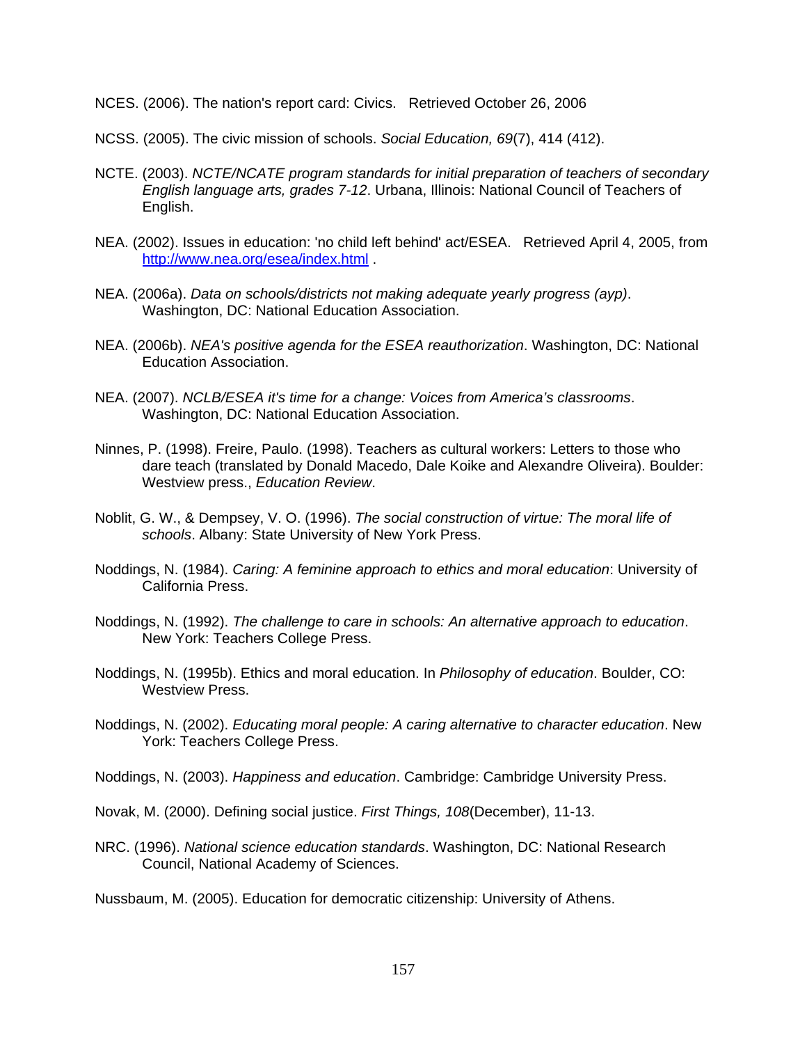NCES. (2006). The nation's report card: Civics.   Retrieved October 26, 2006

NCSS. (2005). The civic mission of schools. *Social Education, 69*(7), 414 (412).

NCTE. (2003). *NCTE/NCATE program standards for initial preparation of teachers of secondary English language arts, grades 7-12*. Urbana, Illinois: National Council of Teachers of English.

NEA. (2002). Issues in education: 'no child left behind' act/ESEA.   Retrieved April 4, 2005, from http://www.nea.org/esea/index.html .

NEA. (2006a). *Data on schools/districts not making adequate yearly progress (ayp)*. Washington, DC: National Education Association.

NEA. (2006b). *NEA's positive agenda for the ESEA reauthorization*. Washington, DC: National Education Association.

NEA. (2007). *NCLB/ESEA it's time for a change: Voices from America's classrooms*. Washington, DC: National Education Association.

Ninnes, P. (1998). Freire, Paulo. (1998). Teachers as cultural workers: Letters to those who dare teach (translated by Donald Macedo, Dale Koike and Alexandre Oliveira). Boulder: Westview press., *Education Review*.

Noblit, G. W., & Dempsey, V. O. (1996). *The social construction of virtue: The moral life of schools*. Albany: State University of New York Press.

Noddings, N. (1984). *Caring: A feminine approach to ethics and moral education*: University of California Press.

Noddings, N. (1992). *The challenge to care in schools: An alternative approach to education*. New York: Teachers College Press.

Noddings, N. (1995b). Ethics and moral education. In *Philosophy of education*. Boulder, CO: Westview Press.

Noddings, N. (2002). *Educating moral people: A caring alternative to character education*. New York: Teachers College Press.

Noddings, N. (2003). *Happiness and education*. Cambridge: Cambridge University Press.

Novak, M. (2000). Defining social justice. *First Things, 108*(December), 11-13.

NRC. (1996). *National science education standards*. Washington, DC: National Research Council, National Academy of Sciences.

Nussbaum, M. (2005). Education for democratic citizenship: University of Athens.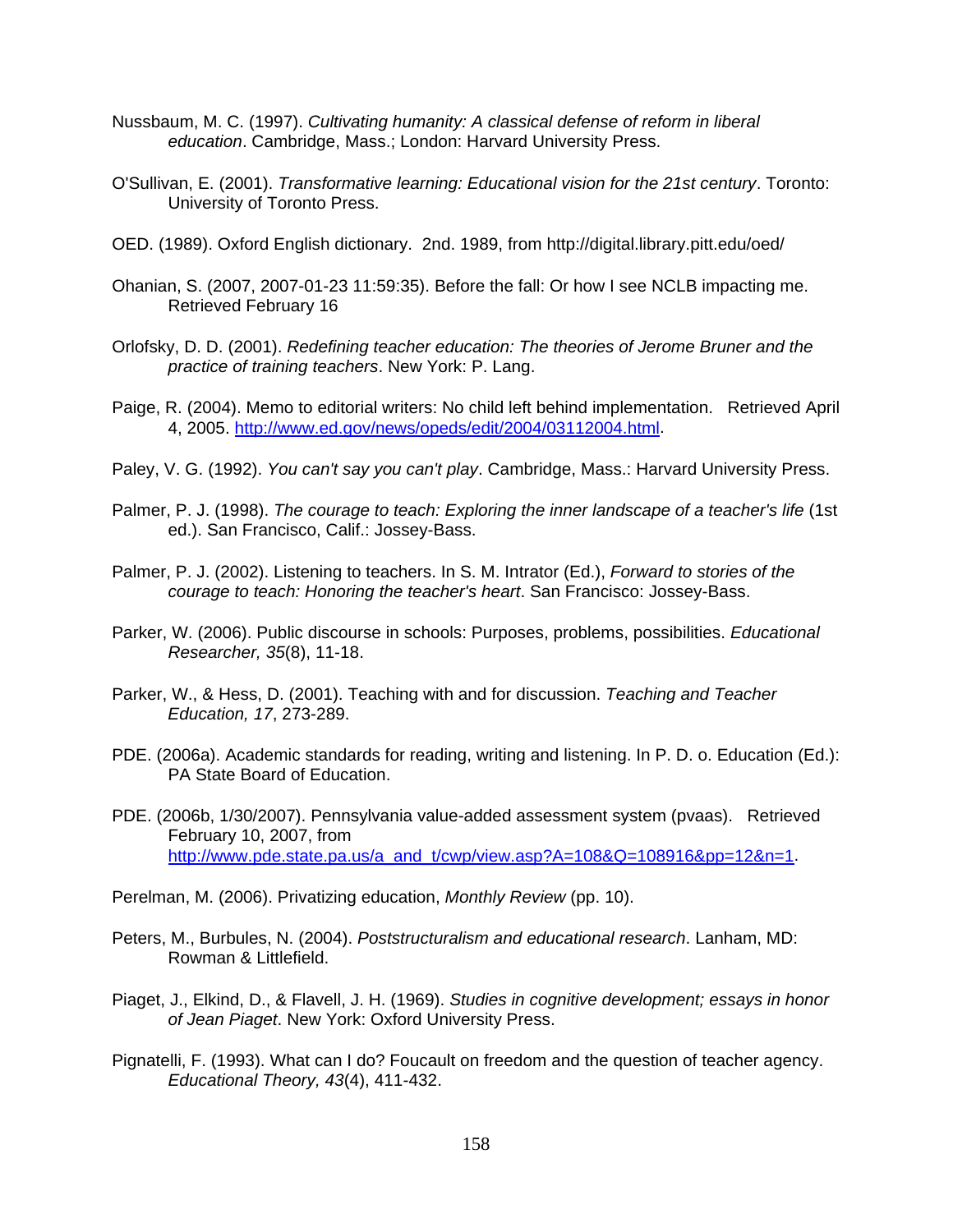Nussbaum, M. C. (1997). *Cultivating humanity: A classical defense of reform in liberal education*. Cambridge, Mass.; London: Harvard University Press.

O'Sullivan, E. (2001). *Transformative learning: Educational vision for the 21st century*. Toronto: University of Toronto Press.

OED. (1989). Oxford English dictionary. 2nd. 1989, from http://digital.library.pitt.edu/oed/

Ohanian, S. (2007, 2007-01-23 11:59:35). Before the fall: Or how I see NCLB impacting me. Retrieved February 16

Orlofsky, D. D. (2001). *Redefining teacher education: The theories of Jerome Bruner and the practice of training teachers*. New York: P. Lang.

Paige, R. (2004). Memo to editorial writers: No child left behind implementation. Retrieved April 4, 2005. http://www.ed.gov/news/opeds/edit/2004/03112004.html.

Paley, V. G. (1992). *You can't say you can't play*. Cambridge, Mass.: Harvard University Press.

Palmer, P. J. (1998). *The courage to teach: Exploring the inner landscape of a teacher's life* (1st ed.). San Francisco, Calif.: Jossey-Bass.

Palmer, P. J. (2002). Listening to teachers. In S. M. Intrator (Ed.), *Forward to stories of the courage to teach: Honoring the teacher's heart*. San Francisco: Jossey-Bass.

Parker, W. (2006). Public discourse in schools: Purposes, problems, possibilities. *Educational Researcher, 35*(8), 11-18.

Parker, W., & Hess, D. (2001). Teaching with and for discussion. *Teaching and Teacher Education, 17*, 273-289.

PDE. (2006a). Academic standards for reading, writing and listening. In P. D. o. Education (Ed.): PA State Board of Education.

PDE. (2006b, 1/30/2007). Pennsylvania value-added assessment system (pvaas). Retrieved February 10, 2007, from http://www.pde.state.pa.us/a_and_t/cwp/view.asp?A=108&Q=108916&pp=12&n=1.

Perelman, M. (2006). Privatizing education, *Monthly Review* (pp. 10).

Peters, M., Burbules, N. (2004). *Poststructuralism and educational research*. Lanham, MD: Rowman & Littlefield.

Piaget, J., Elkind, D., & Flavell, J. H. (1969). *Studies in cognitive development; essays in honor of Jean Piaget*. New York: Oxford University Press.

Pignatelli, F. (1993). What can I do? Foucault on freedom and the question of teacher agency. *Educational Theory, 43*(4), 411-432.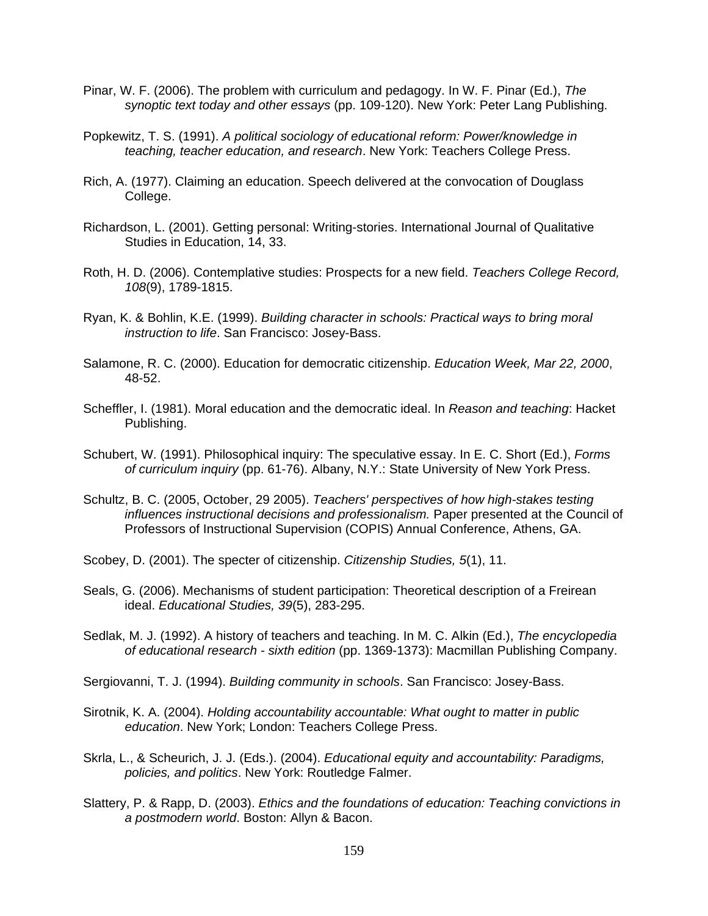Pinar, W. F. (2006). The problem with curriculum and pedagogy. In W. F. Pinar (Ed.), *The synoptic text today and other essays* (pp. 109-120). New York: Peter Lang Publishing.

Popkewitz, T. S. (1991). *A political sociology of educational reform: Power/knowledge in teaching, teacher education, and research*. New York: Teachers College Press.

Rich, A. (1977). Claiming an education. Speech delivered at the convocation of Douglass College.

Richardson, L. (2001). Getting personal: Writing-stories. International Journal of Qualitative Studies in Education, 14, 33.

Roth, H. D. (2006). Contemplative studies: Prospects for a new field. *Teachers College Record, 108*(9), 1789-1815.

Ryan, K. & Bohlin, K.E. (1999). *Building character in schools: Practical ways to bring moral instruction to life*. San Francisco: Josey-Bass.

Salamone, R. C. (2000). Education for democratic citizenship. *Education Week, Mar 22, 2000*, 48-52.

Scheffler, I. (1981). Moral education and the democratic ideal. In *Reason and teaching*: Hacket Publishing.

Schubert, W. (1991). Philosophical inquiry: The speculative essay. In E. C. Short (Ed.), *Forms of curriculum inquiry* (pp. 61-76). Albany, N.Y.: State University of New York Press.

Schultz, B. C. (2005, October, 29 2005). *Teachers' perspectives of how high-stakes testing influences instructional decisions and professionalism.* Paper presented at the Council of Professors of Instructional Supervision (COPIS) Annual Conference, Athens, GA.

Scobey, D. (2001). The specter of citizenship. *Citizenship Studies, 5*(1), 11.

Seals, G. (2006). Mechanisms of student participation: Theoretical description of a Freirean ideal. *Educational Studies, 39*(5), 283-295.

Sedlak, M. J. (1992). A history of teachers and teaching. In M. C. Alkin (Ed.), *The encyclopedia of educational research - sixth edition* (pp. 1369-1373): Macmillan Publishing Company.

Sergiovanni, T. J. (1994). *Building community in schools*. San Francisco: Josey-Bass.

Sirotnik, K. A. (2004). *Holding accountability accountable: What ought to matter in public education*. New York; London: Teachers College Press.

Skrla, L., & Scheurich, J. J. (Eds.). (2004). *Educational equity and accountability: Paradigms, policies, and politics*. New York: Routledge Falmer.

Slattery, P. & Rapp, D. (2003). *Ethics and the foundations of education: Teaching convictions in a postmodern world*. Boston: Allyn & Bacon.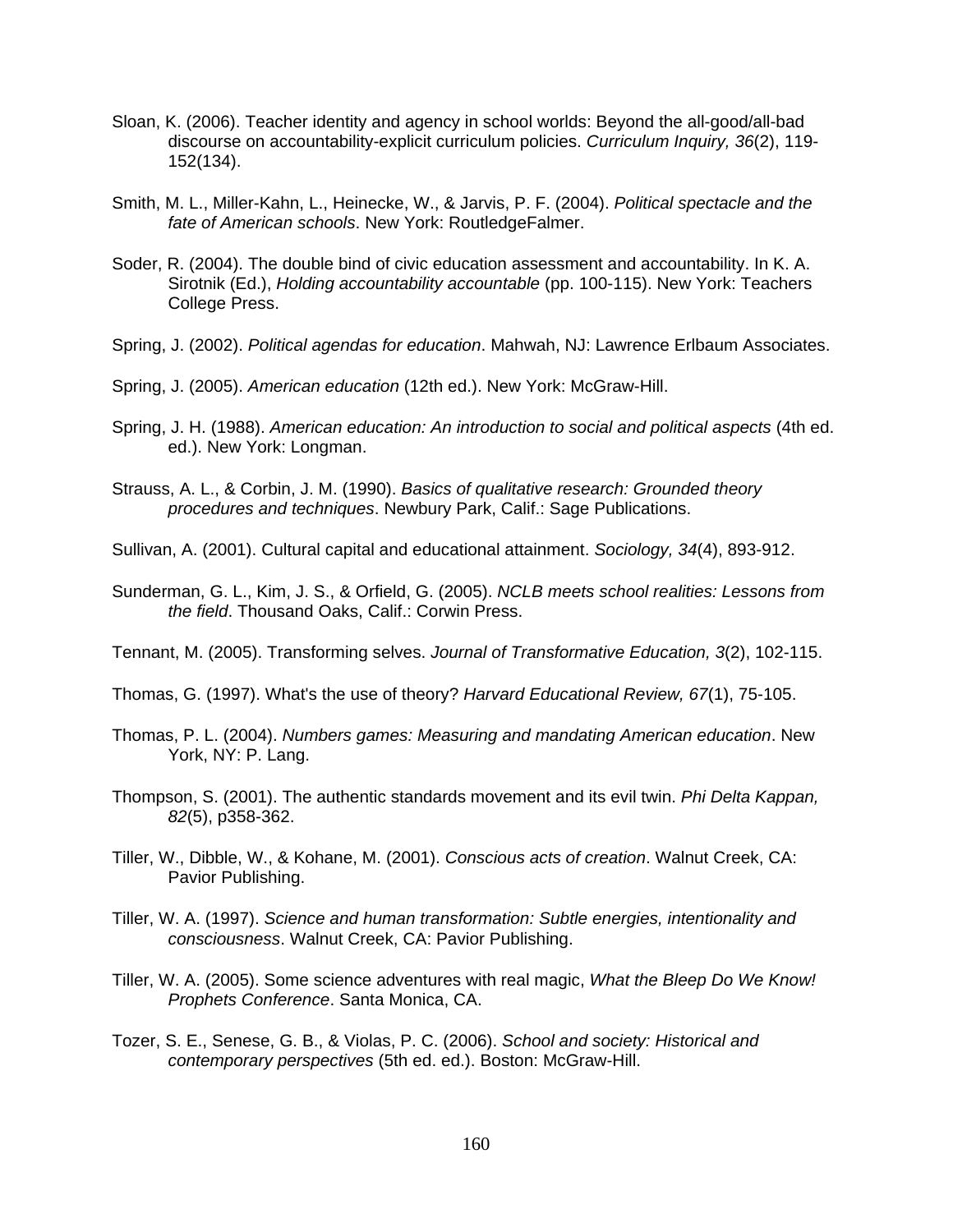Sloan, K. (2006). Teacher identity and agency in school worlds: Beyond the all-good/all-bad discourse on accountability-explicit curriculum policies. *Curriculum Inquiry, 36*(2), 119-152(134).

Smith, M. L., Miller-Kahn, L., Heinecke, W., & Jarvis, P. F. (2004). *Political spectacle and the fate of American schools*. New York: RoutledgeFalmer.

Soder, R. (2004). The double bind of civic education assessment and accountability. In K. A. Sirotnik (Ed.), *Holding accountability accountable* (pp. 100-115). New York: Teachers College Press.

Spring, J. (2002). *Political agendas for education*. Mahwah, NJ: Lawrence Erlbaum Associates.

Spring, J. (2005). *American education* (12th ed.). New York: McGraw-Hill.

Spring, J. H. (1988). *American education: An introduction to social and political aspects* (4th ed. ed.). New York: Longman.

Strauss, A. L., & Corbin, J. M. (1990). *Basics of qualitative research: Grounded theory procedures and techniques*. Newbury Park, Calif.: Sage Publications.

Sullivan, A. (2001). Cultural capital and educational attainment. *Sociology, 34*(4), 893-912.

Sunderman, G. L., Kim, J. S., & Orfield, G. (2005). *NCLB meets school realities: Lessons from the field*. Thousand Oaks, Calif.: Corwin Press.

Tennant, M. (2005). Transforming selves. *Journal of Transformative Education, 3*(2), 102-115.

Thomas, G. (1997). What's the use of theory? *Harvard Educational Review, 67*(1), 75-105.

Thomas, P. L. (2004). *Numbers games: Measuring and mandating American education*. New York, NY: P. Lang.

Thompson, S. (2001). The authentic standards movement and its evil twin. *Phi Delta Kappan, 82*(5), p358-362.

Tiller, W., Dibble, W., & Kohane, M. (2001). *Conscious acts of creation*. Walnut Creek, CA: Pavior Publishing.

Tiller, W. A. (1997). *Science and human transformation: Subtle energies, intentionality and consciousness*. Walnut Creek, CA: Pavior Publishing.

Tiller, W. A. (2005). Some science adventures with real magic, *What the Bleep Do We Know! Prophets Conference*. Santa Monica, CA.

Tozer, S. E., Senese, G. B., & Violas, P. C. (2006). *School and society: Historical and contemporary perspectives* (5th ed. ed.). Boston: McGraw-Hill.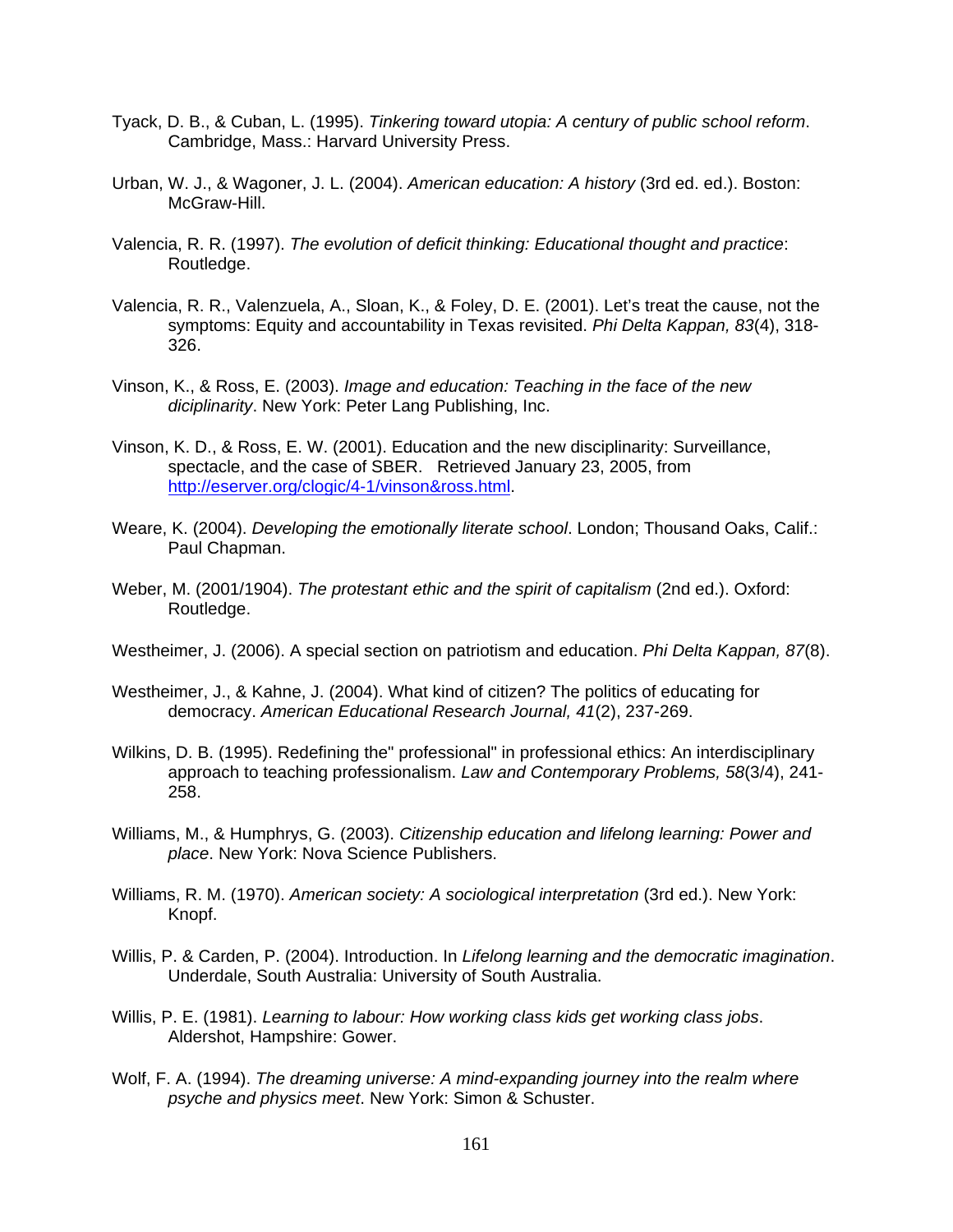Tyack, D. B., & Cuban, L. (1995). *Tinkering toward utopia: A century of public school reform*. Cambridge, Mass.: Harvard University Press.

Urban, W. J., & Wagoner, J. L. (2004). *American education: A history* (3rd ed. ed.). Boston: McGraw-Hill.

Valencia, R. R. (1997). *The evolution of deficit thinking: Educational thought and practice*: Routledge.

Valencia, R. R., Valenzuela, A., Sloan, K., & Foley, D. E. (2001). Let's treat the cause, not the symptoms: Equity and accountability in Texas revisited. *Phi Delta Kappan, 83*(4), 318-326.

Vinson, K., & Ross, E. (2003). *Image and education: Teaching in the face of the new diciplinarity*. New York: Peter Lang Publishing, Inc.

Vinson, K. D., & Ross, E. W. (2001). Education and the new disciplinarity: Surveillance, spectacle, and the case of SBER. Retrieved January 23, 2005, from http://eserver.org/clogic/4-1/vinson&ross.html.

Weare, K. (2004). *Developing the emotionally literate school*. London; Thousand Oaks, Calif.: Paul Chapman.

Weber, M. (2001/1904). *The protestant ethic and the spirit of capitalism* (2nd ed.). Oxford: Routledge.

Westheimer, J. (2006). A special section on patriotism and education. *Phi Delta Kappan, 87*(8).

Westheimer, J., & Kahne, J. (2004). What kind of citizen? The politics of educating for democracy. *American Educational Research Journal, 41*(2), 237-269.

Wilkins, D. B. (1995). Redefining the" professional" in professional ethics: An interdisciplinary approach to teaching professionalism. *Law and Contemporary Problems, 58*(3/4), 241-258.

Williams, M., & Humphrys, G. (2003). *Citizenship education and lifelong learning: Power and place*. New York: Nova Science Publishers.

Williams, R. M. (1970). *American society: A sociological interpretation* (3rd ed.). New York: Knopf.

Willis, P. & Carden, P. (2004). Introduction. In *Lifelong learning and the democratic imagination*. Underdale, South Australia: University of South Australia.

Willis, P. E. (1981). *Learning to labour: How working class kids get working class jobs*. Aldershot, Hampshire: Gower.

Wolf, F. A. (1994). *The dreaming universe: A mind-expanding journey into the realm where psyche and physics meet*. New York: Simon & Schuster.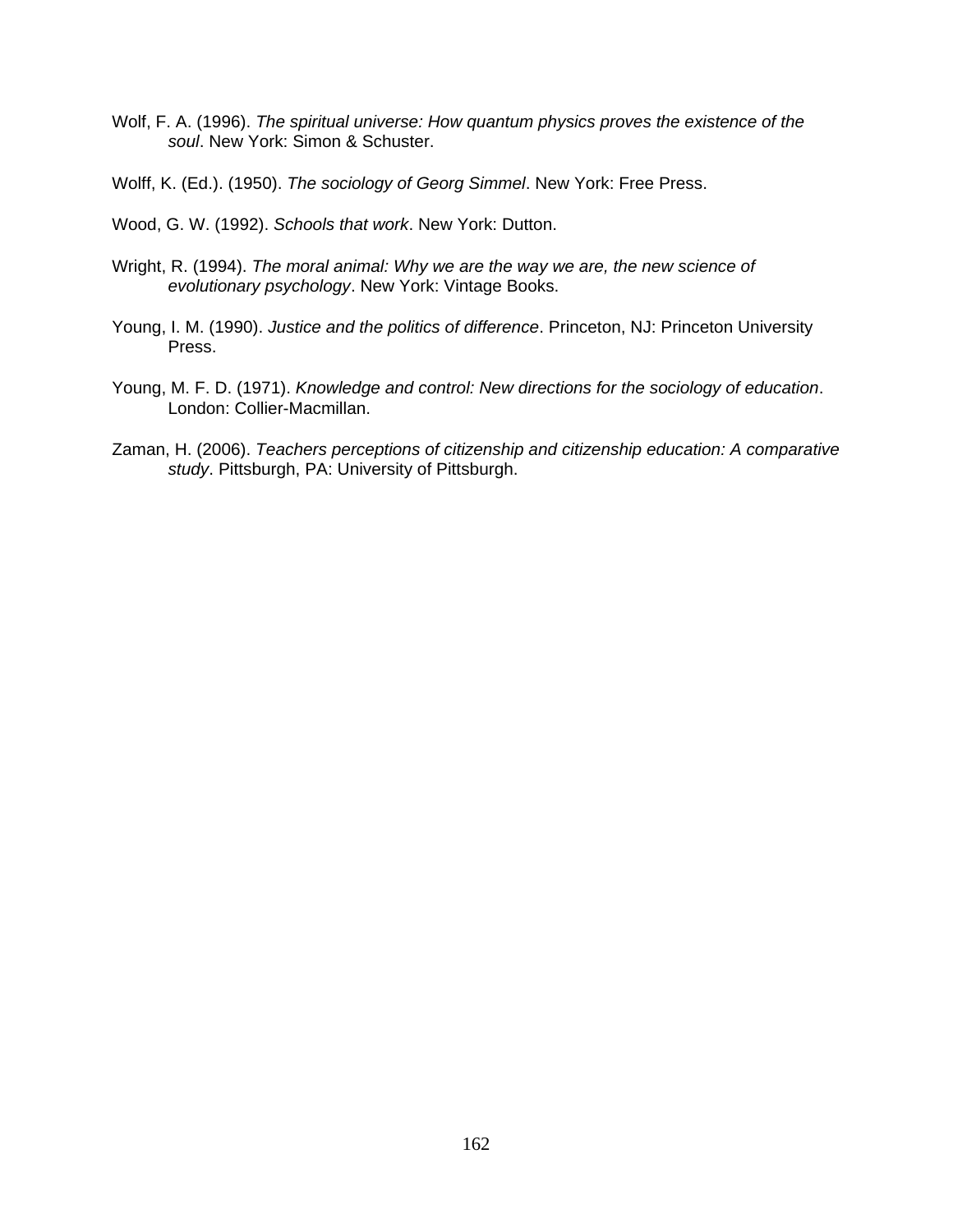Wolf, F. A. (1996). *The spiritual universe: How quantum physics proves the existence of the soul*. New York: Simon & Schuster.

Wolff, K. (Ed.). (1950). *The sociology of Georg Simmel*. New York: Free Press.

Wood, G. W. (1992). *Schools that work*. New York: Dutton.

Wright, R. (1994). *The moral animal: Why we are the way we are, the new science of evolutionary psychology*. New York: Vintage Books.

Young, I. M. (1990). *Justice and the politics of difference*. Princeton, NJ: Princeton University Press.

Young, M. F. D. (1971). *Knowledge and control: New directions for the sociology of education*. London: Collier-Macmillan.

Zaman, H. (2006). *Teachers perceptions of citizenship and citizenship education: A comparative study*. Pittsburgh, PA: University of Pittsburgh.